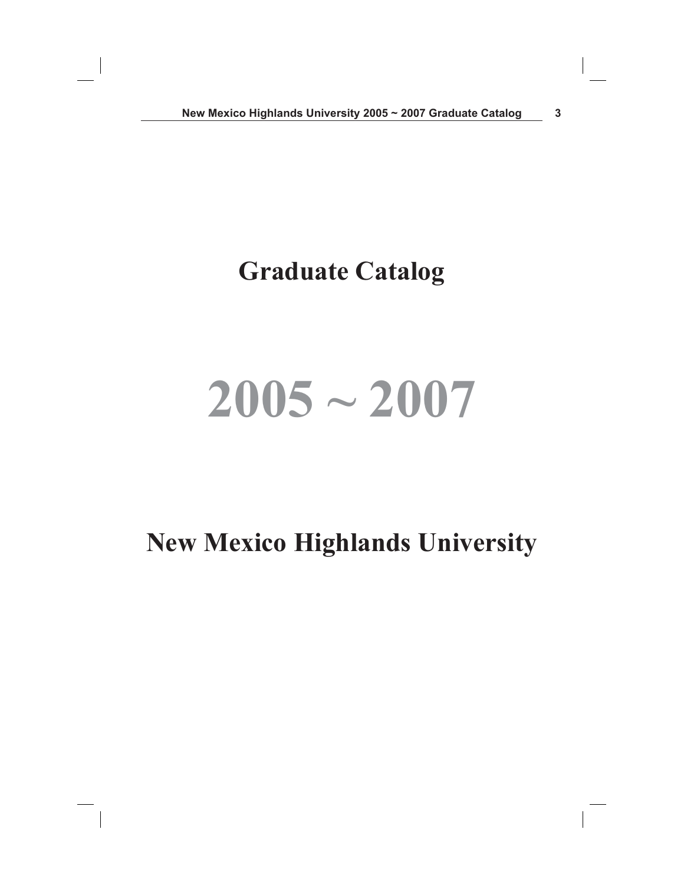# Graduate Catalog

# 2005 ~ 2007

# New Mexico Highlands University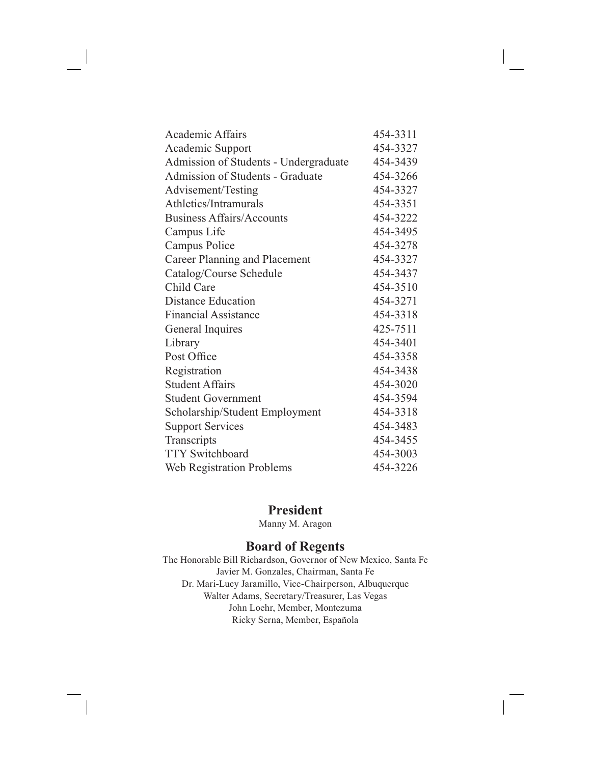| | |
|---|---|
| Academic Affairs | 454-3311 |
| Academic Support | 454-3327 |
| Admission of Students - Undergraduate | 454-3439 |
| Admission of Students - Graduate | 454-3266 |
| Advisement/Testing | 454-3327 |
| Athletics/Intramurals | 454-3351 |
| Business Affairs/Accounts | 454-3222 |
| Campus Life | 454-3495 |
| Campus Police | 454-3278 |
| Career Planning and Placement | 454-3327 |
| Catalog/Course Schedule | 454-3437 |
| Child Care | 454-3510 |
| Distance Education | 454-3271 |
| Financial Assistance | 454-3318 |
| General Inquires | 425-7511 |
| Library | 454-3401 |
| Post Office | 454-3358 |
| Registration | 454-3438 |
| Student Affairs | 454-3020 |
| Student Government | 454-3594 |
| Scholarship/Student Employment | 454-3318 |
| Support Services | 454-3483 |
| Transcripts | 454-3455 |
| TTY Switchboard | 454-3003 |
| Web Registration Problems | 454-3226 |

## President

Manny M. Aragon

## Board of Regents

The Honorable Bill Richardson, Governor of New Mexico, Santa Fe
Javier M. Gonzales, Chairman, Santa Fe
Dr. Mari-Lucy Jaramillo, Vice-Chairperson, Albuquerque
Walter Adams, Secretary/Treasurer, Las Vegas
John Loehr, Member, Montezuma
Ricky Serna, Member, Española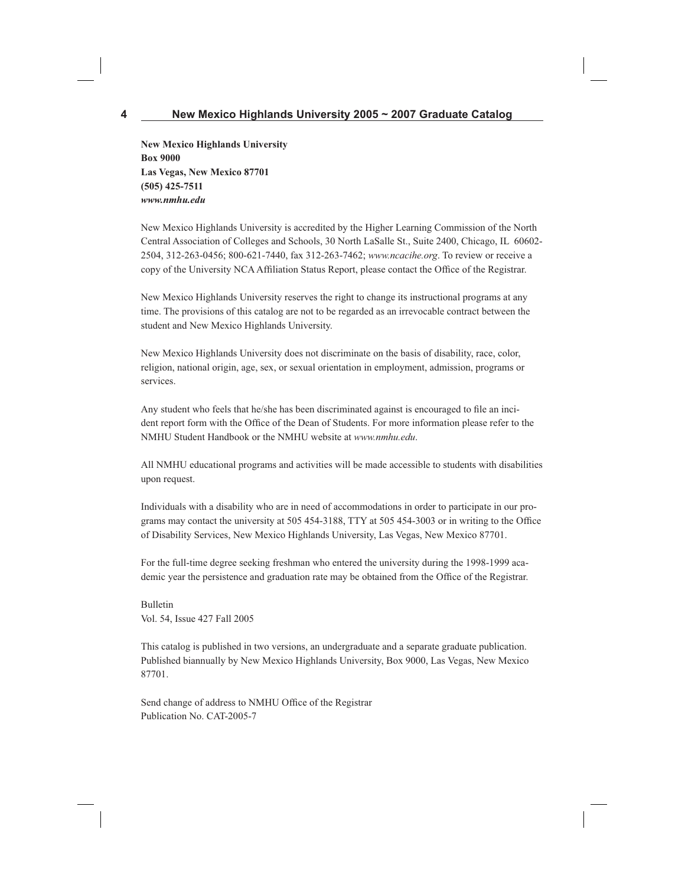**New Mexico Highlands University**
**Box 9000**
**Las Vegas, New Mexico 87701**
**(505) 425-7511**
***www.nmhu.edu***

New Mexico Highlands University is accredited by the Higher Learning Commission of the North Central Association of Colleges and Schools, 30 North LaSalle St., Suite 2400, Chicago, IL 60602-2504, 312-263-0456; 800-621-7440, fax 312-263-7462; *www.ncacihe.org*. To review or receive a copy of the University NCA Affiliation Status Report, please contact the Office of the Registrar.

New Mexico Highlands University reserves the right to change its instructional programs at any time. The provisions of this catalog are not to be regarded as an irrevocable contract between the student and New Mexico Highlands University.

New Mexico Highlands University does not discriminate on the basis of disability, race, color, religion, national origin, age, sex, or sexual orientation in employment, admission, programs or services.

Any student who feels that he/she has been discriminated against is encouraged to file an incident report form with the Office of the Dean of Students. For more information please refer to the NMHU Student Handbook or the NMHU website at *www.nmhu.edu*.

All NMHU educational programs and activities will be made accessible to students with disabilities upon request.

Individuals with a disability who are in need of accommodations in order to participate in our programs may contact the university at 505 454-3188, TTY at 505 454-3003 or in writing to the Office of Disability Services, New Mexico Highlands University, Las Vegas, New Mexico 87701.

For the full-time degree seeking freshman who entered the university during the 1998-1999 academic year the persistence and graduation rate may be obtained from the Office of the Registrar.

Bulletin
Vol. 54, Issue 427 Fall 2005

This catalog is published in two versions, an undergraduate and a separate graduate publication. Published biannually by New Mexico Highlands University, Box 9000, Las Vegas, New Mexico 87701.

Send change of address to NMHU Office of the Registrar
Publication No. CAT-2005-7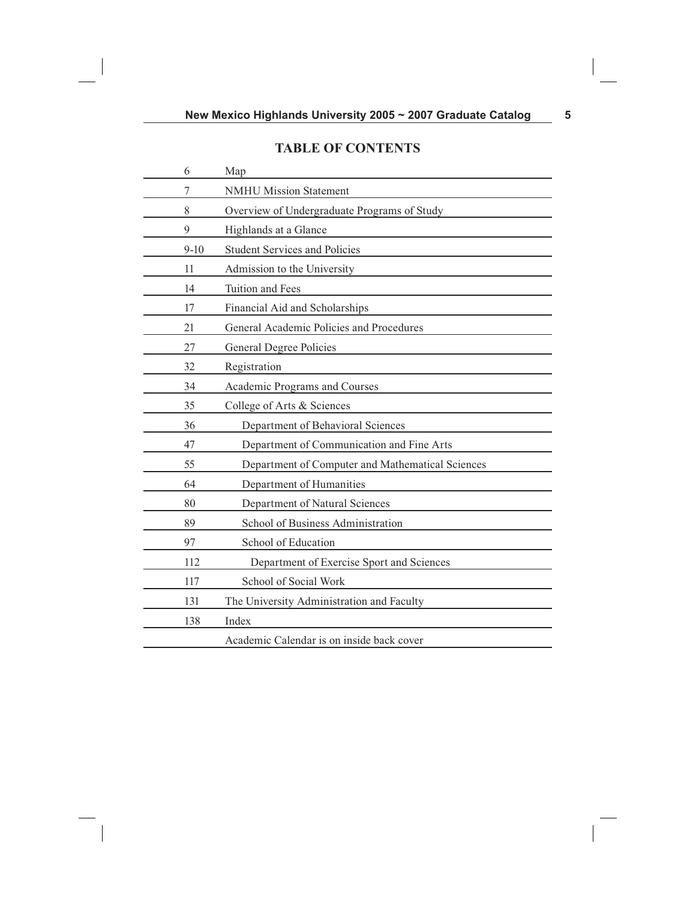# TABLE OF CONTENTS

| | |
|---|---|
| 6 | Map |
| 7 | NMHU Mission Statement |
| 8 | Overview of Undergraduate Programs of Study |
| 9 | Highlands at a Glance |
| 9-10 | Student Services and Policies |
| 11 | Admission to the University |
| 14 | Tuition and Fees |
| 17 | Financial Aid and Scholarships |
| 21 | General Academic Policies and Procedures |
| 27 | General Degree Policies |
| 32 | Registration |
| 34 | Academic Programs and Courses |
| 35 | College of Arts & Sciences |
| 36 | Department of Behavioral Sciences |
| 47 | Department of Communication and Fine Arts |
| 55 | Department of Computer and Mathematical Sciences |
| 64 | Department of Humanities |
| 80 | Department of Natural Sciences |
| 89 | School of Business Administration |
| 97 | School of Education |
| 112 | Department of Exercise Sport and Sciences |
| 117 | School of Social Work |
| 131 | The University Administration and Faculty |
| 138 | Index |
| | Academic Calendar is on inside back cover |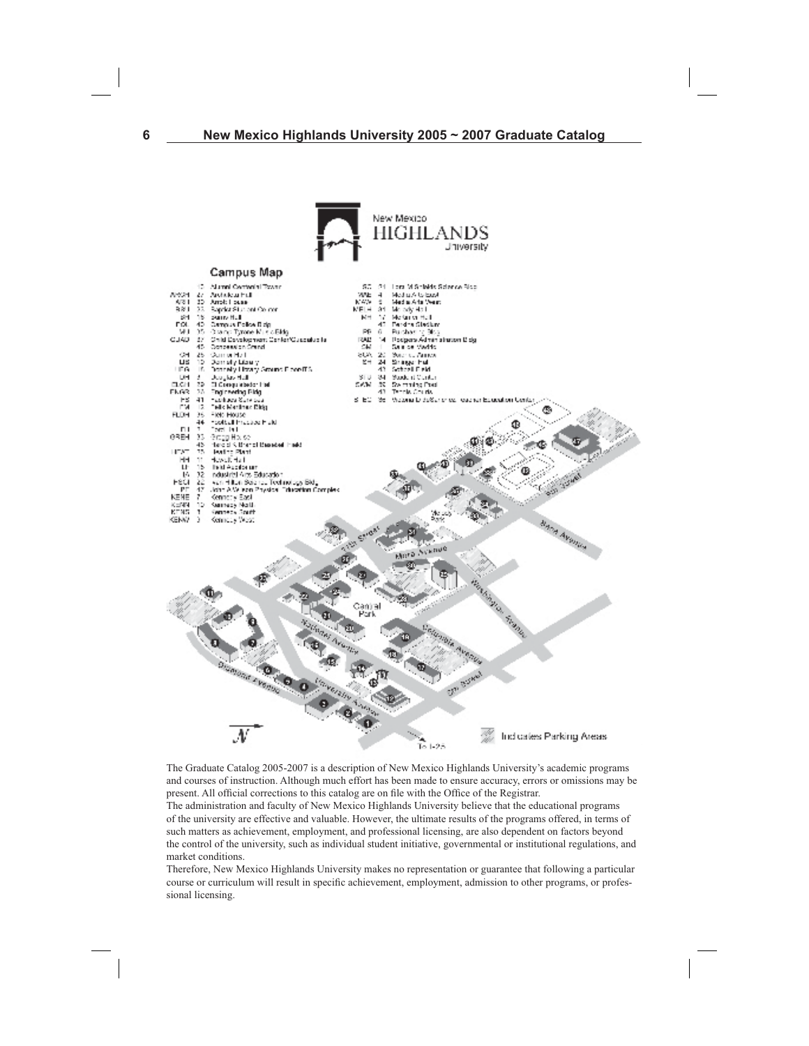## Campus Map

The Graduate Catalog 2005-2007 is a description of New Mexico Highlands University's academic programs and courses of instruction. Although much effort has been made to ensure accuracy, errors or omissions may be present. All official corrections to this catalog are on file with the Office of the Registrar.

The administration and faculty of New Mexico Highlands University believe that the educational programs of the university are effective and valuable. However, the ultimate results of the programs offered, in terms of such matters as achievement, employment, and professional licensing, are also dependent on factors beyond the control of the university, such as individual student initiative, governmental or institutional regulations, and market conditions.

Therefore, New Mexico Highlands University makes no representation or guarantee that following a particular course or curriculum will result in specific achievement, employment, admission to other programs, or professional licensing.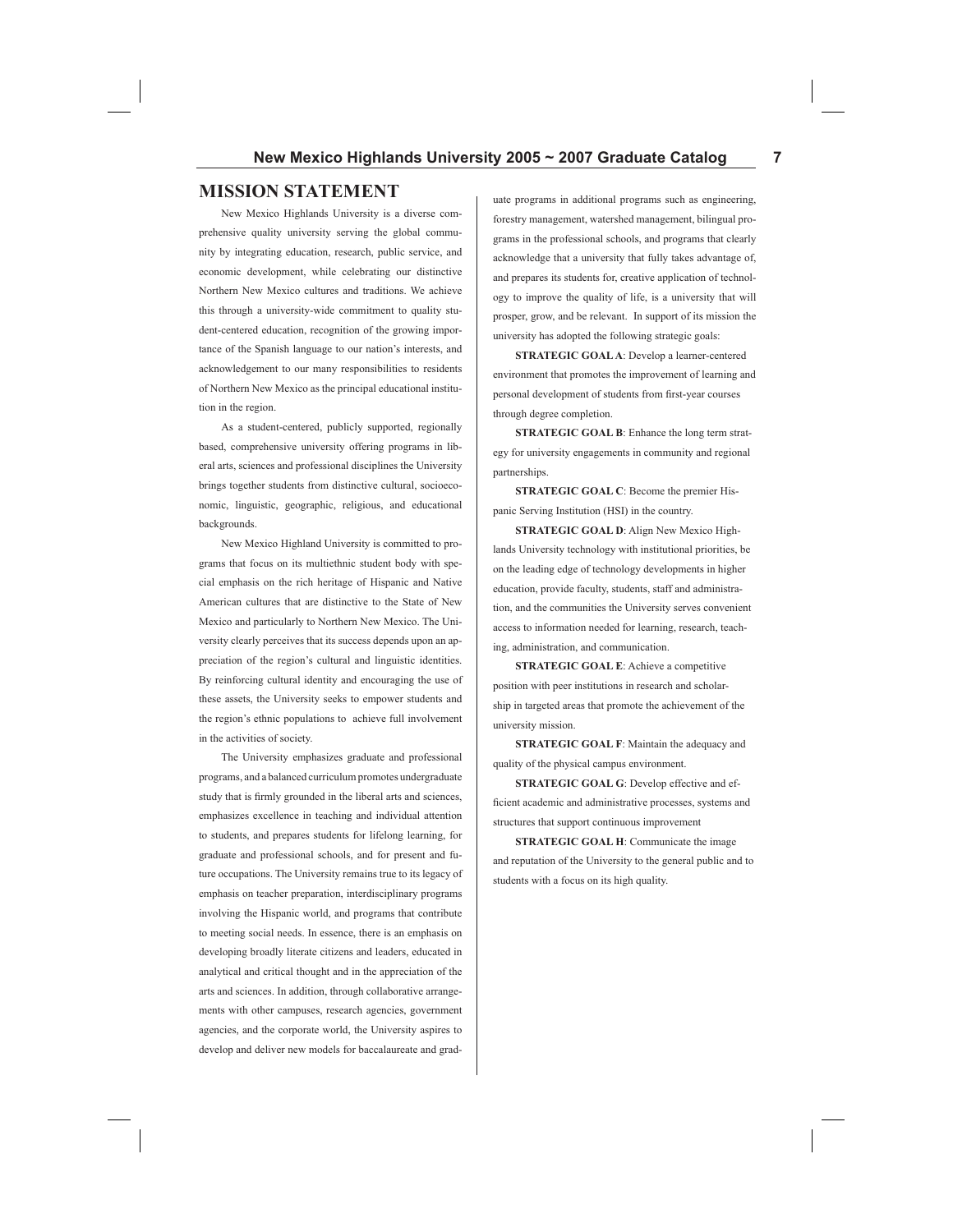# MISSION STATEMENT

New Mexico Highlands University is a diverse comprehensive quality university serving the global community by integrating education, research, public service, and economic development, while celebrating our distinctive Northern New Mexico cultures and traditions. We achieve this through a university-wide commitment to quality student-centered education, recognition of the growing importance of the Spanish language to our nation's interests, and acknowledgement to our many responsibilities to residents of Northern New Mexico as the principal educational institution in the region.

As a student-centered, publicly supported, regionally based, comprehensive university offering programs in liberal arts, sciences and professional disciplines the University brings together students from distinctive cultural, socioeconomic, linguistic, geographic, religious, and educational backgrounds.

New Mexico Highland University is committed to programs that focus on its multiethnic student body with special emphasis on the rich heritage of Hispanic and Native American cultures that are distinctive to the State of New Mexico and particularly to Northern New Mexico. The University clearly perceives that its success depends upon an appreciation of the region's cultural and linguistic identities. By reinforcing cultural identity and encouraging the use of these assets, the University seeks to empower students and the region's ethnic populations to achieve full involvement in the activities of society.

The University emphasizes graduate and professional programs, and a balanced curriculum promotes undergraduate study that is firmly grounded in the liberal arts and sciences, emphasizes excellence in teaching and individual attention to students, and prepares students for lifelong learning, for graduate and professional schools, and for present and future occupations. The University remains true to its legacy of emphasis on teacher preparation, interdisciplinary programs involving the Hispanic world, and programs that contribute to meeting social needs. In essence, there is an emphasis on developing broadly literate citizens and leaders, educated in analytical and critical thought and in the appreciation of the arts and sciences. In addition, through collaborative arrangements with other campuses, research agencies, government agencies, and the corporate world, the University aspires to develop and deliver new models for baccalaureate and graduate programs in additional programs such as engineering, forestry management, watershed management, bilingual programs in the professional schools, and programs that clearly acknowledge that a university that fully takes advantage of, and prepares its students for, creative application of technology to improve the quality of life, is a university that will prosper, grow, and be relevant. In support of its mission the university has adopted the following strategic goals:

**STRATEGIC GOAL A**: Develop a learner-centered environment that promotes the improvement of learning and personal development of students from first-year courses through degree completion.

**STRATEGIC GOAL B**: Enhance the long term strategy for university engagements in community and regional partnerships.

**STRATEGIC GOAL C**: Become the premier Hispanic Serving Institution (HSI) in the country.

**STRATEGIC GOAL D**: Align New Mexico Highlands University technology with institutional priorities, be on the leading edge of technology developments in higher education, provide faculty, students, staff and administration, and the communities the University serves convenient access to information needed for learning, research, teaching, administration, and communication.

**STRATEGIC GOAL E**: Achieve a competitive position with peer institutions in research and scholarship in targeted areas that promote the achievement of the university mission.

**STRATEGIC GOAL F**: Maintain the adequacy and quality of the physical campus environment.

**STRATEGIC GOAL G**: Develop effective and efficient academic and administrative processes, systems and structures that support continuous improvement

**STRATEGIC GOAL H**: Communicate the image and reputation of the University to the general public and to students with a focus on its high quality.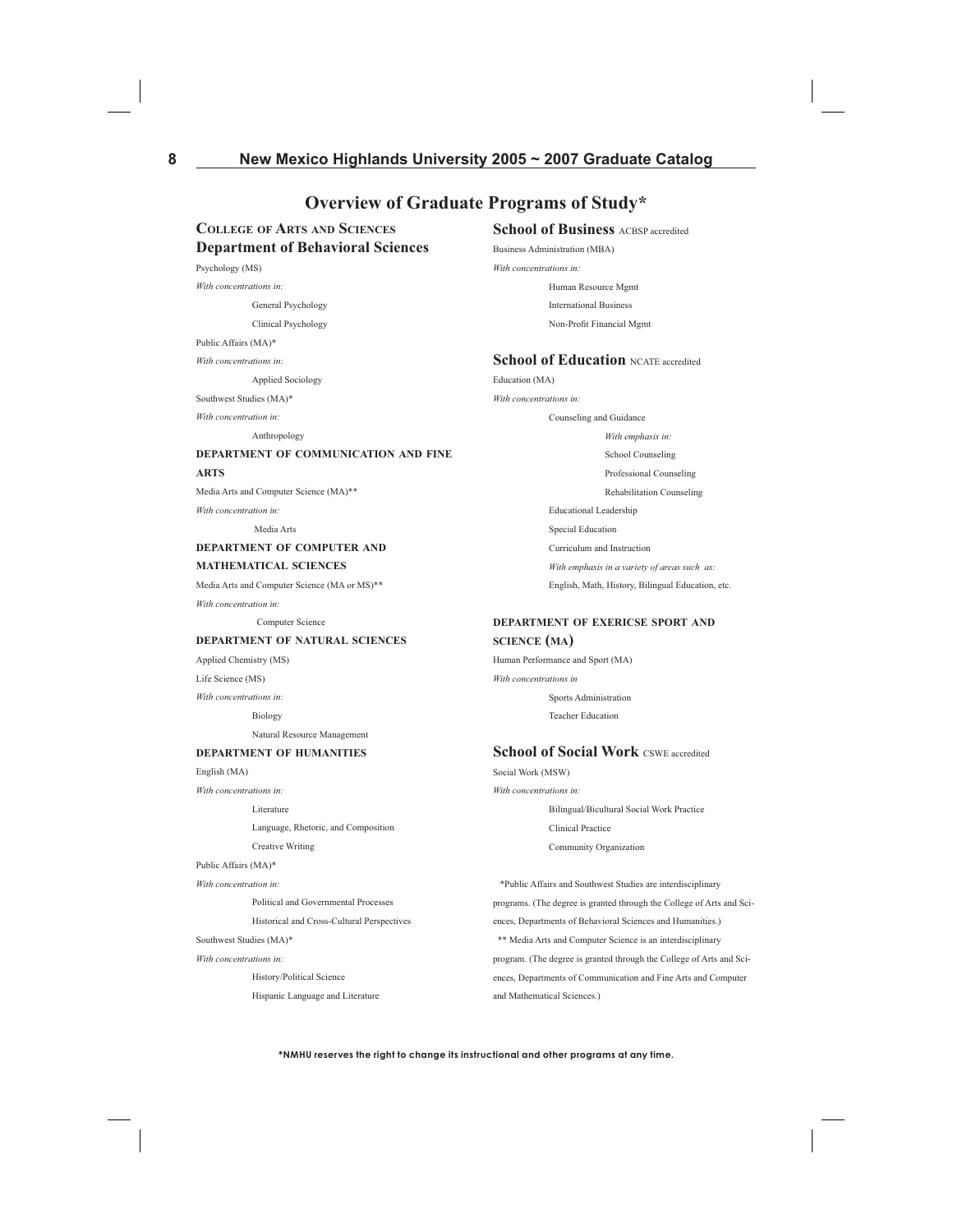# Overview of Graduate Programs of Study*

## College of Arts and Sciences

### Department of Behavioral Sciences

Psychology (MS)

*With concentrations in:*

- General Psychology
- Clinical Psychology

Public Affairs (MA)*

*With concentrations in:*

- Applied Sociology

Southwest Studies (MA)*

*With concentration in:*

- Anthropology

### DEPARTMENT OF COMMUNICATION AND FINE ARTS

Media Arts and Computer Science (MA)**

*With concentration in:*

- Media Arts

### DEPARTMENT OF COMPUTER AND MATHEMATICAL SCIENCES

Media Arts and Computer Science (MA or MS)**

*With concentration in:*

- Computer Science

### DEPARTMENT OF NATURAL SCIENCES

Applied Chemistry (MS)

Life Science (MS)

*With concentrations in:*

- Biology
- Natural Resource Management

### DEPARTMENT OF HUMANITIES

English (MA)

*With concentrations in:*

- Literature
- Language, Rhetoric, and Composition
- Creative Writing

Public Affairs (MA)*

*With concentration in:*

- Political and Governmental Processes
- Historical and Cross-Cultural Perspectives

Southwest Studies (MA)*

*With concentrations in:*

- History/Political Science
- Hispanic Language and Literature

## School of Business ACBSP accredited

Business Administration (MBA)

*With concentrations in:*

- Human Resource Mgmt
- International Business
- Non-Profit Financial Mgmt

## School of Education NCATE accredited

Education (MA)

*With concentrations in:*

- Counseling and Guidance
  - *With emphasis in:*
  - School Counseling
  - Professional Counseling
  - Rehabilitation Counseling
- Educational Leadership
- Special Education
- Curriculum and Instruction
  - *With emphasis in a variety of areas such as:*
  - English, Math, History, Bilingual Education, etc.

### DEPARTMENT OF EXERICSE SPORT AND SCIENCE (MA)

Human Performance and Sport (MA)

*With concentrations in*

- Sports Administration
- Teacher Education

## School of Social Work CSWE accredited

Social Work (MSW)

*With concentrations in:*

- Bilingual/Bicultural Social Work Practice
- Clinical Practice
- Community Organization

*Public Affairs and Southwest Studies are interdisciplinary programs. (The degree is granted through the College of Arts and Sciences, Departments of Behavioral Sciences and Humanities.)

** Media Arts and Computer Science is an interdisciplinary program. (The degree is granted through the College of Arts and Sciences, Departments of Communication and Fine Arts and Computer and Mathematical Sciences.)

**\*NMHU reserves the right to change its instructional and other programs at any time.**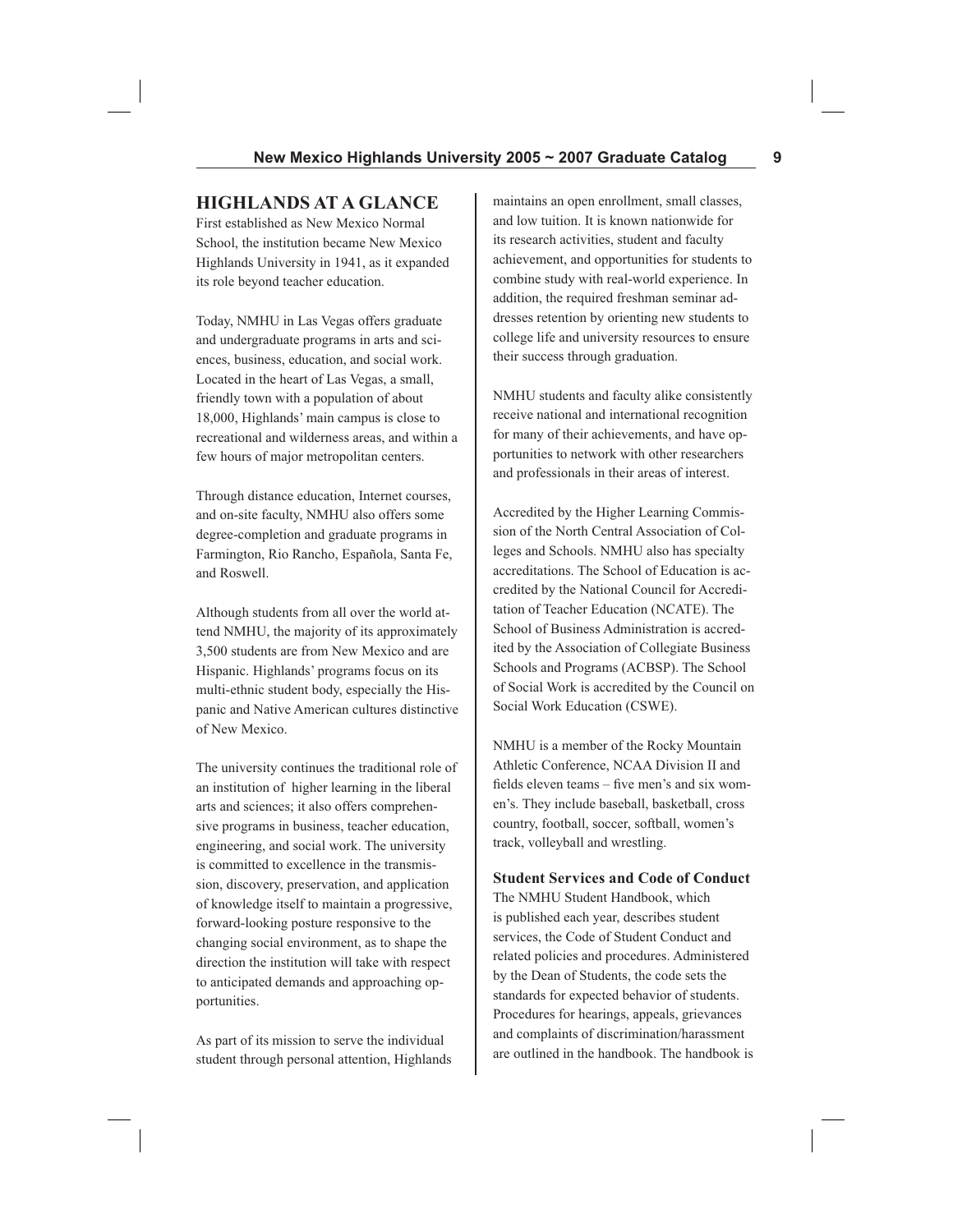## HIGHLANDS AT A GLANCE

First established as New Mexico Normal School, the institution became New Mexico Highlands University in 1941, as it expanded its role beyond teacher education.

Today, NMHU in Las Vegas offers graduate and undergraduate programs in arts and sciences, business, education, and social work. Located in the heart of Las Vegas, a small, friendly town with a population of about 18,000, Highlands' main campus is close to recreational and wilderness areas, and within a few hours of major metropolitan centers.

Through distance education, Internet courses, and on-site faculty, NMHU also offers some degree-completion and graduate programs in Farmington, Rio Rancho, Española, Santa Fe, and Roswell.

Although students from all over the world attend NMHU, the majority of its approximately 3,500 students are from New Mexico and are Hispanic. Highlands' programs focus on its multi-ethnic student body, especially the Hispanic and Native American cultures distinctive of New Mexico.

The university continues the traditional role of an institution of higher learning in the liberal arts and sciences; it also offers comprehensive programs in business, teacher education, engineering, and social work. The university is committed to excellence in the transmission, discovery, preservation, and application of knowledge itself to maintain a progressive, forward-looking posture responsive to the changing social environment, as to shape the direction the institution will take with respect to anticipated demands and approaching opportunities.

As part of its mission to serve the individual student through personal attention, Highlands maintains an open enrollment, small classes, and low tuition. It is known nationwide for its research activities, student and faculty achievement, and opportunities for students to combine study with real-world experience. In addition, the required freshman seminar addresses retention by orienting new students to college life and university resources to ensure their success through graduation.

NMHU students and faculty alike consistently receive national and international recognition for many of their achievements, and have opportunities to network with other researchers and professionals in their areas of interest.

Accredited by the Higher Learning Commission of the North Central Association of Colleges and Schools. NMHU also has specialty accreditations. The School of Education is accredited by the National Council for Accreditation of Teacher Education (NCATE). The School of Business Administration is accredited by the Association of Collegiate Business Schools and Programs (ACBSP). The School of Social Work is accredited by the Council on Social Work Education (CSWE).

NMHU is a member of the Rocky Mountain Athletic Conference, NCAA Division II and fields eleven teams – five men's and six women's. They include baseball, basketball, cross country, football, soccer, softball, women's track, volleyball and wrestling.

### Student Services and Code of Conduct

The NMHU Student Handbook, which is published each year, describes student services, the Code of Student Conduct and related policies and procedures. Administered by the Dean of Students, the code sets the standards for expected behavior of students. Procedures for hearings, appeals, grievances and complaints of discrimination/harassment are outlined in the handbook. The handbook is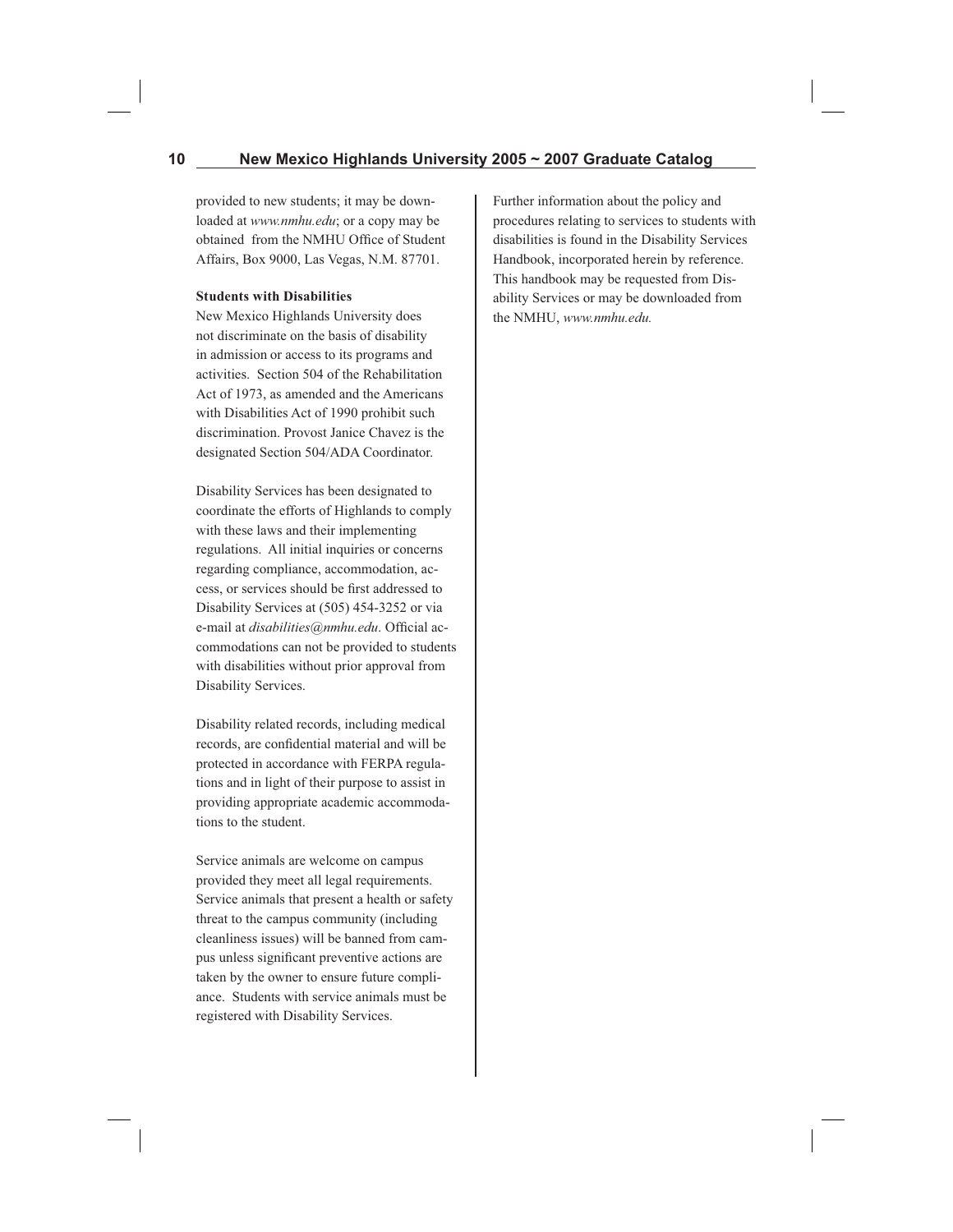provided to new students; it may be downloaded at *www.nmhu.edu*; or a copy may be obtained from the NMHU Office of Student Affairs, Box 9000, Las Vegas, N.M. 87701.

**Students with Disabilities**

New Mexico Highlands University does not discriminate on the basis of disability in admission or access to its programs and activities. Section 504 of the Rehabilitation Act of 1973, as amended and the Americans with Disabilities Act of 1990 prohibit such discrimination. Provost Janice Chavez is the designated Section 504/ADA Coordinator.

Disability Services has been designated to coordinate the efforts of Highlands to comply with these laws and their implementing regulations. All initial inquiries or concerns regarding compliance, accommodation, access, or services should be first addressed to Disability Services at (505) 454-3252 or via e-mail at *disabilities@nmhu.edu*. Official accommodations can not be provided to students with disabilities without prior approval from Disability Services.

Disability related records, including medical records, are confidential material and will be protected in accordance with FERPA regulations and in light of their purpose to assist in providing appropriate academic accommodations to the student.

Service animals are welcome on campus provided they meet all legal requirements. Service animals that present a health or safety threat to the campus community (including cleanliness issues) will be banned from campus unless significant preventive actions are taken by the owner to ensure future compliance. Students with service animals must be registered with Disability Services.

Further information about the policy and procedures relating to services to students with disabilities is found in the Disability Services Handbook, incorporated herein by reference. This handbook may be requested from Disability Services or may be downloaded from the NMHU, *www.nmhu.edu.*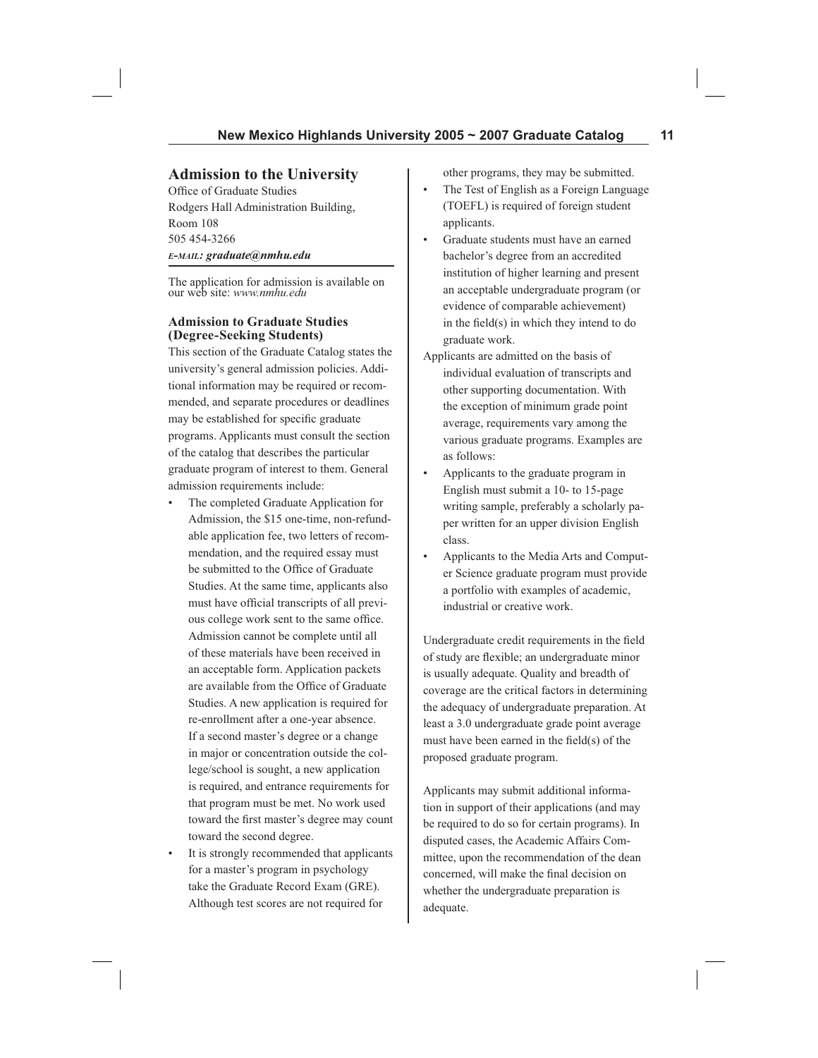## Admission to the University

Office of Graduate Studies
Rodgers Hall Administration Building,
Room 108
505 454-3266
***E-MAIL: graduate@nmhu.edu***

The application for admission is available on our web site: *www.nmhu.edu*

### Admission to Graduate Studies (Degree-Seeking Students)

This section of the Graduate Catalog states the university's general admission policies. Additional information may be required or recommended, and separate procedures or deadlines may be established for specific graduate programs. Applicants must consult the section of the catalog that describes the particular graduate program of interest to them. General admission requirements include:

- The completed Graduate Application for Admission, the $15 one-time, non-refundable application fee, two letters of recommendation, and the required essay must be submitted to the Office of Graduate Studies. At the same time, applicants also must have official transcripts of all previous college work sent to the same office. Admission cannot be complete until all of these materials have been received in an acceptable form. Application packets are available from the Office of Graduate Studies. A new application is required for re-enrollment after a one-year absence. If a second master's degree or a change in major or concentration outside the college/school is sought, a new application is required, and entrance requirements for that program must be met. No work used toward the first master's degree may count toward the second degree.
- It is strongly recommended that applicants for a master's program in psychology take the Graduate Record Exam (GRE). Although test scores are not required for other programs, they may be submitted.
- The Test of English as a Foreign Language (TOEFL) is required of foreign student applicants.
- Graduate students must have an earned bachelor's degree from an accredited institution of higher learning and present an acceptable undergraduate program (or evidence of comparable achievement) in the field(s) in which they intend to do graduate work.

Applicants are admitted on the basis of individual evaluation of transcripts and other supporting documentation. With the exception of minimum grade point average, requirements vary among the various graduate programs. Examples are as follows:

- Applicants to the graduate program in English must submit a 10- to 15-page writing sample, preferably a scholarly paper written for an upper division English class.
- Applicants to the Media Arts and Computer Science graduate program must provide a portfolio with examples of academic, industrial or creative work.

Undergraduate credit requirements in the field of study are flexible; an undergraduate minor is usually adequate. Quality and breadth of coverage are the critical factors in determining the adequacy of undergraduate preparation. At least a 3.0 undergraduate grade point average must have been earned in the field(s) of the proposed graduate program.

Applicants may submit additional information in support of their applications (and may be required to do so for certain programs). In disputed cases, the Academic Affairs Committee, upon the recommendation of the dean concerned, will make the final decision on whether the undergraduate preparation is adequate.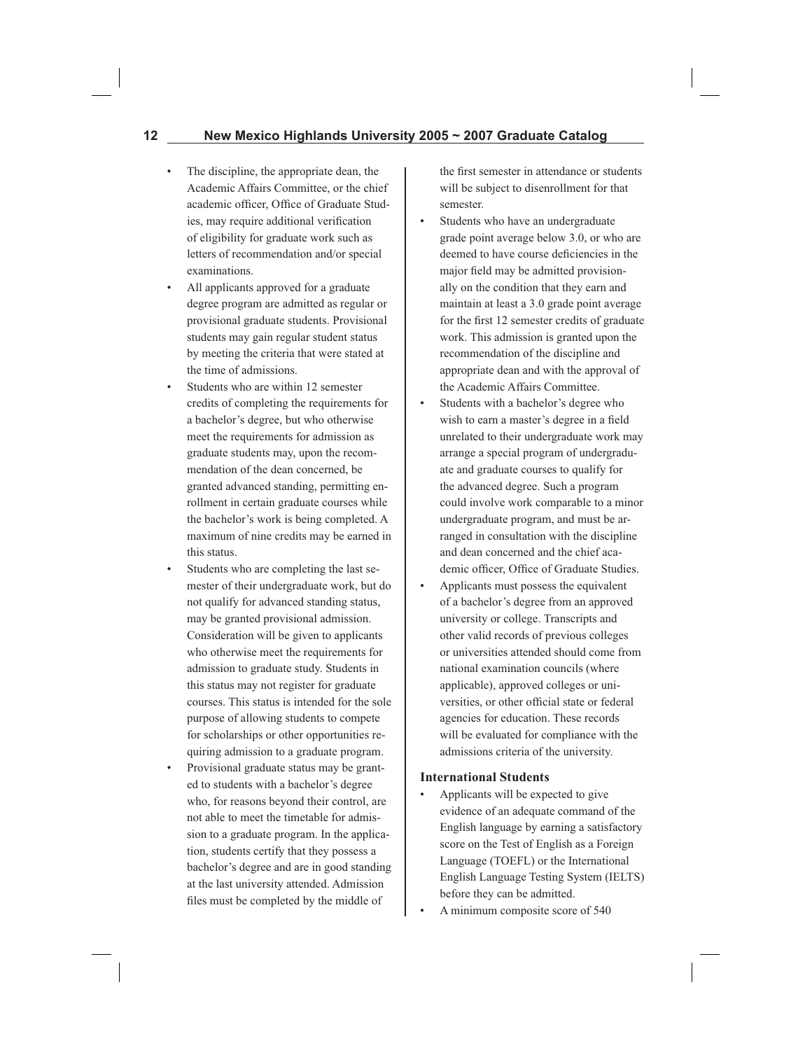- The discipline, the appropriate dean, the Academic Affairs Committee, or the chief academic officer, Office of Graduate Studies, may require additional verification of eligibility for graduate work such as letters of recommendation and/or special examinations.
- All applicants approved for a graduate degree program are admitted as regular or provisional graduate students. Provisional students may gain regular student status by meeting the criteria that were stated at the time of admissions.
- Students who are within 12 semester credits of completing the requirements for a bachelor's degree, but who otherwise meet the requirements for admission as graduate students may, upon the recommendation of the dean concerned, be granted advanced standing, permitting enrollment in certain graduate courses while the bachelor's work is being completed. A maximum of nine credits may be earned in this status.
- Students who are completing the last semester of their undergraduate work, but do not qualify for advanced standing status, may be granted provisional admission. Consideration will be given to applicants who otherwise meet the requirements for admission to graduate study. Students in this status may not register for graduate courses. This status is intended for the sole purpose of allowing students to compete for scholarships or other opportunities requiring admission to a graduate program.
- Provisional graduate status may be granted to students with a bachelor's degree who, for reasons beyond their control, are not able to meet the timetable for admission to a graduate program. In the application, students certify that they possess a bachelor's degree and are in good standing at the last university attended. Admission files must be completed by the middle of the first semester in attendance or students will be subject to disenrollment for that semester.
- Students who have an undergraduate grade point average below 3.0, or who are deemed to have course deficiencies in the major field may be admitted provisionally on the condition that they earn and maintain at least a 3.0 grade point average for the first 12 semester credits of graduate work. This admission is granted upon the recommendation of the discipline and appropriate dean and with the approval of the Academic Affairs Committee.
- Students with a bachelor's degree who wish to earn a master's degree in a field unrelated to their undergraduate work may arrange a special program of undergraduate and graduate courses to qualify for the advanced degree. Such a program could involve work comparable to a minor undergraduate program, and must be arranged in consultation with the discipline and dean concerned and the chief academic officer, Office of Graduate Studies.
- Applicants must possess the equivalent of a bachelor's degree from an approved university or college. Transcripts and other valid records of previous colleges or universities attended should come from national examination councils (where applicable), approved colleges or universities, or other official state or federal agencies for education. These records will be evaluated for compliance with the admissions criteria of the university.

### International Students

- Applicants will be expected to give evidence of an adequate command of the English language by earning a satisfactory score on the Test of English as a Foreign Language (TOEFL) or the International English Language Testing System (IELTS) before they can be admitted.
- A minimum composite score of 540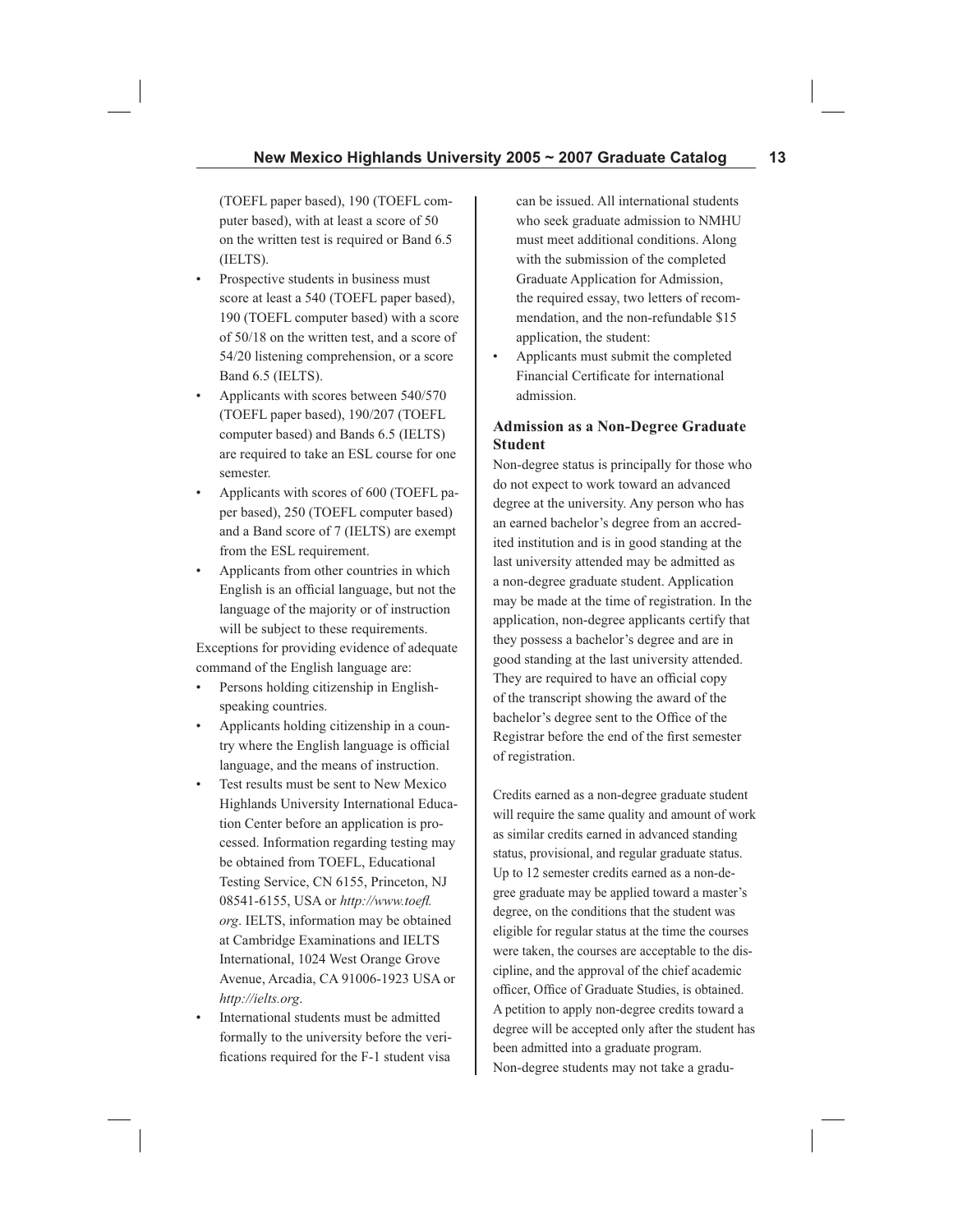(TOEFL paper based), 190 (TOEFL computer based), with at least a score of 50 on the written test is required or Band 6.5 (IELTS).

- Prospective students in business must score at least a 540 (TOEFL paper based), 190 (TOEFL computer based) with a score of 50/18 on the written test, and a score of 54/20 listening comprehension, or a score Band 6.5 (IELTS).
- Applicants with scores between 540/570 (TOEFL paper based), 190/207 (TOEFL computer based) and Bands 6.5 (IELTS) are required to take an ESL course for one semester.
- Applicants with scores of 600 (TOEFL paper based), 250 (TOEFL computer based) and a Band score of 7 (IELTS) are exempt from the ESL requirement.
- Applicants from other countries in which English is an official language, but not the language of the majority or of instruction will be subject to these requirements.

Exceptions for providing evidence of adequate command of the English language are:

- Persons holding citizenship in English-speaking countries.
- Applicants holding citizenship in a country where the English language is official language, and the means of instruction.
- Test results must be sent to New Mexico Highlands University International Education Center before an application is processed. Information regarding testing may be obtained from TOEFL, Educational Testing Service, CN 6155, Princeton, NJ 08541-6155, USA or *http://www.toefl.org*. IELTS, information may be obtained at Cambridge Examinations and IELTS International, 1024 West Orange Grove Avenue, Arcadia, CA 91006-1923 USA or *http://ielts.org*.
- International students must be admitted formally to the university before the verifications required for the F-1 student visa can be issued. All international students who seek graduate admission to NMHU must meet additional conditions. Along with the submission of the completed Graduate Application for Admission, the required essay, two letters of recommendation, and the non-refundable $15 application, the student:
- Applicants must submit the completed Financial Certificate for international admission.

### Admission as a Non-Degree Graduate Student

Non-degree status is principally for those who do not expect to work toward an advanced degree at the university. Any person who has an earned bachelor's degree from an accredited institution and is in good standing at the last university attended may be admitted as a non-degree graduate student. Application may be made at the time of registration. In the application, non-degree applicants certify that they possess a bachelor's degree and are in good standing at the last university attended. They are required to have an official copy of the transcript showing the award of the bachelor's degree sent to the Office of the Registrar before the end of the first semester of registration.

Credits earned as a non-degree graduate student will require the same quality and amount of work as similar credits earned in advanced standing status, provisional, and regular graduate status. Up to 12 semester credits earned as a non-degree graduate may be applied toward a master's degree, on the conditions that the student was eligible for regular status at the time the courses were taken, the courses are acceptable to the discipline, and the approval of the chief academic officer, Office of Graduate Studies, is obtained. A petition to apply non-degree credits toward a degree will be accepted only after the student has been admitted into a graduate program. Non-degree students may not take a gradu-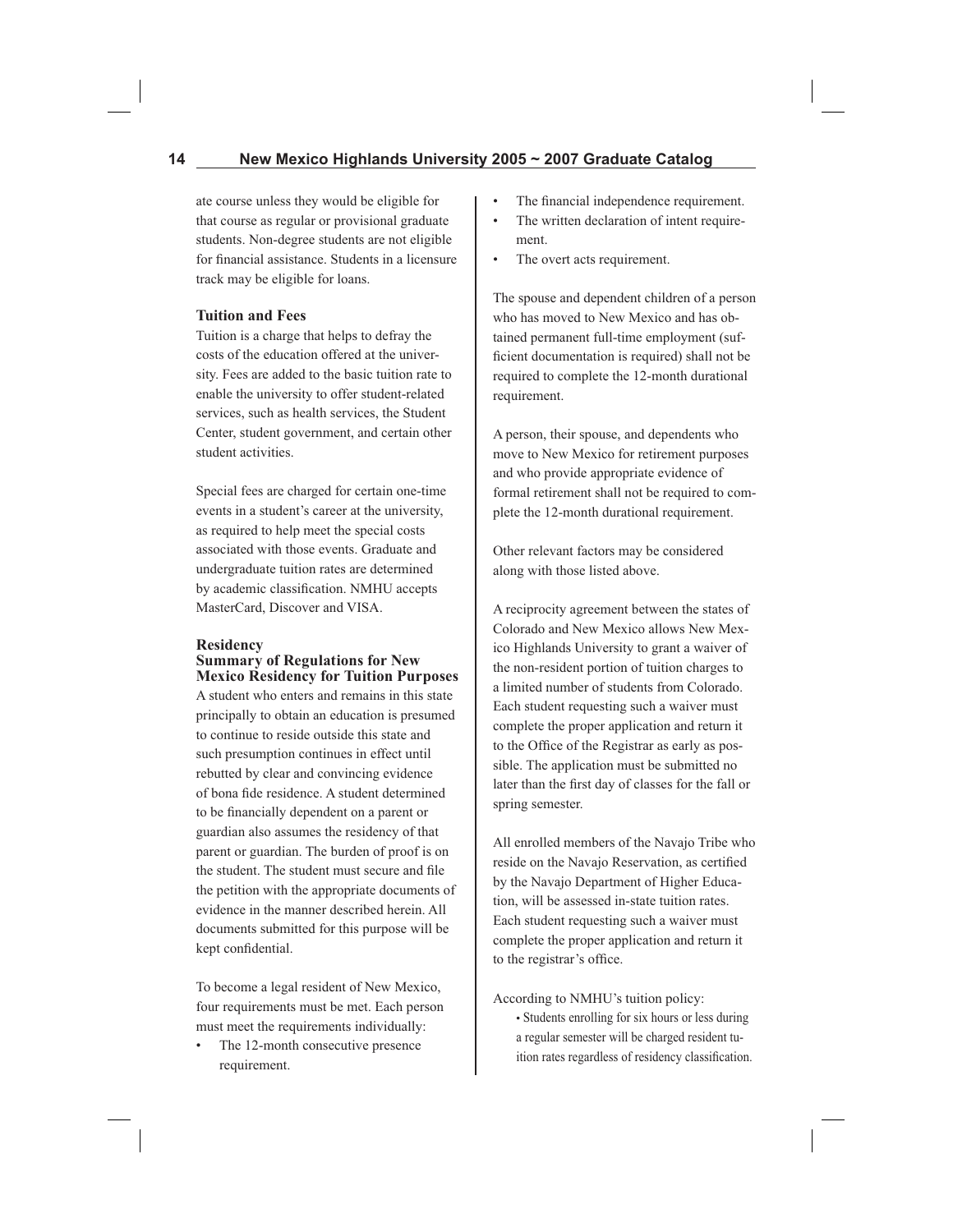ate course unless they would be eligible for that course as regular or provisional graduate students. Non-degree students are not eligible for financial assistance. Students in a licensure track may be eligible for loans.

### Tuition and Fees

Tuition is a charge that helps to defray the costs of the education offered at the university. Fees are added to the basic tuition rate to enable the university to offer student-related services, such as health services, the Student Center, student government, and certain other student activities.

Special fees are charged for certain one-time events in a student's career at the university, as required to help meet the special costs associated with those events. Graduate and undergraduate tuition rates are determined by academic classification. NMHU accepts MasterCard, Discover and VISA.

### Residency

### Summary of Regulations for New Mexico Residency for Tuition Purposes

A student who enters and remains in this state principally to obtain an education is presumed to continue to reside outside this state and such presumption continues in effect until rebutted by clear and convincing evidence of bona fide residence. A student determined to be financially dependent on a parent or guardian also assumes the residency of that parent or guardian. The burden of proof is on the student. The student must secure and file the petition with the appropriate documents of evidence in the manner described herein. All documents submitted for this purpose will be kept confidential.

To become a legal resident of New Mexico, four requirements must be met. Each person must meet the requirements individually:

- The 12-month consecutive presence requirement.
- The financial independence requirement.
- The written declaration of intent requirement.
- The overt acts requirement.

The spouse and dependent children of a person who has moved to New Mexico and has obtained permanent full-time employment (sufficient documentation is required) shall not be required to complete the 12-month durational requirement.

A person, their spouse, and dependents who move to New Mexico for retirement purposes and who provide appropriate evidence of formal retirement shall not be required to complete the 12-month durational requirement.

Other relevant factors may be considered along with those listed above.

A reciprocity agreement between the states of Colorado and New Mexico allows New Mexico Highlands University to grant a waiver of the non-resident portion of tuition charges to a limited number of students from Colorado. Each student requesting such a waiver must complete the proper application and return it to the Office of the Registrar as early as possible. The application must be submitted no later than the first day of classes for the fall or spring semester.

All enrolled members of the Navajo Tribe who reside on the Navajo Reservation, as certified by the Navajo Department of Higher Education, will be assessed in-state tuition rates. Each student requesting such a waiver must complete the proper application and return it to the registrar's office.

According to NMHU's tuition policy:

- Students enrolling for six hours or less during a regular semester will be charged resident tuition rates regardless of residency classification.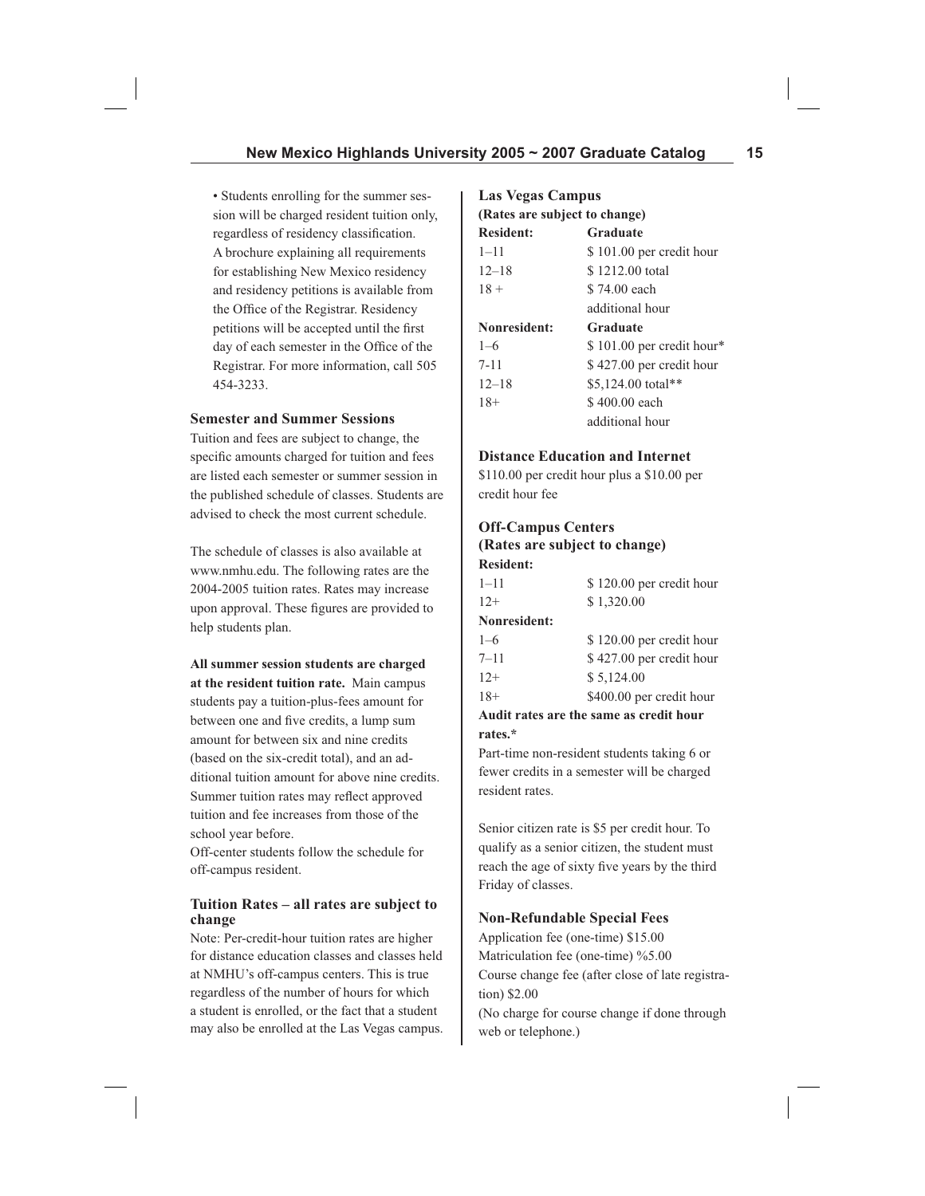• Students enrolling for the summer session will be charged resident tuition only, regardless of residency classification. A brochure explaining all requirements for establishing New Mexico residency and residency petitions is available from the Office of the Registrar. Residency petitions will be accepted until the first day of each semester in the Office of the Registrar. For more information, call 505 454-3233.

### Semester and Summer Sessions

Tuition and fees are subject to change, the specific amounts charged for tuition and fees are listed each semester or summer session in the published schedule of classes. Students are advised to check the most current schedule.

The schedule of classes is also available at www.nmhu.edu. The following rates are the 2004-2005 tuition rates. Rates may increase upon approval. These figures are provided to help students plan.

**All summer session students are charged at the resident tuition rate.** Main campus students pay a tuition-plus-fees amount for between one and five credits, a lump sum amount for between six and nine credits (based on the six-credit total), and an additional tuition amount for above nine credits. Summer tuition rates may reflect approved tuition and fee increases from those of the school year before.

Off-center students follow the schedule for off-campus resident.

### Tuition Rates – all rates are subject to change

Note: Per-credit-hour tuition rates are higher for distance education classes and classes held at NMHU's off-campus centers. This is true regardless of the number of hours for which a student is enrolled, or the fact that a student may also be enrolled at the Las Vegas campus.

### Las Vegas Campus

**(Rates are subject to change)**

| **Resident:** | **Graduate** |
|---|---|
| 1–11 | $ 101.00 per credit hour |
| 12–18 | $ 1212.00 total |
| 18 + | $ 74.00 each additional hour |
| **Nonresident:** | **Graduate** |
| 1–6 | $ 101.00 per credit hour* |
| 7-11 | $ 427.00 per credit hour |
| 12–18 | $5,124.00 total** |
| 18+ | $ 400.00 each additional hour |

### Distance Education and Internet

$110.00 per credit hour plus a $10.00 per credit hour fee

### Off-Campus Centers

**(Rates are subject to change)**

| **Resident:** | |
|---|---|
| 1–11 | $ 120.00 per credit hour |
| 12+ | $ 1,320.00 |
| **Nonresident:** | |
| 1–6 | $ 120.00 per credit hour |
| 7–11 | $ 427.00 per credit hour |
| 12+ | $ 5,124.00 |
| 18+ | $400.00 per credit hour |

**Audit rates are the same as credit hour rates.***

Part-time non-resident students taking 6 or fewer credits in a semester will be charged resident rates.

Senior citizen rate is $5 per credit hour. To qualify as a senior citizen, the student must reach the age of sixty five years by the third Friday of classes.

### Non-Refundable Special Fees

Application fee (one-time) $15.00

Matriculation fee (one-time) %5.00

Course change fee (after close of late registration) $2.00

(No charge for course change if done through web or telephone.)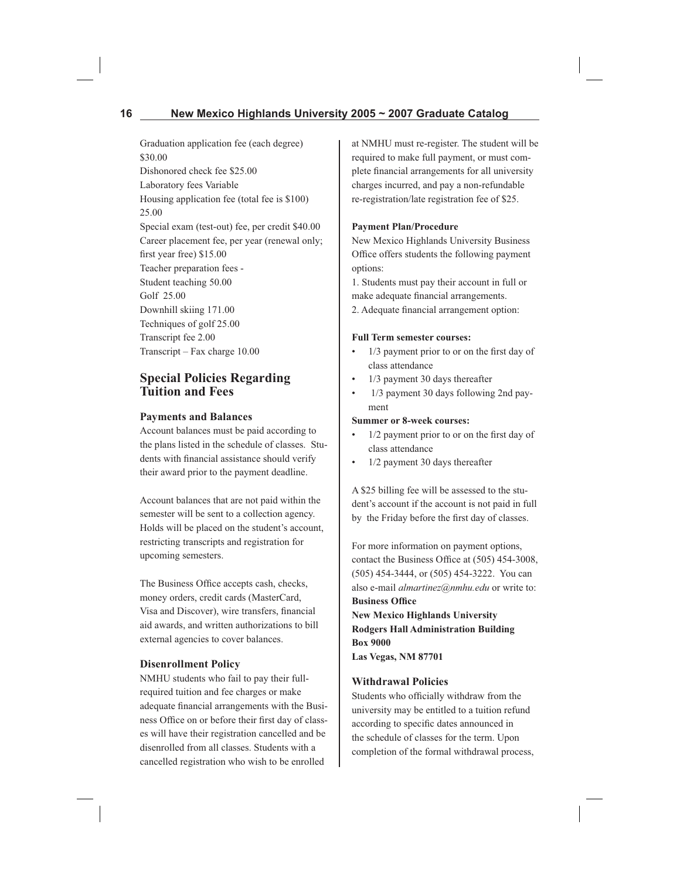Graduation application fee (each degree) $30.00
Dishonored check fee $25.00
Laboratory fees Variable
Housing application fee (total fee is $100) 25.00
Special exam (test-out) fee, per credit $40.00
Career placement fee, per year (renewal only; first year free) $15.00
Teacher preparation fees -
Student teaching 50.00
Golf 25.00
Downhill skiing 171.00
Techniques of golf 25.00
Transcript fee 2.00
Transcript – Fax charge 10.00

## Special Policies Regarding Tuition and Fees

### Payments and Balances

Account balances must be paid according to the plans listed in the schedule of classes. Students with financial assistance should verify their award prior to the payment deadline.

Account balances that are not paid within the semester will be sent to a collection agency. Holds will be placed on the student's account, restricting transcripts and registration for upcoming semesters.

The Business Office accepts cash, checks, money orders, credit cards (MasterCard, Visa and Discover), wire transfers, financial aid awards, and written authorizations to bill external agencies to cover balances.

### Disenrollment Policy

NMHU students who fail to pay their full-required tuition and fee charges or make adequate financial arrangements with the Business Office on or before their first day of classes will have their registration cancelled and be disenrolled from all classes. Students with a cancelled registration who wish to be enrolled at NMHU must re-register. The student will be required to make full payment, or must complete financial arrangements for all university charges incurred, and pay a non-refundable re-registration/late registration fee of $25.

**Payment Plan/Procedure**

New Mexico Highlands University Business Office offers students the following payment options:

1. Students must pay their account in full or make adequate financial arrangements.
2. Adequate financial arrangement option:

**Full Term semester courses:**

- 1/3 payment prior to or on the first day of class attendance
- 1/3 payment 30 days thereafter
- 1/3 payment 30 days following 2nd payment

**Summer or 8-week courses:**

- 1/2 payment prior to or on the first day of class attendance
- 1/2 payment 30 days thereafter

A $25 billing fee will be assessed to the student's account if the account is not paid in full by the Friday before the first day of classes.

For more information on payment options, contact the Business Office at (505) 454-3008, (505) 454-3444, or (505) 454-3222. You can also e-mail *almartinez@nmhu.edu* or write to:

**Business Office**
**New Mexico Highlands University**
**Rodgers Hall Administration Building**
**Box 9000**
**Las Vegas, NM 87701**

### Withdrawal Policies

Students who officially withdraw from the university may be entitled to a tuition refund according to specific dates announced in the schedule of classes for the term. Upon completion of the formal withdrawal process,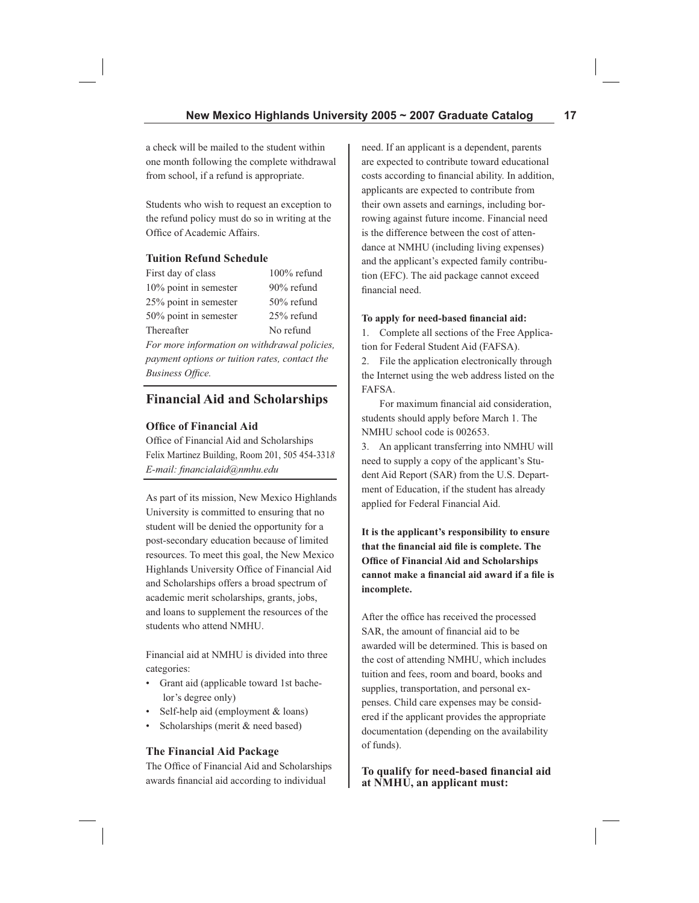a check will be mailed to the student within one month following the complete withdrawal from school, if a refund is appropriate.

Students who wish to request an exception to the refund policy must do so in writing at the Office of Academic Affairs.

### Tuition Refund Schedule

| | |
|---|---|
| First day of class | 100% refund |
| 10% point in semester | 90% refund |
| 25% point in semester | 50% refund |
| 50% point in semester | 25% refund |
| Thereafter | No refund |

*For more information on withdrawal policies, payment options or tuition rates, contact the Business Office.*

## Financial Aid and Scholarships

### Office of Financial Aid

Office of Financial Aid and Scholarships
Felix Martinez Building, Room 201, 505 454-3318
*E-mail: financialaid@nmhu.edu*

As part of its mission, New Mexico Highlands University is committed to ensuring that no student will be denied the opportunity for a post-secondary education because of limited resources. To meet this goal, the New Mexico Highlands University Office of Financial Aid and Scholarships offers a broad spectrum of academic merit scholarships, grants, jobs, and loans to supplement the resources of the students who attend NMHU.

Financial aid at NMHU is divided into three categories:

- Grant aid (applicable toward 1st bachelor's degree only)
- Self-help aid (employment & loans)
- Scholarships (merit & need based)

### The Financial Aid Package

The Office of Financial Aid and Scholarships awards financial aid according to individual need. If an applicant is a dependent, parents are expected to contribute toward educational costs according to financial ability. In addition, applicants are expected to contribute from their own assets and earnings, including borrowing against future income. Financial need is the difference between the cost of attendance at NMHU (including living expenses) and the applicant's expected family contribution (EFC). The aid package cannot exceed financial need.

**To apply for need-based financial aid:**

1. Complete all sections of the Free Application for Federal Student Aid (FAFSA).
2. File the application electronically through the Internet using the web address listed on the FAFSA.

   For maximum financial aid consideration, students should apply before March 1. The NMHU school code is 002653.
3. An applicant transferring into NMHU will need to supply a copy of the applicant's Student Aid Report (SAR) from the U.S. Department of Education, if the student has already applied for Federal Financial Aid.

**It is the applicant's responsibility to ensure that the financial aid file is complete. The Office of Financial Aid and Scholarships cannot make a financial aid award if a file is incomplete.**

After the office has received the processed SAR, the amount of financial aid to be awarded will be determined. This is based on the cost of attending NMHU, which includes tuition and fees, room and board, books and supplies, transportation, and personal expenses. Child care expenses may be considered if the applicant provides the appropriate documentation (depending on the availability of funds).

**To qualify for need-based financial aid at NMHU, an applicant must:**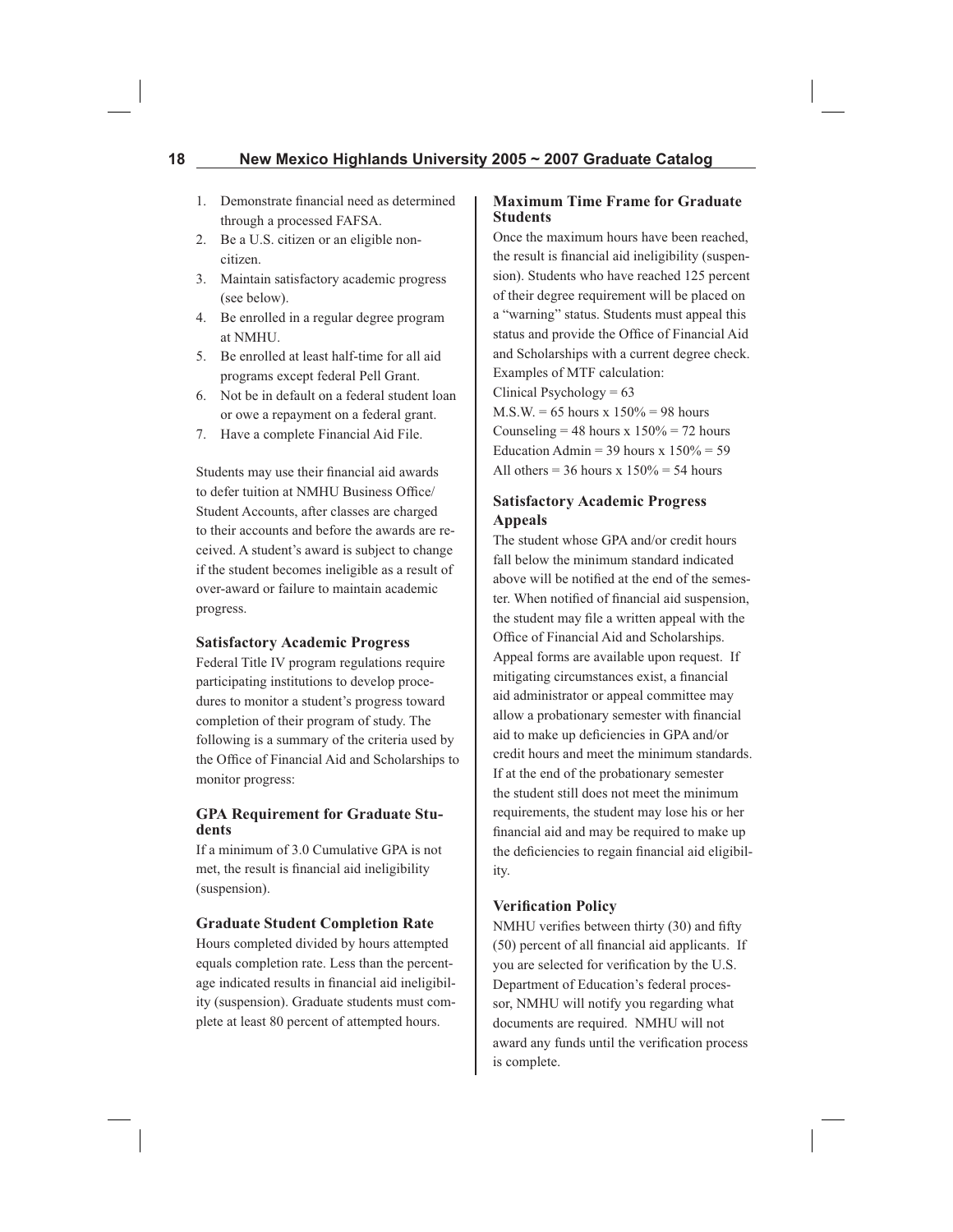1. Demonstrate financial need as determined through a processed FAFSA.
2. Be a U.S. citizen or an eligible non-citizen.
3. Maintain satisfactory academic progress (see below).
4. Be enrolled in a regular degree program at NMHU.
5. Be enrolled at least half-time for all aid programs except federal Pell Grant.
6. Not be in default on a federal student loan or owe a repayment on a federal grant.
7. Have a complete Financial Aid File.

Students may use their financial aid awards to defer tuition at NMHU Business Office/ Student Accounts, after classes are charged to their accounts and before the awards are received. A student's award is subject to change if the student becomes ineligible as a result of over-award or failure to maintain academic progress.

### Satisfactory Academic Progress

Federal Title IV program regulations require participating institutions to develop procedures to monitor a student's progress toward completion of their program of study. The following is a summary of the criteria used by the Office of Financial Aid and Scholarships to monitor progress:

### GPA Requirement for Graduate Students

If a minimum of 3.0 Cumulative GPA is not met, the result is financial aid ineligibility (suspension).

### Graduate Student Completion Rate

Hours completed divided by hours attempted equals completion rate. Less than the percentage indicated results in financial aid ineligibility (suspension). Graduate students must complete at least 80 percent of attempted hours.

### Maximum Time Frame for Graduate Students

Once the maximum hours have been reached, the result is financial aid ineligibility (suspension). Students who have reached 125 percent of their degree requirement will be placed on a "warning" status. Students must appeal this status and provide the Office of Financial Aid and Scholarships with a current degree check. Examples of MTF calculation:

Clinical Psychology = 63
M.S.W. = 65 hours x 150% = 98 hours
Counseling = 48 hours x 150% = 72 hours
Education Admin = 39 hours x 150% = 59
All others = 36 hours x 150% = 54 hours

### Satisfactory Academic Progress Appeals

The student whose GPA and/or credit hours fall below the minimum standard indicated above will be notified at the end of the semester. When notified of financial aid suspension, the student may file a written appeal with the Office of Financial Aid and Scholarships. Appeal forms are available upon request. If mitigating circumstances exist, a financial aid administrator or appeal committee may allow a probationary semester with financial aid to make up deficiencies in GPA and/or credit hours and meet the minimum standards. If at the end of the probationary semester the student still does not meet the minimum requirements, the student may lose his or her financial aid and may be required to make up the deficiencies to regain financial aid eligibility.

### Verification Policy

NMHU verifies between thirty (30) and fifty (50) percent of all financial aid applicants. If you are selected for verification by the U.S. Department of Education's federal processor, NMHU will notify you regarding what documents are required. NMHU will not award any funds until the verification process is complete.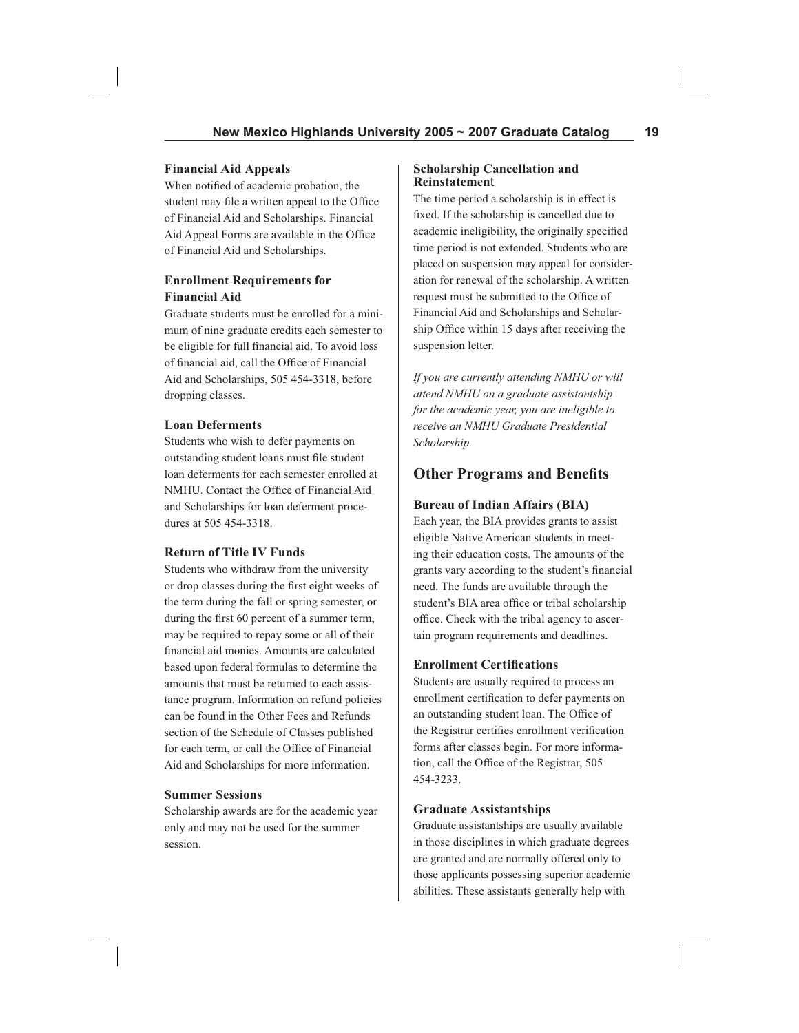### Financial Aid Appeals

When notified of academic probation, the student may file a written appeal to the Office of Financial Aid and Scholarships. Financial Aid Appeal Forms are available in the Office of Financial Aid and Scholarships.

### Enrollment Requirements for Financial Aid

Graduate students must be enrolled for a minimum of nine graduate credits each semester to be eligible for full financial aid. To avoid loss of financial aid, call the Office of Financial Aid and Scholarships, 505 454-3318, before dropping classes.

### Loan Deferments

Students who wish to defer payments on outstanding student loans must file student loan deferments for each semester enrolled at NMHU. Contact the Office of Financial Aid and Scholarships for loan deferment procedures at 505 454-3318.

### Return of Title IV Funds

Students who withdraw from the university or drop classes during the first eight weeks of the term during the fall or spring semester, or during the first 60 percent of a summer term, may be required to repay some or all of their financial aid monies. Amounts are calculated based upon federal formulas to determine the amounts that must be returned to each assistance program. Information on refund policies can be found in the Other Fees and Refunds section of the Schedule of Classes published for each term, or call the Office of Financial Aid and Scholarships for more information.

### Summer Sessions

Scholarship awards are for the academic year only and may not be used for the summer session.

### Scholarship Cancellation and Reinstatement

The time period a scholarship is in effect is fixed. If the scholarship is cancelled due to academic ineligibility, the originally specified time period is not extended. Students who are placed on suspension may appeal for consideration for renewal of the scholarship. A written request must be submitted to the Office of Financial Aid and Scholarships and Scholarship Office within 15 days after receiving the suspension letter.

*If you are currently attending NMHU or will attend NMHU on a graduate assistantship for the academic year, you are ineligible to receive an NMHU Graduate Presidential Scholarship.*

## Other Programs and Benefits

### Bureau of Indian Affairs (BIA)

Each year, the BIA provides grants to assist eligible Native American students in meeting their education costs. The amounts of the grants vary according to the student's financial need. The funds are available through the student's BIA area office or tribal scholarship office. Check with the tribal agency to ascertain program requirements and deadlines.

### Enrollment Certifications

Students are usually required to process an enrollment certification to defer payments on an outstanding student loan. The Office of the Registrar certifies enrollment verification forms after classes begin. For more information, call the Office of the Registrar, 505 454-3233.

### Graduate Assistantships

Graduate assistantships are usually available in those disciplines in which graduate degrees are granted and are normally offered only to those applicants possessing superior academic abilities. These assistants generally help with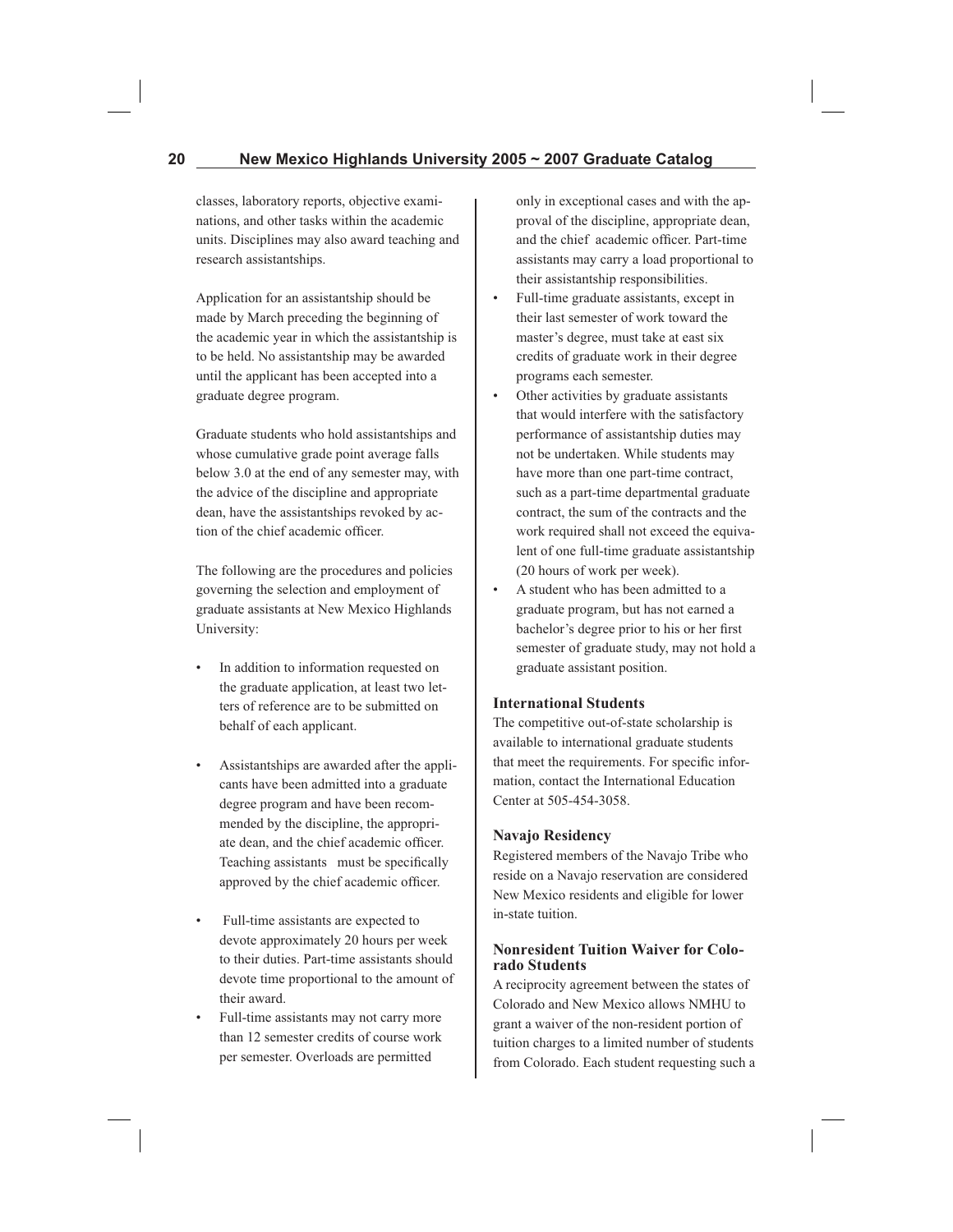classes, laboratory reports, objective examinations, and other tasks within the academic units. Disciplines may also award teaching and research assistantships.

Application for an assistantship should be made by March preceding the beginning of the academic year in which the assistantship is to be held. No assistantship may be awarded until the applicant has been accepted into a graduate degree program.

Graduate students who hold assistantships and whose cumulative grade point average falls below 3.0 at the end of any semester may, with the advice of the discipline and appropriate dean, have the assistantships revoked by action of the chief academic officer.

The following are the procedures and policies governing the selection and employment of graduate assistants at New Mexico Highlands University:

- In addition to information requested on the graduate application, at least two letters of reference are to be submitted on behalf of each applicant.
- Assistantships are awarded after the applicants have been admitted into a graduate degree program and have been recommended by the discipline, the appropriate dean, and the chief academic officer. Teaching assistants must be specifically approved by the chief academic officer.
- Full-time assistants are expected to devote approximately 20 hours per week to their duties. Part-time assistants should devote time proportional to the amount of their award.
- Full-time assistants may not carry more than 12 semester credits of course work per semester. Overloads are permitted only in exceptional cases and with the approval of the discipline, appropriate dean, and the chief academic officer. Part-time assistants may carry a load proportional to their assistantship responsibilities.
- Full-time graduate assistants, except in their last semester of work toward the master's degree, must take at east six credits of graduate work in their degree programs each semester.
- Other activities by graduate assistants that would interfere with the satisfactory performance of assistantship duties may not be undertaken. While students may have more than one part-time contract, such as a part-time departmental graduate contract, the sum of the contracts and the work required shall not exceed the equivalent of one full-time graduate assistantship (20 hours of work per week).
- A student who has been admitted to a graduate program, but has not earned a bachelor's degree prior to his or her first semester of graduate study, may not hold a graduate assistant position.

### International Students

The competitive out-of-state scholarship is available to international graduate students that meet the requirements. For specific information, contact the International Education Center at 505-454-3058.

### Navajo Residency

Registered members of the Navajo Tribe who reside on a Navajo reservation are considered New Mexico residents and eligible for lower in-state tuition.

### Nonresident Tuition Waiver for Colorado Students

A reciprocity agreement between the states of Colorado and New Mexico allows NMHU to grant a waiver of the non-resident portion of tuition charges to a limited number of students from Colorado. Each student requesting such a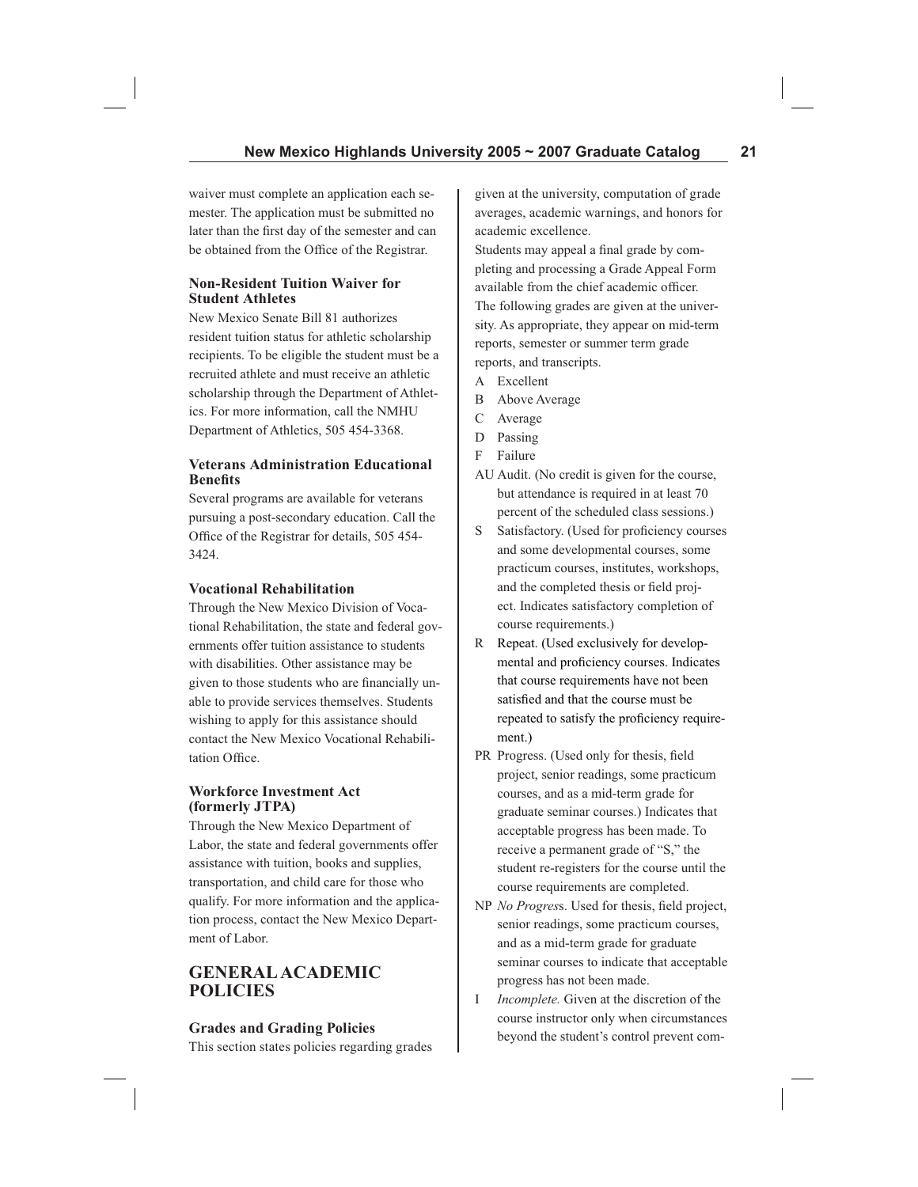waiver must complete an application each semester. The application must be submitted no later than the first day of the semester and can be obtained from the Office of the Registrar.

### Non-Resident Tuition Waiver for Student Athletes

New Mexico Senate Bill 81 authorizes resident tuition status for athletic scholarship recipients. To be eligible the student must be a recruited athlete and must receive an athletic scholarship through the Department of Athletics. For more information, call the NMHU Department of Athletics, 505 454-3368.

### Veterans Administration Educational Benefits

Several programs are available for veterans pursuing a post-secondary education. Call the Office of the Registrar for details, 505 454-3424.

### Vocational Rehabilitation

Through the New Mexico Division of Vocational Rehabilitation, the state and federal governments offer tuition assistance to students with disabilities. Other assistance may be given to those students who are financially unable to provide services themselves. Students wishing to apply for this assistance should contact the New Mexico Vocational Rehabilitation Office.

### Workforce Investment Act (formerly JTPA)

Through the New Mexico Department of Labor, the state and federal governments offer assistance with tuition, books and supplies, transportation, and child care for those who qualify. For more information and the application process, contact the New Mexico Department of Labor.

## GENERAL ACADEMIC POLICIES

### Grades and Grading Policies

This section states policies regarding grades given at the university, computation of grade averages, academic warnings, and honors for academic excellence.

Students may appeal a final grade by completing and processing a Grade Appeal Form available from the chief academic officer.

The following grades are given at the university. As appropriate, they appear on mid-term reports, semester or summer term grade reports, and transcripts.

- A Excellent
- B Above Average
- C Average
- D Passing
- F Failure
- AU Audit. (No credit is given for the course, but attendance is required in at least 70 percent of the scheduled class sessions.)
- S Satisfactory. (Used for proficiency courses and some developmental courses, some practicum courses, institutes, workshops, and the completed thesis or field project. Indicates satisfactory completion of course requirements.)
- R Repeat. (Used exclusively for developmental and proficiency courses. Indicates that course requirements have not been satisfied and that the course must be repeated to satisfy the proficiency requirement.)
- PR Progress. (Used only for thesis, field project, senior readings, some practicum courses, and as a mid-term grade for graduate seminar courses.) Indicates that acceptable progress has been made. To receive a permanent grade of "S," the student re-registers for the course until the course requirements are completed.
- NP *No Progress*. Used for thesis, field project, senior readings, some practicum courses, and as a mid-term grade for graduate seminar courses to indicate that acceptable progress has not been made.
- I *Incomplete.* Given at the discretion of the course instructor only when circumstances beyond the student's control prevent com-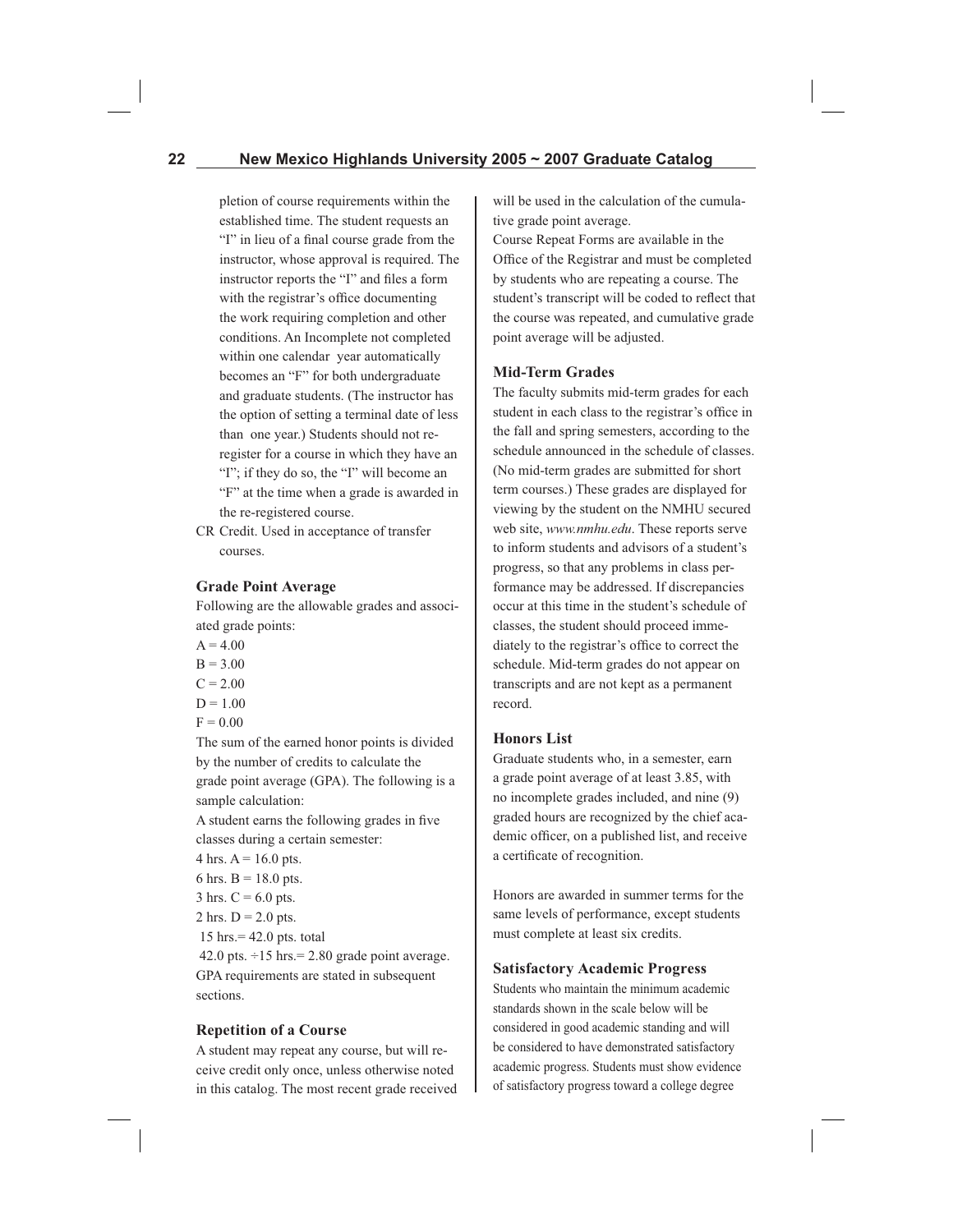pletion of course requirements within the established time. The student requests an "I" in lieu of a final course grade from the instructor, whose approval is required. The instructor reports the "I" and files a form with the registrar's office documenting the work requiring completion and other conditions. An Incomplete not completed within one calendar year automatically becomes an "F" for both undergraduate and graduate students. (The instructor has the option of setting a terminal date of less than one year.) Students should not re-register for a course in which they have an "I"; if they do so, the "I" will become an "F" at the time when a grade is awarded in the re-registered course.

CR Credit. Used in acceptance of transfer courses.

### Grade Point Average

Following are the allowable grades and associated grade points:

A = 4.00
B = 3.00
C = 2.00
D = 1.00
F = 0.00

The sum of the earned honor points is divided by the number of credits to calculate the grade point average (GPA). The following is a sample calculation:

A student earns the following grades in five classes during a certain semester:

4 hrs. A = 16.0 pts.
6 hrs. B = 18.0 pts.
3 hrs. C = 6.0 pts.
2 hrs. D = 2.0 pts.
15 hrs.= 42.0 pts. total
42.0 pts. ÷15 hrs.= 2.80 grade point average.

GPA requirements are stated in subsequent sections.

### Repetition of a Course

A student may repeat any course, but will receive credit only once, unless otherwise noted in this catalog. The most recent grade received will be used in the calculation of the cumulative grade point average.

Course Repeat Forms are available in the Office of the Registrar and must be completed by students who are repeating a course. The student's transcript will be coded to reflect that the course was repeated, and cumulative grade point average will be adjusted.

### Mid-Term Grades

The faculty submits mid-term grades for each student in each class to the registrar's office in the fall and spring semesters, according to the schedule announced in the schedule of classes. (No mid-term grades are submitted for short term courses.) These grades are displayed for viewing by the student on the NMHU secured web site, *www.nmhu.edu*. These reports serve to inform students and advisors of a student's progress, so that any problems in class performance may be addressed. If discrepancies occur at this time in the student's schedule of classes, the student should proceed immediately to the registrar's office to correct the schedule. Mid-term grades do not appear on transcripts and are not kept as a permanent record.

### Honors List

Graduate students who, in a semester, earn a grade point average of at least 3.85, with no incomplete grades included, and nine (9) graded hours are recognized by the chief academic officer, on a published list, and receive a certificate of recognition.

Honors are awarded in summer terms for the same levels of performance, except students must complete at least six credits.

### Satisfactory Academic Progress

Students who maintain the minimum academic standards shown in the scale below will be considered in good academic standing and will be considered to have demonstrated satisfactory academic progress. Students must show evidence of satisfactory progress toward a college degree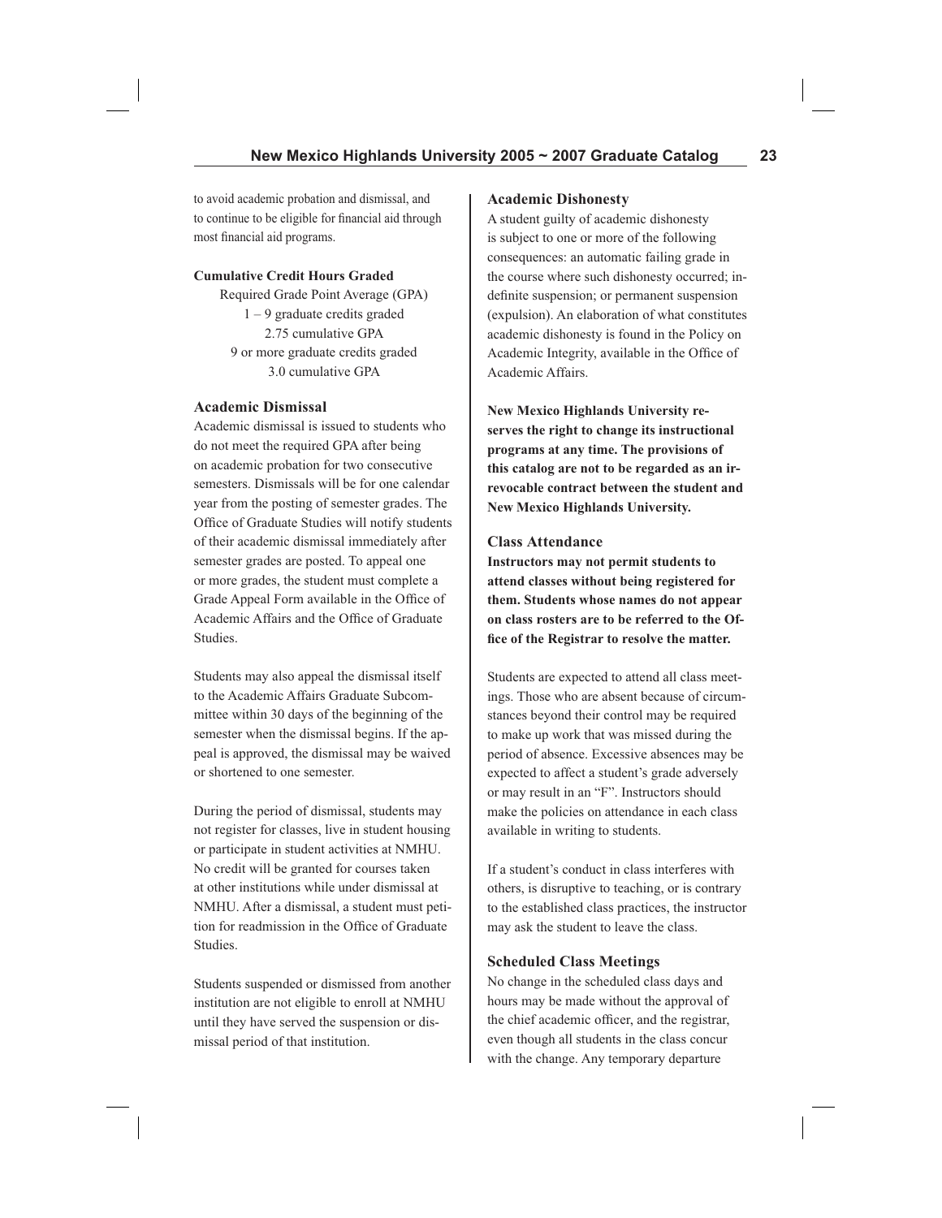to avoid academic probation and dismissal, and to continue to be eligible for financial aid through most financial aid programs.

**Cumulative Credit Hours Graded**

Required Grade Point Average (GPA)

1 – 9 graduate credits graded

2.75 cumulative GPA

9 or more graduate credits graded

3.0 cumulative GPA

### Academic Dismissal

Academic dismissal is issued to students who do not meet the required GPA after being on academic probation for two consecutive semesters. Dismissals will be for one calendar year from the posting of semester grades. The Office of Graduate Studies will notify students of their academic dismissal immediately after semester grades are posted. To appeal one or more grades, the student must complete a Grade Appeal Form available in the Office of Academic Affairs and the Office of Graduate Studies.

Students may also appeal the dismissal itself to the Academic Affairs Graduate Subcommittee within 30 days of the beginning of the semester when the dismissal begins. If the appeal is approved, the dismissal may be waived or shortened to one semester.

During the period of dismissal, students may not register for classes, live in student housing or participate in student activities at NMHU. No credit will be granted for courses taken at other institutions while under dismissal at NMHU. After a dismissal, a student must petition for readmission in the Office of Graduate Studies.

Students suspended or dismissed from another institution are not eligible to enroll at NMHU until they have served the suspension or dismissal period of that institution.

### Academic Dishonesty

A student guilty of academic dishonesty is subject to one or more of the following consequences: an automatic failing grade in the course where such dishonesty occurred; indefinite suspension; or permanent suspension (expulsion). An elaboration of what constitutes academic dishonesty is found in the Policy on Academic Integrity, available in the Office of Academic Affairs.

**New Mexico Highlands University reserves the right to change its instructional programs at any time. The provisions of this catalog are not to be regarded as an irrevocable contract between the student and New Mexico Highlands University.**

### Class Attendance

**Instructors may not permit students to attend classes without being registered for them. Students whose names do not appear on class rosters are to be referred to the Office of the Registrar to resolve the matter.**

Students are expected to attend all class meetings. Those who are absent because of circumstances beyond their control may be required to make up work that was missed during the period of absence. Excessive absences may be expected to affect a student's grade adversely or may result in an "F". Instructors should make the policies on attendance in each class available in writing to students.

If a student's conduct in class interferes with others, is disruptive to teaching, or is contrary to the established class practices, the instructor may ask the student to leave the class.

### Scheduled Class Meetings

No change in the scheduled class days and hours may be made without the approval of the chief academic officer, and the registrar, even though all students in the class concur with the change. Any temporary departure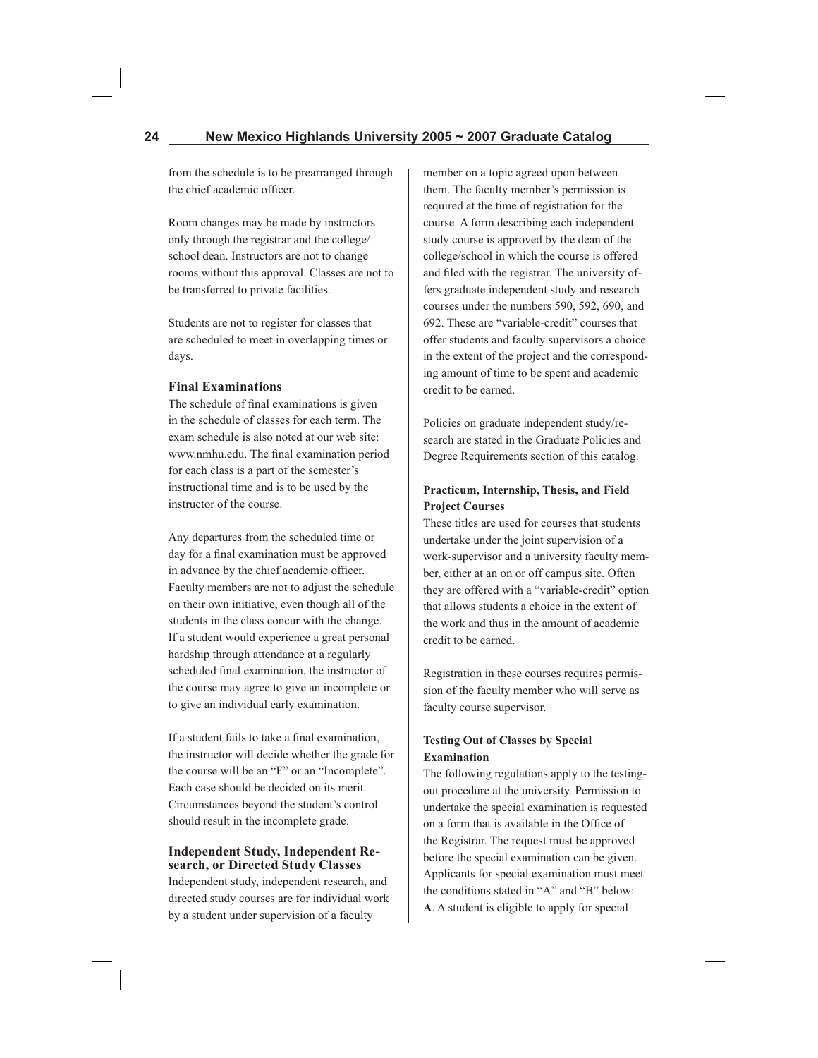from the schedule is to be prearranged through the chief academic officer.

Room changes may be made by instructors only through the registrar and the college/school dean. Instructors are not to change rooms without this approval. Classes are not to be transferred to private facilities.

Students are not to register for classes that are scheduled to meet in overlapping times or days.

### Final Examinations

The schedule of final examinations is given in the schedule of classes for each term. The exam schedule is also noted at our web site: www.nmhu.edu. The final examination period for each class is a part of the semester's instructional time and is to be used by the instructor of the course.

Any departures from the scheduled time or day for a final examination must be approved in advance by the chief academic officer. Faculty members are not to adjust the schedule on their own initiative, even though all of the students in the class concur with the change. If a student would experience a great personal hardship through attendance at a regularly scheduled final examination, the instructor of the course may agree to give an incomplete or to give an individual early examination.

If a student fails to take a final examination, the instructor will decide whether the grade for the course will be an "F" or an "Incomplete". Each case should be decided on its merit. Circumstances beyond the student's control should result in the incomplete grade.

### Independent Study, Independent Research, or Directed Study Classes

Independent study, independent research, and directed study courses are for individual work by a student under supervision of a faculty member on a topic agreed upon between them. The faculty member's permission is required at the time of registration for the course. A form describing each independent study course is approved by the dean of the college/school in which the course is offered and filed with the registrar. The university offers graduate independent study and research courses under the numbers 590, 592, 690, and 692. These are "variable-credit" courses that offer students and faculty supervisors a choice in the extent of the project and the corresponding amount of time to be spent and academic credit to be earned.

Policies on graduate independent study/research are stated in the Graduate Policies and Degree Requirements section of this catalog.

#### Practicum, Internship, Thesis, and Field Project Courses

These titles are used for courses that students undertake under the joint supervision of a work-supervisor and a university faculty member, either at an on or off campus site. Often they are offered with a "variable-credit" option that allows students a choice in the extent of the work and thus in the amount of academic credit to be earned.

Registration in these courses requires permission of the faculty member who will serve as faculty course supervisor.

#### Testing Out of Classes by Special Examination

The following regulations apply to the testing-out procedure at the university. Permission to undertake the special examination is requested on a form that is available in the Office of the Registrar. The request must be approved before the special examination can be given. Applicants for special examination must meet the conditions stated in "A" and "B" below:

**A**. A student is eligible to apply for special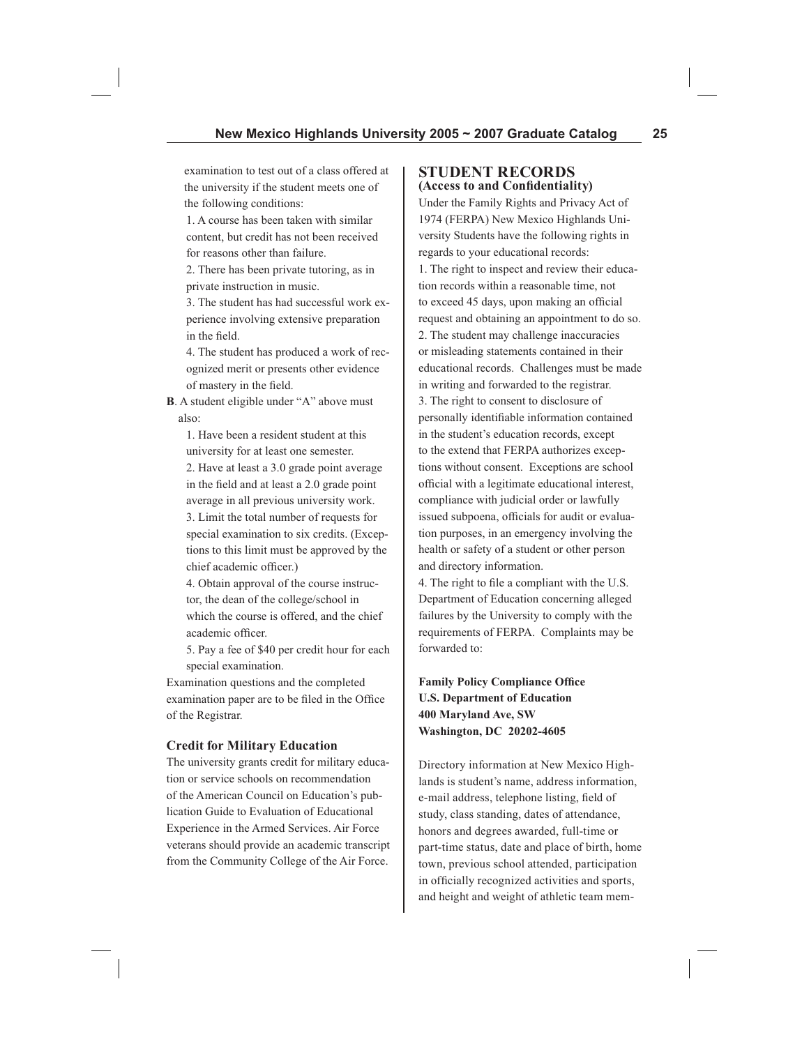examination to test out of a class offered at the university if the student meets one of the following conditions:

1. A course has been taken with similar content, but credit has not been received for reasons other than failure.
2. There has been private tutoring, as in private instruction in music.
3. The student has had successful work experience involving extensive preparation in the field.
4. The student has produced a work of recognized merit or presents other evidence of mastery in the field.

**B**. A student eligible under "A" above must also:

1. Have been a resident student at this university for at least one semester.
2. Have at least a 3.0 grade point average in the field and at least a 2.0 grade point average in all previous university work.
3. Limit the total number of requests for special examination to six credits. (Exceptions to this limit must be approved by the chief academic officer.)
4. Obtain approval of the course instructor, the dean of the college/school in which the course is offered, and the chief academic officer.
5. Pay a fee of $40 per credit hour for each special examination.

Examination questions and the completed examination paper are to be filed in the Office of the Registrar.

### Credit for Military Education

The university grants credit for military education or service schools on recommendation of the American Council on Education's publication Guide to Evaluation of Educational Experience in the Armed Services. Air Force veterans should provide an academic transcript from the Community College of the Air Force.

## STUDENT RECORDS
### (Access to and Confidentiality)

Under the Family Rights and Privacy Act of 1974 (FERPA) New Mexico Highlands University Students have the following rights in regards to your educational records:

1. The right to inspect and review their education records within a reasonable time, not to exceed 45 days, upon making an official request and obtaining an appointment to do so.
2. The student may challenge inaccuracies or misleading statements contained in their educational records. Challenges must be made in writing and forwarded to the registrar.
3. The right to consent to disclosure of personally identifiable information contained in the student's education records, except to the extend that FERPA authorizes exceptions without consent. Exceptions are school official with a legitimate educational interest, compliance with judicial order or lawfully issued subpoena, officials for audit or evaluation purposes, in an emergency involving the health or safety of a student or other person and directory information.
4. The right to file a compliant with the U.S. Department of Education concerning alleged failures by the University to comply with the requirements of FERPA. Complaints may be forwarded to:

**Family Policy Compliance Office**
**U.S. Department of Education**
**400 Maryland Ave, SW**
**Washington, DC 20202-4605**

Directory information at New Mexico Highlands is student's name, address information, e-mail address, telephone listing, field of study, class standing, dates of attendance, honors and degrees awarded, full-time or part-time status, date and place of birth, home town, previous school attended, participation in officially recognized activities and sports, and height and weight of athletic team mem-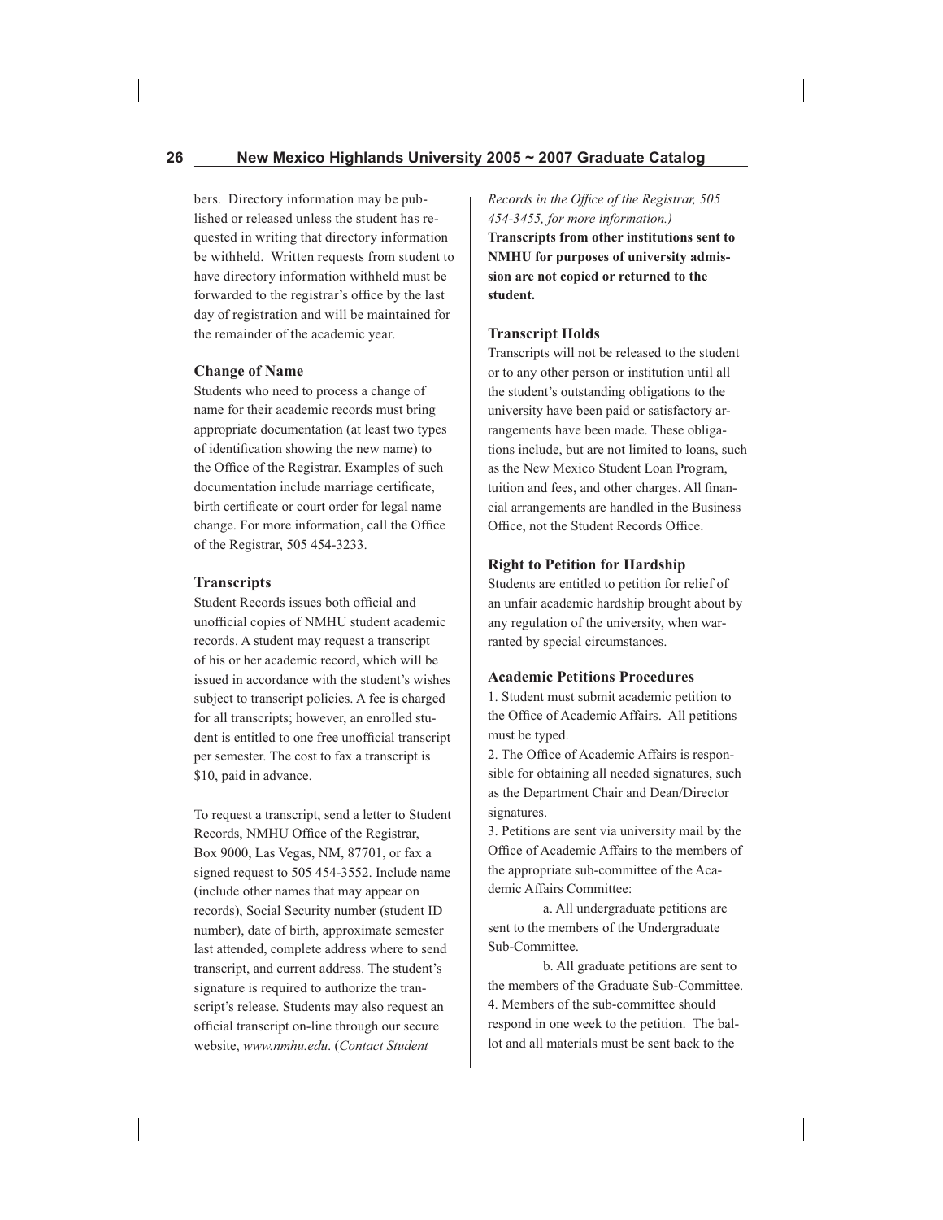bers. Directory information may be published or released unless the student has requested in writing that directory information be withheld. Written requests from student to have directory information withheld must be forwarded to the registrar's office by the last day of registration and will be maintained for the remainder of the academic year.

### Change of Name

Students who need to process a change of name for their academic records must bring appropriate documentation (at least two types of identification showing the new name) to the Office of the Registrar. Examples of such documentation include marriage certificate, birth certificate or court order for legal name change. For more information, call the Office of the Registrar, 505 454-3233.

### Transcripts

Student Records issues both official and unofficial copies of NMHU student academic records. A student may request a transcript of his or her academic record, which will be issued in accordance with the student's wishes subject to transcript policies. A fee is charged for all transcripts; however, an enrolled student is entitled to one free unofficial transcript per semester. The cost to fax a transcript is $10, paid in advance.

To request a transcript, send a letter to Student Records, NMHU Office of the Registrar, Box 9000, Las Vegas, NM, 87701, or fax a signed request to 505 454-3552. Include name (include other names that may appear on records), Social Security number (student ID number), date of birth, approximate semester last attended, complete address where to send transcript, and current address. The student's signature is required to authorize the transcript's release. Students may also request an official transcript on-line through our secure website, *www.nmhu.edu*. (*Contact Student Records in the Office of the Registrar, 505 454-3455, for more information.)*

**Transcripts from other institutions sent to NMHU for purposes of university admission are not copied or returned to the student.**

### Transcript Holds

Transcripts will not be released to the student or to any other person or institution until all the student's outstanding obligations to the university have been paid or satisfactory arrangements have been made. These obligations include, but are not limited to loans, such as the New Mexico Student Loan Program, tuition and fees, and other charges. All financial arrangements are handled in the Business Office, not the Student Records Office.

### Right to Petition for Hardship

Students are entitled to petition for relief of an unfair academic hardship brought about by any regulation of the university, when warranted by special circumstances.

### Academic Petitions Procedures

1. Student must submit academic petition to the Office of Academic Affairs. All petitions must be typed.
2. The Office of Academic Affairs is responsible for obtaining all needed signatures, such as the Department Chair and Dean/Director signatures.
3. Petitions are sent via university mail by the Office of Academic Affairs to the members of the appropriate sub-committee of the Academic Affairs Committee:
   a. All undergraduate petitions are sent to the members of the Undergraduate Sub-Committee.
   b. All graduate petitions are sent to the members of the Graduate Sub-Committee.
4. Members of the sub-committee should respond in one week to the petition. The ballot and all materials must be sent back to the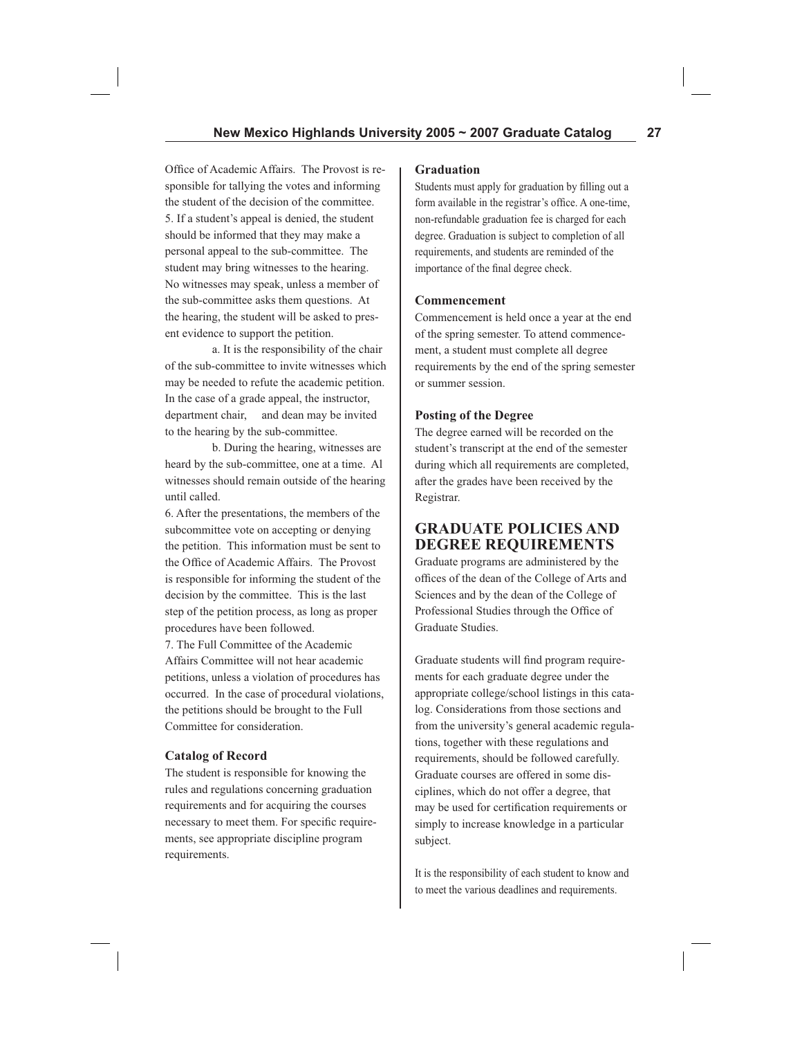Office of Academic Affairs. The Provost is responsible for tallying the votes and informing the student of the decision of the committee.

5. If a student's appeal is denied, the student should be informed that they may make a personal appeal to the sub-committee. The student may bring witnesses to the hearing. No witnesses may speak, unless a member of the sub-committee asks them questions. At the hearing, the student will be asked to present evidence to support the petition.

   a. It is the responsibility of the chair of the sub-committee to invite witnesses which may be needed to refute the academic petition. In the case of a grade appeal, the instructor, department chair, and dean may be invited to the hearing by the sub-committee.

   b. During the hearing, witnesses are heard by the sub-committee, one at a time. Al witnesses should remain outside of the hearing until called.

6. After the presentations, the members of the subcommittee vote on accepting or denying the petition. This information must be sent to the Office of Academic Affairs. The Provost is responsible for informing the student of the decision by the committee. This is the last step of the petition process, as long as proper procedures have been followed.

7. The Full Committee of the Academic Affairs Committee will not hear academic petitions, unless a violation of procedures has occurred. In the case of procedural violations, the petitions should be brought to the Full Committee for consideration.

### Catalog of Record

The student is responsible for knowing the rules and regulations concerning graduation requirements and for acquiring the courses necessary to meet them. For specific requirements, see appropriate discipline program requirements.

### Graduation

Students must apply for graduation by filling out a form available in the registrar's office. A one-time, non-refundable graduation fee is charged for each degree. Graduation is subject to completion of all requirements, and students are reminded of the importance of the final degree check.

### Commencement

Commencement is held once a year at the end of the spring semester. To attend commencement, a student must complete all degree requirements by the end of the spring semester or summer session.

### Posting of the Degree

The degree earned will be recorded on the student's transcript at the end of the semester during which all requirements are completed, after the grades have been received by the Registrar.

## GRADUATE POLICIES AND DEGREE REQUIREMENTS

Graduate programs are administered by the offices of the dean of the College of Arts and Sciences and by the dean of the College of Professional Studies through the Office of Graduate Studies.

Graduate students will find program requirements for each graduate degree under the appropriate college/school listings in this catalog. Considerations from those sections and from the university's general academic regulations, together with these regulations and requirements, should be followed carefully. Graduate courses are offered in some disciplines, which do not offer a degree, that may be used for certification requirements or simply to increase knowledge in a particular subject.

It is the responsibility of each student to know and to meet the various deadlines and requirements.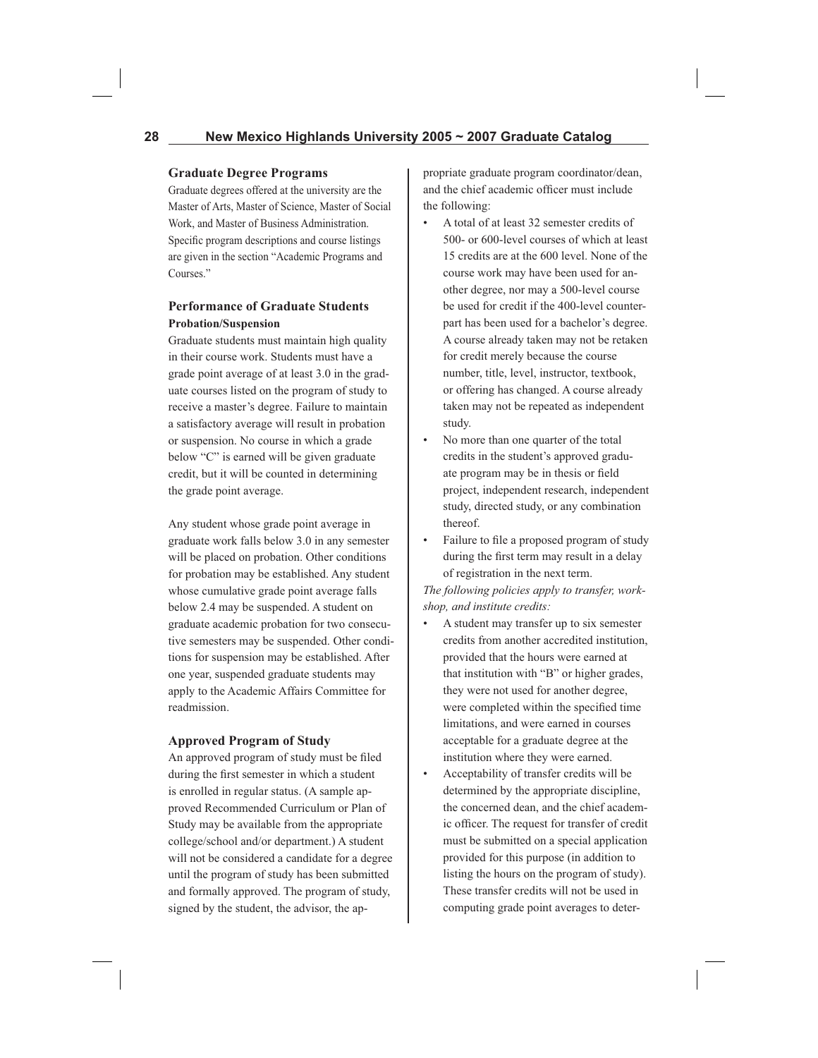## Graduate Degree Programs

Graduate degrees offered at the university are the Master of Arts, Master of Science, Master of Social Work, and Master of Business Administration. Specific program descriptions and course listings are given in the section "Academic Programs and Courses."

## Performance of Graduate Students

### Probation/Suspension

Graduate students must maintain high quality in their course work. Students must have a grade point average of at least 3.0 in the graduate courses listed on the program of study to receive a master's degree. Failure to maintain a satisfactory average will result in probation or suspension. No course in which a grade below "C" is earned will be given graduate credit, but it will be counted in determining the grade point average.

Any student whose grade point average in graduate work falls below 3.0 in any semester will be placed on probation. Other conditions for probation may be established. Any student whose cumulative grade point average falls below 2.4 may be suspended. A student on graduate academic probation for two consecutive semesters may be suspended. Other conditions for suspension may be established. After one year, suspended graduate students may apply to the Academic Affairs Committee for readmission.

## Approved Program of Study

An approved program of study must be filed during the first semester in which a student is enrolled in regular status. (A sample approved Recommended Curriculum or Plan of Study may be available from the appropriate college/school and/or department.) A student will not be considered a candidate for a degree until the program of study has been submitted and formally approved. The program of study, signed by the student, the advisor, the appropriate graduate program coordinator/dean, and the chief academic officer must include the following:

- A total of at least 32 semester credits of 500- or 600-level courses of which at least 15 credits are at the 600 level. None of the course work may have been used for another degree, nor may a 500-level course be used for credit if the 400-level counterpart has been used for a bachelor's degree. A course already taken may not be retaken for credit merely because the course number, title, level, instructor, textbook, or offering has changed. A course already taken may not be repeated as independent study.
- No more than one quarter of the total credits in the student's approved graduate program may be in thesis or field project, independent research, independent study, directed study, or any combination thereof.
- Failure to file a proposed program of study during the first term may result in a delay of registration in the next term.

*The following policies apply to transfer, workshop, and institute credits:*

- A student may transfer up to six semester credits from another accredited institution, provided that the hours were earned at that institution with "B" or higher grades, they were not used for another degree, were completed within the specified time limitations, and were earned in courses acceptable for a graduate degree at the institution where they were earned.
- Acceptability of transfer credits will be determined by the appropriate discipline, the concerned dean, and the chief academic officer. The request for transfer of credit must be submitted on a special application provided for this purpose (in addition to listing the hours on the program of study). These transfer credits will not be used in computing grade point averages to deter-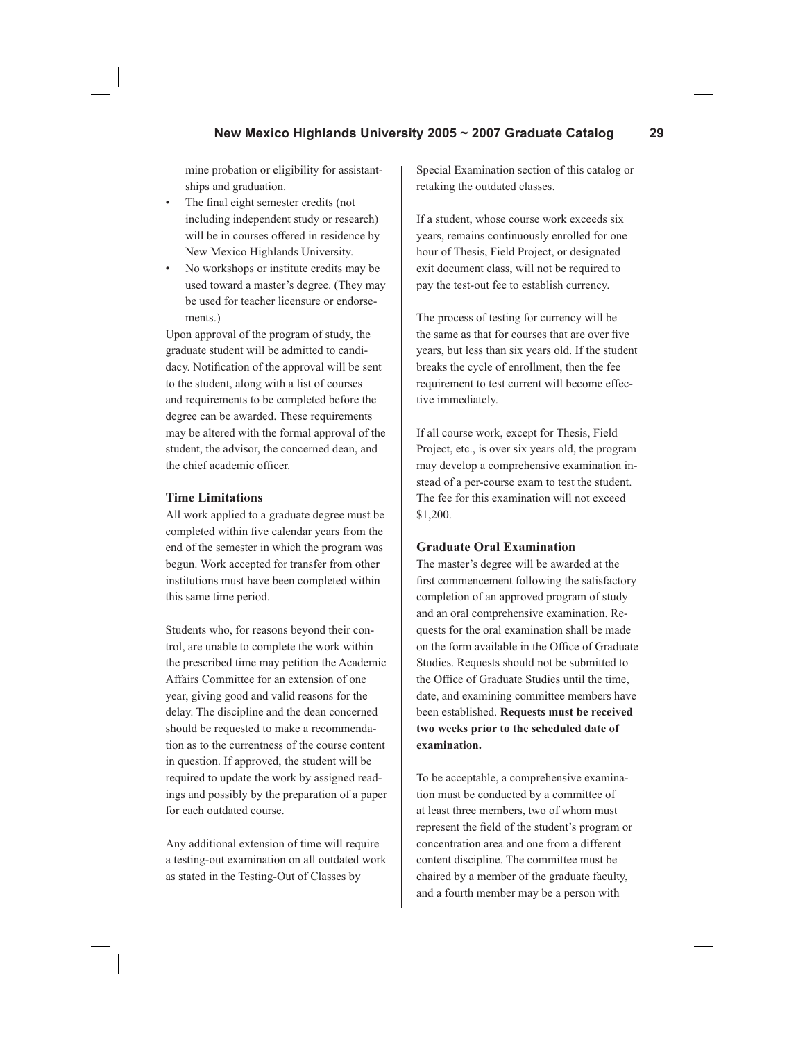mine probation or eligibility for assistantships and graduation.

- The final eight semester credits (not including independent study or research) will be in courses offered in residence by New Mexico Highlands University.
- No workshops or institute credits may be used toward a master's degree. (They may be used for teacher licensure or endorsements.)

Upon approval of the program of study, the graduate student will be admitted to candidacy. Notification of the approval will be sent to the student, along with a list of courses and requirements to be completed before the degree can be awarded. These requirements may be altered with the formal approval of the student, the advisor, the concerned dean, and the chief academic officer.

### Time Limitations

All work applied to a graduate degree must be completed within five calendar years from the end of the semester in which the program was begun. Work accepted for transfer from other institutions must have been completed within this same time period.

Students who, for reasons beyond their control, are unable to complete the work within the prescribed time may petition the Academic Affairs Committee for an extension of one year, giving good and valid reasons for the delay. The discipline and the dean concerned should be requested to make a recommendation as to the currentness of the course content in question. If approved, the student will be required to update the work by assigned readings and possibly by the preparation of a paper for each outdated course.

Any additional extension of time will require a testing-out examination on all outdated work as stated in the Testing-Out of Classes by Special Examination section of this catalog or retaking the outdated classes.

If a student, whose course work exceeds six years, remains continuously enrolled for one hour of Thesis, Field Project, or designated exit document class, will not be required to pay the test-out fee to establish currency.

The process of testing for currency will be the same as that for courses that are over five years, but less than six years old. If the student breaks the cycle of enrollment, then the fee requirement to test current will become effective immediately.

If all course work, except for Thesis, Field Project, etc., is over six years old, the program may develop a comprehensive examination instead of a per-course exam to test the student. The fee for this examination will not exceed $1,200.

### Graduate Oral Examination

The master's degree will be awarded at the first commencement following the satisfactory completion of an approved program of study and an oral comprehensive examination. Requests for the oral examination shall be made on the form available in the Office of Graduate Studies. Requests should not be submitted to the Office of Graduate Studies until the time, date, and examining committee members have been established. **Requests must be received two weeks prior to the scheduled date of examination.**

To be acceptable, a comprehensive examination must be conducted by a committee of at least three members, two of whom must represent the field of the student's program or concentration area and one from a different content discipline. The committee must be chaired by a member of the graduate faculty, and a fourth member may be a person with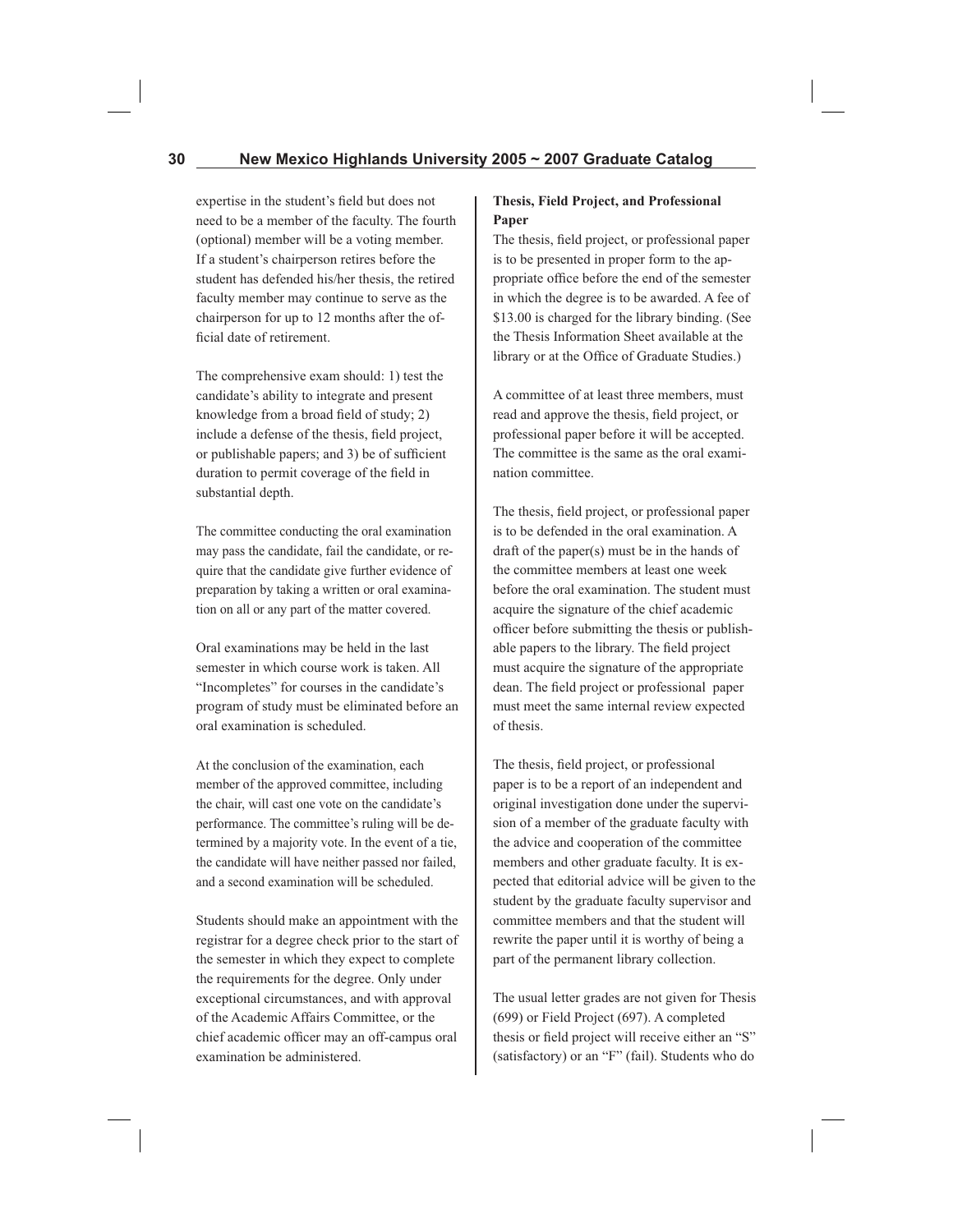expertise in the student's field but does not need to be a member of the faculty. The fourth (optional) member will be a voting member. If a student's chairperson retires before the student has defended his/her thesis, the retired faculty member may continue to serve as the chairperson for up to 12 months after the official date of retirement.

The comprehensive exam should: 1) test the candidate's ability to integrate and present knowledge from a broad field of study; 2) include a defense of the thesis, field project, or publishable papers; and 3) be of sufficient duration to permit coverage of the field in substantial depth.

The committee conducting the oral examination may pass the candidate, fail the candidate, or require that the candidate give further evidence of preparation by taking a written or oral examination on all or any part of the matter covered.

Oral examinations may be held in the last semester in which course work is taken. All "Incompletes" for courses in the candidate's program of study must be eliminated before an oral examination is scheduled.

At the conclusion of the examination, each member of the approved committee, including the chair, will cast one vote on the candidate's performance. The committee's ruling will be determined by a majority vote. In the event of a tie, the candidate will have neither passed nor failed, and a second examination will be scheduled.

Students should make an appointment with the registrar for a degree check prior to the start of the semester in which they expect to complete the requirements for the degree. Only under exceptional circumstances, and with approval of the Academic Affairs Committee, or the chief academic officer may an off-campus oral examination be administered.

**Thesis, Field Project, and Professional Paper**

The thesis, field project, or professional paper is to be presented in proper form to the appropriate office before the end of the semester in which the degree is to be awarded. A fee of $13.00 is charged for the library binding. (See the Thesis Information Sheet available at the library or at the Office of Graduate Studies.)

A committee of at least three members, must read and approve the thesis, field project, or professional paper before it will be accepted. The committee is the same as the oral examination committee.

The thesis, field project, or professional paper is to be defended in the oral examination. A draft of the paper(s) must be in the hands of the committee members at least one week before the oral examination. The student must acquire the signature of the chief academic officer before submitting the thesis or publishable papers to the library. The field project must acquire the signature of the appropriate dean. The field project or professional paper must meet the same internal review expected of thesis.

The thesis, field project, or professional paper is to be a report of an independent and original investigation done under the supervision of a member of the graduate faculty with the advice and cooperation of the committee members and other graduate faculty. It is expected that editorial advice will be given to the student by the graduate faculty supervisor and committee members and that the student will rewrite the paper until it is worthy of being a part of the permanent library collection.

The usual letter grades are not given for Thesis (699) or Field Project (697). A completed thesis or field project will receive either an "S" (satisfactory) or an "F" (fail). Students who do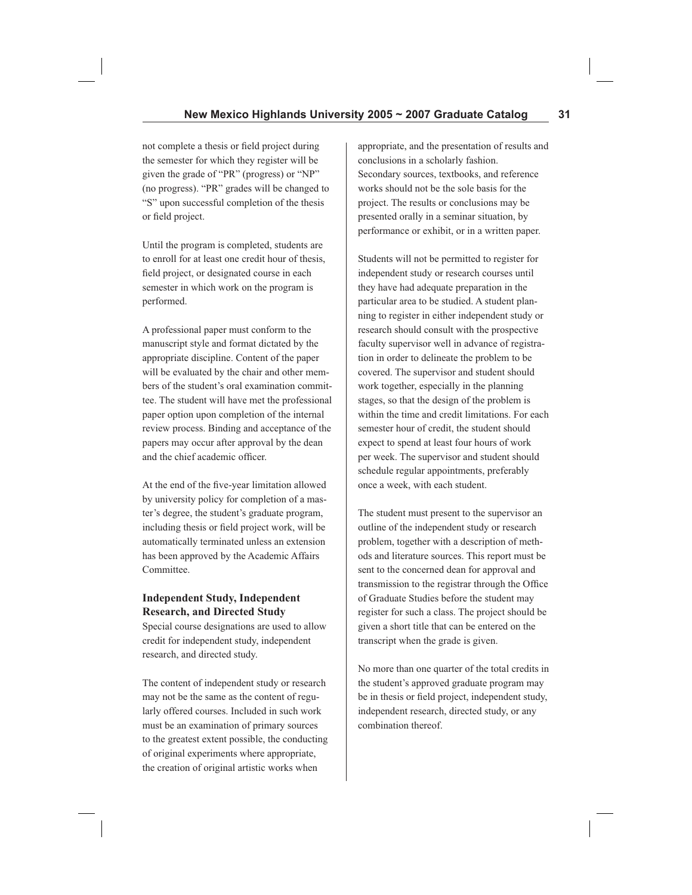not complete a thesis or field project during the semester for which they register will be given the grade of "PR" (progress) or "NP" (no progress). "PR" grades will be changed to "S" upon successful completion of the thesis or field project.

Until the program is completed, students are to enroll for at least one credit hour of thesis, field project, or designated course in each semester in which work on the program is performed.

A professional paper must conform to the manuscript style and format dictated by the appropriate discipline. Content of the paper will be evaluated by the chair and other members of the student's oral examination committee. The student will have met the professional paper option upon completion of the internal review process. Binding and acceptance of the papers may occur after approval by the dean and the chief academic officer.

At the end of the five-year limitation allowed by university policy for completion of a master's degree, the student's graduate program, including thesis or field project work, will be automatically terminated unless an extension has been approved by the Academic Affairs Committee.

### Independent Study, Independent Research, and Directed Study

Special course designations are used to allow credit for independent study, independent research, and directed study.

The content of independent study or research may not be the same as the content of regularly offered courses. Included in such work must be an examination of primary sources to the greatest extent possible, the conducting of original experiments where appropriate, the creation of original artistic works when appropriate, and the presentation of results and conclusions in a scholarly fashion. Secondary sources, textbooks, and reference works should not be the sole basis for the project. The results or conclusions may be presented orally in a seminar situation, by performance or exhibit, or in a written paper.

Students will not be permitted to register for independent study or research courses until they have had adequate preparation in the particular area to be studied. A student planning to register in either independent study or research should consult with the prospective faculty supervisor well in advance of registration in order to delineate the problem to be covered. The supervisor and student should work together, especially in the planning stages, so that the design of the problem is within the time and credit limitations. For each semester hour of credit, the student should expect to spend at least four hours of work per week. The supervisor and student should schedule regular appointments, preferably once a week, with each student.

The student must present to the supervisor an outline of the independent study or research problem, together with a description of methods and literature sources. This report must be sent to the concerned dean for approval and transmission to the registrar through the Office of Graduate Studies before the student may register for such a class. The project should be given a short title that can be entered on the transcript when the grade is given.

No more than one quarter of the total credits in the student's approved graduate program may be in thesis or field project, independent study, independent research, directed study, or any combination thereof.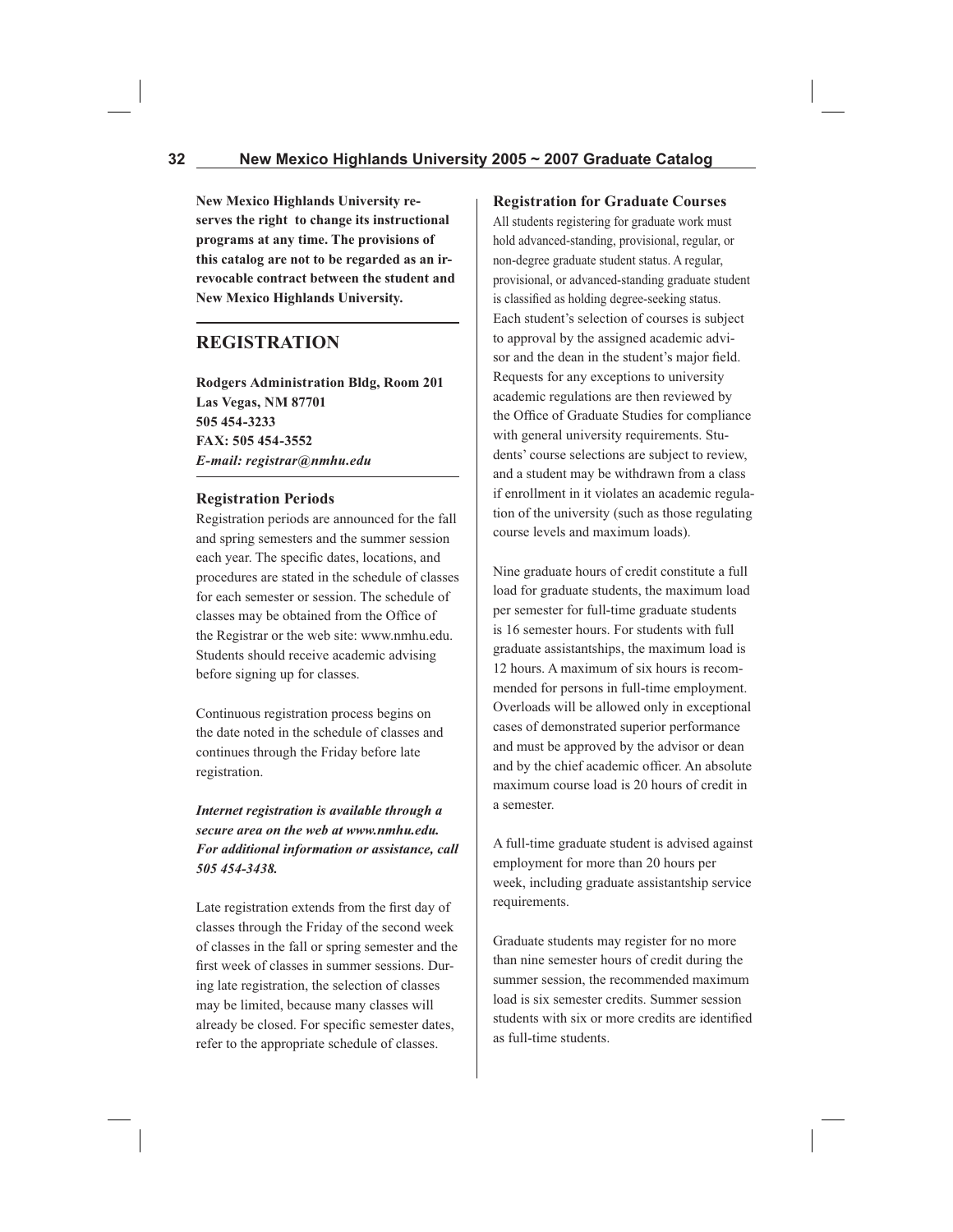**New Mexico Highlands University reserves the right to change its instructional programs at any time. The provisions of this catalog are not to be regarded as an irrevocable contract between the student and New Mexico Highlands University.**

## REGISTRATION

**Rodgers Administration Bldg, Room 201**
**Las Vegas, NM 87701**
**505 454-3233**
**FAX: 505 454-3552**
***E-mail: registrar@nmhu.edu***

### Registration Periods

Registration periods are announced for the fall and spring semesters and the summer session each year. The specific dates, locations, and procedures are stated in the schedule of classes for each semester or session. The schedule of classes may be obtained from the Office of the Registrar or the web site: www.nmhu.edu. Students should receive academic advising before signing up for classes.

Continuous registration process begins on the date noted in the schedule of classes and continues through the Friday before late registration.

***Internet registration is available through a secure area on the web at www.nmhu.edu. For additional information or assistance, call 505 454-3438.***

Late registration extends from the first day of classes through the Friday of the second week of classes in the fall or spring semester and the first week of classes in summer sessions. During late registration, the selection of classes may be limited, because many classes will already be closed. For specific semester dates, refer to the appropriate schedule of classes.

### Registration for Graduate Courses

All students registering for graduate work must hold advanced-standing, provisional, regular, or non-degree graduate student status. A regular, provisional, or advanced-standing graduate student is classified as holding degree-seeking status. Each student's selection of courses is subject to approval by the assigned academic advisor and the dean in the student's major field. Requests for any exceptions to university academic regulations are then reviewed by the Office of Graduate Studies for compliance with general university requirements. Students' course selections are subject to review, and a student may be withdrawn from a class if enrollment in it violates an academic regulation of the university (such as those regulating course levels and maximum loads).

Nine graduate hours of credit constitute a full load for graduate students, the maximum load per semester for full-time graduate students is 16 semester hours. For students with full graduate assistantships, the maximum load is 12 hours. A maximum of six hours is recommended for persons in full-time employment. Overloads will be allowed only in exceptional cases of demonstrated superior performance and must be approved by the advisor or dean and by the chief academic officer. An absolute maximum course load is 20 hours of credit in a semester.

A full-time graduate student is advised against employment for more than 20 hours per week, including graduate assistantship service requirements.

Graduate students may register for no more than nine semester hours of credit during the summer session, the recommended maximum load is six semester credits. Summer session students with six or more credits are identified as full-time students.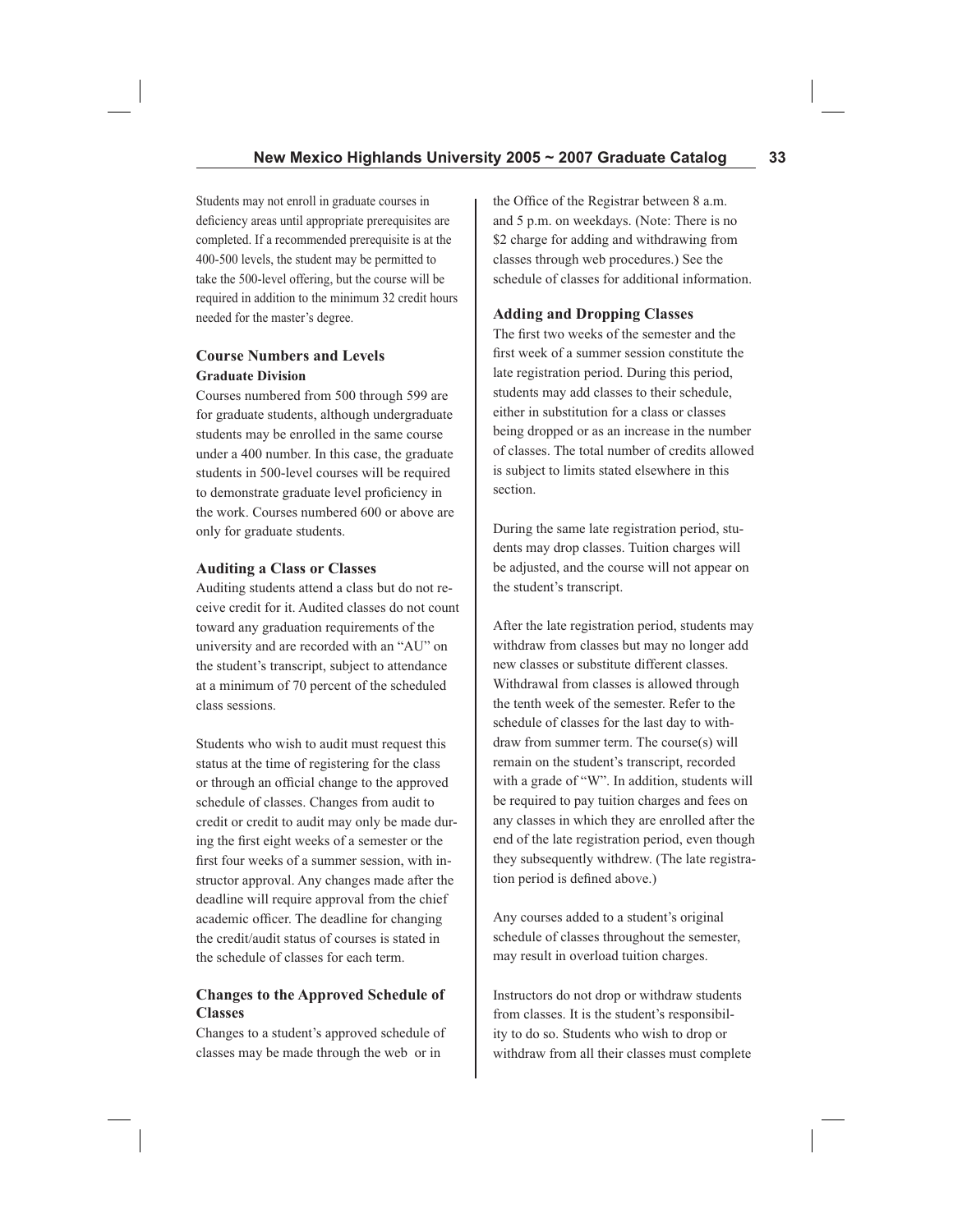Students may not enroll in graduate courses in deficiency areas until appropriate prerequisites are completed. If a recommended prerequisite is at the 400-500 levels, the student may be permitted to take the 500-level offering, but the course will be required in addition to the minimum 32 credit hours needed for the master's degree.

### Course Numbers and Levels

#### Graduate Division

Courses numbered from 500 through 599 are for graduate students, although undergraduate students may be enrolled in the same course under a 400 number. In this case, the graduate students in 500-level courses will be required to demonstrate graduate level proficiency in the work. Courses numbered 600 or above are only for graduate students.

### Auditing a Class or Classes

Auditing students attend a class but do not receive credit for it. Audited classes do not count toward any graduation requirements of the university and are recorded with an "AU" on the student's transcript, subject to attendance at a minimum of 70 percent of the scheduled class sessions.

Students who wish to audit must request this status at the time of registering for the class or through an official change to the approved schedule of classes. Changes from audit to credit or credit to audit may only be made during the first eight weeks of a semester or the first four weeks of a summer session, with instructor approval. Any changes made after the deadline will require approval from the chief academic officer. The deadline for changing the credit/audit status of courses is stated in the schedule of classes for each term.

### Changes to the Approved Schedule of Classes

Changes to a student's approved schedule of classes may be made through the web or in the Office of the Registrar between 8 a.m. and 5 p.m. on weekdays. (Note: There is no $2 charge for adding and withdrawing from classes through web procedures.) See the schedule of classes for additional information.

### Adding and Dropping Classes

The first two weeks of the semester and the first week of a summer session constitute the late registration period. During this period, students may add classes to their schedule, either in substitution for a class or classes being dropped or as an increase in the number of classes. The total number of credits allowed is subject to limits stated elsewhere in this section.

During the same late registration period, students may drop classes. Tuition charges will be adjusted, and the course will not appear on the student's transcript.

After the late registration period, students may withdraw from classes but may no longer add new classes or substitute different classes. Withdrawal from classes is allowed through the tenth week of the semester. Refer to the schedule of classes for the last day to withdraw from summer term. The course(s) will remain on the student's transcript, recorded with a grade of "W". In addition, students will be required to pay tuition charges and fees on any classes in which they are enrolled after the end of the late registration period, even though they subsequently withdrew. (The late registration period is defined above.)

Any courses added to a student's original schedule of classes throughout the semester, may result in overload tuition charges.

Instructors do not drop or withdraw students from classes. It is the student's responsibility to do so. Students who wish to drop or withdraw from all their classes must complete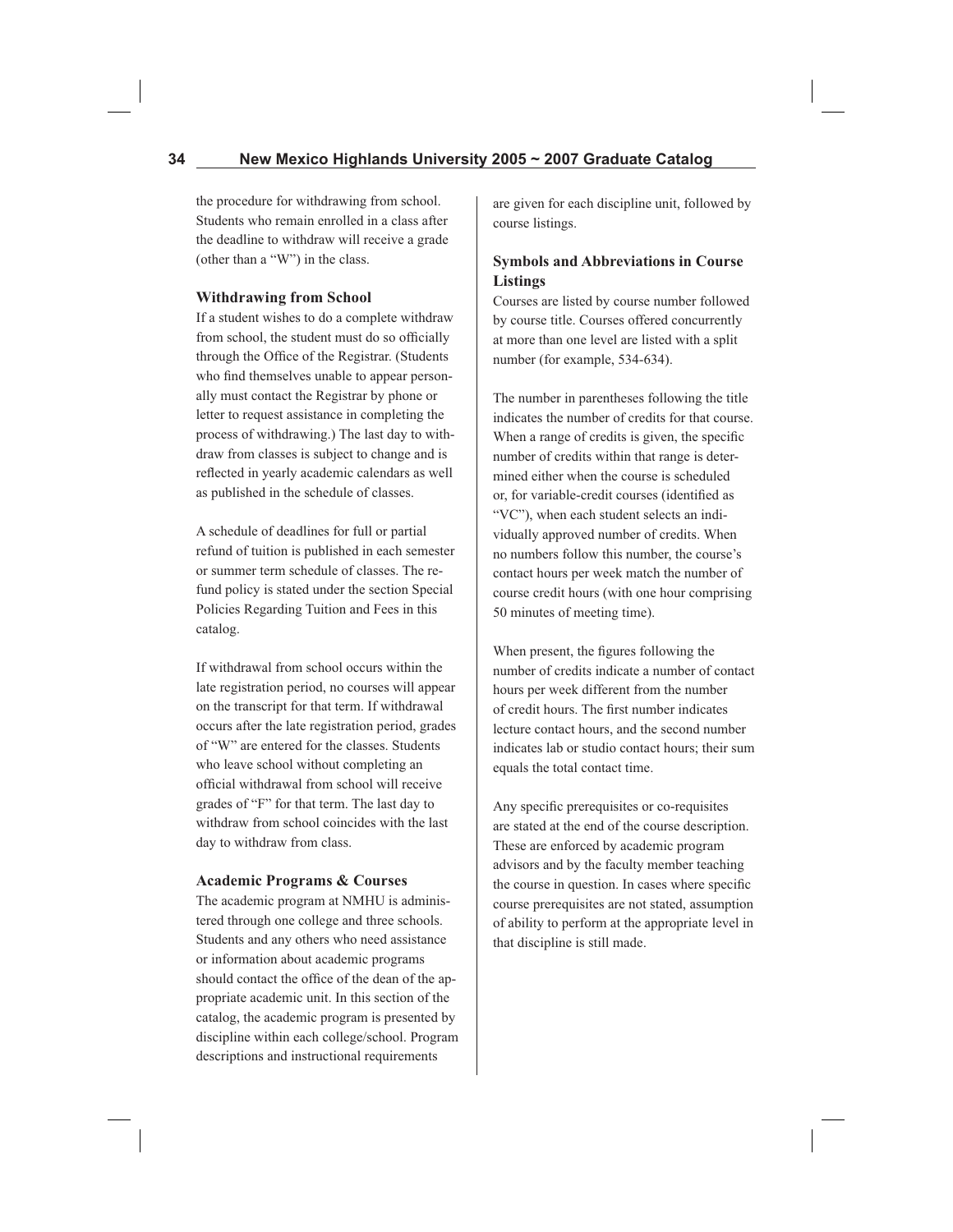the procedure for withdrawing from school. Students who remain enrolled in a class after the deadline to withdraw will receive a grade (other than a "W") in the class.

### Withdrawing from School

If a student wishes to do a complete withdraw from school, the student must do so officially through the Office of the Registrar. (Students who find themselves unable to appear personally must contact the Registrar by phone or letter to request assistance in completing the process of withdrawing.) The last day to withdraw from classes is subject to change and is reflected in yearly academic calendars as well as published in the schedule of classes.

A schedule of deadlines for full or partial refund of tuition is published in each semester or summer term schedule of classes. The refund policy is stated under the section Special Policies Regarding Tuition and Fees in this catalog.

If withdrawal from school occurs within the late registration period, no courses will appear on the transcript for that term. If withdrawal occurs after the late registration period, grades of "W" are entered for the classes. Students who leave school without completing an official withdrawal from school will receive grades of "F" for that term. The last day to withdraw from school coincides with the last day to withdraw from class.

### Academic Programs & Courses

The academic program at NMHU is administered through one college and three schools. Students and any others who need assistance or information about academic programs should contact the office of the dean of the appropriate academic unit. In this section of the catalog, the academic program is presented by discipline within each college/school. Program descriptions and instructional requirements are given for each discipline unit, followed by course listings.

### Symbols and Abbreviations in Course Listings

Courses are listed by course number followed by course title. Courses offered concurrently at more than one level are listed with a split number (for example, 534-634).

The number in parentheses following the title indicates the number of credits for that course. When a range of credits is given, the specific number of credits within that range is determined either when the course is scheduled or, for variable-credit courses (identified as "VC"), when each student selects an individually approved number of credits. When no numbers follow this number, the course's contact hours per week match the number of course credit hours (with one hour comprising 50 minutes of meeting time).

When present, the figures following the number of credits indicate a number of contact hours per week different from the number of credit hours. The first number indicates lecture contact hours, and the second number indicates lab or studio contact hours; their sum equals the total contact time.

Any specific prerequisites or co-requisites are stated at the end of the course description. These are enforced by academic program advisors and by the faculty member teaching the course in question. In cases where specific course prerequisites are not stated, assumption of ability to perform at the appropriate level in that discipline is still made.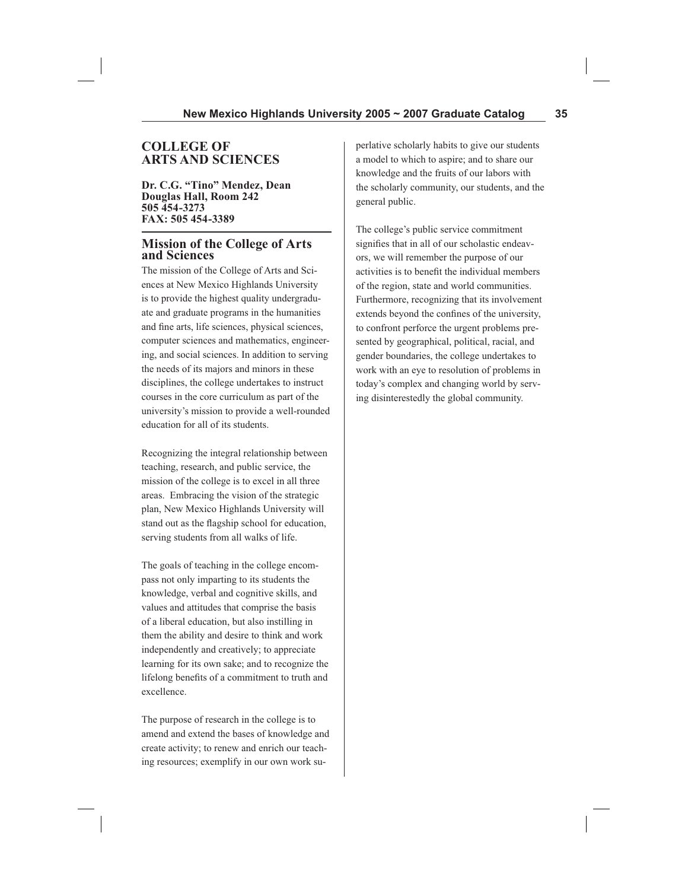# COLLEGE OF ARTS AND SCIENCES

**Dr. C.G. "Tino" Mendez, Dean**
**Douglas Hall, Room 242**
**505 454-3273**
**FAX: 505 454-3389**

## Mission of the College of Arts and Sciences

The mission of the College of Arts and Sciences at New Mexico Highlands University is to provide the highest quality undergraduate and graduate programs in the humanities and fine arts, life sciences, physical sciences, computer sciences and mathematics, engineering, and social sciences. In addition to serving the needs of its majors and minors in these disciplines, the college undertakes to instruct courses in the core curriculum as part of the university's mission to provide a well-rounded education for all of its students.

Recognizing the integral relationship between teaching, research, and public service, the mission of the college is to excel in all three areas. Embracing the vision of the strategic plan, New Mexico Highlands University will stand out as the flagship school for education, serving students from all walks of life.

The goals of teaching in the college encompass not only imparting to its students the knowledge, verbal and cognitive skills, and values and attitudes that comprise the basis of a liberal education, but also instilling in them the ability and desire to think and work independently and creatively; to appreciate learning for its own sake; and to recognize the lifelong benefits of a commitment to truth and excellence.

The purpose of research in the college is to amend and extend the bases of knowledge and create activity; to renew and enrich our teaching resources; exemplify in our own work superlative scholarly habits to give our students a model to which to aspire; and to share our knowledge and the fruits of our labors with the scholarly community, our students, and the general public.

The college's public service commitment signifies that in all of our scholastic endeavors, we will remember the purpose of our activities is to benefit the individual members of the region, state and world communities. Furthermore, recognizing that its involvement extends beyond the confines of the university, to confront perforce the urgent problems presented by geographical, political, racial, and gender boundaries, the college undertakes to work with an eye to resolution of problems in today's complex and changing world by serving disinterestedly the global community.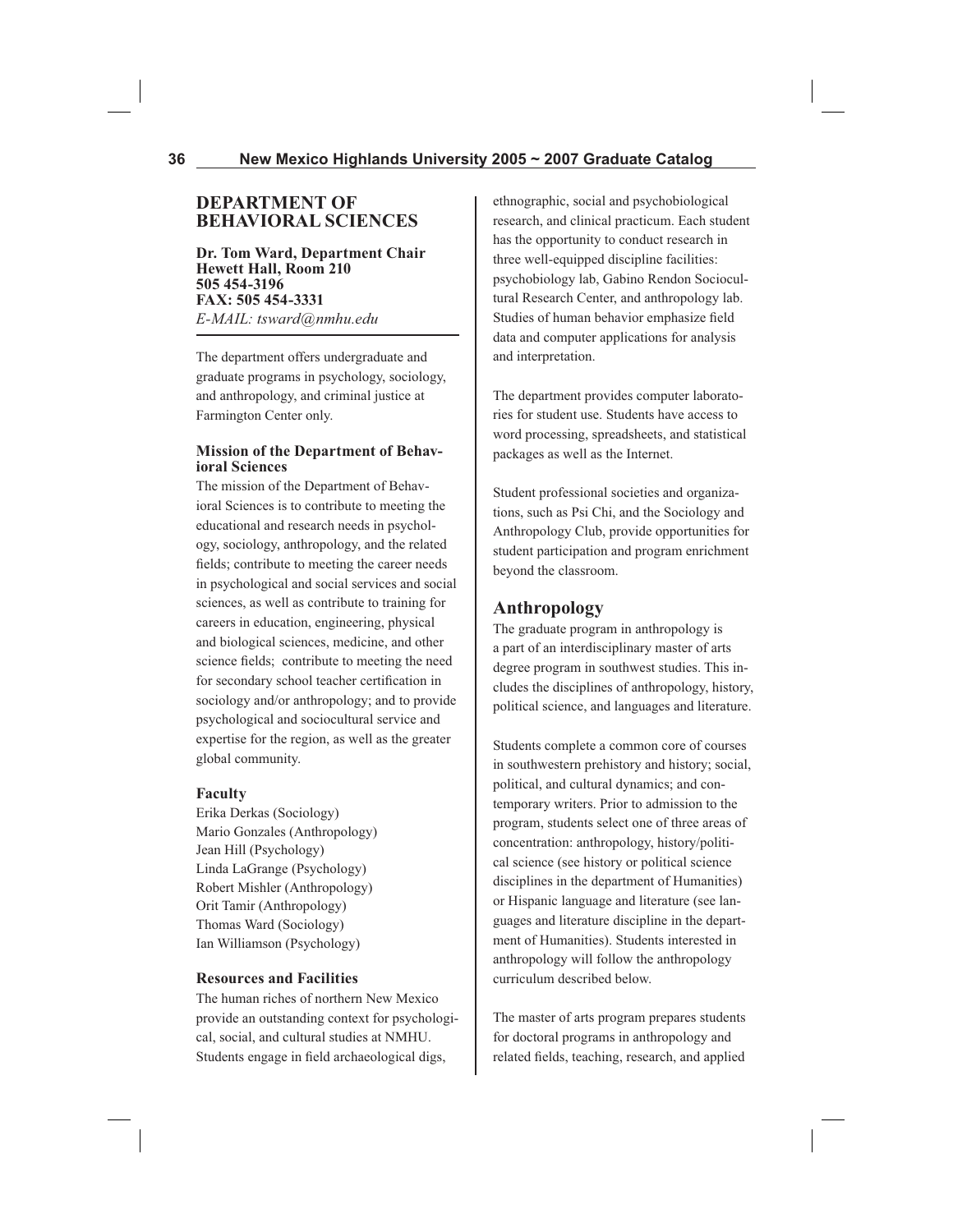## DEPARTMENT OF BEHAVIORAL SCIENCES

**Dr. Tom Ward, Department Chair**
**Hewett Hall, Room 210**
**505 454-3196**
**FAX: 505 454-3331**
*E-MAIL: tsward@nmhu.edu*

The department offers undergraduate and graduate programs in psychology, sociology, and anthropology, and criminal justice at Farmington Center only.

### Mission of the Department of Behavioral Sciences

The mission of the Department of Behavioral Sciences is to contribute to meeting the educational and research needs in psychology, sociology, anthropology, and the related fields; contribute to meeting the career needs in psychological and social services and social sciences, as well as contribute to training for careers in education, engineering, physical and biological sciences, medicine, and other science fields; contribute to meeting the need for secondary school teacher certification in sociology and/or anthropology; and to provide psychological and sociocultural service and expertise for the region, as well as the greater global community.

### Faculty

Erika Derkas (Sociology)
Mario Gonzales (Anthropology)
Jean Hill (Psychology)
Linda LaGrange (Psychology)
Robert Mishler (Anthropology)
Orit Tamir (Anthropology)
Thomas Ward (Sociology)
Ian Williamson (Psychology)

### Resources and Facilities

The human riches of northern New Mexico provide an outstanding context for psychological, social, and cultural studies at NMHU. Students engage in field archaeological digs, ethnographic, social and psychobiological research, and clinical practicum. Each student has the opportunity to conduct research in three well-equipped discipline facilities: psychobiology lab, Gabino Rendon Sociocultural Research Center, and anthropology lab. Studies of human behavior emphasize field data and computer applications for analysis and interpretation.

The department provides computer laboratories for student use. Students have access to word processing, spreadsheets, and statistical packages as well as the Internet.

Student professional societies and organizations, such as Psi Chi, and the Sociology and Anthropology Club, provide opportunities for student participation and program enrichment beyond the classroom.

## Anthropology

The graduate program in anthropology is a part of an interdisciplinary master of arts degree program in southwest studies. This includes the disciplines of anthropology, history, political science, and languages and literature.

Students complete a common core of courses in southwestern prehistory and history; social, political, and cultural dynamics; and contemporary writers. Prior to admission to the program, students select one of three areas of concentration: anthropology, history/political science (see history or political science disciplines in the department of Humanities) or Hispanic language and literature (see languages and literature discipline in the department of Humanities). Students interested in anthropology will follow the anthropology curriculum described below.

The master of arts program prepares students for doctoral programs in anthropology and related fields, teaching, research, and applied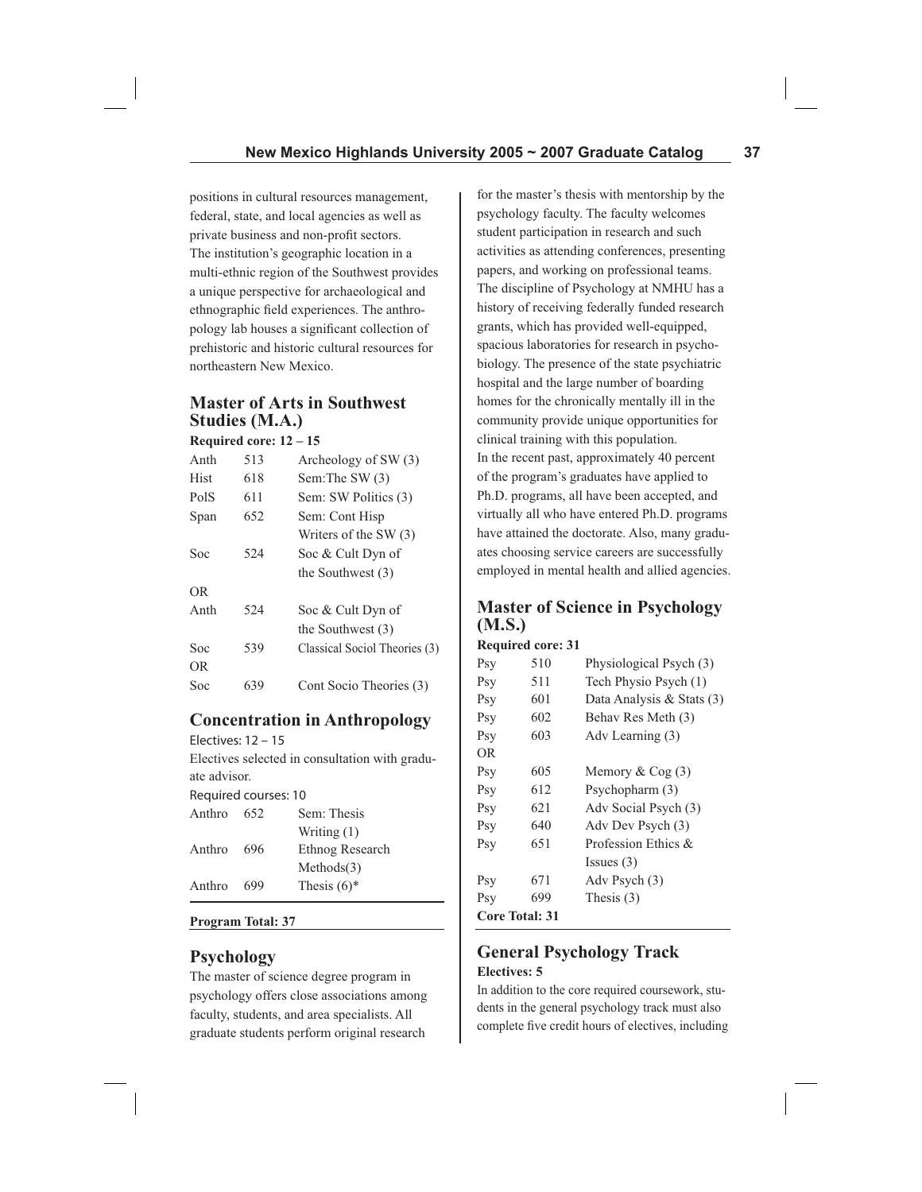positions in cultural resources management, federal, state, and local agencies as well as private business and non-profit sectors. The institution's geographic location in a multi-ethnic region of the Southwest provides a unique perspective for archaeological and ethnographic field experiences. The anthropology lab houses a significant collection of prehistoric and historic cultural resources for northeastern New Mexico.

## Master of Arts in Southwest Studies (M.A.)

**Required core: 12 – 15**

| | | |
|---|---|---|
| Anth | 513 | Archeology of SW (3) |
| Hist | 618 | Sem:The SW (3) |
| PolS | 611 | Sem: SW Politics (3) |
| Span | 652 | Sem: Cont Hisp Writers of the SW (3) |
| Soc | 524 | Soc & Cult Dyn of the Southwest (3) |
| OR | | |
| Anth | 524 | Soc & Cult Dyn of the Southwest (3) |
| Soc | 539 | Classical Sociol Theories (3) |
| OR | | |
| Soc | 639 | Cont Socio Theories (3) |

## Concentration in Anthropology

Electives: 12 – 15

Electives selected in consultation with graduate advisor.

Required courses: 10

| | | |
|---|---|---|
| Anthro | 652 | Sem: Thesis Writing (1) |
| Anthro | 696 | Ethnog Research Methods(3) |
| Anthro | 699 | Thesis (6)* |

**Program Total: 37**

## Psychology

The master of science degree program in psychology offers close associations among faculty, students, and area specialists. All graduate students perform original research for the master's thesis with mentorship by the psychology faculty. The faculty welcomes student participation in research and such activities as attending conferences, presenting papers, and working on professional teams. The discipline of Psychology at NMHU has a history of receiving federally funded research grants, which has provided well-equipped, spacious laboratories for research in psychobiology. The presence of the state psychiatric hospital and the large number of boarding homes for the chronically mentally ill in the community provide unique opportunities for clinical training with this population.

In the recent past, approximately 40 percent of the program's graduates have applied to Ph.D. programs, all have been accepted, and virtually all who have entered Ph.D. programs have attained the doctorate. Also, many graduates choosing service careers are successfully employed in mental health and allied agencies.

## Master of Science in Psychology (M.S.)

**Required core: 31**

| | | |
|---|---|---|
| Psy | 510 | Physiological Psych (3) |
| Psy | 511 | Tech Physio Psych (1) |
| Psy | 601 | Data Analysis & Stats (3) |
| Psy | 602 | Behav Res Meth (3) |
| Psy | 603 | Adv Learning (3) |
| OR | | |
| Psy | 605 | Memory & Cog (3) |
| Psy | 612 | Psychopharm (3) |
| Psy | 621 | Adv Social Psych (3) |
| Psy | 640 | Adv Dev Psych (3) |
| Psy | 651 | Profession Ethics & Issues (3) |
| Psy | 671 | Adv Psych (3) |
| Psy | 699 | Thesis (3) |

**Core Total: 31**

## General Psychology Track

**Electives: 5**

In addition to the core required coursework, students in the general psychology track must also complete five credit hours of electives, including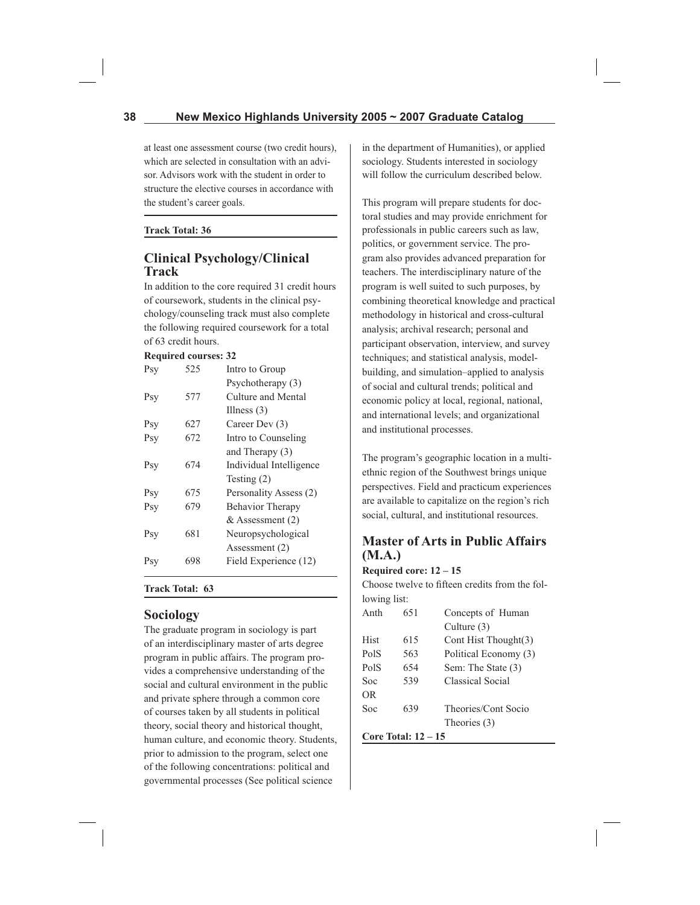at least one assessment course (two credit hours), which are selected in consultation with an advisor. Advisors work with the student in order to structure the elective courses in accordance with the student's career goals.

**Track Total: 36**

## Clinical Psychology/Clinical Track

In addition to the core required 31 credit hours of coursework, students in the clinical psychology/counseling track must also complete the following required coursework for a total of 63 credit hours.

**Required courses: 32**

| | | |
|---|---|---|
| Psy | 525 | Intro to Group Psychotherapy (3) |
| Psy | 577 | Culture and Mental Illness (3) |
| Psy | 627 | Career Dev (3) |
| Psy | 672 | Intro to Counseling and Therapy (3) |
| Psy | 674 | Individual Intelligence Testing (2) |
| Psy | 675 | Personality Assess (2) |
| Psy | 679 | Behavior Therapy & Assessment (2) |
| Psy | 681 | Neuropsychological Assessment (2) |
| Psy | 698 | Field Experience (12) |

**Track Total: 63**

## Sociology

The graduate program in sociology is part of an interdisciplinary master of arts degree program in public affairs. The program provides a comprehensive understanding of the social and cultural environment in the public and private sphere through a common core of courses taken by all students in political theory, social theory and historical thought, human culture, and economic theory. Students, prior to admission to the program, select one of the following concentrations: political and governmental processes (See political science in the department of Humanities), or applied sociology. Students interested in sociology will follow the curriculum described below.

This program will prepare students for doctoral studies and may provide enrichment for professionals in public careers such as law, politics, or government service. The program also provides advanced preparation for teachers. The interdisciplinary nature of the program is well suited to such purposes, by combining theoretical knowledge and practical methodology in historical and cross-cultural analysis; archival research; personal and participant observation, interview, and survey techniques; and statistical analysis, model-building, and simulation–applied to analysis of social and cultural trends; political and economic policy at local, regional, national, and international levels; and organizational and institutional processes.

The program's geographic location in a multi-ethnic region of the Southwest brings unique perspectives. Field and practicum experiences are available to capitalize on the region's rich social, cultural, and institutional resources.

## Master of Arts in Public Affairs (M.A.)

**Required core: 12 – 15**

Choose twelve to fifteen credits from the following list:

| | | |
|---|---|---|
| Anth | 651 | Concepts of Human Culture (3) |
| Hist | 615 | Cont Hist Thought(3) |
| PolS | 563 | Political Economy (3) |
| PolS | 654 | Sem: The State (3) |
| Soc | 539 | Classical Social |
| OR | | |
| Soc | 639 | Theories/Cont Socio Theories (3) |

**Core Total: 12 – 15**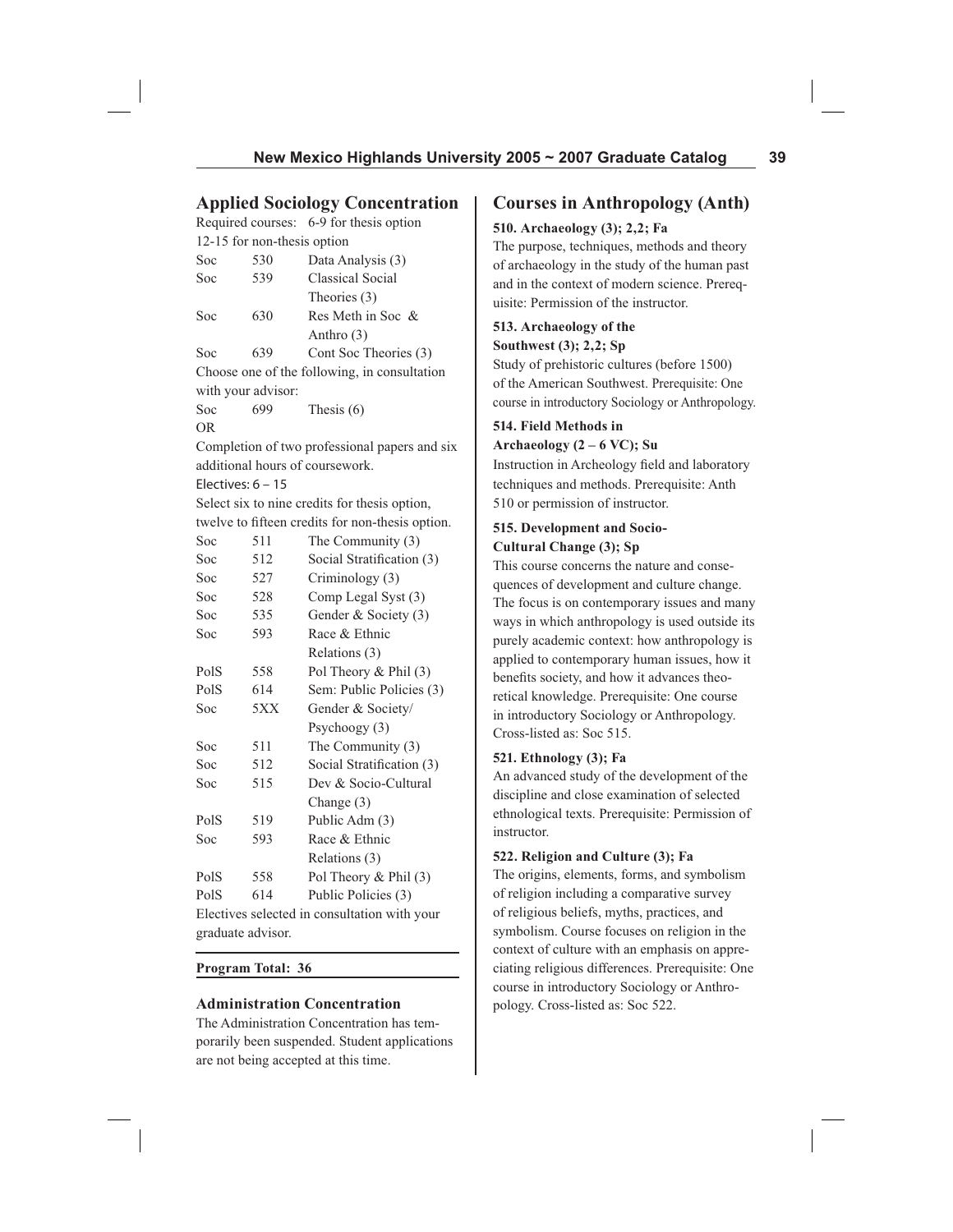## Applied Sociology Concentration

Required courses: 6-9 for thesis option
12-15 for non-thesis option

| | | |
|---|---|---|
| Soc | 530 | Data Analysis (3) |
| Soc | 539 | Classical Social Theories (3) |
| Soc | 630 | Res Meth in Soc & Anthro (3) |
| Soc | 639 | Cont Soc Theories (3) |

Choose one of the following, in consultation with your advisor:

| | | |
|---|---|---|
| Soc | 699 | Thesis (6) |

OR

Completion of two professional papers and six additional hours of coursework.

Electives: 6 – 15

Select six to nine credits for thesis option, twelve to fifteen credits for non-thesis option.

| | | |
|---|---|---|
| Soc | 511 | The Community (3) |
| Soc | 512 | Social Stratification (3) |
| Soc | 527 | Criminology (3) |
| Soc | 528 | Comp Legal Syst (3) |
| Soc | 535 | Gender & Society (3) |
| Soc | 593 | Race & Ethnic Relations (3) |
| PolS | 558 | Pol Theory & Phil (3) |
| PolS | 614 | Sem: Public Policies (3) |
| Soc | 5XX | Gender & Society/ Psychoogy (3) |
| Soc | 511 | The Community (3) |
| Soc | 512 | Social Stratification (3) |
| Soc | 515 | Dev & Socio-Cultural Change (3) |
| PolS | 519 | Public Adm (3) |
| Soc | 593 | Race & Ethnic Relations (3) |
| PolS | 558 | Pol Theory & Phil (3) |
| PolS | 614 | Public Policies (3) |

Electives selected in consultation with your graduate advisor.

**Program Total: 36**

### Administration Concentration

The Administration Concentration has temporarily been suspended. Student applications are not being accepted at this time.

## Courses in Anthropology (Anth)

**510. Archaeology (3); 2,2; Fa**
The purpose, techniques, methods and theory of archaeology in the study of the human past and in the context of modern science. Prerequisite: Permission of the instructor.

**513. Archaeology of the Southwest (3); 2,2; Sp**
Study of prehistoric cultures (before 1500) of the American Southwest. Prerequisite: One course in introductory Sociology or Anthropology.

**514. Field Methods in Archaeology (2 – 6 VC); Su**
Instruction in Archeology field and laboratory techniques and methods. Prerequisite: Anth 510 or permission of instructor.

**515. Development and Socio-Cultural Change (3); Sp**
This course concerns the nature and consequences of development and culture change. The focus is on contemporary issues and many ways in which anthropology is used outside its purely academic context: how anthropology is applied to contemporary human issues, how it benefits society, and how it advances theoretical knowledge. Prerequisite: One course in introductory Sociology or Anthropology. Cross-listed as: Soc 515.

**521. Ethnology (3); Fa**
An advanced study of the development of the discipline and close examination of selected ethnological texts. Prerequisite: Permission of instructor.

**522. Religion and Culture (3); Fa**
The origins, elements, forms, and symbolism of religion including a comparative survey of religious beliefs, myths, practices, and symbolism. Course focuses on religion in the context of culture with an emphasis on appreciating religious differences. Prerequisite: One course in introductory Sociology or Anthropology. Cross-listed as: Soc 522.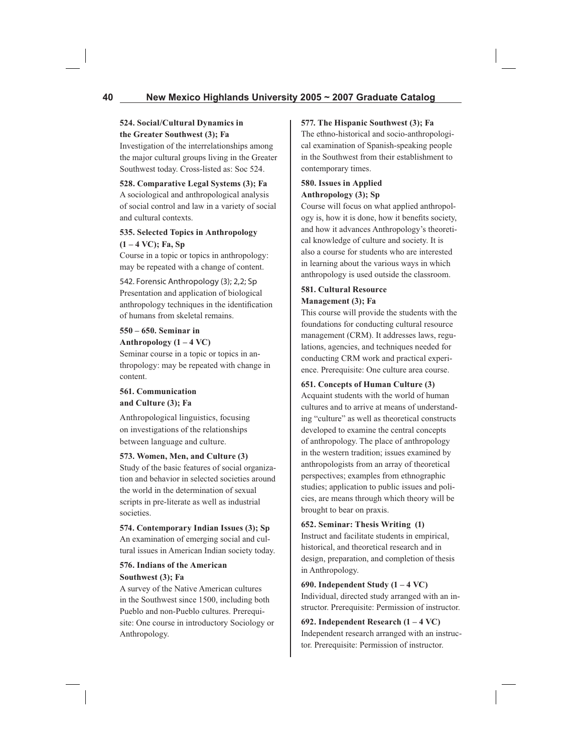**524. Social/Cultural Dynamics in the Greater Southwest (3); Fa**
Investigation of the interrelationships among the major cultural groups living in the Greater Southwest today. Cross-listed as: Soc 524.

**528. Comparative Legal Systems (3); Fa**
A sociological and anthropological analysis of social control and law in a variety of social and cultural contexts.

**535. Selected Topics in Anthropology (1 – 4 VC); Fa, Sp**
Course in a topic or topics in anthropology: may be repeated with a change of content.

542. Forensic Anthropology (3); 2,2; Sp
Presentation and application of biological anthropology techniques in the identification of humans from skeletal remains.

**550 – 650. Seminar in Anthropology (1 – 4 VC)**
Seminar course in a topic or topics in anthropology: may be repeated with change in content.

**561. Communication and Culture (3); Fa**
Anthropological linguistics, focusing on investigations of the relationships between language and culture.

**573. Women, Men, and Culture (3)**
Study of the basic features of social organization and behavior in selected societies around the world in the determination of sexual scripts in pre-literate as well as industrial societies.

**574. Contemporary Indian Issues (3); Sp**
An examination of emerging social and cultural issues in American Indian society today.

**576. Indians of the American Southwest (3); Fa**
A survey of the Native American cultures in the Southwest since 1500, including both Pueblo and non-Pueblo cultures. Prerequisite: One course in introductory Sociology or Anthropology.

**577. The Hispanic Southwest (3); Fa**
The ethno-historical and socio-anthropological examination of Spanish-speaking people in the Southwest from their establishment to contemporary times.

**580. Issues in Applied Anthropology (3); Sp**
Course will focus on what applied anthropology is, how it is done, how it benefits society, and how it advances Anthropology's theoretical knowledge of culture and society. It is also a course for students who are interested in learning about the various ways in which anthropology is used outside the classroom.

**581. Cultural Resource Management (3); Fa**
This course will provide the students with the foundations for conducting cultural resource management (CRM). It addresses laws, regulations, agencies, and techniques needed for conducting CRM work and practical experience. Prerequisite: One culture area course.

**651. Concepts of Human Culture (3)**
Acquaint students with the world of human cultures and to arrive at means of understanding "culture" as well as theoretical constructs developed to examine the central concepts of anthropology. The place of anthropology in the western tradition; issues examined by anthropologists from an array of theoretical perspectives; examples from ethnographic studies; application to public issues and policies, are means through which theory will be brought to bear on praxis.

**652. Seminar: Thesis Writing (1)**
Instruct and facilitate students in empirical, historical, and theoretical research and in design, preparation, and completion of thesis in Anthropology.

**690. Independent Study (1 – 4 VC)**
Individual, directed study arranged with an instructor. Prerequisite: Permission of instructor.

**692. Independent Research (1 – 4 VC)**
Independent research arranged with an instructor. Prerequisite: Permission of instructor.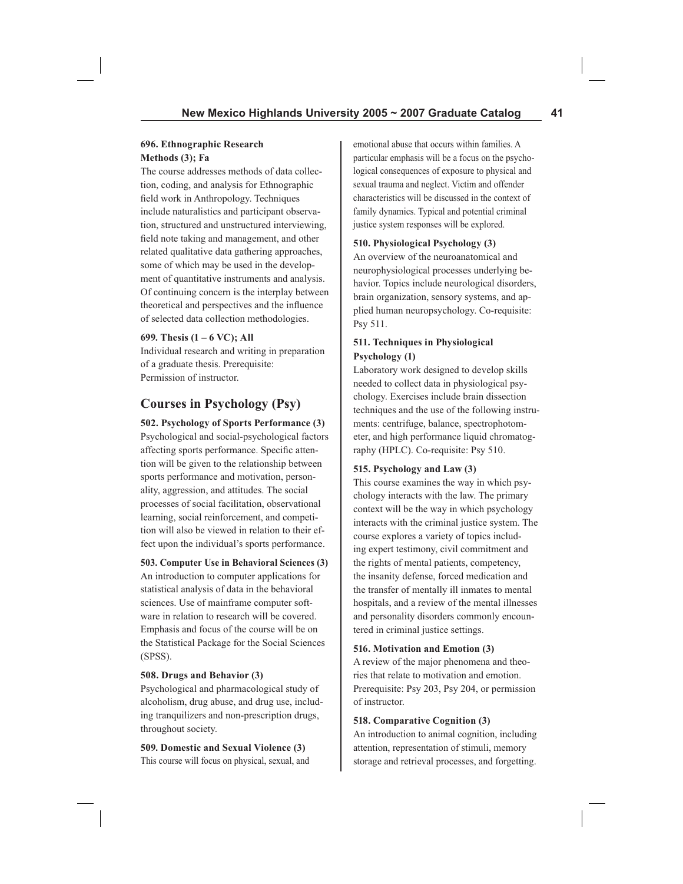**696. Ethnographic Research Methods (3); Fa**

The course addresses methods of data collection, coding, and analysis for Ethnographic field work in Anthropology. Techniques include naturalistics and participant observation, structured and unstructured interviewing, field note taking and management, and other related qualitative data gathering approaches, some of which may be used in the development of quantitative instruments and analysis. Of continuing concern is the interplay between theoretical and perspectives and the influence of selected data collection methodologies.

**699. Thesis (1 – 6 VC); All**

Individual research and writing in preparation of a graduate thesis. Prerequisite: Permission of instructor.

## Courses in Psychology (Psy)

**502. Psychology of Sports Performance (3)**

Psychological and social-psychological factors affecting sports performance. Specific attention will be given to the relationship between sports performance and motivation, personality, aggression, and attitudes. The social processes of social facilitation, observational learning, social reinforcement, and competition will also be viewed in relation to their effect upon the individual's sports performance.

**503. Computer Use in Behavioral Sciences (3)**

An introduction to computer applications for statistical analysis of data in the behavioral sciences. Use of mainframe computer software in relation to research will be covered. Emphasis and focus of the course will be on the Statistical Package for the Social Sciences (SPSS).

**508. Drugs and Behavior (3)**

Psychological and pharmacological study of alcoholism, drug abuse, and drug use, including tranquilizers and non-prescription drugs, throughout society.

**509. Domestic and Sexual Violence (3)**

This course will focus on physical, sexual, and emotional abuse that occurs within families. A particular emphasis will be a focus on the psychological consequences of exposure to physical and sexual trauma and neglect. Victim and offender characteristics will be discussed in the context of family dynamics. Typical and potential criminal justice system responses will be explored.

**510. Physiological Psychology (3)**

An overview of the neuroanatomical and neurophysiological processes underlying behavior. Topics include neurological disorders, brain organization, sensory systems, and applied human neuropsychology. Co-requisite: Psy 511.

**511. Techniques in Physiological Psychology (1)**

Laboratory work designed to develop skills needed to collect data in physiological psychology. Exercises include brain dissection techniques and the use of the following instruments: centrifuge, balance, spectrophotometer, and high performance liquid chromatography (HPLC). Co-requisite: Psy 510.

**515. Psychology and Law (3)**

This course examines the way in which psychology interacts with the law. The primary context will be the way in which psychology interacts with the criminal justice system. The course explores a variety of topics including expert testimony, civil commitment and the rights of mental patients, competency, the insanity defense, forced medication and the transfer of mentally ill inmates to mental hospitals, and a review of the mental illnesses and personality disorders commonly encountered in criminal justice settings.

**516. Motivation and Emotion (3)**

A review of the major phenomena and theories that relate to motivation and emotion. Prerequisite: Psy 203, Psy 204, or permission of instructor.

**518. Comparative Cognition (3)**

An introduction to animal cognition, including attention, representation of stimuli, memory storage and retrieval processes, and forgetting.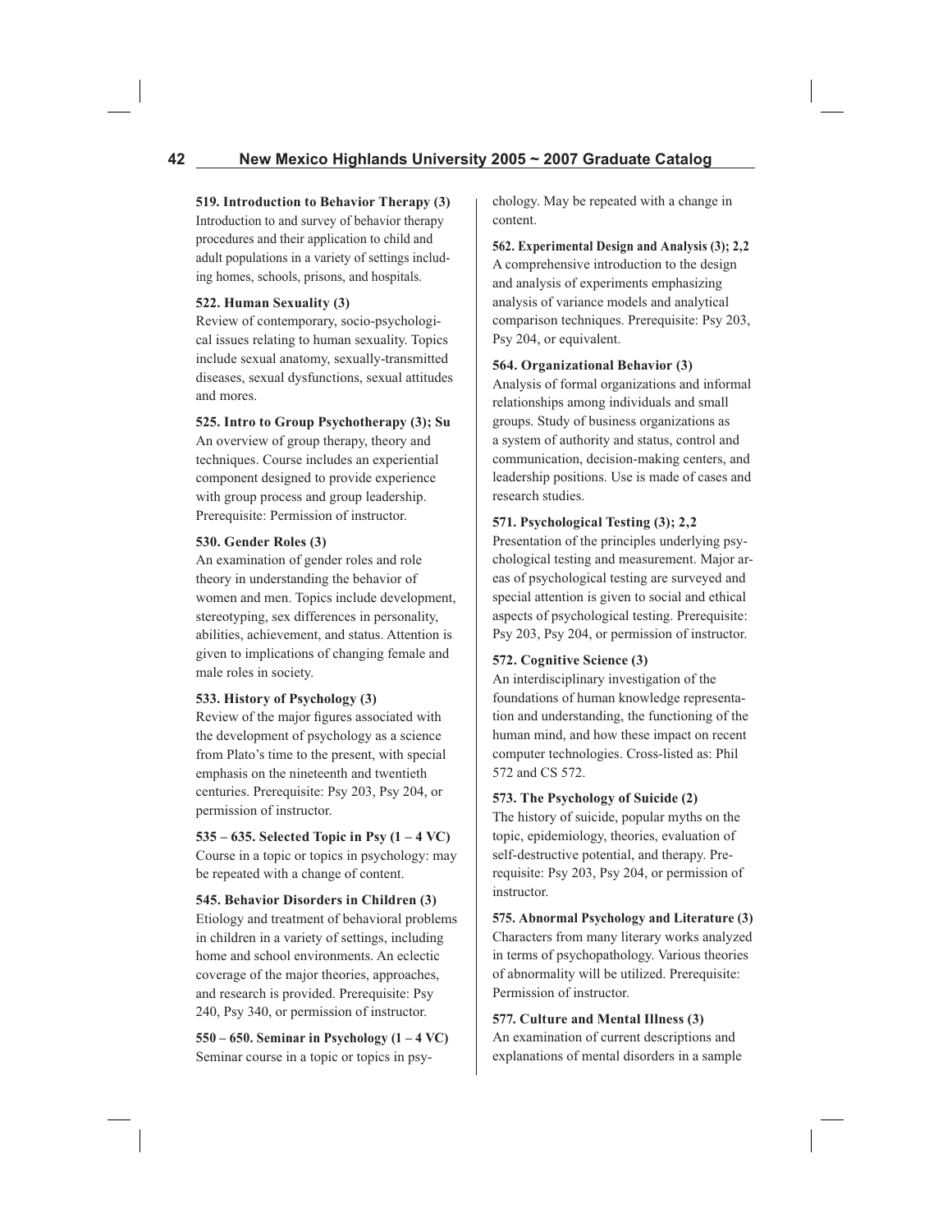**519. Introduction to Behavior Therapy (3)**
Introduction to and survey of behavior therapy procedures and their application to child and adult populations in a variety of settings including homes, schools, prisons, and hospitals.

**522. Human Sexuality (3)**
Review of contemporary, socio-psychological issues relating to human sexuality. Topics include sexual anatomy, sexually-transmitted diseases, sexual dysfunctions, sexual attitudes and mores.

**525. Intro to Group Psychotherapy (3); Su**
An overview of group therapy, theory and techniques. Course includes an experiential component designed to provide experience with group process and group leadership. Prerequisite: Permission of instructor.

**530. Gender Roles (3)**
An examination of gender roles and role theory in understanding the behavior of women and men. Topics include development, stereotyping, sex differences in personality, abilities, achievement, and status. Attention is given to implications of changing female and male roles in society.

**533. History of Psychology (3)**
Review of the major figures associated with the development of psychology as a science from Plato's time to the present, with special emphasis on the nineteenth and twentieth centuries. Prerequisite: Psy 203, Psy 204, or permission of instructor.

**535 – 635. Selected Topic in Psy (1 – 4 VC)**
Course in a topic or topics in psychology: may be repeated with a change of content.

**545. Behavior Disorders in Children (3)**
Etiology and treatment of behavioral problems in children in a variety of settings, including home and school environments. An eclectic coverage of the major theories, approaches, and research is provided. Prerequisite: Psy 240, Psy 340, or permission of instructor.

**550 – 650. Seminar in Psychology (1 – 4 VC)**
Seminar course in a topic or topics in psychology. May be repeated with a change in content.

**562. Experimental Design and Analysis (3); 2,2**
A comprehensive introduction to the design and analysis of experiments emphasizing analysis of variance models and analytical comparison techniques. Prerequisite: Psy 203, Psy 204, or equivalent.

**564. Organizational Behavior (3)**
Analysis of formal organizations and informal relationships among individuals and small groups. Study of business organizations as a system of authority and status, control and communication, decision-making centers, and leadership positions. Use is made of cases and research studies.

**571. Psychological Testing (3); 2,2**
Presentation of the principles underlying psychological testing and measurement. Major areas of psychological testing are surveyed and special attention is given to social and ethical aspects of psychological testing. Prerequisite: Psy 203, Psy 204, or permission of instructor.

**572. Cognitive Science (3)**
An interdisciplinary investigation of the foundations of human knowledge representation and understanding, the functioning of the human mind, and how these impact on recent computer technologies. Cross-listed as: Phil 572 and CS 572.

**573. The Psychology of Suicide (2)**
The history of suicide, popular myths on the topic, epidemiology, theories, evaluation of self-destructive potential, and therapy. Prerequisite: Psy 203, Psy 204, or permission of instructor.

**575. Abnormal Psychology and Literature (3)**
Characters from many literary works analyzed in terms of psychopathology. Various theories of abnormality will be utilized. Prerequisite: Permission of instructor.

**577. Culture and Mental Illness (3)**
An examination of current descriptions and explanations of mental disorders in a sample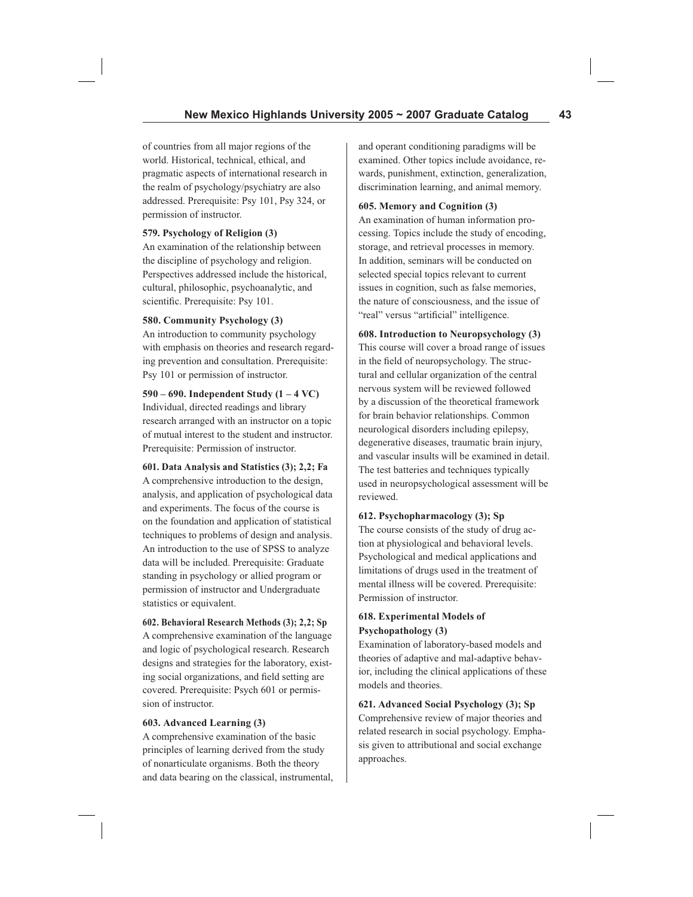of countries from all major regions of the world. Historical, technical, ethical, and pragmatic aspects of international research in the realm of psychology/psychiatry are also addressed. Prerequisite: Psy 101, Psy 324, or permission of instructor.

**579. Psychology of Religion (3)**
An examination of the relationship between the discipline of psychology and religion. Perspectives addressed include the historical, cultural, philosophic, psychoanalytic, and scientific. Prerequisite: Psy 101.

**580. Community Psychology (3)**
An introduction to community psychology with emphasis on theories and research regarding prevention and consultation. Prerequisite: Psy 101 or permission of instructor.

**590 – 690. Independent Study (1 – 4 VC)**
Individual, directed readings and library research arranged with an instructor on a topic of mutual interest to the student and instructor. Prerequisite: Permission of instructor.

**601. Data Analysis and Statistics (3); 2,2; Fa**
A comprehensive introduction to the design, analysis, and application of psychological data and experiments. The focus of the course is on the foundation and application of statistical techniques to problems of design and analysis. An introduction to the use of SPSS to analyze data will be included. Prerequisite: Graduate standing in psychology or allied program or permission of instructor and Undergraduate statistics or equivalent.

**602. Behavioral Research Methods (3); 2,2; Sp**
A comprehensive examination of the language and logic of psychological research. Research designs and strategies for the laboratory, existing social organizations, and field setting are covered. Prerequisite: Psych 601 or permission of instructor.

**603. Advanced Learning (3)**
A comprehensive examination of the basic principles of learning derived from the study of nonarticulate organisms. Both the theory and data bearing on the classical, instrumental, and operant conditioning paradigms will be examined. Other topics include avoidance, rewards, punishment, extinction, generalization, discrimination learning, and animal memory.

**605. Memory and Cognition (3)**
An examination of human information processing. Topics include the study of encoding, storage, and retrieval processes in memory. In addition, seminars will be conducted on selected special topics relevant to current issues in cognition, such as false memories, the nature of consciousness, and the issue of "real" versus "artificial" intelligence.

**608. Introduction to Neuropsychology (3)**
This course will cover a broad range of issues in the field of neuropsychology. The structural and cellular organization of the central nervous system will be reviewed followed by a discussion of the theoretical framework for brain behavior relationships. Common neurological disorders including epilepsy, degenerative diseases, traumatic brain injury, and vascular insults will be examined in detail. The test batteries and techniques typically used in neuropsychological assessment will be reviewed.

**612. Psychopharmacology (3); Sp**
The course consists of the study of drug action at physiological and behavioral levels. Psychological and medical applications and limitations of drugs used in the treatment of mental illness will be covered. Prerequisite: Permission of instructor.

**618. Experimental Models of Psychopathology (3)**
Examination of laboratory-based models and theories of adaptive and mal-adaptive behavior, including the clinical applications of these models and theories.

**621. Advanced Social Psychology (3); Sp**
Comprehensive review of major theories and related research in social psychology. Emphasis given to attributional and social exchange approaches.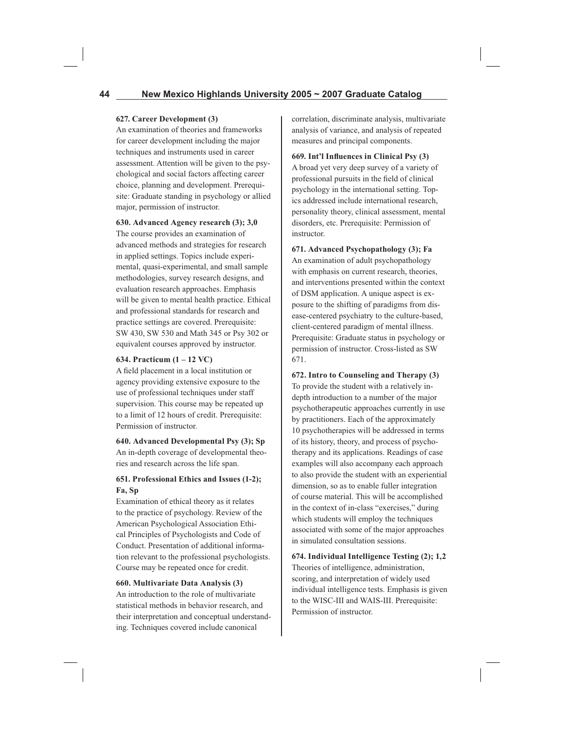**627. Career Development (3)**
An examination of theories and frameworks for career development including the major techniques and instruments used in career assessment. Attention will be given to the psychological and social factors affecting career choice, planning and development. Prerequisite: Graduate standing in psychology or allied major, permission of instructor.

**630. Advanced Agency research (3); 3,0**
The course provides an examination of advanced methods and strategies for research in applied settings. Topics include experimental, quasi-experimental, and small sample methodologies, survey research designs, and evaluation research approaches. Emphasis will be given to mental health practice. Ethical and professional standards for research and practice settings are covered. Prerequisite: SW 430, SW 530 and Math 345 or Psy 302 or equivalent courses approved by instructor.

**634. Practicum (1 – 12 VC)**
A field placement in a local institution or agency providing extensive exposure to the use of professional techniques under staff supervision. This course may be repeated up to a limit of 12 hours of credit. Prerequisite: Permission of instructor.

**640. Advanced Developmental Psy (3); Sp**
An in-depth coverage of developmental theories and research across the life span.

**651. Professional Ethics and Issues (1-2); Fa, Sp**
Examination of ethical theory as it relates to the practice of psychology. Review of the American Psychological Association Ethical Principles of Psychologists and Code of Conduct. Presentation of additional information relevant to the professional psychologists. Course may be repeated once for credit.

**660. Multivariate Data Analysis (3)**
An introduction to the role of multivariate statistical methods in behavior research, and their interpretation and conceptual understanding. Techniques covered include canonical correlation, discriminate analysis, multivariate analysis of variance, and analysis of repeated measures and principal components.

**669. Int'l Influences in Clinical Psy (3)**
A broad yet very deep survey of a variety of professional pursuits in the field of clinical psychology in the international setting. Topics addressed include international research, personality theory, clinical assessment, mental disorders, etc. Prerequisite: Permission of instructor.

**671. Advanced Psychopathology (3); Fa**
An examination of adult psychopathology with emphasis on current research, theories, and interventions presented within the context of DSM application. A unique aspect is exposure to the shifting of paradigms from disease-centered psychiatry to the culture-based, client-centered paradigm of mental illness. Prerequisite: Graduate status in psychology or permission of instructor. Cross-listed as SW 671.

**672. Intro to Counseling and Therapy (3)**
To provide the student with a relatively in-depth introduction to a number of the major psychotherapeutic approaches currently in use by practitioners. Each of the approximately 10 psychotherapies will be addressed in terms of its history, theory, and process of psychotherapy and its applications. Readings of case examples will also accompany each approach to also provide the student with an experiential dimension, so as to enable fuller integration of course material. This will be accomplished in the context of in-class "exercises," during which students will employ the techniques associated with some of the major approaches in simulated consultation sessions.

**674. Individual Intelligence Testing (2); 1,2**
Theories of intelligence, administration, scoring, and interpretation of widely used individual intelligence tests. Emphasis is given to the WISC-III and WAIS-III. Prerequisite: Permission of instructor.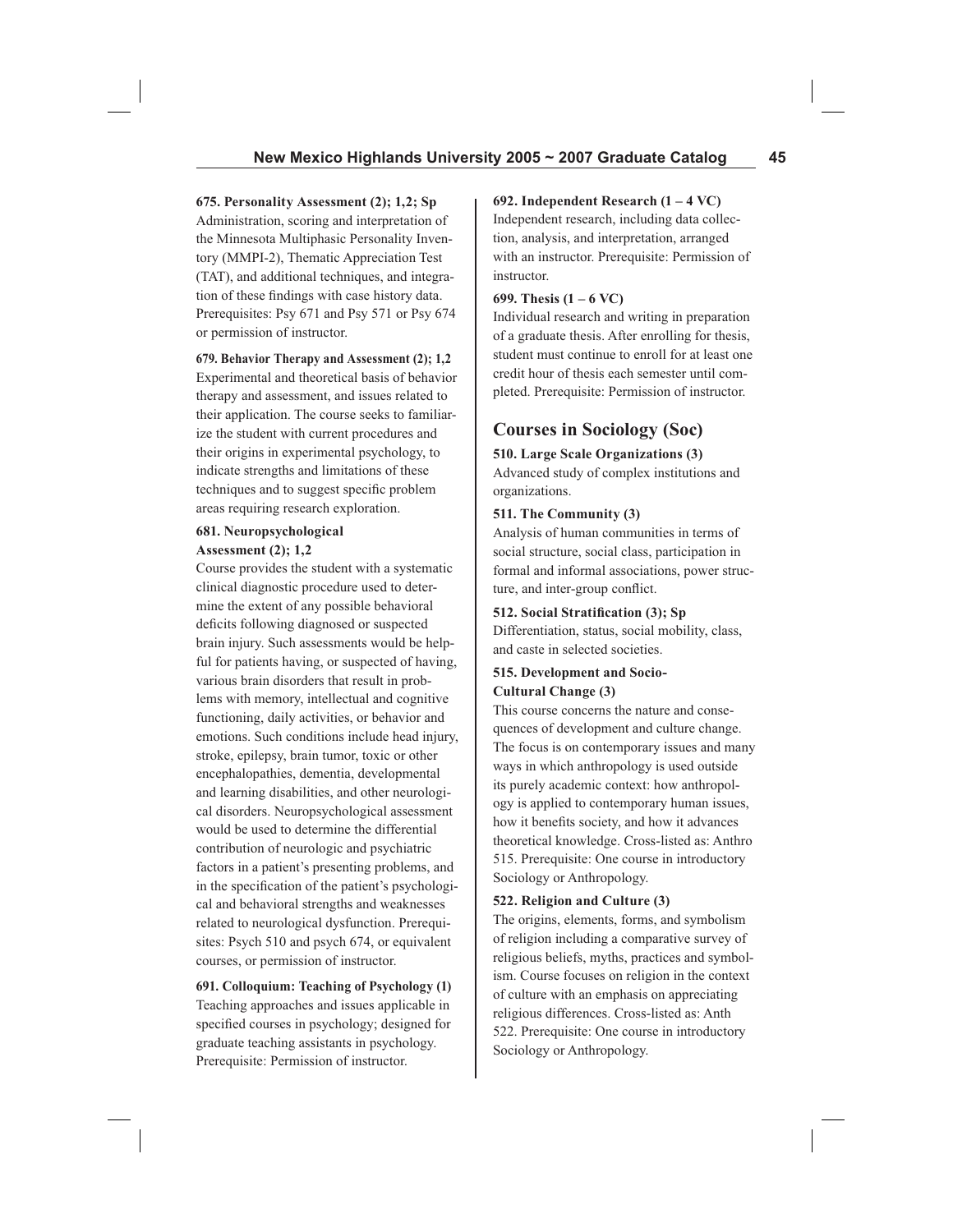**675. Personality Assessment (2); 1,2; Sp**
Administration, scoring and interpretation of the Minnesota Multiphasic Personality Inventory (MMPI-2), Thematic Appreciation Test (TAT), and additional techniques, and integration of these findings with case history data. Prerequisites: Psy 671 and Psy 571 or Psy 674 or permission of instructor.

**679. Behavior Therapy and Assessment (2); 1,2**
Experimental and theoretical basis of behavior therapy and assessment, and issues related to their application. The course seeks to familiarize the student with current procedures and their origins in experimental psychology, to indicate strengths and limitations of these techniques and to suggest specific problem areas requiring research exploration.

**681. Neuropsychological Assessment (2); 1,2**
Course provides the student with a systematic clinical diagnostic procedure used to determine the extent of any possible behavioral deficits following diagnosed or suspected brain injury. Such assessments would be helpful for patients having, or suspected of having, various brain disorders that result in problems with memory, intellectual and cognitive functioning, daily activities, or behavior and emotions. Such conditions include head injury, stroke, epilepsy, brain tumor, toxic or other encephalopathies, dementia, developmental and learning disabilities, and other neurological disorders. Neuropsychological assessment would be used to determine the differential contribution of neurologic and psychiatric factors in a patient's presenting problems, and in the specification of the patient's psychological and behavioral strengths and weaknesses related to neurological dysfunction. Prerequisites: Psych 510 and psych 674, or equivalent courses, or permission of instructor.

**691. Colloquium: Teaching of Psychology (1)**
Teaching approaches and issues applicable in specified courses in psychology; designed for graduate teaching assistants in psychology. Prerequisite: Permission of instructor.

**692. Independent Research (1 – 4 VC)**
Independent research, including data collection, analysis, and interpretation, arranged with an instructor. Prerequisite: Permission of instructor.

**699. Thesis (1 – 6 VC)**
Individual research and writing in preparation of a graduate thesis. After enrolling for thesis, student must continue to enroll for at least one credit hour of thesis each semester until completed. Prerequisite: Permission of instructor.

## Courses in Sociology (Soc)

**510. Large Scale Organizations (3)**
Advanced study of complex institutions and organizations.

**511. The Community (3)**
Analysis of human communities in terms of social structure, social class, participation in formal and informal associations, power structure, and inter-group conflict.

**512. Social Stratification (3); Sp**
Differentiation, status, social mobility, class, and caste in selected societies.

**515. Development and Socio-Cultural Change (3)**
This course concerns the nature and consequences of development and culture change. The focus is on contemporary issues and many ways in which anthropology is used outside its purely academic context: how anthropology is applied to contemporary human issues, how it benefits society, and how it advances theoretical knowledge. Cross-listed as: Anthro 515. Prerequisite: One course in introductory Sociology or Anthropology.

**522. Religion and Culture (3)**
The origins, elements, forms, and symbolism of religion including a comparative survey of religious beliefs, myths, practices and symbolism. Course focuses on religion in the context of culture with an emphasis on appreciating religious differences. Cross-listed as: Anth 522. Prerequisite: One course in introductory Sociology or Anthropology.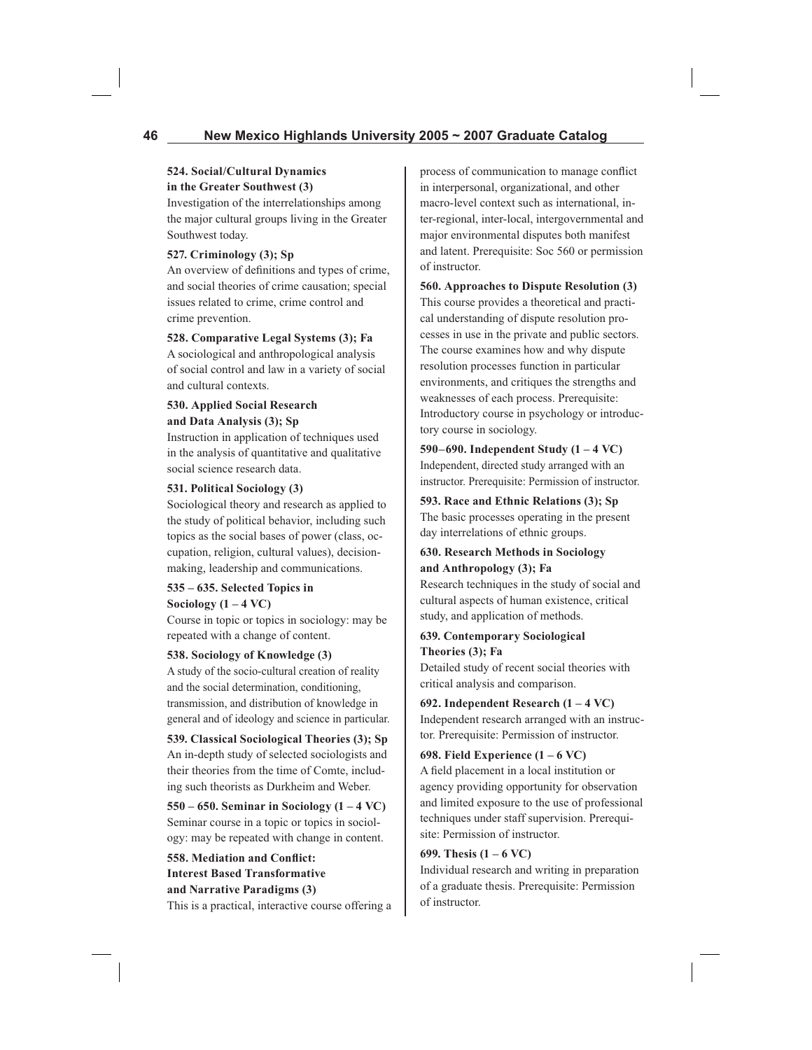**524. Social/Cultural Dynamics in the Greater Southwest (3)**
Investigation of the interrelationships among the major cultural groups living in the Greater Southwest today.

**527. Criminology (3); Sp**
An overview of definitions and types of crime, and social theories of crime causation; special issues related to crime, crime control and crime prevention.

**528. Comparative Legal Systems (3); Fa**
A sociological and anthropological analysis of social control and law in a variety of social and cultural contexts.

**530. Applied Social Research and Data Analysis (3); Sp**
Instruction in application of techniques used in the analysis of quantitative and qualitative social science research data.

**531. Political Sociology (3)**
Sociological theory and research as applied to the study of political behavior, including such topics as the social bases of power (class, occupation, religion, cultural values), decision-making, leadership and communications.

**535 – 635. Selected Topics in Sociology (1 – 4 VC)**
Course in topic or topics in sociology: may be repeated with a change of content.

**538. Sociology of Knowledge (3)**
A study of the socio-cultural creation of reality and the social determination, conditioning, transmission, and distribution of knowledge in general and of ideology and science in particular.

**539. Classical Sociological Theories (3); Sp**
An in-depth study of selected sociologists and their theories from the time of Comte, including such theorists as Durkheim and Weber.

**550 – 650. Seminar in Sociology (1 – 4 VC)**
Seminar course in a topic or topics in sociology: may be repeated with change in content.

**558. Mediation and Conflict: Interest Based Transformative and Narrative Paradigms (3)**
This is a practical, interactive course offering a process of communication to manage conflict in interpersonal, organizational, and other macro-level context such as international, inter-regional, inter-local, intergovernmental and major environmental disputes both manifest and latent. Prerequisite: Soc 560 or permission of instructor.

**560. Approaches to Dispute Resolution (3)**
This course provides a theoretical and practical understanding of dispute resolution processes in use in the private and public sectors. The course examines how and why dispute resolution processes function in particular environments, and critiques the strengths and weaknesses of each process. Prerequisite: Introductory course in psychology or introductory course in sociology.

**590–690. Independent Study (1 – 4 VC)**
Independent, directed study arranged with an instructor. Prerequisite: Permission of instructor.

**593. Race and Ethnic Relations (3); Sp**
The basic processes operating in the present day interrelations of ethnic groups.

**630. Research Methods in Sociology and Anthropology (3); Fa**
Research techniques in the study of social and cultural aspects of human existence, critical study, and application of methods.

**639. Contemporary Sociological Theories (3); Fa**
Detailed study of recent social theories with critical analysis and comparison.

**692. Independent Research (1 – 4 VC)**
Independent research arranged with an instructor. Prerequisite: Permission of instructor.

**698. Field Experience (1 – 6 VC)**
A field placement in a local institution or agency providing opportunity for observation and limited exposure to the use of professional techniques under staff supervision. Prerequisite: Permission of instructor.

**699. Thesis (1 – 6 VC)**
Individual research and writing in preparation of a graduate thesis. Prerequisite: Permission of instructor.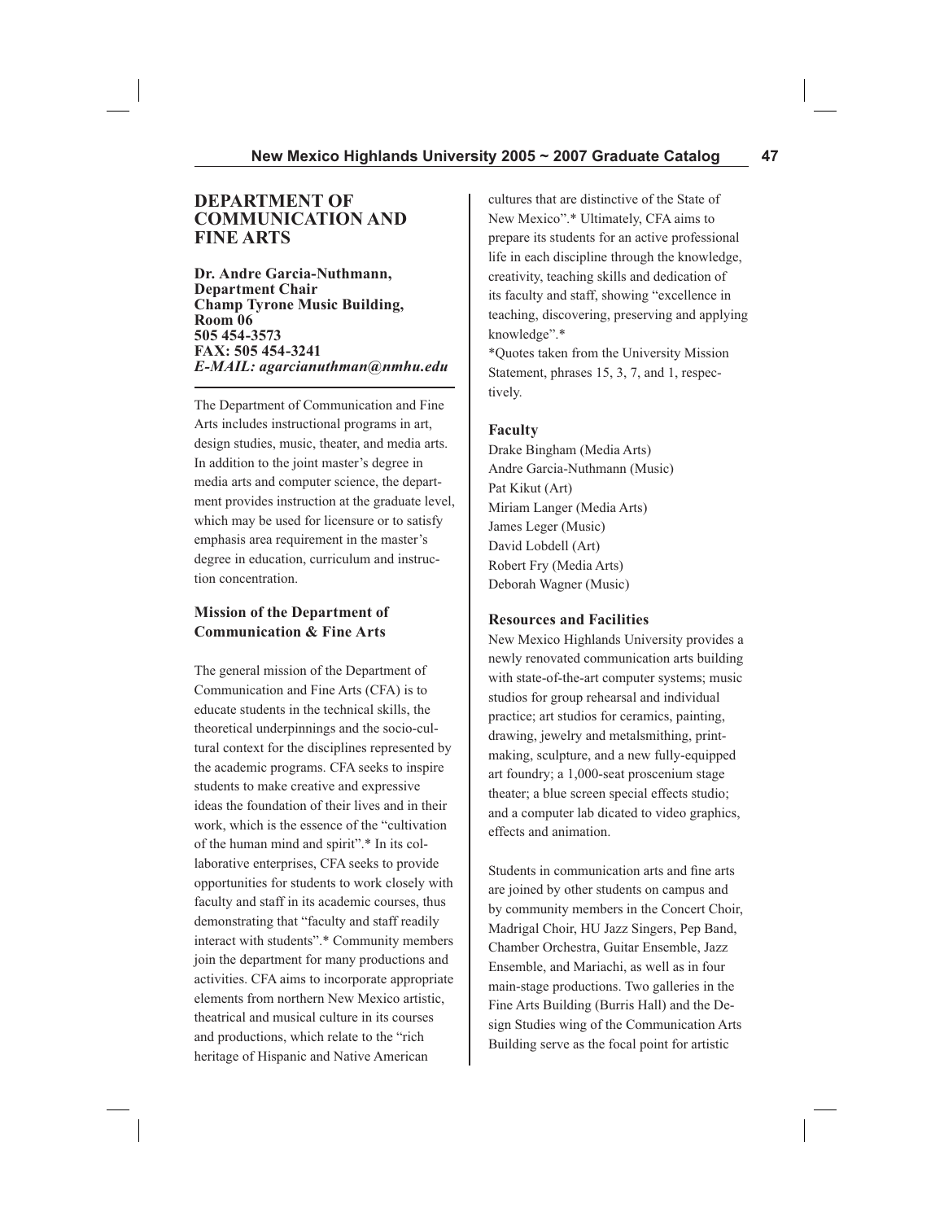## DEPARTMENT OF COMMUNICATION AND FINE ARTS

**Dr. Andre Garcia-Nuthmann, Department Chair**
**Champ Tyrone Music Building, Room 06**
**505 454-3573**
**FAX: 505 454-3241**
***E-MAIL: agarcianuthman@nmhu.edu***

The Department of Communication and Fine Arts includes instructional programs in art, design studies, music, theater, and media arts. In addition to the joint master's degree in media arts and computer science, the department provides instruction at the graduate level, which may be used for licensure or to satisfy emphasis area requirement in the master's degree in education, curriculum and instruction concentration.

### Mission of the Department of Communication & Fine Arts

The general mission of the Department of Communication and Fine Arts (CFA) is to educate students in the technical skills, the theoretical underpinnings and the socio-cultural context for the disciplines represented by the academic programs. CFA seeks to inspire students to make creative and expressive ideas the foundation of their lives and in their work, which is the essence of the "cultivation of the human mind and spirit".* In its collaborative enterprises, CFA seeks to provide opportunities for students to work closely with faculty and staff in its academic courses, thus demonstrating that "faculty and staff readily interact with students".* Community members join the department for many productions and activities. CFA aims to incorporate appropriate elements from northern New Mexico artistic, theatrical and musical culture in its courses and productions, which relate to the "rich heritage of Hispanic and Native American cultures that are distinctive of the State of New Mexico".* Ultimately, CFA aims to prepare its students for an active professional life in each discipline through the knowledge, creativity, teaching skills and dedication of its faculty and staff, showing "excellence in teaching, discovering, preserving and applying knowledge".*

*Quotes taken from the University Mission Statement, phrases 15, 3, 7, and 1, respectively.

### Faculty

Drake Bingham (Media Arts)
Andre Garcia-Nuthmann (Music)
Pat Kikut (Art)
Miriam Langer (Media Arts)
James Leger (Music)
David Lobdell (Art)
Robert Fry (Media Arts)
Deborah Wagner (Music)

### Resources and Facilities

New Mexico Highlands University provides a newly renovated communication arts building with state-of-the-art computer systems; music studios for group rehearsal and individual practice; art studios for ceramics, painting, drawing, jewelry and metalsmithing, printmaking, sculpture, and a new fully-equipped art foundry; a 1,000-seat proscenium stage theater; a blue screen special effects studio; and a computer lab dicated to video graphics, effects and animation.

Students in communication arts and fine arts are joined by other students on campus and by community members in the Concert Choir, Madrigal Choir, HU Jazz Singers, Pep Band, Chamber Orchestra, Guitar Ensemble, Jazz Ensemble, and Mariachi, as well as in four main-stage productions. Two galleries in the Fine Arts Building (Burris Hall) and the Design Studies wing of the Communication Arts Building serve as the focal point for artistic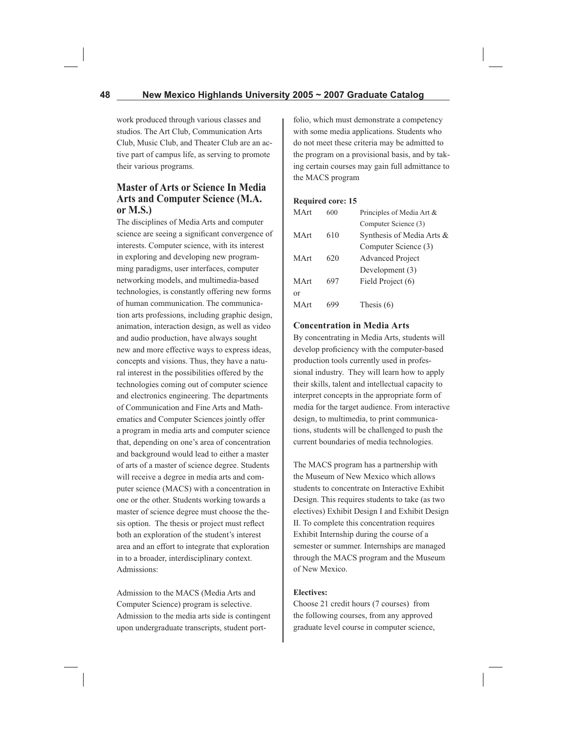work produced through various classes and studios. The Art Club, Communication Arts Club, Music Club, and Theater Club are an active part of campus life, as serving to promote their various programs.

## Master of Arts or Science In Media Arts and Computer Science (M.A. or M.S.)

The disciplines of Media Arts and computer science are seeing a significant convergence of interests. Computer science, with its interest in exploring and developing new programming paradigms, user interfaces, computer networking models, and multimedia-based technologies, is constantly offering new forms of human communication. The communication arts professions, including graphic design, animation, interaction design, as well as video and audio production, have always sought new and more effective ways to express ideas, concepts and visions. Thus, they have a natural interest in the possibilities offered by the technologies coming out of computer science and electronics engineering. The departments of Communication and Fine Arts and Mathematics and Computer Sciences jointly offer a program in media arts and computer science that, depending on one's area of concentration and background would lead to either a master of arts of a master of science degree. Students will receive a degree in media arts and computer science (MACS) with a concentration in one or the other. Students working towards a master of science degree must choose the thesis option. The thesis or project must reflect both an exploration of the student's interest area and an effort to integrate that exploration in to a broader, interdisciplinary context. Admissions:

Admission to the MACS (Media Arts and Computer Science) program is selective. Admission to the media arts side is contingent upon undergraduate transcripts, student portfolio, which must demonstrate a competency with some media applications. Students who do not meet these criteria may be admitted to the program on a provisional basis, and by taking certain courses may gain full admittance to the MACS program

**Required core: 15**

| | | |
|---|---|---|
| MArt | 600 | Principles of Media Art & Computer Science (3) |
| MArt | 610 | Synthesis of Media Arts & Computer Science (3) |
| MArt | 620 | Advanced Project Development (3) |
| MArt | 697 | Field Project (6) |
| or | | |
| MArt | 699 | Thesis (6) |

### Concentration in Media Arts

By concentrating in Media Arts, students will develop proficiency with the computer-based production tools currently used in professional industry. They will learn how to apply their skills, talent and intellectual capacity to interpret concepts in the appropriate form of media for the target audience. From interactive design, to multimedia, to print communications, students will be challenged to push the current boundaries of media technologies.

The MACS program has a partnership with the Museum of New Mexico which allows students to concentrate on Interactive Exhibit Design. This requires students to take (as two electives) Exhibit Design I and Exhibit Design II. To complete this concentration requires Exhibit Internship during the course of a semester or summer. Internships are managed through the MACS program and the Museum of New Mexico.

**Electives:**

Choose 21 credit hours (7 courses) from the following courses, from any approved graduate level course in computer science,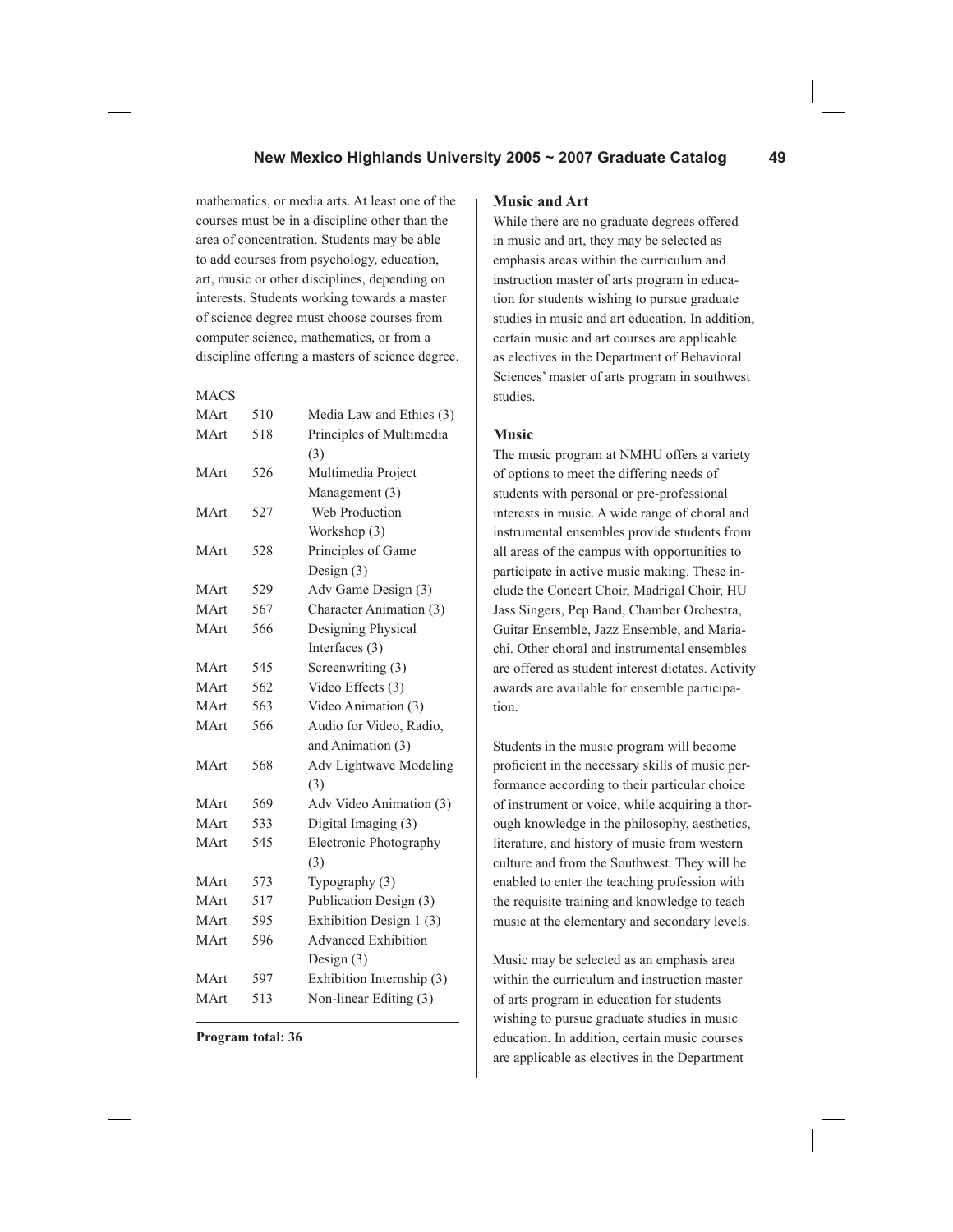mathematics, or media arts. At least one of the courses must be in a discipline other than the area of concentration. Students may be able to add courses from psychology, education, art, music or other disciplines, depending on interests. Students working towards a master of science degree must choose courses from computer science, mathematics, or from a discipline offering a masters of science degree.

MACS

| | | |
|---|---|---|
| MArt | 510 | Media Law and Ethics (3) |
| MArt | 518 | Principles of Multimedia (3) |
| MArt | 526 | Multimedia Project Management (3) |
| MArt | 527 | Web Production Workshop (3) |
| MArt | 528 | Principles of Game Design (3) |
| MArt | 529 | Adv Game Design (3) |
| MArt | 567 | Character Animation (3) |
| MArt | 566 | Designing Physical Interfaces (3) |
| MArt | 545 | Screenwriting (3) |
| MArt | 562 | Video Effects (3) |
| MArt | 563 | Video Animation (3) |
| MArt | 566 | Audio for Video, Radio, and Animation (3) |
| MArt | 568 | Adv Lightwave Modeling (3) |
| MArt | 569 | Adv Video Animation (3) |
| MArt | 533 | Digital Imaging (3) |
| MArt | 545 | Electronic Photography (3) |
| MArt | 573 | Typography (3) |
| MArt | 517 | Publication Design (3) |
| MArt | 595 | Exhibition Design 1 (3) |
| MArt | 596 | Advanced Exhibition Design (3) |
| MArt | 597 | Exhibition Internship (3) |
| MArt | 513 | Non-linear Editing (3) |

**Program total: 36**

### Music and Art

While there are no graduate degrees offered in music and art, they may be selected as emphasis areas within the curriculum and instruction master of arts program in education for students wishing to pursue graduate studies in music and art education. In addition, certain music and art courses are applicable as electives in the Department of Behavioral Sciences' master of arts program in southwest studies.

### Music

The music program at NMHU offers a variety of options to meet the differing needs of students with personal or pre-professional interests in music. A wide range of choral and instrumental ensembles provide students from all areas of the campus with opportunities to participate in active music making. These include the Concert Choir, Madrigal Choir, HU Jass Singers, Pep Band, Chamber Orchestra, Guitar Ensemble, Jazz Ensemble, and Mariachi. Other choral and instrumental ensembles are offered as student interest dictates. Activity awards are available for ensemble participation.

Students in the music program will become proficient in the necessary skills of music performance according to their particular choice of instrument or voice, while acquiring a thorough knowledge in the philosophy, aesthetics, literature, and history of music from western culture and from the Southwest. They will be enabled to enter the teaching profession with the requisite training and knowledge to teach music at the elementary and secondary levels.

Music may be selected as an emphasis area within the curriculum and instruction master of arts program in education for students wishing to pursue graduate studies in music education. In addition, certain music courses are applicable as electives in the Department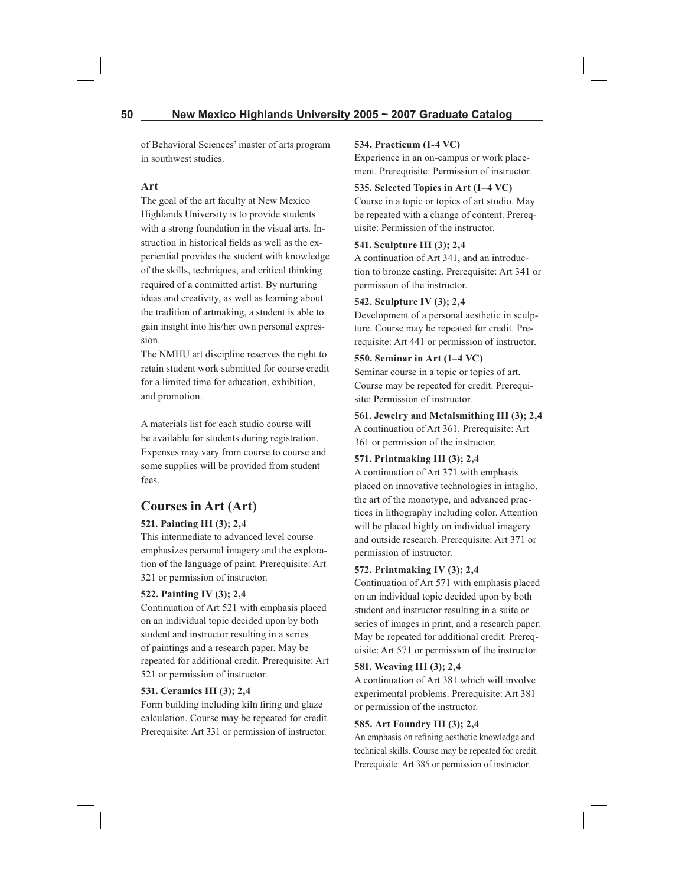of Behavioral Sciences' master of arts program in southwest studies.

### Art

The goal of the art faculty at New Mexico Highlands University is to provide students with a strong foundation in the visual arts. Instruction in historical fields as well as the experiential provides the student with knowledge of the skills, techniques, and critical thinking required of a committed artist. By nurturing ideas and creativity, as well as learning about the tradition of artmaking, a student is able to gain insight into his/her own personal expression.

The NMHU art discipline reserves the right to retain student work submitted for course credit for a limited time for education, exhibition, and promotion.

A materials list for each studio course will be available for students during registration. Expenses may vary from course to course and some supplies will be provided from student fees.

## Courses in Art (Art)

**521. Painting III (3); 2,4**
This intermediate to advanced level course emphasizes personal imagery and the exploration of the language of paint. Prerequisite: Art 321 or permission of instructor.

**522. Painting IV (3); 2,4**
Continuation of Art 521 with emphasis placed on an individual topic decided upon by both student and instructor resulting in a series of paintings and a research paper. May be repeated for additional credit. Prerequisite: Art 521 or permission of instructor.

**531. Ceramics III (3); 2,4**
Form building including kiln firing and glaze calculation. Course may be repeated for credit. Prerequisite: Art 331 or permission of instructor.

**534. Practicum (1-4 VC)**
Experience in an on-campus or work placement. Prerequisite: Permission of instructor.

**535. Selected Topics in Art (1–4 VC)**
Course in a topic or topics of art studio. May be repeated with a change of content. Prerequisite: Permission of the instructor.

**541. Sculpture III (3); 2,4**
A continuation of Art 341, and an introduction to bronze casting. Prerequisite: Art 341 or permission of the instructor.

**542. Sculpture IV (3); 2,4**
Development of a personal aesthetic in sculpture. Course may be repeated for credit. Prerequisite: Art 441 or permission of instructor.

**550. Seminar in Art (1–4 VC)**
Seminar course in a topic or topics of art. Course may be repeated for credit. Prerequisite: Permission of instructor.

**561. Jewelry and Metalsmithing III (3); 2,4**
A continuation of Art 361. Prerequisite: Art 361 or permission of the instructor.

**571. Printmaking III (3); 2,4**
A continuation of Art 371 with emphasis placed on innovative technologies in intaglio, the art of the monotype, and advanced practices in lithography including color. Attention will be placed highly on individual imagery and outside research. Prerequisite: Art 371 or permission of instructor.

**572. Printmaking IV (3); 2,4**
Continuation of Art 571 with emphasis placed on an individual topic decided upon by both student and instructor resulting in a suite or series of images in print, and a research paper. May be repeated for additional credit. Prerequisite: Art 571 or permission of the instructor.

**581. Weaving III (3); 2,4**
A continuation of Art 381 which will involve experimental problems. Prerequisite: Art 381 or permission of the instructor.

**585. Art Foundry III (3); 2,4**
An emphasis on refining aesthetic knowledge and technical skills. Course may be repeated for credit. Prerequisite: Art 385 or permission of instructor.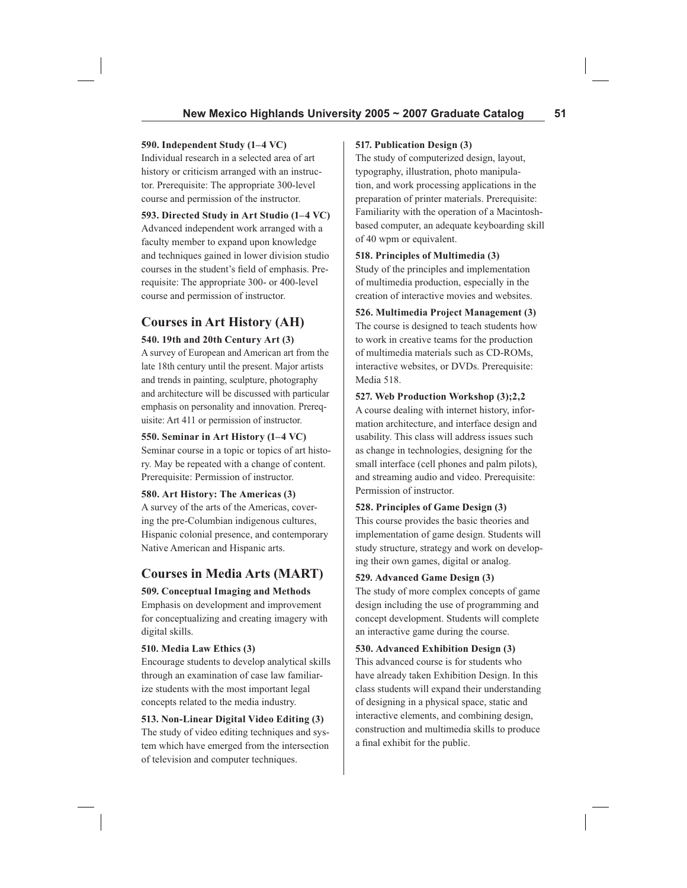**590. Independent Study (1–4 VC)**
Individual research in a selected area of art history or criticism arranged with an instructor. Prerequisite: The appropriate 300-level course and permission of the instructor.

**593. Directed Study in Art Studio (1–4 VC)**
Advanced independent work arranged with a faculty member to expand upon knowledge and techniques gained in lower division studio courses in the student's field of emphasis. Prerequisite: The appropriate 300- or 400-level course and permission of instructor.

## Courses in Art History (AH)

**540. 19th and 20th Century Art (3)**
A survey of European and American art from the late 18th century until the present. Major artists and trends in painting, sculpture, photography and architecture will be discussed with particular emphasis on personality and innovation. Prerequisite: Art 411 or permission of instructor.

**550. Seminar in Art History (1–4 VC)**
Seminar course in a topic or topics of art history. May be repeated with a change of content. Prerequisite: Permission of instructor.

**580. Art History: The Americas (3)**
A survey of the arts of the Americas, covering the pre-Columbian indigenous cultures, Hispanic colonial presence, and contemporary Native American and Hispanic arts.

## Courses in Media Arts (MART)

**509. Conceptual Imaging and Methods**
Emphasis on development and improvement for conceptualizing and creating imagery with digital skills.

**510. Media Law Ethics (3)**
Encourage students to develop analytical skills through an examination of case law familiarize students with the most important legal concepts related to the media industry.

**513. Non-Linear Digital Video Editing (3)**
The study of video editing techniques and system which have emerged from the intersection of television and computer techniques.

**517. Publication Design (3)**
The study of computerized design, layout, typography, illustration, photo manipulation, and work processing applications in the preparation of printer materials. Prerequisite: Familiarity with the operation of a Macintosh-based computer, an adequate keyboarding skill of 40 wpm or equivalent.

**518. Principles of Multimedia (3)**
Study of the principles and implementation of multimedia production, especially in the creation of interactive movies and websites.

**526. Multimedia Project Management (3)**
The course is designed to teach students how to work in creative teams for the production of multimedia materials such as CD-ROMs, interactive websites, or DVDs. Prerequisite: Media 518.

**527. Web Production Workshop (3);2,2**
A course dealing with internet history, information architecture, and interface design and usability. This class will address issues such as change in technologies, designing for the small interface (cell phones and palm pilots), and streaming audio and video. Prerequisite: Permission of instructor.

**528. Principles of Game Design (3)**
This course provides the basic theories and implementation of game design. Students will study structure, strategy and work on developing their own games, digital or analog.

**529. Advanced Game Design (3)**
The study of more complex concepts of game design including the use of programming and concept development. Students will complete an interactive game during the course.

**530. Advanced Exhibition Design (3)**
This advanced course is for students who have already taken Exhibition Design. In this class students will expand their understanding of designing in a physical space, static and interactive elements, and combining design, construction and multimedia skills to produce a final exhibit for the public.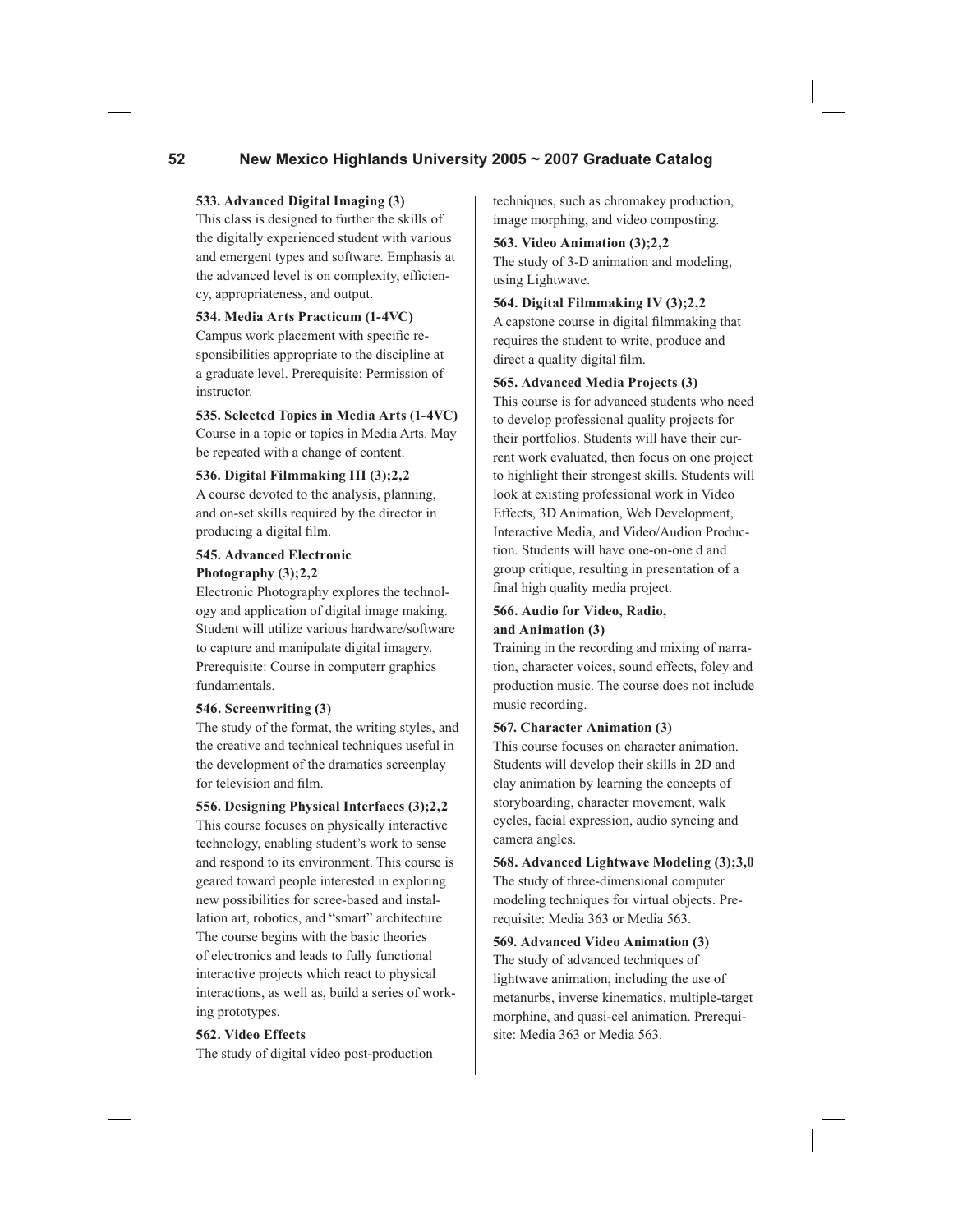**533. Advanced Digital Imaging (3)**
This class is designed to further the skills of the digitally experienced student with various and emergent types and software. Emphasis at the advanced level is on complexity, efficiency, appropriateness, and output.

**534. Media Arts Practicum (1-4VC)**
Campus work placement with specific responsibilities appropriate to the discipline at a graduate level. Prerequisite: Permission of instructor.

**535. Selected Topics in Media Arts (1-4VC)**
Course in a topic or topics in Media Arts. May be repeated with a change of content.

**536. Digital Filmmaking III (3);2,2**
A course devoted to the analysis, planning, and on-set skills required by the director in producing a digital film.

**545. Advanced Electronic Photography (3);2,2**
Electronic Photography explores the technology and application of digital image making. Student will utilize various hardware/software to capture and manipulate digital imagery. Prerequisite: Course in computerr graphics fundamentals.

**546. Screenwriting (3)**
The study of the format, the writing styles, and the creative and technical techniques useful in the development of the dramatics screenplay for television and film.

**556. Designing Physical Interfaces (3);2,2**
This course focuses on physically interactive technology, enabling student's work to sense and respond to its environment. This course is geared toward people interested in exploring new possibilities for scree-based and installation art, robotics, and "smart" architecture. The course begins with the basic theories of electronics and leads to fully functional interactive projects which react to physical interactions, as well as, build a series of working prototypes.

**562. Video Effects**
The study of digital video post-production techniques, such as chromakey production, image morphing, and video composting.

**563. Video Animation (3);2,2**
The study of 3-D animation and modeling, using Lightwave.

**564. Digital Filmmaking IV (3);2,2**
A capstone course in digital filmmaking that requires the student to write, produce and direct a quality digital film.

**565. Advanced Media Projects (3)**
This course is for advanced students who need to develop professional quality projects for their portfolios. Students will have their current work evaluated, then focus on one project to highlight their strongest skills. Students will look at existing professional work in Video Effects, 3D Animation, Web Development, Interactive Media, and Video/Audion Production. Students will have one-on-one d and group critique, resulting in presentation of a final high quality media project.

**566. Audio for Video, Radio, and Animation (3)**
Training in the recording and mixing of narration, character voices, sound effects, foley and production music. The course does not include music recording.

**567. Character Animation (3)**
This course focuses on character animation. Students will develop their skills in 2D and clay animation by learning the concepts of storyboarding, character movement, walk cycles, facial expression, audio syncing and camera angles.

**568. Advanced Lightwave Modeling (3);3,0**
The study of three-dimensional computer modeling techniques for virtual objects. Prerequisite: Media 363 or Media 563.

**569. Advanced Video Animation (3)**
The study of advanced techniques of lightwave animation, including the use of metanurbs, inverse kinematics, multiple-target morphine, and quasi-cel animation. Prerequisite: Media 363 or Media 563.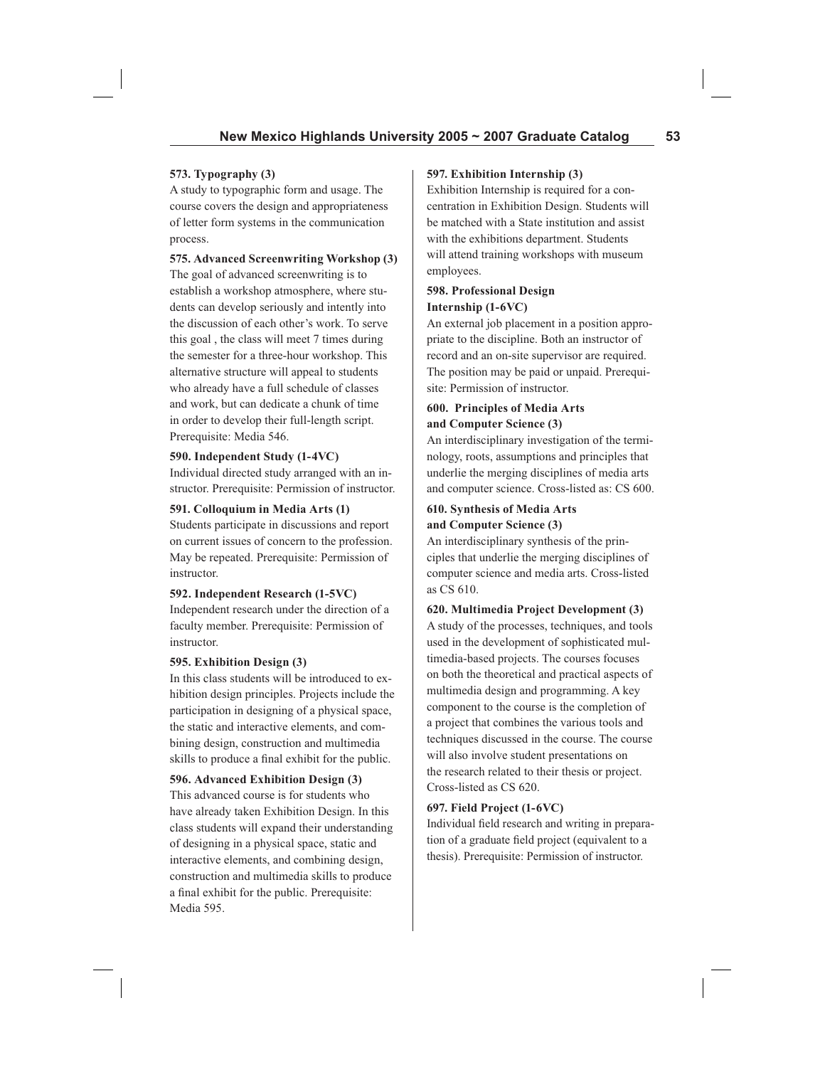**573. Typography (3)**
A study to typographic form and usage. The course covers the design and appropriateness of letter form systems in the communication process.

**575. Advanced Screenwriting Workshop (3)**
The goal of advanced screenwriting is to establish a workshop atmosphere, where students can develop seriously and intently into the discussion of each other's work. To serve this goal , the class will meet 7 times during the semester for a three-hour workshop. This alternative structure will appeal to students who already have a full schedule of classes and work, but can dedicate a chunk of time in order to develop their full-length script. Prerequisite: Media 546.

**590. Independent Study (1-4VC)**
Individual directed study arranged with an instructor. Prerequisite: Permission of instructor.

**591. Colloquium in Media Arts (1)**
Students participate in discussions and report on current issues of concern to the profession. May be repeated. Prerequisite: Permission of instructor.

**592. Independent Research (1-5VC)**
Independent research under the direction of a faculty member. Prerequisite: Permission of instructor.

**595. Exhibition Design (3)**
In this class students will be introduced to exhibition design principles. Projects include the participation in designing of a physical space, the static and interactive elements, and combining design, construction and multimedia skills to produce a final exhibit for the public.

**596. Advanced Exhibition Design (3)**
This advanced course is for students who have already taken Exhibition Design. In this class students will expand their understanding of designing in a physical space, static and interactive elements, and combining design, construction and multimedia skills to produce a final exhibit for the public. Prerequisite: Media 595.

**597. Exhibition Internship (3)**
Exhibition Internship is required for a concentration in Exhibition Design. Students will be matched with a State institution and assist with the exhibitions department. Students will attend training workshops with museum employees.

**598. Professional Design Internship (1-6VC)**
An external job placement in a position appropriate to the discipline. Both an instructor of record and an on-site supervisor are required. The position may be paid or unpaid. Prerequisite: Permission of instructor.

**600. Principles of Media Arts and Computer Science (3)**
An interdisciplinary investigation of the terminology, roots, assumptions and principles that underlie the merging disciplines of media arts and computer science. Cross-listed as: CS 600.

**610. Synthesis of Media Arts and Computer Science (3)**
An interdisciplinary synthesis of the principles that underlie the merging disciplines of computer science and media arts. Cross-listed as CS 610.

**620. Multimedia Project Development (3)**
A study of the processes, techniques, and tools used in the development of sophisticated multimedia-based projects. The courses focuses on both the theoretical and practical aspects of multimedia design and programming. A key component to the course is the completion of a project that combines the various tools and techniques discussed in the course. The course will also involve student presentations on the research related to their thesis or project. Cross-listed as CS 620.

**697. Field Project (1-6VC)**
Individual field research and writing in preparation of a graduate field project (equivalent to a thesis). Prerequisite: Permission of instructor.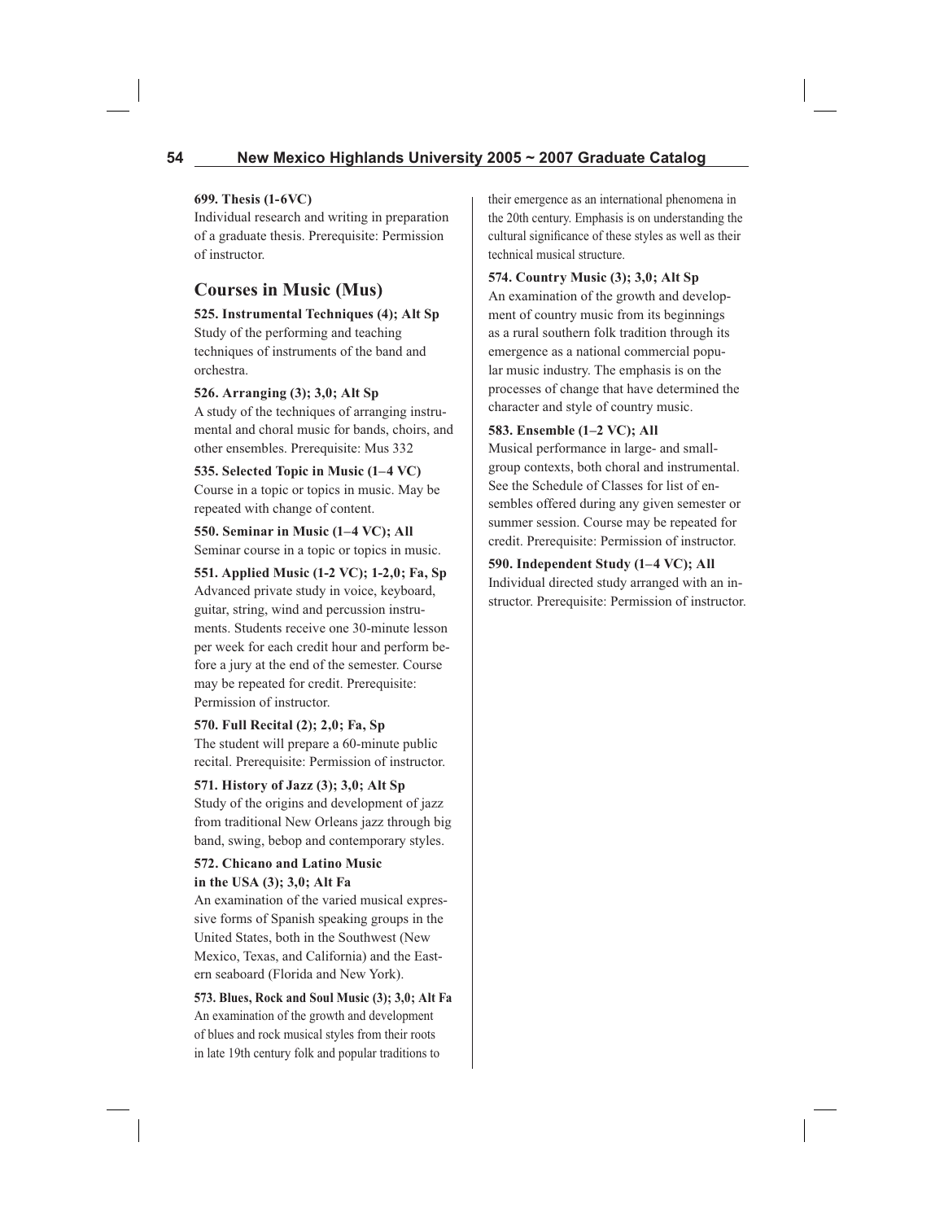**699. Thesis (1-6VC)**
Individual research and writing in preparation of a graduate thesis. Prerequisite: Permission of instructor.

## Courses in Music (Mus)

**525. Instrumental Techniques (4); Alt Sp**
Study of the performing and teaching techniques of instruments of the band and orchestra.

**526. Arranging (3); 3,0; Alt Sp**
A study of the techniques of arranging instrumental and choral music for bands, choirs, and other ensembles. Prerequisite: Mus 332

**535. Selected Topic in Music (1–4 VC)**
Course in a topic or topics in music. May be repeated with change of content.

**550. Seminar in Music (1–4 VC); All**
Seminar course in a topic or topics in music.

**551. Applied Music (1-2 VC); 1-2,0; Fa, Sp**
Advanced private study in voice, keyboard, guitar, string, wind and percussion instruments. Students receive one 30-minute lesson per week for each credit hour and perform before a jury at the end of the semester. Course may be repeated for credit. Prerequisite: Permission of instructor.

**570. Full Recital (2); 2,0; Fa, Sp**
The student will prepare a 60-minute public recital. Prerequisite: Permission of instructor.

**571. History of Jazz (3); 3,0; Alt Sp**
Study of the origins and development of jazz from traditional New Orleans jazz through big band, swing, bebop and contemporary styles.

**572. Chicano and Latino Music in the USA (3); 3,0; Alt Fa**
An examination of the varied musical expressive forms of Spanish speaking groups in the United States, both in the Southwest (New Mexico, Texas, and California) and the Eastern seaboard (Florida and New York).

**573. Blues, Rock and Soul Music (3); 3,0; Alt Fa**
An examination of the growth and development of blues and rock musical styles from their roots in late 19th century folk and popular traditions to their emergence as an international phenomena in the 20th century. Emphasis is on understanding the cultural significance of these styles as well as their technical musical structure.

**574. Country Music (3); 3,0; Alt Sp**
An examination of the growth and development of country music from its beginnings as a rural southern folk tradition through its emergence as a national commercial popular music industry. The emphasis is on the processes of change that have determined the character and style of country music.

**583. Ensemble (1–2 VC); All**
Musical performance in large- and small-group contexts, both choral and instrumental. See the Schedule of Classes for list of ensembles offered during any given semester or summer session. Course may be repeated for credit. Prerequisite: Permission of instructor.

**590. Independent Study (1–4 VC); All**
Individual directed study arranged with an instructor. Prerequisite: Permission of instructor.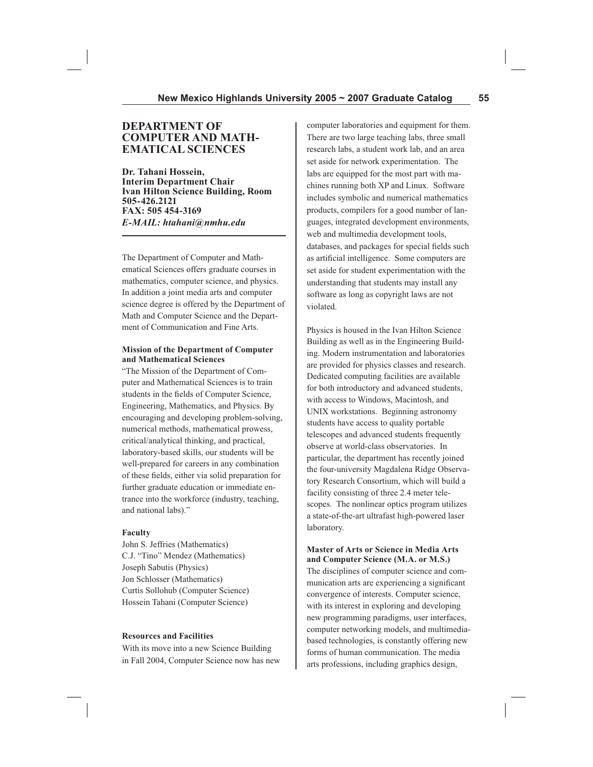## DEPARTMENT OF COMPUTER AND MATH-EMATICAL SCIENCES

**Dr. Tahani Hossein,**
**Interim Department Chair**
**Ivan Hilton Science Building, Room**
**505-426.2121**
**FAX: 505 454-3169**
***E-MAIL: htahani@nmhu.edu***

The Department of Computer and Mathematical Sciences offers graduate courses in mathematics, computer science, and physics. In addition a joint media arts and computer science degree is offered by the Department of Math and Computer Science and the Department of Communication and Fine Arts.

**Mission of the Department of Computer and Mathematical Sciences**

"The Mission of the Department of Computer and Mathematical Sciences is to train students in the fields of Computer Science, Engineering, Mathematics, and Physics. By encouraging and developing problem-solving, numerical methods, mathematical prowess, critical/analytical thinking, and practical, laboratory-based skills, our students will be well-prepared for careers in any combination of these fields, either via solid preparation for further graduate education or immediate entrance into the workforce (industry, teaching, and national labs)."

**Faculty**

John S. Jeffries (Mathematics)
C.J. "Tino" Mendez (Mathematics)
Joseph Sabutis (Physics)
Jon Schlosser (Mathematics)
Curtis Sollohub (Computer Science)
Hossein Tahani (Computer Science)

**Resources and Facilities**

With its move into a new Science Building in Fall 2004, Computer Science now has new computer laboratories and equipment for them. There are two large teaching labs, three small research labs, a student work lab, and an area set aside for network experimentation. The labs are equipped for the most part with machines running both XP and Linux. Software includes symbolic and numerical mathematics products, compilers for a good number of languages, integrated development environments, web and multimedia development tools, databases, and packages for special fields such as artificial intelligence. Some computers are set aside for student experimentation with the understanding that students may install any software as long as copyright laws are not violated.

Physics is housed in the Ivan Hilton Science Building as well as in the Engineering Building. Modern instrumentation and laboratories are provided for physics classes and research. Dedicated computing facilities are available for both introductory and advanced students, with access to Windows, Macintosh, and UNIX workstations. Beginning astronomy students have access to quality portable telescopes and advanced students frequently observe at world-class observatories. In particular, the department has recently joined the four-university Magdalena Ridge Observatory Research Consortium, which will build a facility consisting of three 2.4 meter telescopes. The nonlinear optics program utilizes a state-of-the-art ultrafast high-powered laser laboratory.

**Master of Arts or Science in Media Arts and Computer Science (M.A. or M.S.)**

The disciplines of computer science and communication arts are experiencing a significant convergence of interests. Computer science, with its interest in exploring and developing new programming paradigms, user interfaces, computer networking models, and multimedia-based technologies, is constantly offering new forms of human communication. The media arts professions, including graphics design,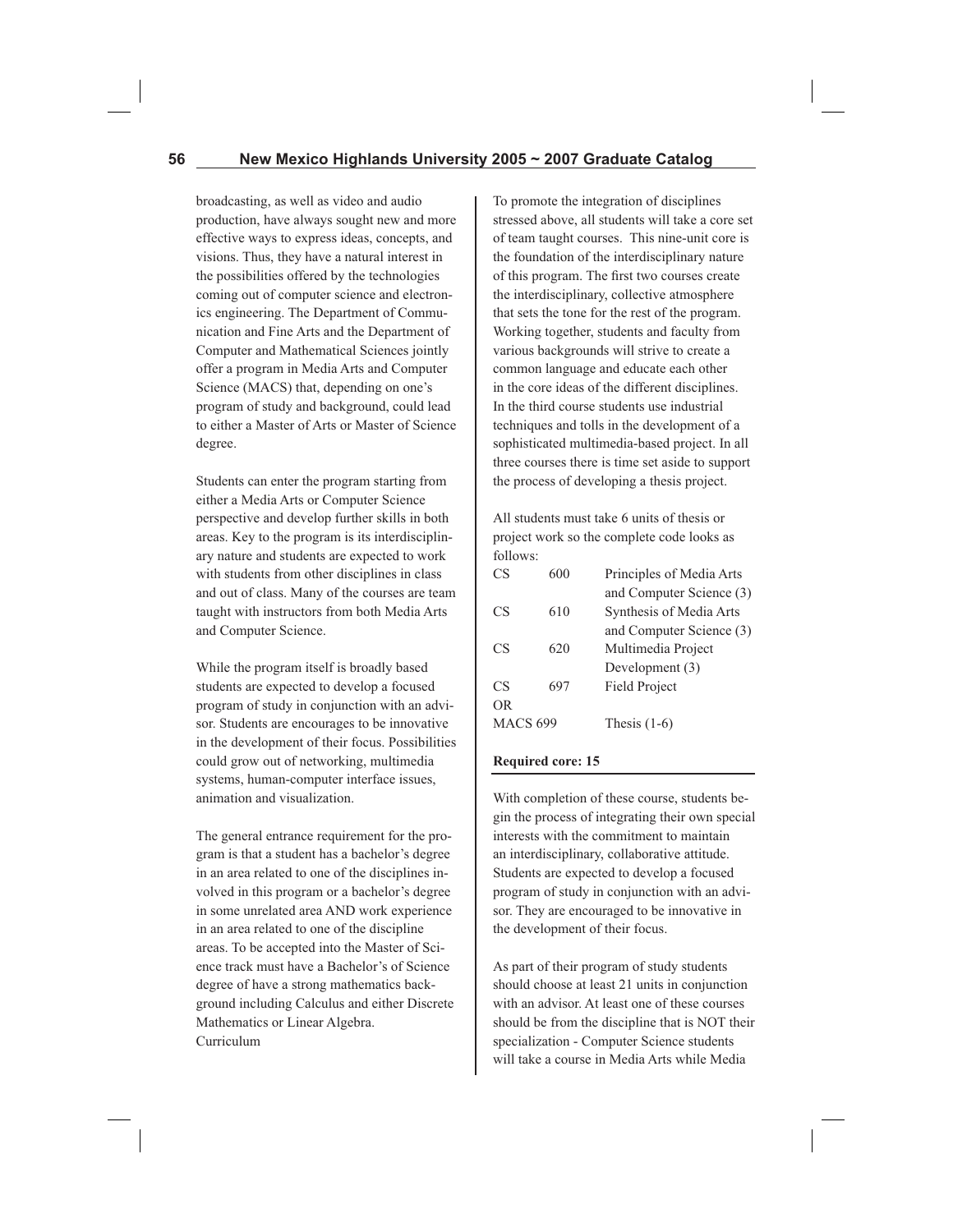broadcasting, as well as video and audio production, have always sought new and more effective ways to express ideas, concepts, and visions. Thus, they have a natural interest in the possibilities offered by the technologies coming out of computer science and electronics engineering. The Department of Communication and Fine Arts and the Department of Computer and Mathematical Sciences jointly offer a program in Media Arts and Computer Science (MACS) that, depending on one's program of study and background, could lead to either a Master of Arts or Master of Science degree.

Students can enter the program starting from either a Media Arts or Computer Science perspective and develop further skills in both areas. Key to the program is its interdisciplinary nature and students are expected to work with students from other disciplines in class and out of class. Many of the courses are team taught with instructors from both Media Arts and Computer Science.

While the program itself is broadly based students are expected to develop a focused program of study in conjunction with an advisor. Students are encourages to be innovative in the development of their focus. Possibilities could grow out of networking, multimedia systems, human-computer interface issues, animation and visualization.

The general entrance requirement for the program is that a student has a bachelor's degree in an area related to one of the disciplines involved in this program or a bachelor's degree in some unrelated area AND work experience in an area related to one of the discipline areas. To be accepted into the Master of Science track must have a Bachelor's of Science degree of have a strong mathematics background including Calculus and either Discrete Mathematics or Linear Algebra.
Curriculum

To promote the integration of disciplines stressed above, all students will take a core set of team taught courses. This nine-unit core is the foundation of the interdisciplinary nature of this program. The first two courses create the interdisciplinary, collective atmosphere that sets the tone for the rest of the program. Working together, students and faculty from various backgrounds will strive to create a common language and educate each other in the core ideas of the different disciplines. In the third course students use industrial techniques and tolls in the development of a sophisticated multimedia-based project. In all three courses there is time set aside to support the process of developing a thesis project.

All students must take 6 units of thesis or project work so the complete code looks as follows:

| | | |
|---|---|---|
| CS | 600 | Principles of Media Arts and Computer Science (3) |
| CS | 610 | Synthesis of Media Arts and Computer Science (3) |
| CS | 620 | Multimedia Project Development (3) |
| CS | 697 | Field Project |
| OR | | |
| MACS 699 | | Thesis (1-6) |

**Required core: 15**

With completion of these course, students begin the process of integrating their own special interests with the commitment to maintain an interdisciplinary, collaborative attitude. Students are expected to develop a focused program of study in conjunction with an advisor. They are encouraged to be innovative in the development of their focus.

As part of their program of study students should choose at least 21 units in conjunction with an advisor. At least one of these courses should be from the discipline that is NOT their specialization - Computer Science students will take a course in Media Arts while Media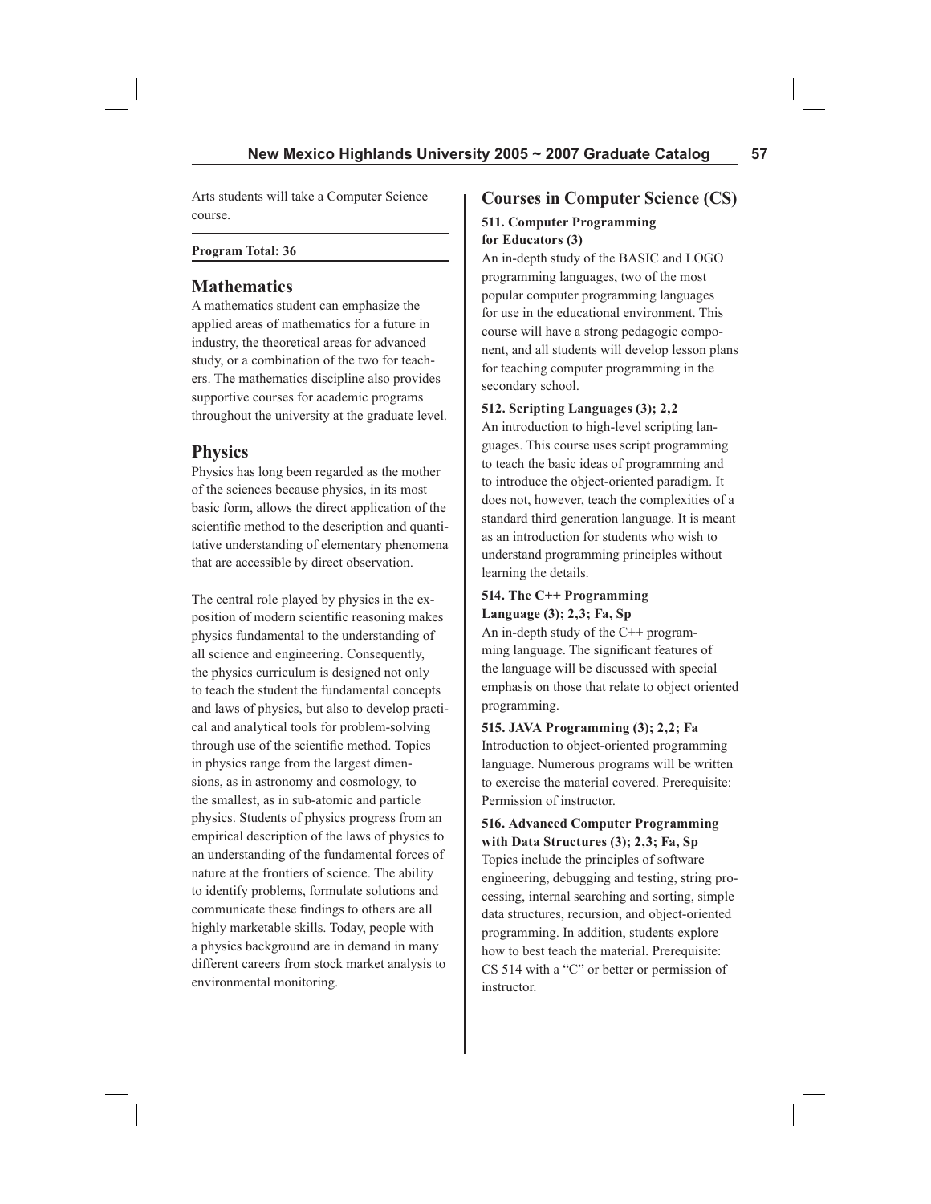Arts students will take a Computer Science course.

**Program Total: 36**

## Mathematics

A mathematics student can emphasize the applied areas of mathematics for a future in industry, the theoretical areas for advanced study, or a combination of the two for teachers. The mathematics discipline also provides supportive courses for academic programs throughout the university at the graduate level.

## Physics

Physics has long been regarded as the mother of the sciences because physics, in its most basic form, allows the direct application of the scientific method to the description and quantitative understanding of elementary phenomena that are accessible by direct observation.

The central role played by physics in the exposition of modern scientific reasoning makes physics fundamental to the understanding of all science and engineering. Consequently, the physics curriculum is designed not only to teach the student the fundamental concepts and laws of physics, but also to develop practical and analytical tools for problem-solving through use of the scientific method. Topics in physics range from the largest dimensions, as in astronomy and cosmology, to the smallest, as in sub-atomic and particle physics. Students of physics progress from an empirical description of the laws of physics to an understanding of the fundamental forces of nature at the frontiers of science. The ability to identify problems, formulate solutions and communicate these findings to others are all highly marketable skills. Today, people with a physics background are in demand in many different careers from stock market analysis to environmental monitoring.

## Courses in Computer Science (CS)

**511. Computer Programming for Educators (3)**

An in-depth study of the BASIC and LOGO programming languages, two of the most popular computer programming languages for use in the educational environment. This course will have a strong pedagogic component, and all students will develop lesson plans for teaching computer programming in the secondary school.

**512. Scripting Languages (3); 2,2**

An introduction to high-level scripting languages. This course uses script programming to teach the basic ideas of programming and to introduce the object-oriented paradigm. It does not, however, teach the complexities of a standard third generation language. It is meant as an introduction for students who wish to understand programming principles without learning the details.

**514. The C++ Programming Language (3); 2,3; Fa, Sp**

An in-depth study of the C++ programming language. The significant features of the language will be discussed with special emphasis on those that relate to object oriented programming.

**515. JAVA Programming (3); 2,2; Fa**

Introduction to object-oriented programming language. Numerous programs will be written to exercise the material covered. Prerequisite: Permission of instructor.

**516. Advanced Computer Programming with Data Structures (3); 2,3; Fa, Sp**

Topics include the principles of software engineering, debugging and testing, string processing, internal searching and sorting, simple data structures, recursion, and object-oriented programming. In addition, students explore how to best teach the material. Prerequisite: CS 514 with a "C" or better or permission of instructor.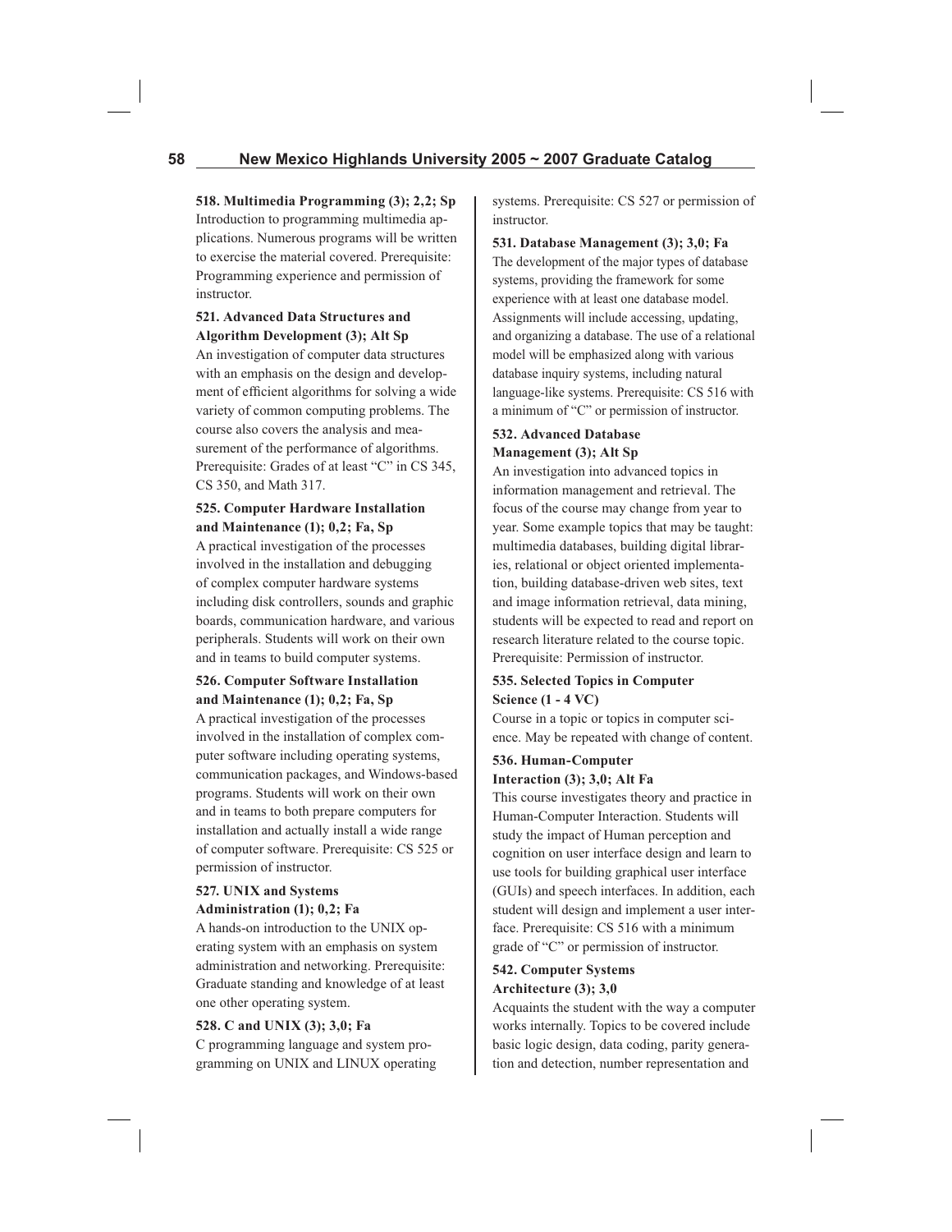**518. Multimedia Programming (3); 2,2; Sp**
Introduction to programming multimedia applications. Numerous programs will be written to exercise the material covered. Prerequisite: Programming experience and permission of instructor.

**521. Advanced Data Structures and Algorithm Development (3); Alt Sp**
An investigation of computer data structures with an emphasis on the design and development of efficient algorithms for solving a wide variety of common computing problems. The course also covers the analysis and measurement of the performance of algorithms. Prerequisite: Grades of at least "C" in CS 345, CS 350, and Math 317.

**525. Computer Hardware Installation and Maintenance (1); 0,2; Fa, Sp**
A practical investigation of the processes involved in the installation and debugging of complex computer hardware systems including disk controllers, sounds and graphic boards, communication hardware, and various peripherals. Students will work on their own and in teams to build computer systems.

**526. Computer Software Installation and Maintenance (1); 0,2; Fa, Sp**
A practical investigation of the processes involved in the installation of complex computer software including operating systems, communication packages, and Windows-based programs. Students will work on their own and in teams to both prepare computers for installation and actually install a wide range of computer software. Prerequisite: CS 525 or permission of instructor.

**527. UNIX and Systems Administration (1); 0,2; Fa**
A hands-on introduction to the UNIX operating system with an emphasis on system administration and networking. Prerequisite: Graduate standing and knowledge of at least one other operating system.

**528. C and UNIX (3); 3,0; Fa**
C programming language and system programming on UNIX and LINUX operating systems. Prerequisite: CS 527 or permission of instructor.

**531. Database Management (3); 3,0; Fa**
The development of the major types of database systems, providing the framework for some experience with at least one database model. Assignments will include accessing, updating, and organizing a database. The use of a relational model will be emphasized along with various database inquiry systems, including natural language-like systems. Prerequisite: CS 516 with a minimum of "C" or permission of instructor.

**532. Advanced Database Management (3); Alt Sp**
An investigation into advanced topics in information management and retrieval. The focus of the course may change from year to year. Some example topics that may be taught: multimedia databases, building digital libraries, relational or object oriented implementation, building database-driven web sites, text and image information retrieval, data mining, students will be expected to read and report on research literature related to the course topic. Prerequisite: Permission of instructor.

**535. Selected Topics in Computer Science (1 - 4 VC)**
Course in a topic or topics in computer science. May be repeated with change of content.

**536. Human-Computer Interaction (3); 3,0; Alt Fa**
This course investigates theory and practice in Human-Computer Interaction. Students will study the impact of Human perception and cognition on user interface design and learn to use tools for building graphical user interface (GUIs) and speech interfaces. In addition, each student will design and implement a user interface. Prerequisite: CS 516 with a minimum grade of "C" or permission of instructor.

**542. Computer Systems Architecture (3); 3,0**
Acquaints the student with the way a computer works internally. Topics to be covered include basic logic design, data coding, parity generation and detection, number representation and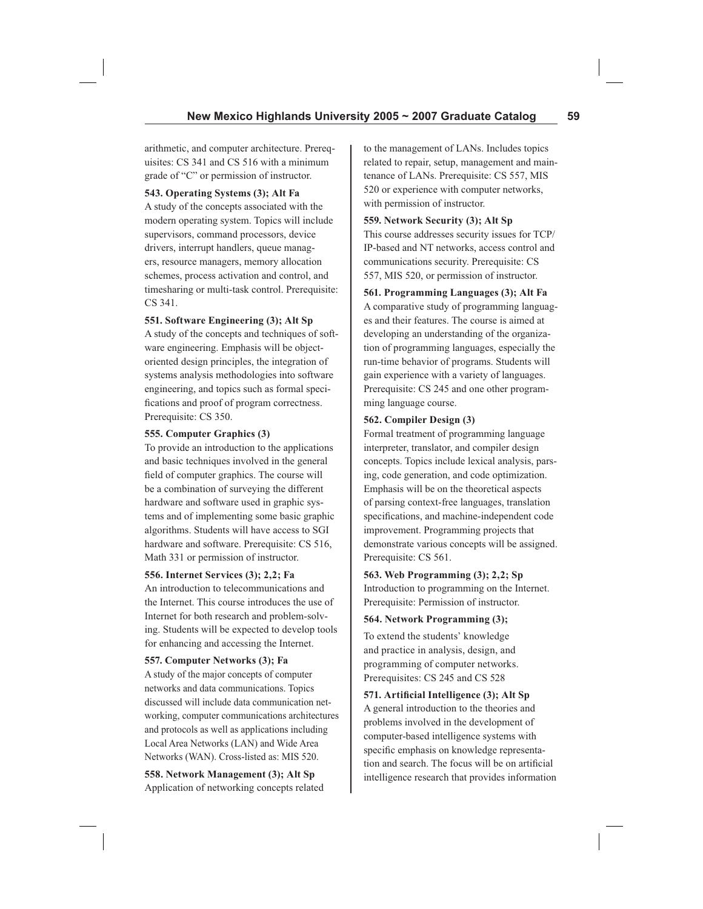arithmetic, and computer architecture. Prerequisites: CS 341 and CS 516 with a minimum grade of "C" or permission of instructor.

**543. Operating Systems (3); Alt Fa**
A study of the concepts associated with the modern operating system. Topics will include supervisors, command processors, device drivers, interrupt handlers, queue managers, resource managers, memory allocation schemes, process activation and control, and timesharing or multi-task control. Prerequisite: CS 341.

**551. Software Engineering (3); Alt Sp**
A study of the concepts and techniques of software engineering. Emphasis will be object-oriented design principles, the integration of systems analysis methodologies into software engineering, and topics such as formal specifications and proof of program correctness. Prerequisite: CS 350.

**555. Computer Graphics (3)**
To provide an introduction to the applications and basic techniques involved in the general field of computer graphics. The course will be a combination of surveying the different hardware and software used in graphic systems and of implementing some basic graphic algorithms. Students will have access to SGI hardware and software. Prerequisite: CS 516, Math 331 or permission of instructor.

**556. Internet Services (3); 2,2; Fa**
An introduction to telecommunications and the Internet. This course introduces the use of Internet for both research and problem-solving. Students will be expected to develop tools for enhancing and accessing the Internet.

**557. Computer Networks (3); Fa**
A study of the major concepts of computer networks and data communications. Topics discussed will include data communication networking, computer communications architectures and protocols as well as applications including Local Area Networks (LAN) and Wide Area Networks (WAN). Cross-listed as: MIS 520.

**558. Network Management (3); Alt Sp**
Application of networking concepts related to the management of LANs. Includes topics related to repair, setup, management and maintenance of LANs. Prerequisite: CS 557, MIS 520 or experience with computer networks, with permission of instructor.

**559. Network Security (3); Alt Sp**
This course addresses security issues for TCP/IP-based and NT networks, access control and communications security. Prerequisite: CS 557, MIS 520, or permission of instructor.

**561. Programming Languages (3); Alt Fa**
A comparative study of programming languages and their features. The course is aimed at developing an understanding of the organization of programming languages, especially the run-time behavior of programs. Students will gain experience with a variety of languages. Prerequisite: CS 245 and one other programming language course.

**562. Compiler Design (3)**
Formal treatment of programming language interpreter, translator, and compiler design concepts. Topics include lexical analysis, parsing, code generation, and code optimization. Emphasis will be on the theoretical aspects of parsing context-free languages, translation specifications, and machine-independent code improvement. Programming projects that demonstrate various concepts will be assigned. Prerequisite: CS 561.

**563. Web Programming (3); 2,2; Sp**
Introduction to programming on the Internet. Prerequisite: Permission of instructor.

**564. Network Programming (3);**
To extend the students' knowledge and practice in analysis, design, and programming of computer networks. Prerequisites: CS 245 and CS 528

**571. Artificial Intelligence (3); Alt Sp**
A general introduction to the theories and problems involved in the development of computer-based intelligence systems with specific emphasis on knowledge representation and search. The focus will be on artificial intelligence research that provides information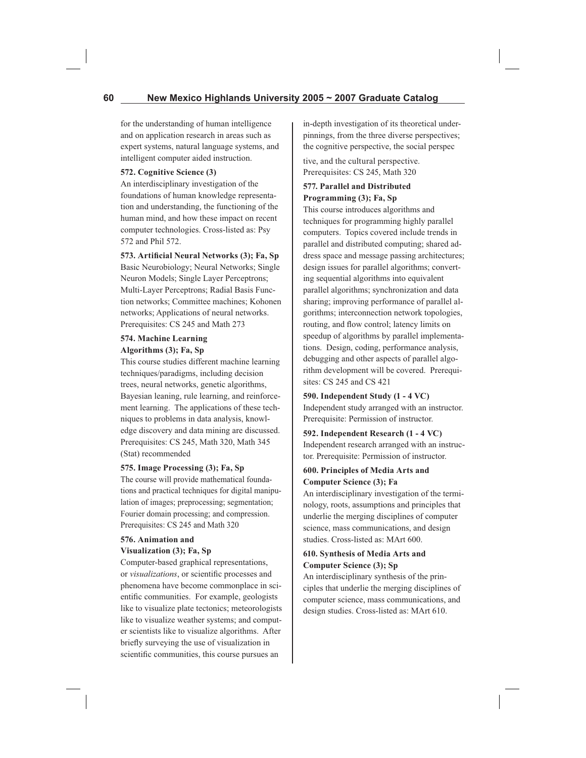for the understanding of human intelligence and on application research in areas such as expert systems, natural language systems, and intelligent computer aided instruction.

**572. Cognitive Science (3)**
An interdisciplinary investigation of the foundations of human knowledge representation and understanding, the functioning of the human mind, and how these impact on recent computer technologies. Cross-listed as: Psy 572 and Phil 572.

**573. Artificial Neural Networks (3); Fa, Sp**
Basic Neurobiology; Neural Networks; Single Neuron Models; Single Layer Perceptrons; Multi-Layer Perceptrons; Radial Basis Function networks; Committee machines; Kohonen networks; Applications of neural networks. Prerequisites: CS 245 and Math 273

**574. Machine Learning Algorithms (3); Fa, Sp**
This course studies different machine learning techniques/paradigms, including decision trees, neural networks, genetic algorithms, Bayesian leaning, rule learning, and reinforcement learning. The applications of these techniques to problems in data analysis, knowledge discovery and data mining are discussed. Prerequisites: CS 245, Math 320, Math 345 (Stat) recommended

**575. Image Processing (3); Fa, Sp**
The course will provide mathematical foundations and practical techniques for digital manipulation of images; preprocessing; segmentation; Fourier domain processing; and compression. Prerequisites: CS 245 and Math 320

**576. Animation and Visualization (3); Fa, Sp**
Computer-based graphical representations, or *visualizations*, or scientific processes and phenomena have become commonplace in scientific communities. For example, geologists like to visualize plate tectonics; meteorologists like to visualize weather systems; and computer scientists like to visualize algorithms. After briefly surveying the use of visualization in scientific communities, this course pursues an in-depth investigation of its theoretical underpinnings, from the three diverse perspectives; the cognitive perspective, the social perspec tive, and the cultural perspective. Prerequisites: CS 245, Math 320

**577. Parallel and Distributed Programming (3); Fa, Sp**
This course introduces algorithms and techniques for programming highly parallel computers. Topics covered include trends in parallel and distributed computing; shared address space and message passing architectures; design issues for parallel algorithms; converting sequential algorithms into equivalent parallel algorithms; synchronization and data sharing; improving performance of parallel algorithms; interconnection network topologies, routing, and flow control; latency limits on speedup of algorithms by parallel implementations. Design, coding, performance analysis, debugging and other aspects of parallel algorithm development will be covered. Prerequisites: CS 245 and CS 421

**590. Independent Study (1 - 4 VC)**
Independent study arranged with an instructor. Prerequisite: Permission of instructor.

**592. Independent Research (1 - 4 VC)**
Independent research arranged with an instructor. Prerequisite: Permission of instructor.

**600. Principles of Media Arts and Computer Science (3); Fa**
An interdisciplinary investigation of the terminology, roots, assumptions and principles that underlie the merging disciplines of computer science, mass communications, and design studies. Cross-listed as: MArt 600.

**610. Synthesis of Media Arts and Computer Science (3); Sp**
An interdisciplinary synthesis of the principles that underlie the merging disciplines of computer science, mass communications, and design studies. Cross-listed as: MArt 610.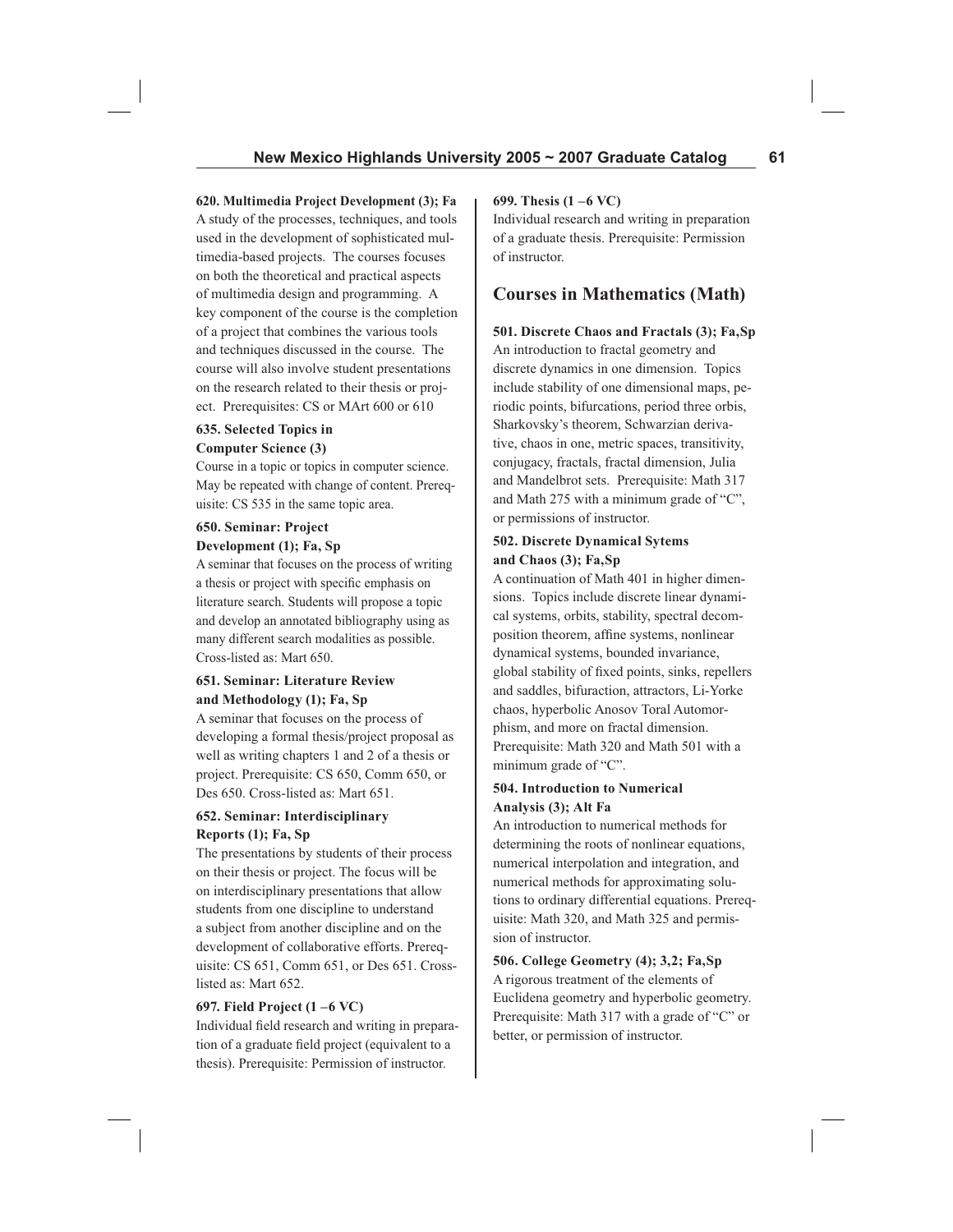**620. Multimedia Project Development (3); Fa**
A study of the processes, techniques, and tools used in the development of sophisticated multimedia-based projects. The courses focuses on both the theoretical and practical aspects of multimedia design and programming. A key component of the course is the completion of a project that combines the various tools and techniques discussed in the course. The course will also involve student presentations on the research related to their thesis or project. Prerequisites: CS or MArt 600 or 610

**635. Selected Topics in Computer Science (3)**
Course in a topic or topics in computer science. May be repeated with change of content. Prerequisite: CS 535 in the same topic area.

**650. Seminar: Project Development (1); Fa, Sp**
A seminar that focuses on the process of writing a thesis or project with specific emphasis on literature search. Students will propose a topic and develop an annotated bibliography using as many different search modalities as possible. Cross-listed as: Mart 650.

**651. Seminar: Literature Review and Methodology (1); Fa, Sp**
A seminar that focuses on the process of developing a formal thesis/project proposal as well as writing chapters 1 and 2 of a thesis or project. Prerequisite: CS 650, Comm 650, or Des 650. Cross-listed as: Mart 651.

**652. Seminar: Interdisciplinary Reports (1); Fa, Sp**
The presentations by students of their process on their thesis or project. The focus will be on interdisciplinary presentations that allow students from one discipline to understand a subject from another discipline and on the development of collaborative efforts. Prerequisite: CS 651, Comm 651, or Des 651. Cross-listed as: Mart 652.

**697. Field Project (1 –6 VC)**
Individual field research and writing in preparation of a graduate field project (equivalent to a thesis). Prerequisite: Permission of instructor.

**699. Thesis (1 –6 VC)**
Individual research and writing in preparation of a graduate thesis. Prerequisite: Permission of instructor.

## Courses in Mathematics (Math)

**501. Discrete Chaos and Fractals (3); Fa,Sp**
An introduction to fractal geometry and discrete dynamics in one dimension. Topics include stability of one dimensional maps, periodic points, bifurcations, period three orbis, Sharkovsky's theorem, Schwarzian derivative, chaos in one, metric spaces, transitivity, conjugacy, fractals, fractal dimension, Julia and Mandelbrot sets. Prerequisite: Math 317 and Math 275 with a minimum grade of "C", or permissions of instructor.

**502. Discrete Dynamical Sytems and Chaos (3); Fa,Sp**
A continuation of Math 401 in higher dimensions. Topics include discrete linear dynamical systems, orbits, stability, spectral decomposition theorem, affine systems, nonlinear dynamical systems, bounded invariance, global stability of fixed points, sinks, repellers and saddles, bifuraction, attractors, Li-Yorke chaos, hyperbolic Anosov Toral Automorphism, and more on fractal dimension. Prerequisite: Math 320 and Math 501 with a minimum grade of "C".

**504. Introduction to Numerical Analysis (3); Alt Fa**
An introduction to numerical methods for determining the roots of nonlinear equations, numerical interpolation and integration, and numerical methods for approximating solutions to ordinary differential equations. Prerequisite: Math 320, and Math 325 and permission of instructor.

**506. College Geometry (4); 3,2; Fa,Sp**
A rigorous treatment of the elements of Euclidena geometry and hyperbolic geometry. Prerequisite: Math 317 with a grade of "C" or better, or permission of instructor.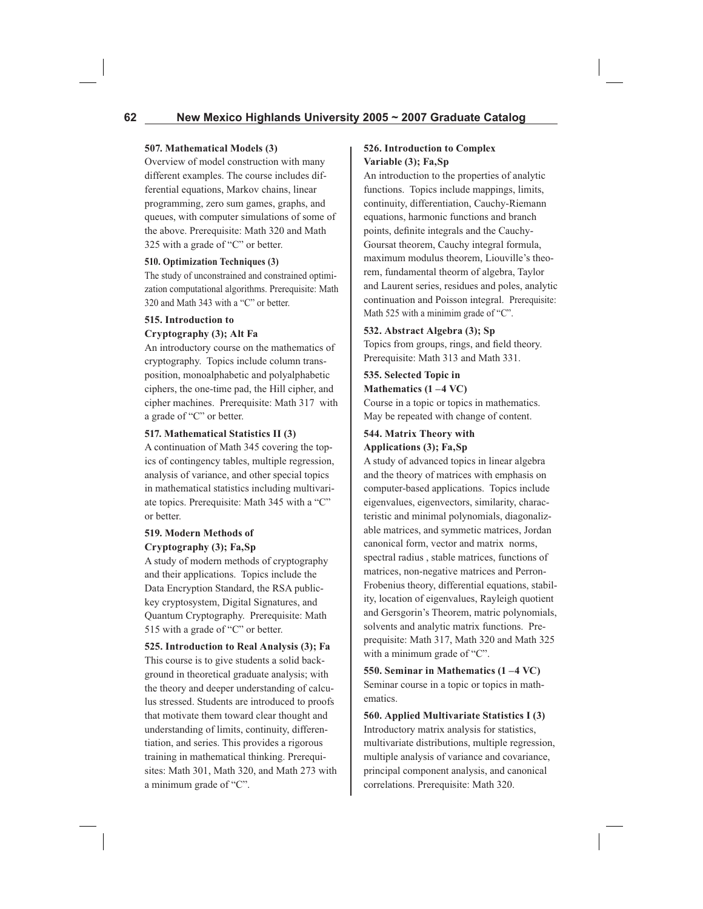**507. Mathematical Models (3)**
Overview of model construction with many different examples. The course includes differential equations, Markov chains, linear programming, zero sum games, graphs, and queues, with computer simulations of some of the above. Prerequisite: Math 320 and Math 325 with a grade of "C" or better.

**510. Optimization Techniques (3)**
The study of unconstrained and constrained optimization computational algorithms. Prerequisite: Math 320 and Math 343 with a "C" or better.

**515. Introduction to Cryptography (3); Alt Fa**
An introductory course on the mathematics of cryptography. Topics include column transposition, monoalphabetic and polyalphabetic ciphers, the one-time pad, the Hill cipher, and cipher machines. Prerequisite: Math 317 with a grade of "C" or better.

**517. Mathematical Statistics II (3)**
A continuation of Math 345 covering the topics of contingency tables, multiple regression, analysis of variance, and other special topics in mathematical statistics including multivariate topics. Prerequisite: Math 345 with a "C" or better.

**519. Modern Methods of Cryptography (3); Fa,Sp**
A study of modern methods of cryptography and their applications. Topics include the Data Encryption Standard, the RSA public-key cryptosystem, Digital Signatures, and Quantum Cryptography. Prerequisite: Math 515 with a grade of "C" or better.

**525. Introduction to Real Analysis (3); Fa**
This course is to give students a solid background in theoretical graduate analysis; with the theory and deeper understanding of calculus stressed. Students are introduced to proofs that motivate them toward clear thought and understanding of limits, continuity, differentiation, and series. This provides a rigorous training in mathematical thinking. Prerequisites: Math 301, Math 320, and Math 273 with a minimum grade of "C".

**526. Introduction to Complex Variable (3); Fa,Sp**
An introduction to the properties of analytic functions. Topics include mappings, limits, continuity, differentiation, Cauchy-Riemann equations, harmonic functions and branch points, definite integrals and the Cauchy-Goursat theorem, Cauchy integral formula, maximum modulus theorem, Liouville's theorem, fundamental theorm of algebra, Taylor and Laurent series, residues and poles, analytic continuation and Poisson integral. Prerequisite: Math 525 with a minimim grade of "C".

**532. Abstract Algebra (3); Sp**
Topics from groups, rings, and field theory. Prerequisite: Math 313 and Math 331.

**535. Selected Topic in Mathematics (1 –4 VC)**
Course in a topic or topics in mathematics. May be repeated with change of content.

**544. Matrix Theory with Applications (3); Fa,Sp**
A study of advanced topics in linear algebra and the theory of matrices with emphasis on computer-based applications. Topics include eigenvalues, eigenvectors, similarity, characteristic and minimal polynomials, diagonalizable matrices, and symmetic matrices, Jordan canonical form, vector and matrix norms, spectral radius , stable matrices, functions of matrices, non-negative matrices and Perron-Frobenius theory, differential equations, stability, location of eigenvalues, Rayleigh quotient and Gersgorin's Theorem, matric polynomials, solvents and analytic matrix functions. Preprequisite: Math 317, Math 320 and Math 325 with a minimum grade of "C".

**550. Seminar in Mathematics (1 –4 VC)**
Seminar course in a topic or topics in mathematics.

**560. Applied Multivariate Statistics I (3)**
Introductory matrix analysis for statistics, multivariate distributions, multiple regression, multiple analysis of variance and covariance, principal component analysis, and canonical correlations. Prerequisite: Math 320.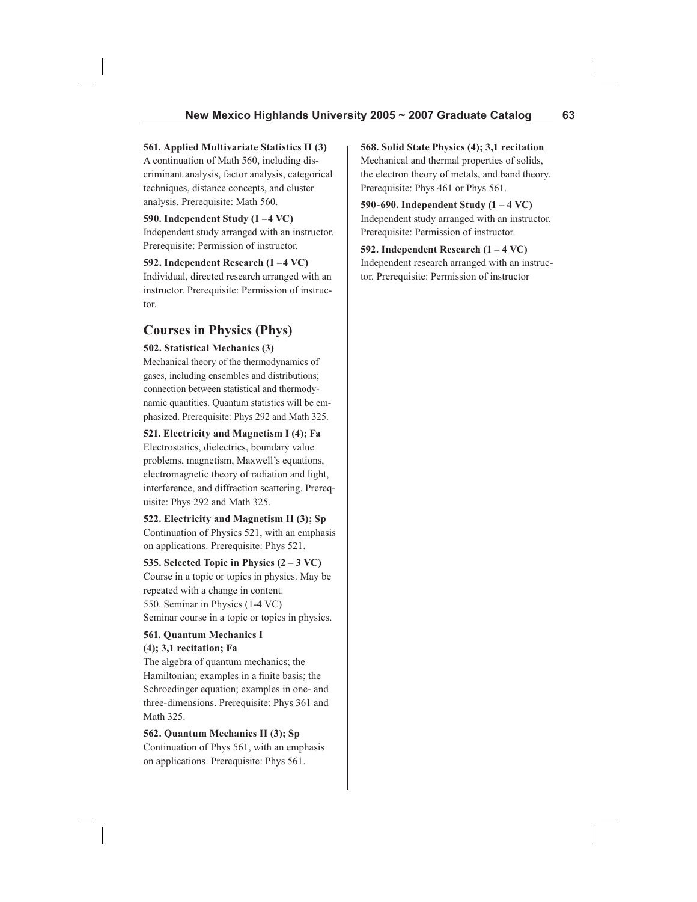**561. Applied Multivariate Statistics II (3)**
A continuation of Math 560, including discriminant analysis, factor analysis, categorical techniques, distance concepts, and cluster analysis. Prerequisite: Math 560.

**590. Independent Study (1 –4 VC)**
Independent study arranged with an instructor. Prerequisite: Permission of instructor.

**592. Independent Research (1 –4 VC)**
Individual, directed research arranged with an instructor. Prerequisite: Permission of instructor.

## Courses in Physics (Phys)

**502. Statistical Mechanics (3)**
Mechanical theory of the thermodynamics of gases, including ensembles and distributions; connection between statistical and thermodynamic quantities. Quantum statistics will be emphasized. Prerequisite: Phys 292 and Math 325.

**521. Electricity and Magnetism I (4); Fa**
Electrostatics, dielectrics, boundary value problems, magnetism, Maxwell's equations, electromagnetic theory of radiation and light, interference, and diffraction scattering. Prerequisite: Phys 292 and Math 325.

**522. Electricity and Magnetism II (3); Sp**
Continuation of Physics 521, with an emphasis on applications. Prerequisite: Phys 521.

**535. Selected Topic in Physics (2 – 3 VC)**
Course in a topic or topics in physics. May be repeated with a change in content.

550. Seminar in Physics (1-4 VC)
Seminar course in a topic or topics in physics.

**561. Quantum Mechanics I (4); 3,1 recitation; Fa**
The algebra of quantum mechanics; the Hamiltonian; examples in a finite basis; the Schroedinger equation; examples in one- and three-dimensions. Prerequisite: Phys 361 and Math 325.

**562. Quantum Mechanics II (3); Sp**
Continuation of Phys 561, with an emphasis on applications. Prerequisite: Phys 561.

**568. Solid State Physics (4); 3,1 recitation**
Mechanical and thermal properties of solids, the electron theory of metals, and band theory. Prerequisite: Phys 461 or Phys 561.

**590-690. Independent Study (1 – 4 VC)**
Independent study arranged with an instructor. Prerequisite: Permission of instructor.

**592. Independent Research (1 – 4 VC)**
Independent research arranged with an instructor. Prerequisite: Permission of instructor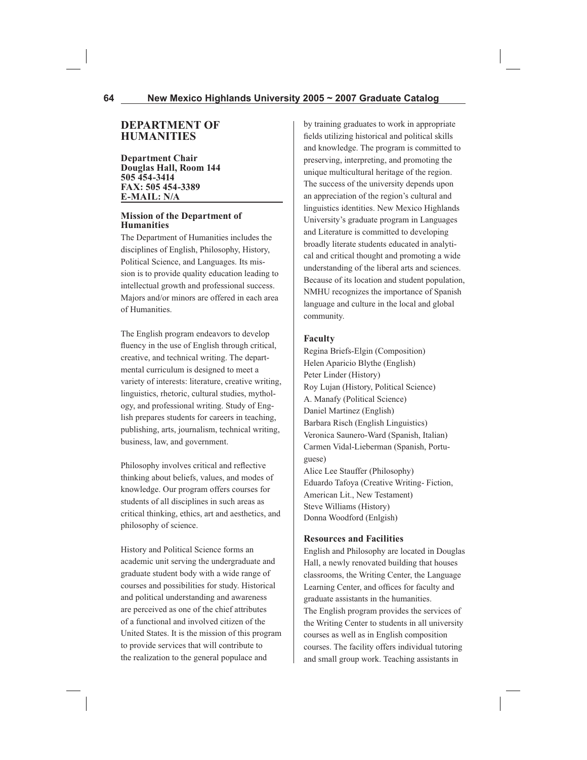# DEPARTMENT OF HUMANITIES

**Department Chair**
**Douglas Hall, Room 144**
**505 454-3414**
**FAX: 505 454-3389**
**E-MAIL: N/A**

### Mission of the Department of Humanities

The Department of Humanities includes the disciplines of English, Philosophy, History, Political Science, and Languages. Its mission is to provide quality education leading to intellectual growth and professional success. Majors and/or minors are offered in each area of Humanities.

The English program endeavors to develop fluency in the use of English through critical, creative, and technical writing. The departmental curriculum is designed to meet a variety of interests: literature, creative writing, linguistics, rhetoric, cultural studies, mythology, and professional writing. Study of English prepares students for careers in teaching, publishing, arts, journalism, technical writing, business, law, and government.

Philosophy involves critical and reflective thinking about beliefs, values, and modes of knowledge. Our program offers courses for students of all disciplines in such areas as critical thinking, ethics, art and aesthetics, and philosophy of science.

History and Political Science forms an academic unit serving the undergraduate and graduate student body with a wide range of courses and possibilities for study. Historical and political understanding and awareness are perceived as one of the chief attributes of a functional and involved citizen of the United States. It is the mission of this program to provide services that will contribute to the realization to the general populace and by training graduates to work in appropriate fields utilizing historical and political skills and knowledge. The program is committed to preserving, interpreting, and promoting the unique multicultural heritage of the region. The success of the university depends upon an appreciation of the region's cultural and linguistics identities. New Mexico Highlands University's graduate program in Languages and Literature is committed to developing broadly literate students educated in analytical and critical thought and promoting a wide understanding of the liberal arts and sciences. Because of its location and student population, NMHU recognizes the importance of Spanish language and culture in the local and global community.

### Faculty

Regina Briefs-Elgin (Composition)
Helen Aparicio Blythe (English)
Peter Linder (History)
Roy Lujan (History, Political Science)
A. Manafy (Political Science)
Daniel Martinez (English)
Barbara Risch (English Linguistics)
Veronica Saunero-Ward (Spanish, Italian)
Carmen Vidal-Lieberman (Spanish, Portuguese)
Alice Lee Stauffer (Philosophy)
Eduardo Tafoya (Creative Writing- Fiction, American Lit., New Testament)
Steve Williams (History)
Donna Woodford (Enlgish)

### Resources and Facilities

English and Philosophy are located in Douglas Hall, a newly renovated building that houses classrooms, the Writing Center, the Language Learning Center, and offices for faculty and graduate assistants in the humanities.
The English program provides the services of the Writing Center to students in all university courses as well as in English composition courses. The facility offers individual tutoring and small group work. Teaching assistants in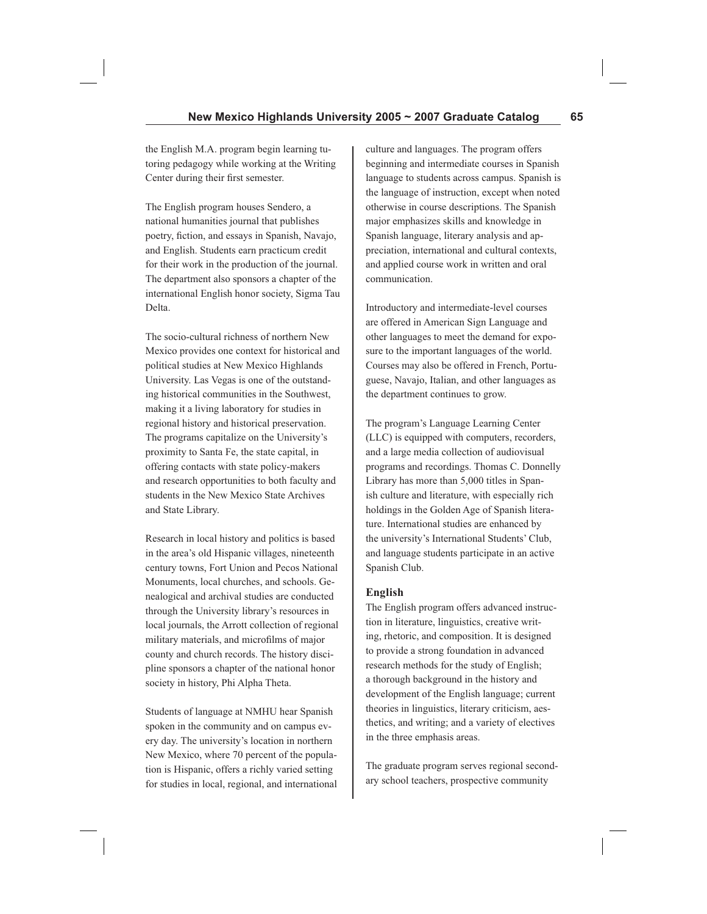the English M.A. program begin learning tutoring pedagogy while working at the Writing Center during their first semester.

The English program houses Sendero, a national humanities journal that publishes poetry, fiction, and essays in Spanish, Navajo, and English. Students earn practicum credit for their work in the production of the journal. The department also sponsors a chapter of the international English honor society, Sigma Tau Delta.

The socio-cultural richness of northern New Mexico provides one context for historical and political studies at New Mexico Highlands University. Las Vegas is one of the outstanding historical communities in the Southwest, making it a living laboratory for studies in regional history and historical preservation. The programs capitalize on the University's proximity to Santa Fe, the state capital, in offering contacts with state policy-makers and research opportunities to both faculty and students in the New Mexico State Archives and State Library.

Research in local history and politics is based in the area's old Hispanic villages, nineteenth century towns, Fort Union and Pecos National Monuments, local churches, and schools. Genealogical and archival studies are conducted through the University library's resources in local journals, the Arrott collection of regional military materials, and microfilms of major county and church records. The history discipline sponsors a chapter of the national honor society in history, Phi Alpha Theta.

Students of language at NMHU hear Spanish spoken in the community and on campus every day. The university's location in northern New Mexico, where 70 percent of the population is Hispanic, offers a richly varied setting for studies in local, regional, and international culture and languages. The program offers beginning and intermediate courses in Spanish language to students across campus. Spanish is the language of instruction, except when noted otherwise in course descriptions. The Spanish major emphasizes skills and knowledge in Spanish language, literary analysis and appreciation, international and cultural contexts, and applied course work in written and oral communication.

Introductory and intermediate-level courses are offered in American Sign Language and other languages to meet the demand for exposure to the important languages of the world. Courses may also be offered in French, Portuguese, Navajo, Italian, and other languages as the department continues to grow.

The program's Language Learning Center (LLC) is equipped with computers, recorders, and a large media collection of audiovisual programs and recordings. Thomas C. Donnelly Library has more than 5,000 titles in Spanish culture and literature, with especially rich holdings in the Golden Age of Spanish literature. International studies are enhanced by the university's International Students' Club, and language students participate in an active Spanish Club.

### English

The English program offers advanced instruction in literature, linguistics, creative writing, rhetoric, and composition. It is designed to provide a strong foundation in advanced research methods for the study of English; a thorough background in the history and development of the English language; current theories in linguistics, literary criticism, aesthetics, and writing; and a variety of electives in the three emphasis areas.

The graduate program serves regional secondary school teachers, prospective community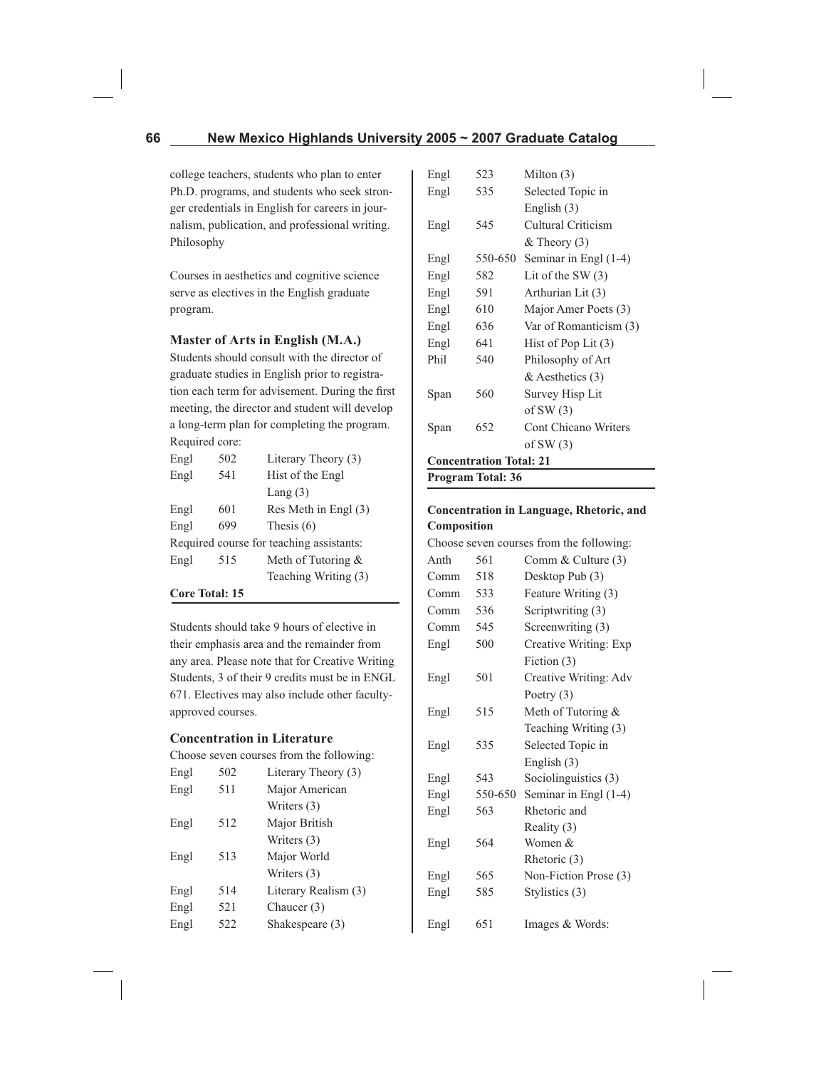college teachers, students who plan to enter Ph.D. programs, and students who seek stronger credentials in English for careers in journalism, publication, and professional writing.

Philosophy

Courses in aesthetics and cognitive science serve as electives in the English graduate program.

### Master of Arts in English (M.A.)

Students should consult with the director of graduate studies in English prior to registration each term for advisement. During the first meeting, the director and student will develop a long-term plan for completing the program.

Required core:

| | | |
|---|---|---|
| Engl | 502 | Literary Theory (3) |
| Engl | 541 | Hist of the Engl Lang (3) |
| Engl | 601 | Res Meth in Engl (3) |
| Engl | 699 | Thesis (6) |

Required course for teaching assistants:

| | | |
|---|---|---|
| Engl | 515 | Meth of Tutoring & Teaching Writing (3) |

**Core Total: 15**

Students should take 9 hours of elective in their emphasis area and the remainder from any area. Please note that for Creative Writing Students, 3 of their 9 credits must be in ENGL 671. Electives may also include other faculty-approved courses.

### Concentration in Literature

Choose seven courses from the following:

| | | |
|---|---|---|
| Engl | 502 | Literary Theory (3) |
| Engl | 511 | Major American Writers (3) |
| Engl | 512 | Major British Writers (3) |
| Engl | 513 | Major World Writers (3) |
| Engl | 514 | Literary Realism (3) |
| Engl | 521 | Chaucer (3) |
| Engl | 522 | Shakespeare (3) |
| Engl | 523 | Milton (3) |
| Engl | 535 | Selected Topic in English (3) |
| Engl | 545 | Cultural Criticism & Theory (3) |
| Engl | 550-650 | Seminar in Engl (1-4) |
| Engl | 582 | Lit of the SW (3) |
| Engl | 591 | Arthurian Lit (3) |
| Engl | 610 | Major Amer Poets (3) |
| Engl | 636 | Var of Romanticism (3) |
| Engl | 641 | Hist of Pop Lit (3) |
| Phil | 540 | Philosophy of Art & Aesthetics (3) |
| Span | 560 | Survey Hisp Lit of SW (3) |
| Span | 652 | Cont Chicano Writers of SW (3) |

**Concentration Total: 21**

**Program Total: 36**

### Concentration in Language, Rhetoric, and Composition

Choose seven courses from the following:

| | | |
|---|---|---|
| Anth | 561 | Comm & Culture (3) |
| Comm | 518 | Desktop Pub (3) |
| Comm | 533 | Feature Writing (3) |
| Comm | 536 | Scriptwriting (3) |
| Comm | 545 | Screenwriting (3) |
| Engl | 500 | Creative Writing: Exp Fiction (3) |
| Engl | 501 | Creative Writing: Adv Poetry (3) |
| Engl | 515 | Meth of Tutoring & Teaching Writing (3) |
| Engl | 535 | Selected Topic in English (3) |
| Engl | 543 | Sociolinguistics (3) |
| Engl | 550-650 | Seminar in Engl (1-4) |
| Engl | 563 | Rhetoric and Reality (3) |
| Engl | 564 | Women & Rhetoric (3) |
| Engl | 565 | Non-Fiction Prose (3) |
| Engl | 585 | Stylistics (3) |
| Engl | 651 | Images & Words: |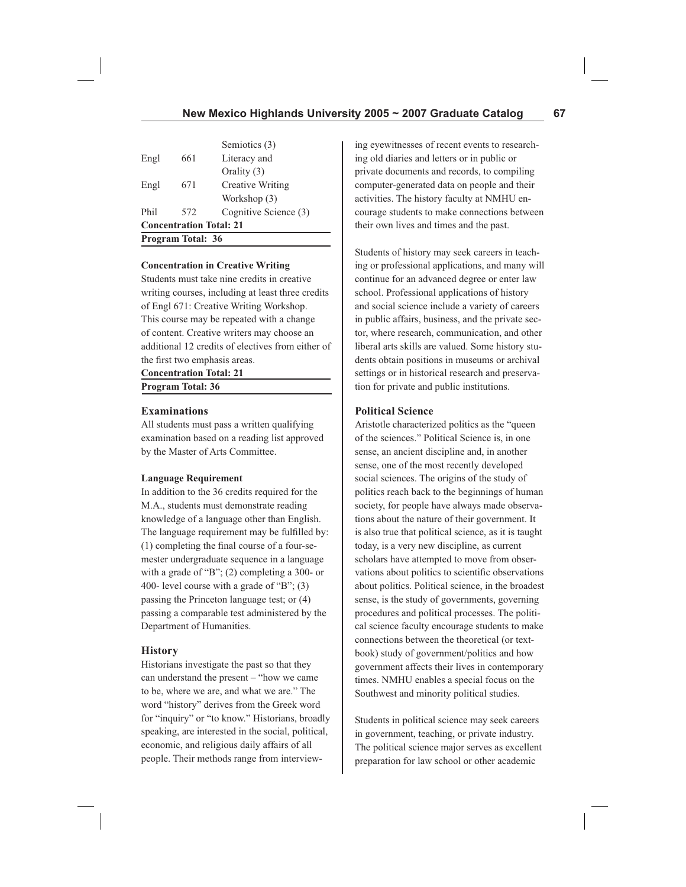| | | |
|---|---|---|
| | | Semiotics (3) |
| Engl | 661 | Literacy and Orality (3) |
| Engl | 671 | Creative Writing Workshop (3) |
| Phil | 572 | Cognitive Science (3) |

**Concentration Total: 21**

**Program Total: 36**

**Concentration in Creative Writing**

Students must take nine credits in creative writing courses, including at least three credits of Engl 671: Creative Writing Workshop. This course may be repeated with a change of content. Creative writers may choose an additional 12 credits of electives from either of the first two emphasis areas.

**Concentration Total: 21**

**Program Total: 36**

### Examinations

All students must pass a written qualifying examination based on a reading list approved by the Master of Arts Committee.

**Language Requirement**

In addition to the 36 credits required for the M.A., students must demonstrate reading knowledge of a language other than English. The language requirement may be fulfilled by: (1) completing the final course of a four-semester undergraduate sequence in a language with a grade of "B"; (2) completing a 300- or 400- level course with a grade of "B"; (3) passing the Princeton language test; or (4) passing a comparable test administered by the Department of Humanities.

### History

Historians investigate the past so that they can understand the present – "how we came to be, where we are, and what we are." The word "history" derives from the Greek word for "inquiry" or "to know." Historians, broadly speaking, are interested in the social, political, economic, and religious daily affairs of all people. Their methods range from interviewing eyewitnesses of recent events to researching old diaries and letters or in public or private documents and records, to compiling computer-generated data on people and their activities. The history faculty at NMHU encourage students to make connections between their own lives and times and the past.

Students of history may seek careers in teaching or professional applications, and many will continue for an advanced degree or enter law school. Professional applications of history and social science include a variety of careers in public affairs, business, and the private sector, where research, communication, and other liberal arts skills are valued. Some history students obtain positions in museums or archival settings or in historical research and preservation for private and public institutions.

### Political Science

Aristotle characterized politics as the "queen of the sciences." Political Science is, in one sense, an ancient discipline and, in another sense, one of the most recently developed social sciences. The origins of the study of politics reach back to the beginnings of human society, for people have always made observations about the nature of their government. It is also true that political science, as it is taught today, is a very new discipline, as current scholars have attempted to move from observations about politics to scientific observations about politics. Political science, in the broadest sense, is the study of governments, governing procedures and political processes. The political science faculty encourage students to make connections between the theoretical (or textbook) study of government/politics and how government affects their lives in contemporary times. NMHU enables a special focus on the Southwest and minority political studies.

Students in political science may seek careers in government, teaching, or private industry. The political science major serves as excellent preparation for law school or other academic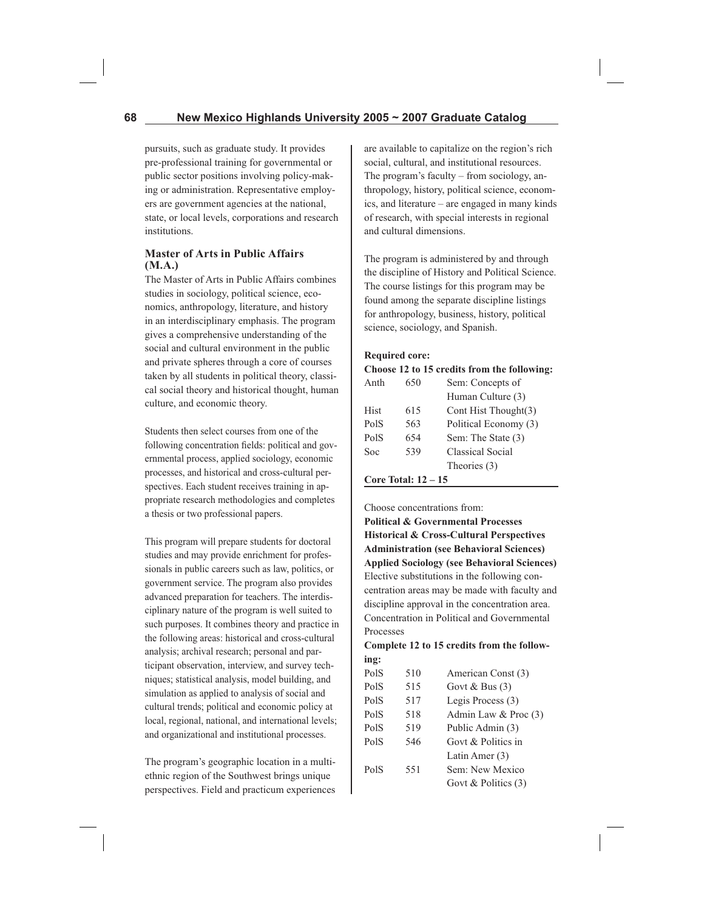pursuits, such as graduate study. It provides pre-professional training for governmental or public sector positions involving policy-making or administration. Representative employers are government agencies at the national, state, or local levels, corporations and research institutions.

### Master of Arts in Public Affairs (M.A.)

The Master of Arts in Public Affairs combines studies in sociology, political science, economics, anthropology, literature, and history in an interdisciplinary emphasis. The program gives a comprehensive understanding of the social and cultural environment in the public and private spheres through a core of courses taken by all students in political theory, classical social theory and historical thought, human culture, and economic theory.

Students then select courses from one of the following concentration fields: political and governmental process, applied sociology, economic processes, and historical and cross-cultural perspectives. Each student receives training in appropriate research methodologies and completes a thesis or two professional papers.

This program will prepare students for doctoral studies and may provide enrichment for professionals in public careers such as law, politics, or government service. The program also provides advanced preparation for teachers. The interdisciplinary nature of the program is well suited to such purposes. It combines theory and practice in the following areas: historical and cross-cultural analysis; archival research; personal and participant observation, interview, and survey techniques; statistical analysis, model building, and simulation as applied to analysis of social and cultural trends; political and economic policy at local, regional, national, and international levels; and organizational and institutional processes.

The program's geographic location in a multi-ethnic region of the Southwest brings unique perspectives. Field and practicum experiences are available to capitalize on the region's rich social, cultural, and institutional resources. The program's faculty – from sociology, anthropology, history, political science, economics, and literature – are engaged in many kinds of research, with special interests in regional and cultural dimensions.

The program is administered by and through the discipline of History and Political Science. The course listings for this program may be found among the separate discipline listings for anthropology, business, history, political science, sociology, and Spanish.

**Required core:**

**Choose 12 to 15 credits from the following:**

| | | |
|---|---|---|
| Anth | 650 | Sem: Concepts of Human Culture (3) |
| Hist | 615 | Cont Hist Thought(3) |
| PolS | 563 | Political Economy (3) |
| PolS | 654 | Sem: The State (3) |
| Soc | 539 | Classical Social Theories (3) |
| **Core Total: 12 – 15** | | |

Choose concentrations from:

**Political & Governmental Processes**
**Historical & Cross-Cultural Perspectives**
**Administration (see Behavioral Sciences)**
**Applied Sociology (see Behavioral Sciences)**

Elective substitutions in the following concentration areas may be made with faculty and discipline approval in the concentration area.

Concentration in Political and Governmental Processes

**Complete 12 to 15 credits from the following:**

| | | |
|---|---|---|
| PolS | 510 | American Const (3) |
| PolS | 515 | Govt & Bus (3) |
| PolS | 517 | Legis Process (3) |
| PolS | 518 | Admin Law & Proc (3) |
| PolS | 519 | Public Admin (3) |
| PolS | 546 | Govt & Politics in Latin Amer (3) |
| PolS | 551 | Sem: New Mexico Govt & Politics (3) |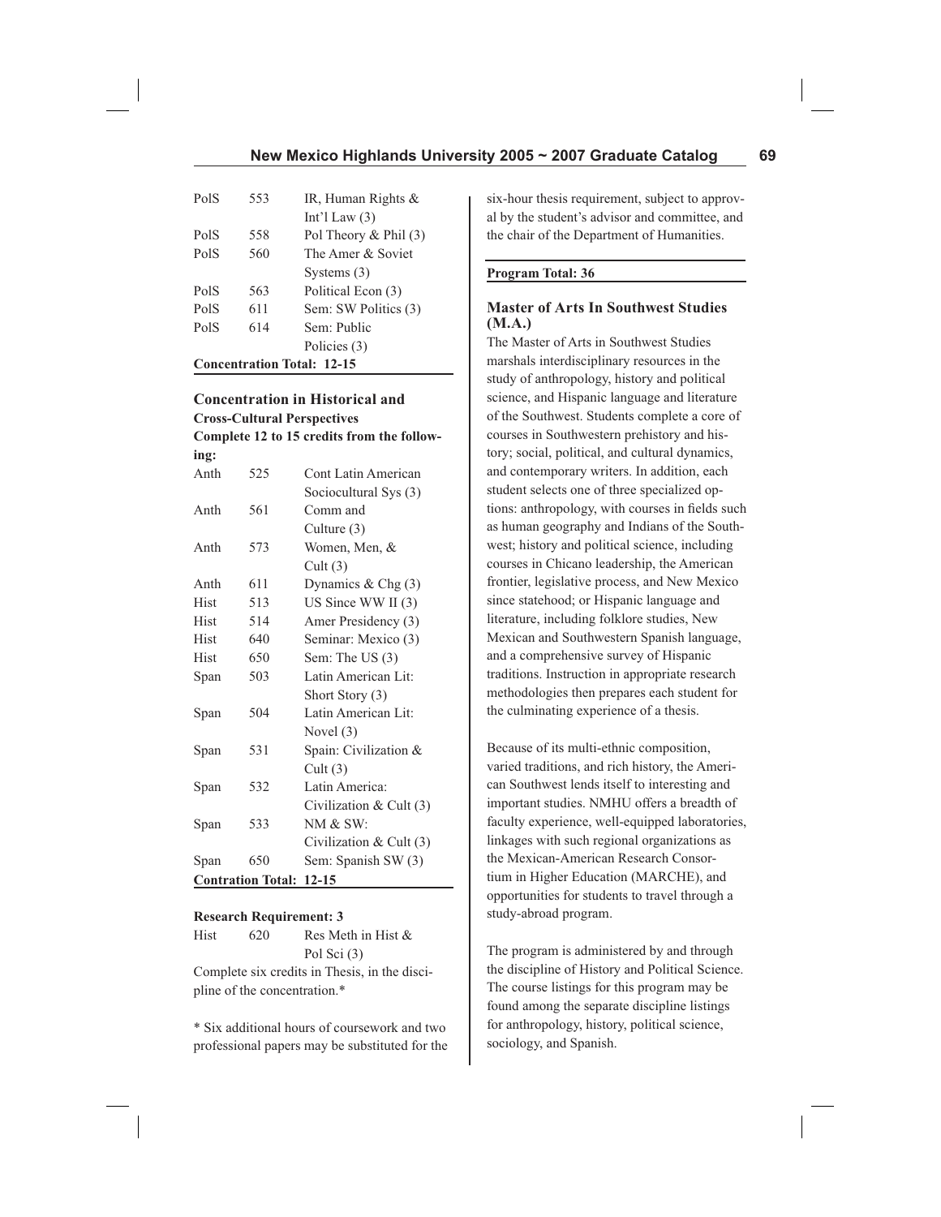| | | |
|---|---|---|
| PolS | 553 | IR, Human Rights & Int'l Law (3) |
| PolS | 558 | Pol Theory & Phil (3) |
| PolS | 560 | The Amer & Soviet Systems (3) |
| PolS | 563 | Political Econ (3) |
| PolS | 611 | Sem: SW Politics (3) |
| PolS | 614 | Sem: Public Policies (3) |

**Concentration Total: 12-15**

### Concentration in Historical and Cross-Cultural Perspectives

**Complete 12 to 15 credits from the following:**

| | | |
|---|---|---|
| Anth | 525 | Cont Latin American Sociocultural Sys (3) |
| Anth | 561 | Comm and Culture (3) |
| Anth | 573 | Women, Men, & Cult (3) |
| Anth | 611 | Dynamics & Chg (3) |
| Hist | 513 | US Since WW II (3) |
| Hist | 514 | Amer Presidency (3) |
| Hist | 640 | Seminar: Mexico (3) |
| Hist | 650 | Sem: The US (3) |
| Span | 503 | Latin American Lit: Short Story (3) |
| Span | 504 | Latin American Lit: Novel (3) |
| Span | 531 | Spain: Civilization & Cult (3) |
| Span | 532 | Latin America: Civilization & Cult (3) |
| Span | 533 | NM & SW: Civilization & Cult (3) |
| Span | 650 | Sem: Spanish SW (3) |

**Contration Total: 12-15**

**Research Requirement: 3**

| | | |
|---|---|---|
| Hist | 620 | Res Meth in Hist & Pol Sci (3) |

Complete six credits in Thesis, in the discipline of the concentration.*

* Six additional hours of coursework and two professional papers may be substituted for the six-hour thesis requirement, subject to approval by the student's advisor and committee, and the chair of the Department of Humanities.

**Program Total: 36**

### Master of Arts In Southwest Studies (M.A.)

The Master of Arts in Southwest Studies marshals interdisciplinary resources in the study of anthropology, history and political science, and Hispanic language and literature of the Southwest. Students complete a core of courses in Southwestern prehistory and history; social, political, and cultural dynamics, and contemporary writers. In addition, each student selects one of three specialized options: anthropology, with courses in fields such as human geography and Indians of the Southwest; history and political science, including courses in Chicano leadership, the American frontier, legislative process, and New Mexico since statehood; or Hispanic language and literature, including folklore studies, New Mexican and Southwestern Spanish language, and a comprehensive survey of Hispanic traditions. Instruction in appropriate research methodologies then prepares each student for the culminating experience of a thesis.

Because of its multi-ethnic composition, varied traditions, and rich history, the American Southwest lends itself to interesting and important studies. NMHU offers a breadth of faculty experience, well-equipped laboratories, linkages with such regional organizations as the Mexican-American Research Consortium in Higher Education (MARCHE), and opportunities for students to travel through a study-abroad program.

The program is administered by and through the discipline of History and Political Science. The course listings for this program may be found among the separate discipline listings for anthropology, history, political science, sociology, and Spanish.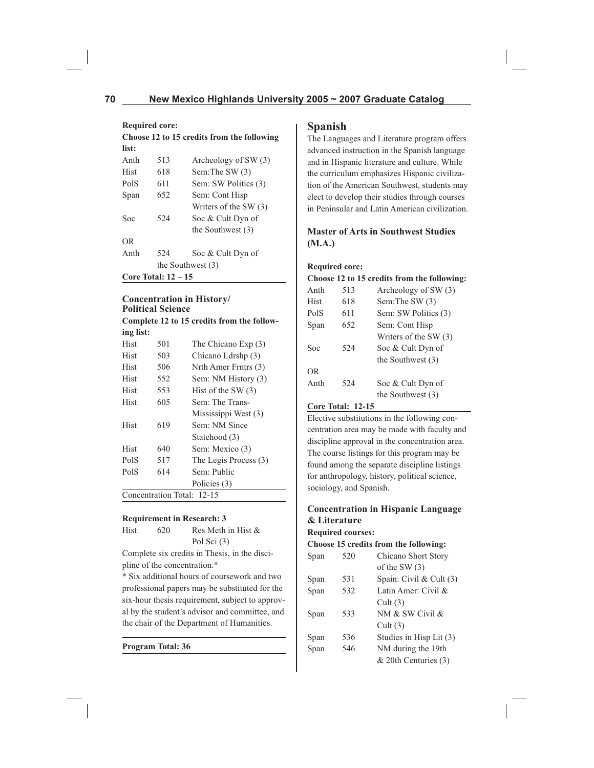**Required core:**

**Choose 12 to 15 credits from the following list:**

| | | |
|---|---|---|
| Anth | 513 | Archeology of SW (3) |
| Hist | 618 | Sem:The SW (3) |
| PolS | 611 | Sem: SW Politics (3) |
| Span | 652 | Sem: Cont Hisp Writers of the SW (3) |
| Soc | 524 | Soc & Cult Dyn of the Southwest (3) |
| OR | | |
| Anth | 524 | Soc & Cult Dyn of the Southwest (3) |

**Core Total: 12 – 15**

### Concentration in History/ Political Science

**Complete 12 to 15 credits from the following list:**

| | | |
|---|---|---|
| Hist | 501 | The Chicano Exp (3) |
| Hist | 503 | Chicano Ldrshp (3) |
| Hist | 506 | Nrth Amer Frntrs (3) |
| Hist | 552 | Sem: NM History (3) |
| Hist | 553 | Hist of the SW (3) |
| Hist | 605 | Sem: The Trans-Mississippi West (3) |
| Hist | 619 | Sem: NM Since Statehood (3) |
| Hist | 640 | Sem: Mexico (3) |
| PolS | 517 | The Legis Process (3) |
| PolS | 614 | Sem: Public Policies (3) |

Concentration Total: 12-15

**Requirement in Research: 3**

| | | |
|---|---|---|
| Hist | 620 | Res Meth in Hist & Pol Sci (3) |

Complete six credits in Thesis, in the discipline of the concentration.*

* Six additional hours of coursework and two professional papers may be substituted for the six-hour thesis requirement, subject to approval by the student's advisor and committee, and the chair of the Department of Humanities.

**Program Total: 36**

## Spanish

The Languages and Literature program offers advanced instruction in the Spanish language and in Hispanic literature and culture. While the curriculum emphasizes Hispanic civilization of the American Southwest, students may elect to develop their studies through courses in Peninsular and Latin American civilization.

### Master of Arts in Southwest Studies (M.A.)

**Required core:**

**Choose 12 to 15 credits from the following:**

| | | |
|---|---|---|
| Anth | 513 | Archeology of SW (3) |
| Hist | 618 | Sem:The SW (3) |
| PolS | 611 | Sem: SW Politics (3) |
| Span | 652 | Sem: Cont Hisp Writers of the SW (3) |
| Soc | 524 | Soc & Cult Dyn of the Southwest (3) |
| OR | | |
| Anth | 524 | Soc & Cult Dyn of the Southwest (3) |

**Core Total: 12-15**

Elective substitutions in the following concentration area may be made with faculty and discipline approval in the concentration area. The course listings for this program may be found among the separate discipline listings for anthropology, history, political science, sociology, and Spanish.

### Concentration in Hispanic Language & Literature

**Required courses:**

**Choose 15 credits from the following:**

| | | |
|---|---|---|
| Span | 520 | Chicano Short Story of the SW (3) |
| Span | 531 | Spain: Civil & Cult (3) |
| Span | 532 | Latin Amer: Civil & Cult (3) |
| Span | 533 | NM & SW Civil & Cult (3) |
| Span | 536 | Studies in Hisp Lit (3) |
| Span | 546 | NM during the 19th & 20th Centuries (3) |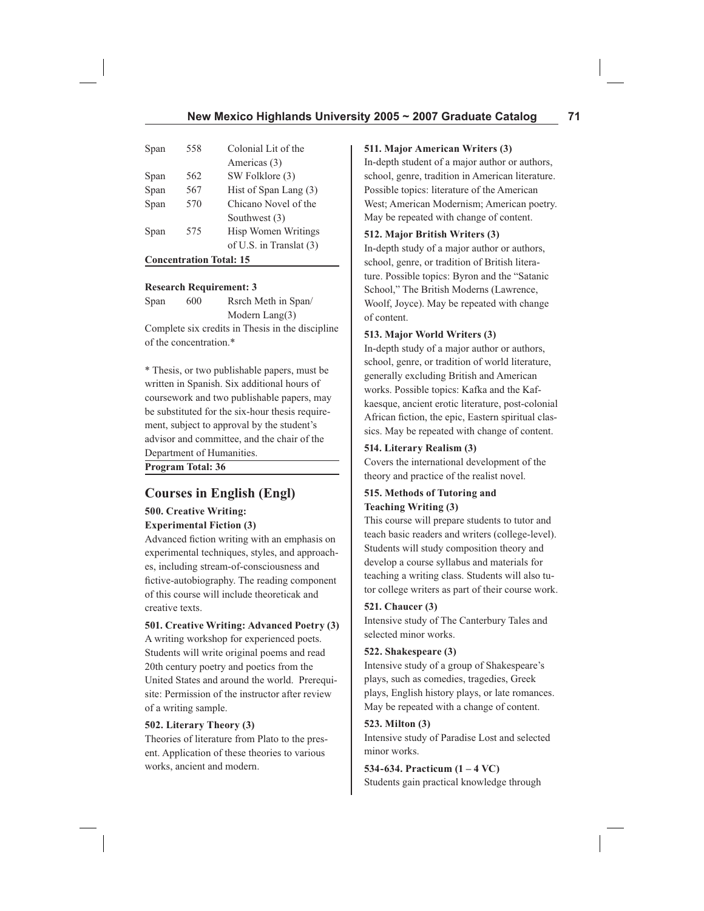| | | |
|---|---|---|
| Span | 558 | Colonial Lit of the Americas (3) |
| Span | 562 | SW Folklore (3) |
| Span | 567 | Hist of Span Lang (3) |
| Span | 570 | Chicano Novel of the Southwest (3) |
| Span | 575 | Hisp Women Writings of U.S. in Translat (3) |

**Concentration Total: 15**

**Research Requirement: 3**

| | | |
|---|---|---|
| Span | 600 | Rsrch Meth in Span/ Modern Lang(3) |

Complete six credits in Thesis in the discipline of the concentration.*

* Thesis, or two publishable papers, must be written in Spanish. Six additional hours of coursework and two publishable papers, may be substituted for the six-hour thesis requirement, subject to approval by the student's advisor and committee, and the chair of the Department of Humanities.

**Program Total: 36**

## Courses in English (Engl)

**500. Creative Writing: Experimental Fiction (3)**
Advanced fiction writing with an emphasis on experimental techniques, styles, and approaches, including stream-of-consciousness and fictive-autobiography. The reading component of this course will include theoreticak and creative texts.

**501. Creative Writing: Advanced Poetry (3)**
A writing workshop for experienced poets. Students will write original poems and read 20th century poetry and poetics from the United States and around the world. Prerequisite: Permission of the instructor after review of a writing sample.

**502. Literary Theory (3)**
Theories of literature from Plato to the present. Application of these theories to various works, ancient and modern.

**511. Major American Writers (3)**
In-depth student of a major author or authors, school, genre, tradition in American literature. Possible topics: literature of the American West; American Modernism; American poetry. May be repeated with change of content.

**512. Major British Writers (3)**
In-depth study of a major author or authors, school, genre, or tradition of British literature. Possible topics: Byron and the "Satanic School," The British Moderns (Lawrence, Woolf, Joyce). May be repeated with change of content.

**513. Major World Writers (3)**
In-depth study of a major author or authors, school, genre, or tradition of world literature, generally excluding British and American works. Possible topics: Kafka and the Kafkaesque, ancient erotic literature, post-colonial African fiction, the epic, Eastern spiritual classics. May be repeated with change of content.

**514. Literary Realism (3)**
Covers the international development of the theory and practice of the realist novel.

**515. Methods of Tutoring and Teaching Writing (3)**
This course will prepare students to tutor and teach basic readers and writers (college-level). Students will study composition theory and develop a course syllabus and materials for teaching a writing class. Students will also tutor college writers as part of their course work.

**521. Chaucer (3)**
Intensive study of The Canterbury Tales and selected minor works.

**522. Shakespeare (3)**
Intensive study of a group of Shakespeare's plays, such as comedies, tragedies, Greek plays, English history plays, or late romances. May be repeated with a change of content.

**523. Milton (3)**
Intensive study of Paradise Lost and selected minor works.

**534-634. Practicum (1 – 4 VC)**
Students gain practical knowledge through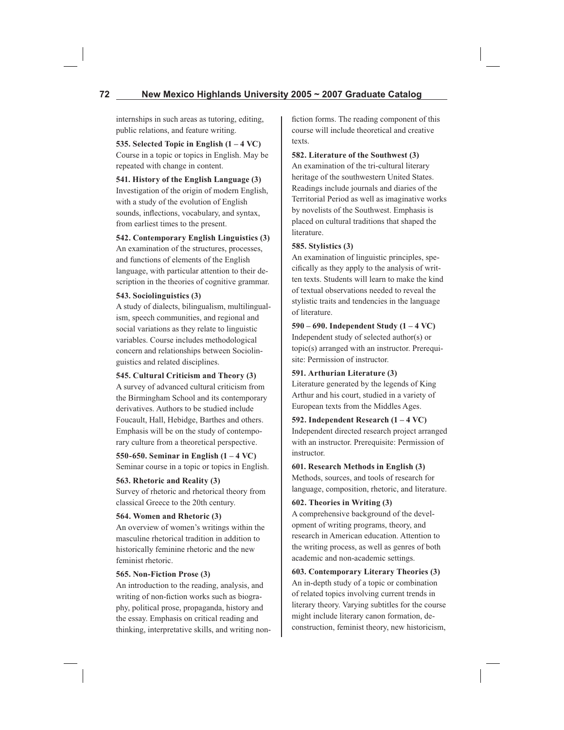internships in such areas as tutoring, editing, public relations, and feature writing.

**535. Selected Topic in English (1 – 4 VC)**
Course in a topic or topics in English. May be repeated with change in content.

**541. History of the English Language (3)**
Investigation of the origin of modern English, with a study of the evolution of English sounds, inflections, vocabulary, and syntax, from earliest times to the present.

**542. Contemporary English Linguistics (3)**
An examination of the structures, processes, and functions of elements of the English language, with particular attention to their description in the theories of cognitive grammar.

**543. Sociolinguistics (3)**
A study of dialects, bilingualism, multilingualism, speech communities, and regional and social variations as they relate to linguistic variables. Course includes methodological concern and relationships between Sociolinguistics and related disciplines.

**545. Cultural Criticism and Theory (3)**
A survey of advanced cultural criticism from the Birmingham School and its contemporary derivatives. Authors to be studied include Foucault, Hall, Hebidge, Barthes and others. Emphasis will be on the study of contemporary culture from a theoretical perspective.

**550-650. Seminar in English (1 – 4 VC)**
Seminar course in a topic or topics in English.

**563. Rhetoric and Reality (3)**
Survey of rhetoric and rhetorical theory from classical Greece to the 20th century.

**564. Women and Rhetoric (3)**
An overview of women's writings within the masculine rhetorical tradition in addition to historically feminine rhetoric and the new feminist rhetoric.

**565. Non-Fiction Prose (3)**
An introduction to the reading, analysis, and writing of non-fiction works such as biography, political prose, propaganda, history and the essay. Emphasis on critical reading and thinking, interpretative skills, and writing non-fiction forms. The reading component of this course will include theoretical and creative texts.

**582. Literature of the Southwest (3)**
An examination of the tri-cultural literary heritage of the southwestern United States. Readings include journals and diaries of the Territorial Period as well as imaginative works by novelists of the Southwest. Emphasis is placed on cultural traditions that shaped the literature.

**585. Stylistics (3)**
An examination of linguistic principles, specifically as they apply to the analysis of written texts. Students will learn to make the kind of textual observations needed to reveal the stylistic traits and tendencies in the language of literature.

**590 – 690. Independent Study (1 – 4 VC)**
Independent study of selected author(s) or topic(s) arranged with an instructor. Prerequisite: Permission of instructor.

**591. Arthurian Literature (3)**
Literature generated by the legends of King Arthur and his court, studied in a variety of European texts from the Middles Ages.

**592. Independent Research (1 – 4 VC)**
Independent directed research project arranged with an instructor. Prerequisite: Permission of instructor.

**601. Research Methods in English (3)**
Methods, sources, and tools of research for language, composition, rhetoric, and literature.

**602. Theories in Writing (3)**
A comprehensive background of the development of writing programs, theory, and research in American education. Attention to the writing process, as well as genres of both academic and non-academic settings.

**603. Contemporary Literary Theories (3)**
An in-depth study of a topic or combination of related topics involving current trends in literary theory. Varying subtitles for the course might include literary canon formation, deconstruction, feminist theory, new historicism,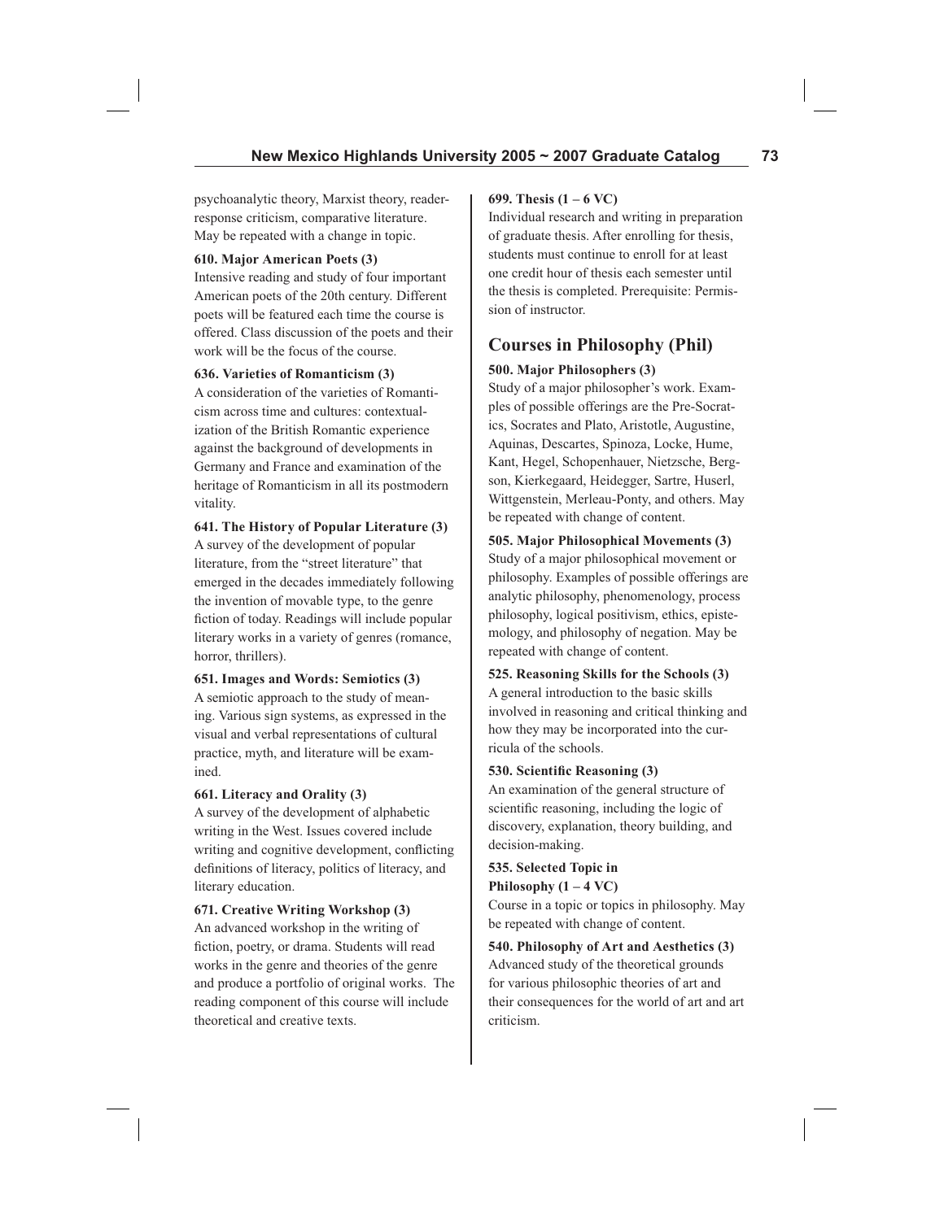psychoanalytic theory, Marxist theory, reader-response criticism, comparative literature. May be repeated with a change in topic.

**610. Major American Poets (3)**
Intensive reading and study of four important American poets of the 20th century. Different poets will be featured each time the course is offered. Class discussion of the poets and their work will be the focus of the course.

**636. Varieties of Romanticism (3)**
A consideration of the varieties of Romanticism across time and cultures: contextualization of the British Romantic experience against the background of developments in Germany and France and examination of the heritage of Romanticism in all its postmodern vitality.

**641. The History of Popular Literature (3)**
A survey of the development of popular literature, from the "street literature" that emerged in the decades immediately following the invention of movable type, to the genre fiction of today. Readings will include popular literary works in a variety of genres (romance, horror, thrillers).

**651. Images and Words: Semiotics (3)**
A semiotic approach to the study of meaning. Various sign systems, as expressed in the visual and verbal representations of cultural practice, myth, and literature will be examined.

**661. Literacy and Orality (3)**
A survey of the development of alphabetic writing in the West. Issues covered include writing and cognitive development, conflicting definitions of literacy, politics of literacy, and literary education.

**671. Creative Writing Workshop (3)**
An advanced workshop in the writing of fiction, poetry, or drama. Students will read works in the genre and theories of the genre and produce a portfolio of original works. The reading component of this course will include theoretical and creative texts.

**699. Thesis (1 – 6 VC)**
Individual research and writing in preparation of graduate thesis. After enrolling for thesis, students must continue to enroll for at least one credit hour of thesis each semester until the thesis is completed. Prerequisite: Permission of instructor.

## Courses in Philosophy (Phil)

**500. Major Philosophers (3)**
Study of a major philosopher's work. Examples of possible offerings are the Pre-Socratics, Socrates and Plato, Aristotle, Augustine, Aquinas, Descartes, Spinoza, Locke, Hume, Kant, Hegel, Schopenhauer, Nietzsche, Bergson, Kierkegaard, Heidegger, Sartre, Huserl, Wittgenstein, Merleau-Ponty, and others. May be repeated with change of content.

**505. Major Philosophical Movements (3)**
Study of a major philosophical movement or philosophy. Examples of possible offerings are analytic philosophy, phenomenology, process philosophy, logical positivism, ethics, epistemology, and philosophy of negation. May be repeated with change of content.

**525. Reasoning Skills for the Schools (3)**
A general introduction to the basic skills involved in reasoning and critical thinking and how they may be incorporated into the curricula of the schools.

**530. Scientific Reasoning (3)**
An examination of the general structure of scientific reasoning, including the logic of discovery, explanation, theory building, and decision-making.

**535. Selected Topic in Philosophy (1 – 4 VC)**
Course in a topic or topics in philosophy. May be repeated with change of content.

**540. Philosophy of Art and Aesthetics (3)**
Advanced study of the theoretical grounds for various philosophic theories of art and their consequences for the world of art and art criticism.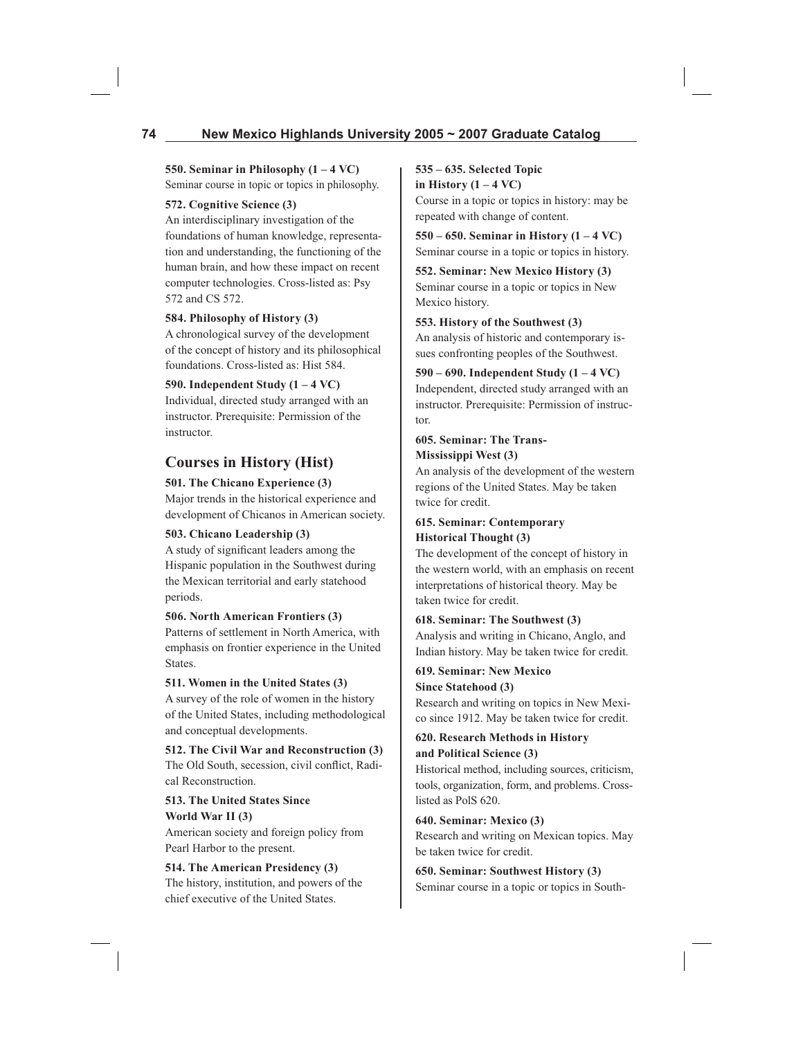**550. Seminar in Philosophy (1 – 4 VC)**
Seminar course in topic or topics in philosophy.

**572. Cognitive Science (3)**
An interdisciplinary investigation of the foundations of human knowledge, representation and understanding, the functioning of the human brain, and how these impact on recent computer technologies. Cross-listed as: Psy 572 and CS 572.

**584. Philosophy of History (3)**
A chronological survey of the development of the concept of history and its philosophical foundations. Cross-listed as: Hist 584.

**590. Independent Study (1 – 4 VC)**
Individual, directed study arranged with an instructor. Prerequisite: Permission of the instructor.

## Courses in History (Hist)

**501. The Chicano Experience (3)**
Major trends in the historical experience and development of Chicanos in American society.

**503. Chicano Leadership (3)**
A study of significant leaders among the Hispanic population in the Southwest during the Mexican territorial and early statehood periods.

**506. North American Frontiers (3)**
Patterns of settlement in North America, with emphasis on frontier experience in the United States.

**511. Women in the United States (3)**
A survey of the role of women in the history of the United States, including methodological and conceptual developments.

**512. The Civil War and Reconstruction (3)**
The Old South, secession, civil conflict, Radical Reconstruction.

**513. The United States Since World War II (3)**
American society and foreign policy from Pearl Harbor to the present.

**514. The American Presidency (3)**
The history, institution, and powers of the chief executive of the United States.

**535 – 635. Selected Topic in History (1 – 4 VC)**
Course in a topic or topics in history: may be repeated with change of content.

**550 – 650. Seminar in History (1 – 4 VC)**
Seminar course in a topic or topics in history.

**552. Seminar: New Mexico History (3)**
Seminar course in a topic or topics in New Mexico history.

**553. History of the Southwest (3)**
An analysis of historic and contemporary issues confronting peoples of the Southwest.

**590 – 690. Independent Study (1 – 4 VC)**
Independent, directed study arranged with an instructor. Prerequisite: Permission of instructor.

**605. Seminar: The Trans-Mississippi West (3)**
An analysis of the development of the western regions of the United States. May be taken twice for credit.

**615. Seminar: Contemporary Historical Thought (3)**
The development of the concept of history in the western world, with an emphasis on recent interpretations of historical theory. May be taken twice for credit.

**618. Seminar: The Southwest (3)**
Analysis and writing in Chicano, Anglo, and Indian history. May be taken twice for credit.

**619. Seminar: New Mexico Since Statehood (3)**
Research and writing on topics in New Mexico since 1912. May be taken twice for credit.

**620. Research Methods in History and Political Science (3)**
Historical method, including sources, criticism, tools, organization, form, and problems. Cross-listed as PolS 620.

**640. Seminar: Mexico (3)**
Research and writing on Mexican topics. May be taken twice for credit.

**650. Seminar: Southwest History (3)**
Seminar course in a topic or topics in South-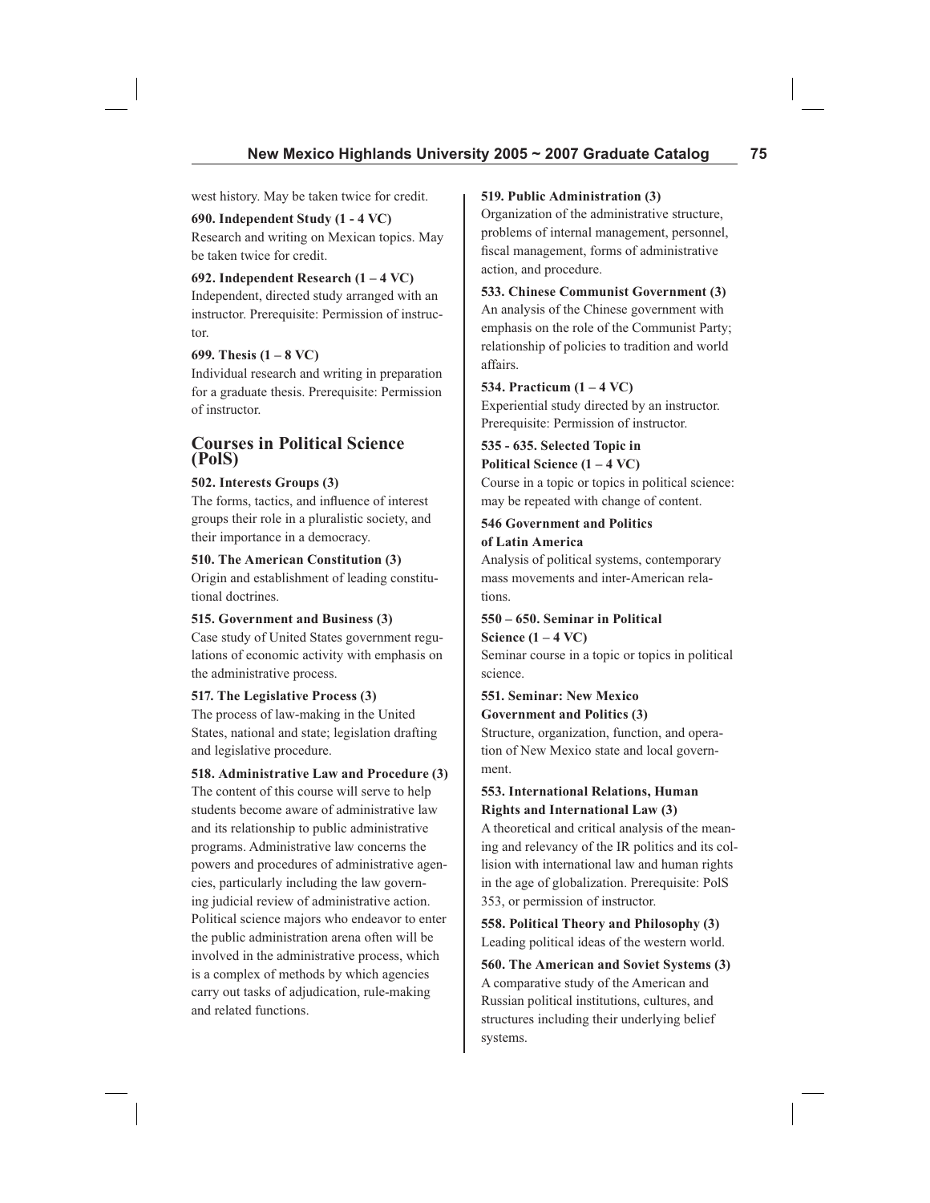west history. May be taken twice for credit.

**690. Independent Study (1 - 4 VC)**
Research and writing on Mexican topics. May be taken twice for credit.

**692. Independent Research (1 – 4 VC)**
Independent, directed study arranged with an instructor. Prerequisite: Permission of instructor.

**699. Thesis (1 – 8 VC)**
Individual research and writing in preparation for a graduate thesis. Prerequisite: Permission of instructor.

## Courses in Political Science (PolS)

**502. Interests Groups (3)**
The forms, tactics, and influence of interest groups their role in a pluralistic society, and their importance in a democracy.

**510. The American Constitution (3)**
Origin and establishment of leading constitutional doctrines.

**515. Government and Business (3)**
Case study of United States government regulations of economic activity with emphasis on the administrative process.

**517. The Legislative Process (3)**
The process of law-making in the United States, national and state; legislation drafting and legislative procedure.

**518. Administrative Law and Procedure (3)**
The content of this course will serve to help students become aware of administrative law and its relationship to public administrative programs. Administrative law concerns the powers and procedures of administrative agencies, particularly including the law governing judicial review of administrative action. Political science majors who endeavor to enter the public administration arena often will be involved in the administrative process, which is a complex of methods by which agencies carry out tasks of adjudication, rule-making and related functions.

**519. Public Administration (3)**
Organization of the administrative structure, problems of internal management, personnel, fiscal management, forms of administrative action, and procedure.

**533. Chinese Communist Government (3)**
An analysis of the Chinese government with emphasis on the role of the Communist Party; relationship of policies to tradition and world affairs.

**534. Practicum (1 – 4 VC)**
Experiential study directed by an instructor. Prerequisite: Permission of instructor.

**535 - 635. Selected Topic in Political Science (1 – 4 VC)**
Course in a topic or topics in political science: may be repeated with change of content.

**546 Government and Politics of Latin America**
Analysis of political systems, contemporary mass movements and inter-American relations.

**550 – 650. Seminar in Political Science (1 – 4 VC)**
Seminar course in a topic or topics in political science.

**551. Seminar: New Mexico Government and Politics (3)**
Structure, organization, function, and operation of New Mexico state and local government.

**553. International Relations, Human Rights and International Law (3)**
A theoretical and critical analysis of the meaning and relevancy of the IR politics and its collision with international law and human rights in the age of globalization. Prerequisite: PolS 353, or permission of instructor.

**558. Political Theory and Philosophy (3)**
Leading political ideas of the western world.

**560. The American and Soviet Systems (3)**
A comparative study of the American and Russian political institutions, cultures, and structures including their underlying belief systems.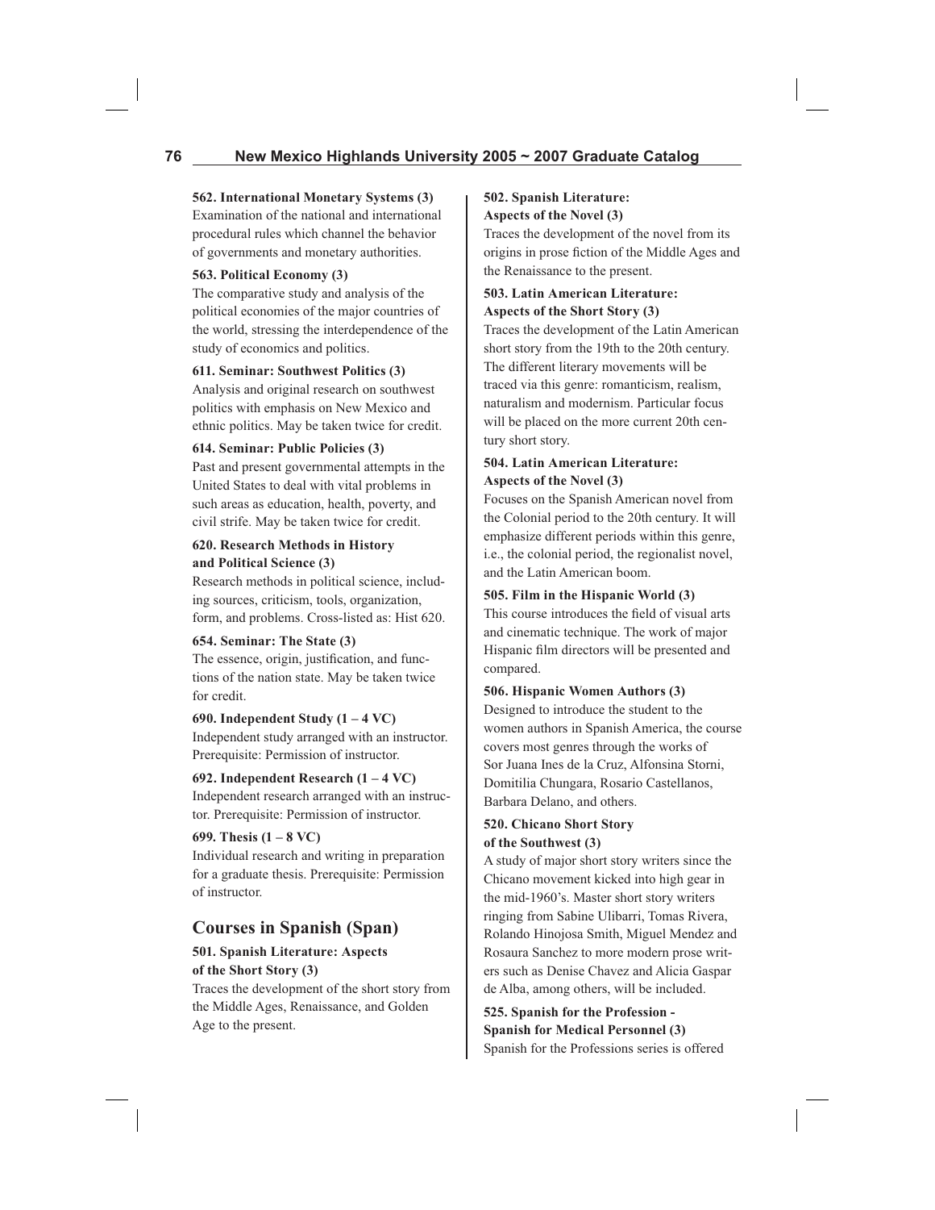**562. International Monetary Systems (3)**
Examination of the national and international procedural rules which channel the behavior of governments and monetary authorities.

**563. Political Economy (3)**
The comparative study and analysis of the political economies of the major countries of the world, stressing the interdependence of the study of economics and politics.

**611. Seminar: Southwest Politics (3)**
Analysis and original research on southwest politics with emphasis on New Mexico and ethnic politics. May be taken twice for credit.

**614. Seminar: Public Policies (3)**
Past and present governmental attempts in the United States to deal with vital problems in such areas as education, health, poverty, and civil strife. May be taken twice for credit.

**620. Research Methods in History and Political Science (3)**
Research methods in political science, including sources, criticism, tools, organization, form, and problems. Cross-listed as: Hist 620.

**654. Seminar: The State (3)**
The essence, origin, justification, and functions of the nation state. May be taken twice for credit.

**690. Independent Study (1 – 4 VC)**
Independent study arranged with an instructor. Prerequisite: Permission of instructor.

**692. Independent Research (1 – 4 VC)**
Independent research arranged with an instructor. Prerequisite: Permission of instructor.

**699. Thesis (1 – 8 VC)**
Individual research and writing in preparation for a graduate thesis. Prerequisite: Permission of instructor.

## Courses in Spanish (Span)

**501. Spanish Literature: Aspects of the Short Story (3)**
Traces the development of the short story from the Middle Ages, Renaissance, and Golden Age to the present.

**502. Spanish Literature: Aspects of the Novel (3)**
Traces the development of the novel from its origins in prose fiction of the Middle Ages and the Renaissance to the present.

**503. Latin American Literature: Aspects of the Short Story (3)**
Traces the development of the Latin American short story from the 19th to the 20th century. The different literary movements will be traced via this genre: romanticism, realism, naturalism and modernism. Particular focus will be placed on the more current 20th century short story.

**504. Latin American Literature: Aspects of the Novel (3)**
Focuses on the Spanish American novel from the Colonial period to the 20th century. It will emphasize different periods within this genre, i.e., the colonial period, the regionalist novel, and the Latin American boom.

**505. Film in the Hispanic World (3)**
This course introduces the field of visual arts and cinematic technique. The work of major Hispanic film directors will be presented and compared.

**506. Hispanic Women Authors (3)**
Designed to introduce the student to the women authors in Spanish America, the course covers most genres through the works of Sor Juana Ines de la Cruz, Alfonsina Storni, Domitilia Chungara, Rosario Castellanos, Barbara Delano, and others.

**520. Chicano Short Story of the Southwest (3)**
A study of major short story writers since the Chicano movement kicked into high gear in the mid-1960's. Master short story writers ringing from Sabine Ulibarri, Tomas Rivera, Rolando Hinojosa Smith, Miguel Mendez and Rosaura Sanchez to more modern prose writers such as Denise Chavez and Alicia Gaspar de Alba, among others, will be included.

**525. Spanish for the Profession - Spanish for Medical Personnel (3)**
Spanish for the Professions series is offered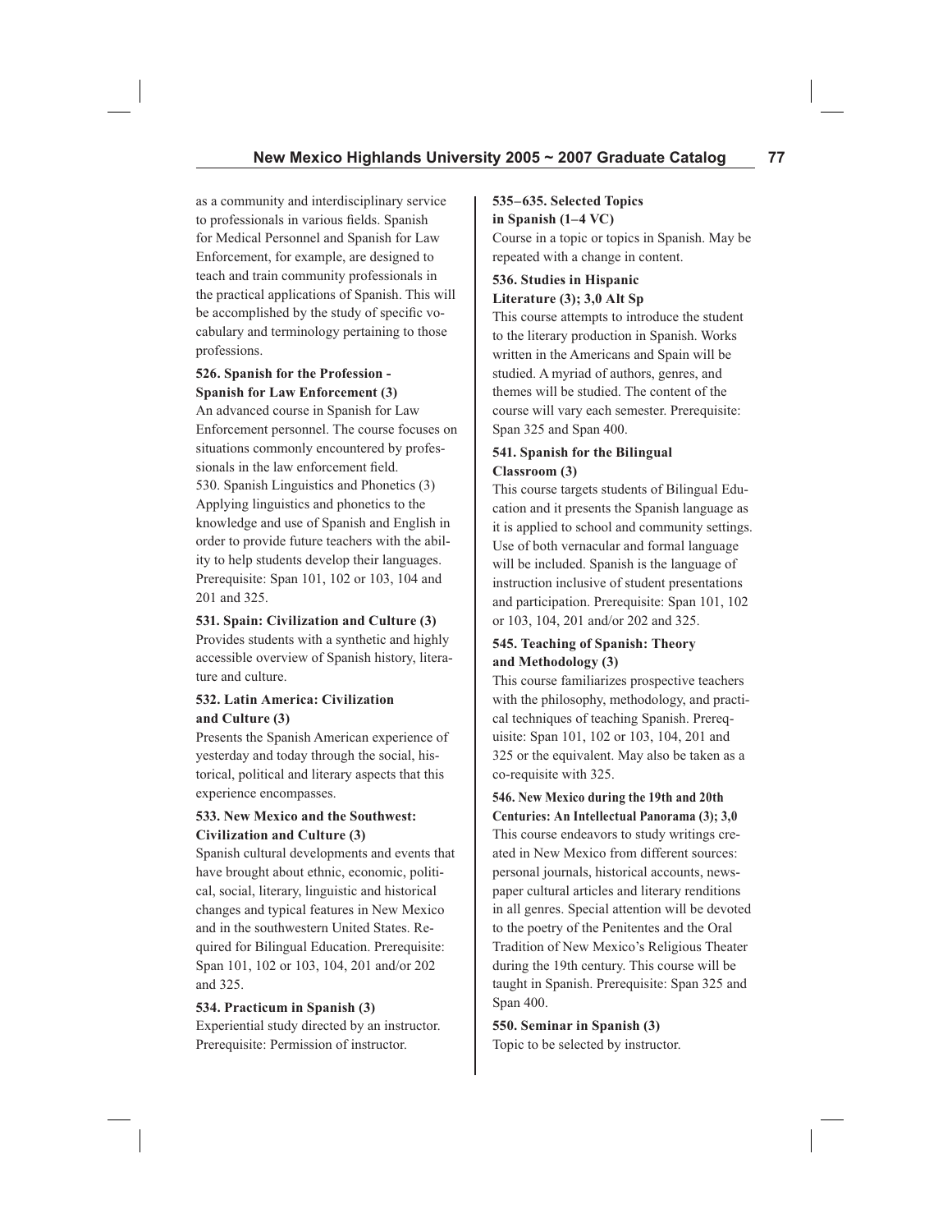as a community and interdisciplinary service to professionals in various fields. Spanish for Medical Personnel and Spanish for Law Enforcement, for example, are designed to teach and train community professionals in the practical applications of Spanish. This will be accomplished by the study of specific vocabulary and terminology pertaining to those professions.

**526. Spanish for the Profession - Spanish for Law Enforcement (3)**
An advanced course in Spanish for Law Enforcement personnel. The course focuses on situations commonly encountered by professionals in the law enforcement field.

530. Spanish Linguistics and Phonetics (3)
Applying linguistics and phonetics to the knowledge and use of Spanish and English in order to provide future teachers with the ability to help students develop their languages. Prerequisite: Span 101, 102 or 103, 104 and 201 and 325.

**531. Spain: Civilization and Culture (3)**
Provides students with a synthetic and highly accessible overview of Spanish history, literature and culture.

**532. Latin America: Civilization and Culture (3)**
Presents the Spanish American experience of yesterday and today through the social, historical, political and literary aspects that this experience encompasses.

**533. New Mexico and the Southwest: Civilization and Culture (3)**
Spanish cultural developments and events that have brought about ethnic, economic, political, social, literary, linguistic and historical changes and typical features in New Mexico and in the southwestern United States. Required for Bilingual Education. Prerequisite: Span 101, 102 or 103, 104, 201 and/or 202 and 325.

**534. Practicum in Spanish (3)**
Experiential study directed by an instructor. Prerequisite: Permission of instructor.

**535–635. Selected Topics in Spanish (1–4 VC)**
Course in a topic or topics in Spanish. May be repeated with a change in content.

**536. Studies in Hispanic Literature (3); 3,0 Alt Sp**
This course attempts to introduce the student to the literary production in Spanish. Works written in the Americans and Spain will be studied. A myriad of authors, genres, and themes will be studied. The content of the course will vary each semester. Prerequisite: Span 325 and Span 400.

**541. Spanish for the Bilingual Classroom (3)**
This course targets students of Bilingual Education and it presents the Spanish language as it is applied to school and community settings. Use of both vernacular and formal language will be included. Spanish is the language of instruction inclusive of student presentations and participation. Prerequisite: Span 101, 102 or 103, 104, 201 and/or 202 and 325.

**545. Teaching of Spanish: Theory and Methodology (3)**
This course familiarizes prospective teachers with the philosophy, methodology, and practical techniques of teaching Spanish. Prerequisite: Span 101, 102 or 103, 104, 201 and 325 or the equivalent. May also be taken as a co-requisite with 325.

**546. New Mexico during the 19th and 20th Centuries: An Intellectual Panorama (3); 3,0**
This course endeavors to study writings created in New Mexico from different sources: personal journals, historical accounts, newspaper cultural articles and literary renditions in all genres. Special attention will be devoted to the poetry of the Penitentes and the Oral Tradition of New Mexico's Religious Theater during the 19th century. This course will be taught in Spanish. Prerequisite: Span 325 and Span 400.

**550. Seminar in Spanish (3)**
Topic to be selected by instructor.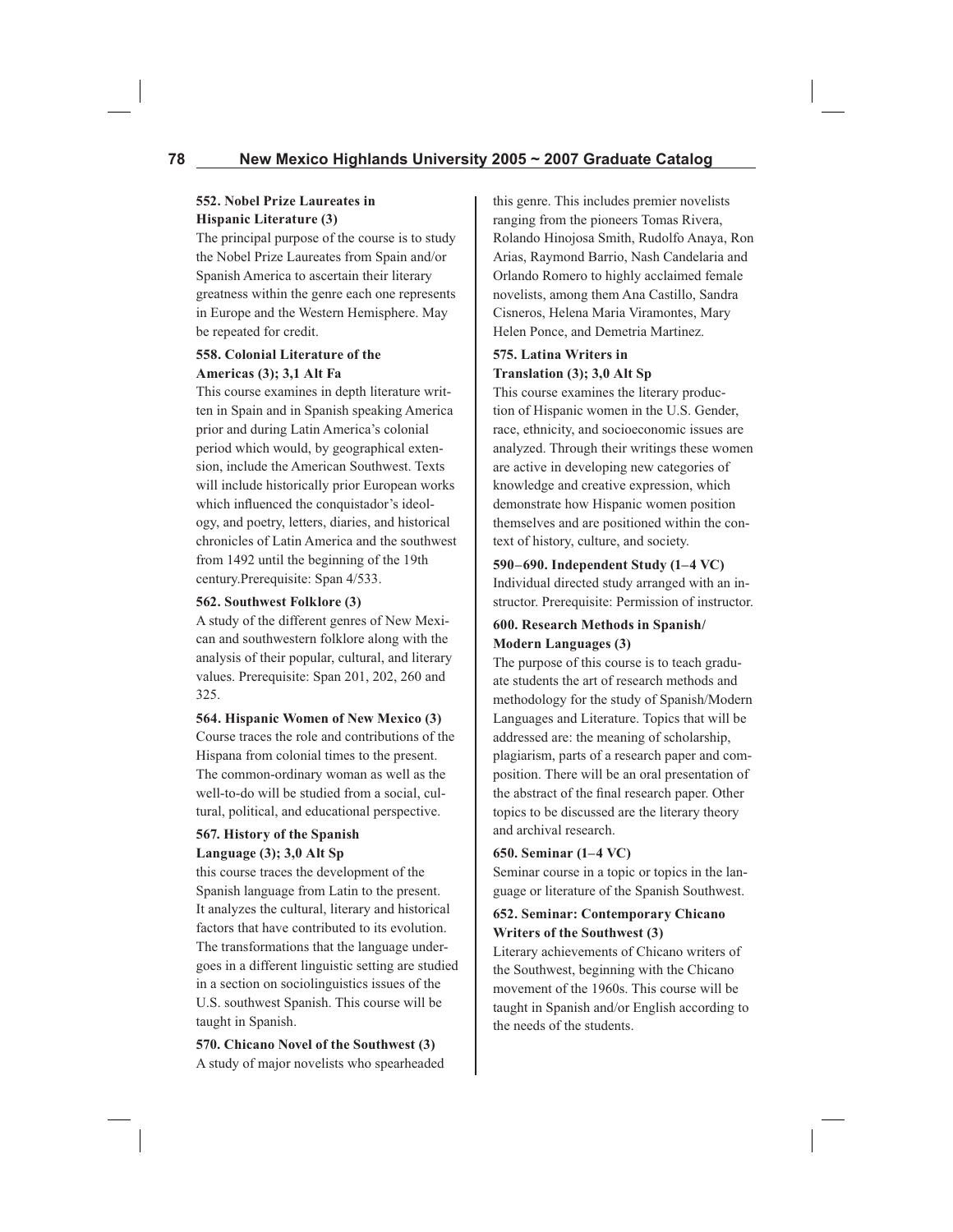**552. Nobel Prize Laureates in Hispanic Literature (3)**
The principal purpose of the course is to study the Nobel Prize Laureates from Spain and/or Spanish America to ascertain their literary greatness within the genre each one represents in Europe and the Western Hemisphere. May be repeated for credit.

**558. Colonial Literature of the Americas (3); 3,1 Alt Fa**
This course examines in depth literature written in Spain and in Spanish speaking America prior and during Latin America's colonial period which would, by geographical extension, include the American Southwest. Texts will include historically prior European works which influenced the conquistador's ideology, and poetry, letters, diaries, and historical chronicles of Latin America and the southwest from 1492 until the beginning of the 19th century.Prerequisite: Span 4/533.

**562. Southwest Folklore (3)**
A study of the different genres of New Mexican and southwestern folklore along with the analysis of their popular, cultural, and literary values. Prerequisite: Span 201, 202, 260 and 325.

**564. Hispanic Women of New Mexico (3)**
Course traces the role and contributions of the Hispana from colonial times to the present. The common-ordinary woman as well as the well-to-do will be studied from a social, cultural, political, and educational perspective.

**567. History of the Spanish Language (3); 3,0 Alt Sp**
this course traces the development of the Spanish language from Latin to the present. It analyzes the cultural, literary and historical factors that have contributed to its evolution. The transformations that the language undergoes in a different linguistic setting are studied in a section on sociolinguistics issues of the U.S. southwest Spanish. This course will be taught in Spanish.

**570. Chicano Novel of the Southwest (3)**
A study of major novelists who spearheaded this genre. This includes premier novelists ranging from the pioneers Tomas Rivera, Rolando Hinojosa Smith, Rudolfo Anaya, Ron Arias, Raymond Barrio, Nash Candelaria and Orlando Romero to highly acclaimed female novelists, among them Ana Castillo, Sandra Cisneros, Helena Maria Viramontes, Mary Helen Ponce, and Demetria Martinez.

**575. Latina Writers in Translation (3); 3,0 Alt Sp**
This course examines the literary production of Hispanic women in the U.S. Gender, race, ethnicity, and socioeconomic issues are analyzed. Through their writings these women are active in developing new categories of knowledge and creative expression, which demonstrate how Hispanic women position themselves and are positioned within the context of history, culture, and society.

**590–690. Independent Study (1–4 VC)**
Individual directed study arranged with an instructor. Prerequisite: Permission of instructor.

**600. Research Methods in Spanish/ Modern Languages (3)**
The purpose of this course is to teach graduate students the art of research methods and methodology for the study of Spanish/Modern Languages and Literature. Topics that will be addressed are: the meaning of scholarship, plagiarism, parts of a research paper and composition. There will be an oral presentation of the abstract of the final research paper. Other topics to be discussed are the literary theory and archival research.

**650. Seminar (1–4 VC)**
Seminar course in a topic or topics in the language or literature of the Spanish Southwest.

**652. Seminar: Contemporary Chicano Writers of the Southwest (3)**
Literary achievements of Chicano writers of the Southwest, beginning with the Chicano movement of the 1960s. This course will be taught in Spanish and/or English according to the needs of the students.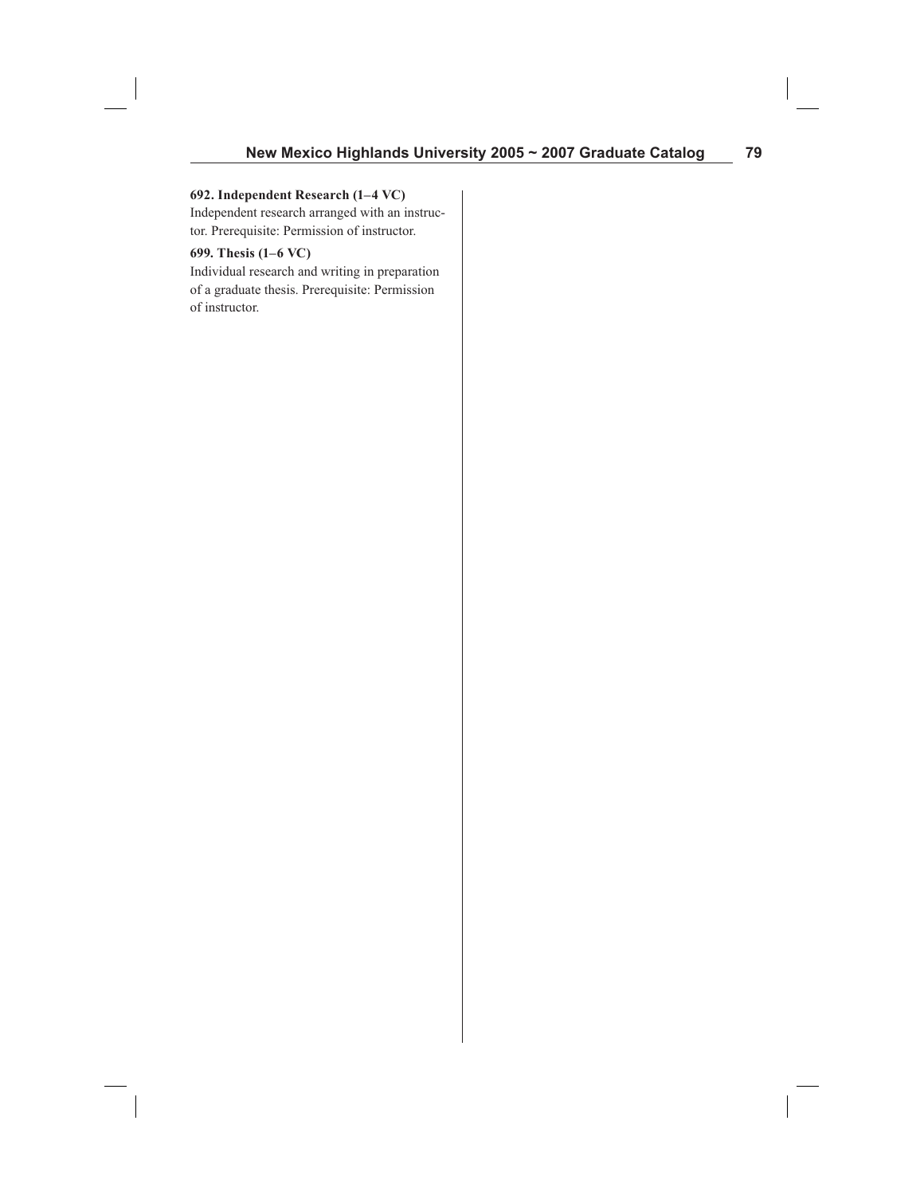**692. Independent Research (1–4 VC)**
Independent research arranged with an instructor. Prerequisite: Permission of instructor.

**699. Thesis (1–6 VC)**
Individual research and writing in preparation of a graduate thesis. Prerequisite: Permission of instructor.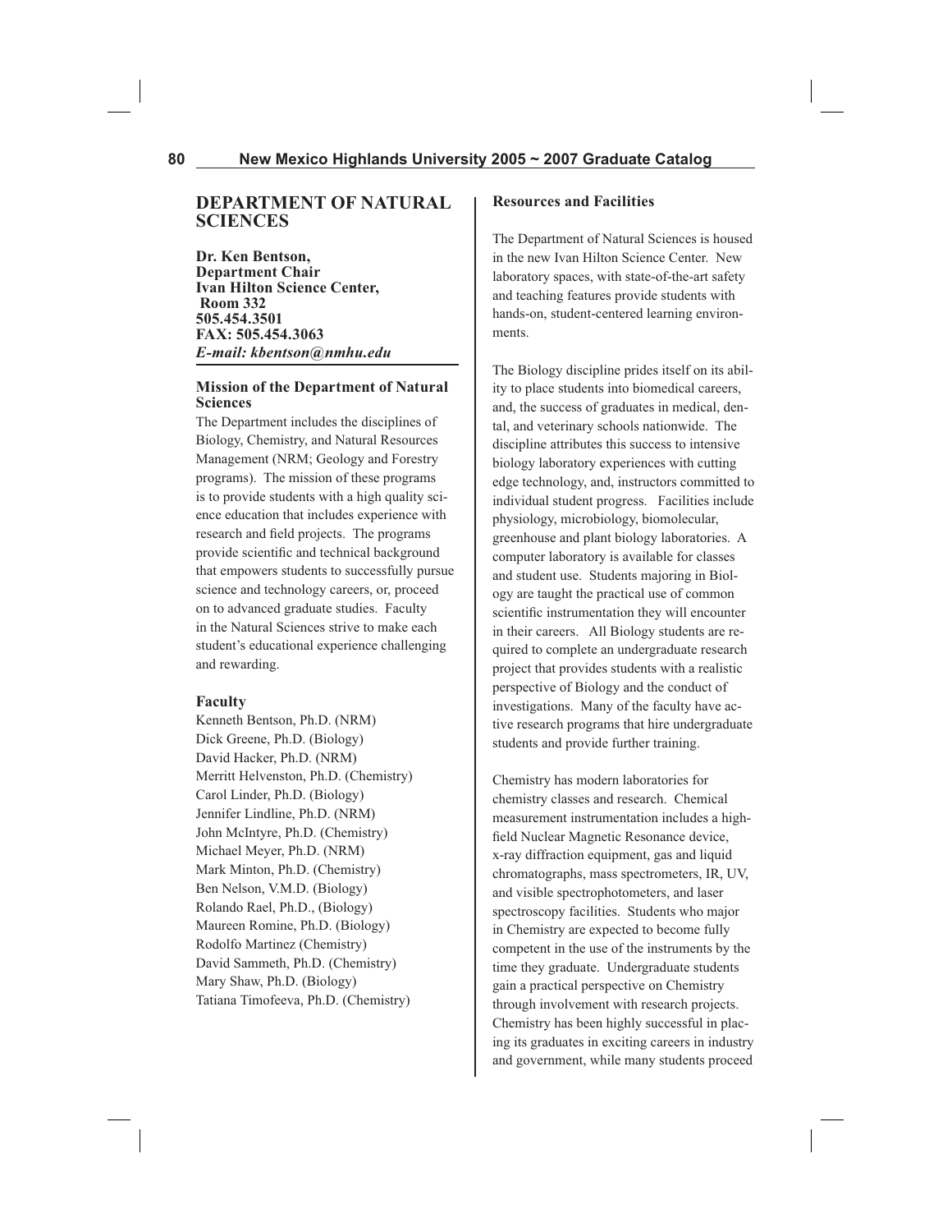## DEPARTMENT OF NATURAL SCIENCES

**Dr. Ken Bentson,**
**Department Chair**
**Ivan Hilton Science Center,**
**Room 332**
**505.454.3501**
**FAX: 505.454.3063**
***E-mail: kbentson@nmhu.edu***

### Mission of the Department of Natural Sciences

The Department includes the disciplines of Biology, Chemistry, and Natural Resources Management (NRM; Geology and Forestry programs). The mission of these programs is to provide students with a high quality science education that includes experience with research and field projects. The programs provide scientific and technical background that empowers students to successfully pursue science and technology careers, or, proceed on to advanced graduate studies. Faculty in the Natural Sciences strive to make each student's educational experience challenging and rewarding.

### Faculty

Kenneth Bentson, Ph.D. (NRM)
Dick Greene, Ph.D. (Biology)
David Hacker, Ph.D. (NRM)
Merritt Helvenston, Ph.D. (Chemistry)
Carol Linder, Ph.D. (Biology)
Jennifer Lindline, Ph.D. (NRM)
John McIntyre, Ph.D. (Chemistry)
Michael Meyer, Ph.D. (NRM)
Mark Minton, Ph.D. (Chemistry)
Ben Nelson, V.M.D. (Biology)
Rolando Rael, Ph.D., (Biology)
Maureen Romine, Ph.D. (Biology)
Rodolfo Martinez (Chemistry)
David Sammeth, Ph.D. (Chemistry)
Mary Shaw, Ph.D. (Biology)
Tatiana Timofeeva, Ph.D. (Chemistry)

### Resources and Facilities

The Department of Natural Sciences is housed in the new Ivan Hilton Science Center. New laboratory spaces, with state-of-the-art safety and teaching features provide students with hands-on, student-centered learning environments.

The Biology discipline prides itself on its ability to place students into biomedical careers, and, the success of graduates in medical, dental, and veterinary schools nationwide. The discipline attributes this success to intensive biology laboratory experiences with cutting edge technology, and, instructors committed to individual student progress. Facilities include physiology, microbiology, biomolecular, greenhouse and plant biology laboratories. A computer laboratory is available for classes and student use. Students majoring in Biology are taught the practical use of common scientific instrumentation they will encounter in their careers. All Biology students are required to complete an undergraduate research project that provides students with a realistic perspective of Biology and the conduct of investigations. Many of the faculty have active research programs that hire undergraduate students and provide further training.

Chemistry has modern laboratories for chemistry classes and research. Chemical measurement instrumentation includes a high-field Nuclear Magnetic Resonance device, x-ray diffraction equipment, gas and liquid chromatographs, mass spectrometers, IR, UV, and visible spectrophotometers, and laser spectroscopy facilities. Students who major in Chemistry are expected to become fully competent in the use of the instruments by the time they graduate. Undergraduate students gain a practical perspective on Chemistry through involvement with research projects. Chemistry has been highly successful in placing its graduates in exciting careers in industry and government, while many students proceed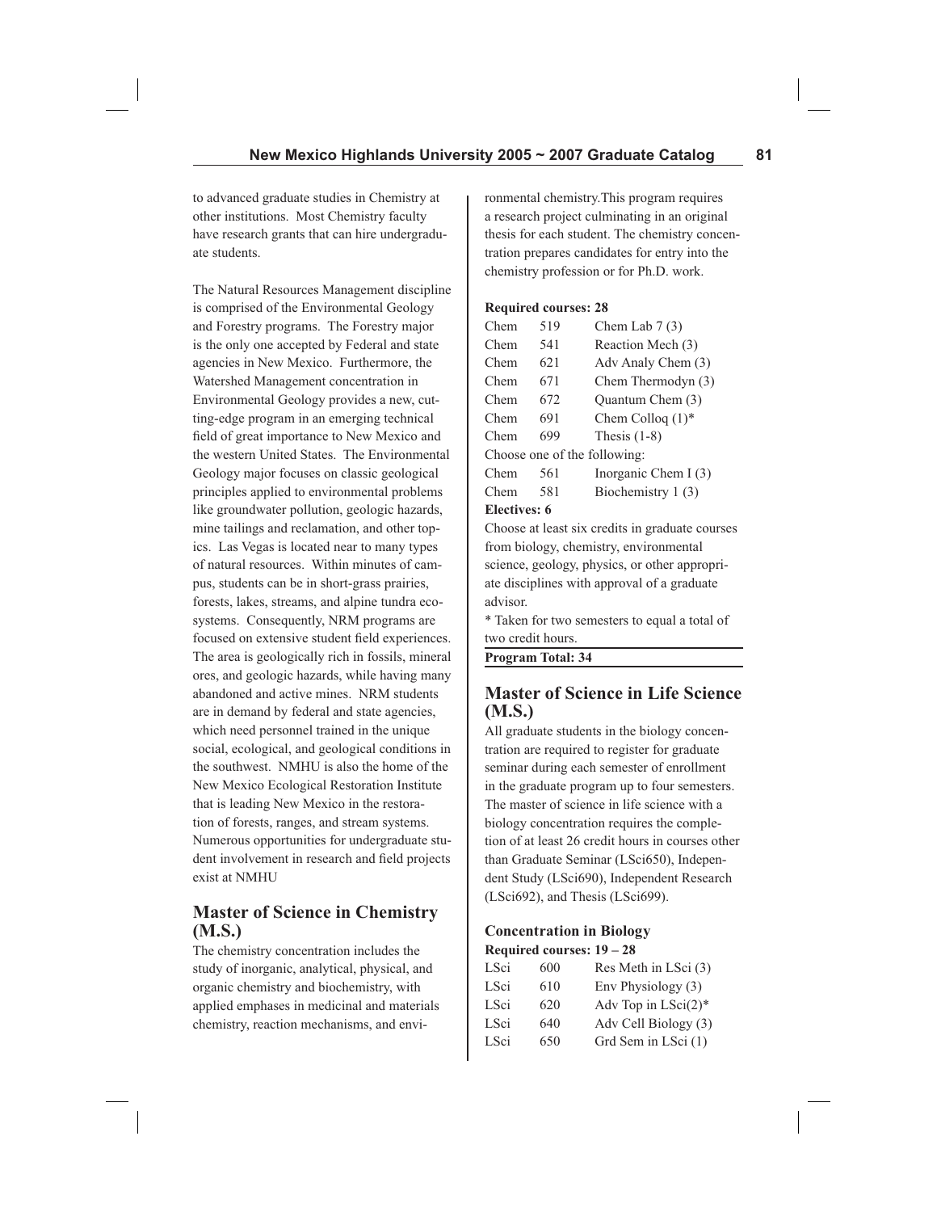to advanced graduate studies in Chemistry at other institutions. Most Chemistry faculty have research grants that can hire undergraduate students.

The Natural Resources Management discipline is comprised of the Environmental Geology and Forestry programs. The Forestry major is the only one accepted by Federal and state agencies in New Mexico. Furthermore, the Watershed Management concentration in Environmental Geology provides a new, cutting-edge program in an emerging technical field of great importance to New Mexico and the western United States. The Environmental Geology major focuses on classic geological principles applied to environmental problems like groundwater pollution, geologic hazards, mine tailings and reclamation, and other topics. Las Vegas is located near to many types of natural resources. Within minutes of campus, students can be in short-grass prairies, forests, lakes, streams, and alpine tundra ecosystems. Consequently, NRM programs are focused on extensive student field experiences. The area is geologically rich in fossils, mineral ores, and geologic hazards, while having many abandoned and active mines. NRM students are in demand by federal and state agencies, which need personnel trained in the unique social, ecological, and geological conditions in the southwest. NMHU is also the home of the New Mexico Ecological Restoration Institute that is leading New Mexico in the restoration of forests, ranges, and stream systems. Numerous opportunities for undergraduate student involvement in research and field projects exist at NMHU

## Master of Science in Chemistry (M.S.)

The chemistry concentration includes the study of inorganic, analytical, physical, and organic chemistry and biochemistry, with applied emphases in medicinal and materials chemistry, reaction mechanisms, and environmental chemistry.This program requires a research project culminating in an original thesis for each student. The chemistry concentration prepares candidates for entry into the chemistry profession or for Ph.D. work.

**Required courses: 28**

| | | |
|---|---|---|
| Chem | 519 | Chem Lab 7 (3) |
| Chem | 541 | Reaction Mech (3) |
| Chem | 621 | Adv Analy Chem (3) |
| Chem | 671 | Chem Thermodyn (3) |
| Chem | 672 | Quantum Chem (3) |
| Chem | 691 | Chem Colloq (1)* |
| Chem | 699 | Thesis (1-8) |

Choose one of the following:

| | | |
|---|---|---|
| Chem | 561 | Inorganic Chem I (3) |
| Chem | 581 | Biochemistry 1 (3) |

**Electives: 6**

Choose at least six credits in graduate courses from biology, chemistry, environmental science, geology, physics, or other appropriate disciplines with approval of a graduate advisor.

* Taken for two semesters to equal a total of two credit hours.

**Program Total: 34**

## Master of Science in Life Science (M.S.)

All graduate students in the biology concentration are required to register for graduate seminar during each semester of enrollment in the graduate program up to four semesters. The master of science in life science with a biology concentration requires the completion of at least 26 credit hours in courses other than Graduate Seminar (LSci650), Independent Study (LSci690), Independent Research (LSci692), and Thesis (LSci699).

### Concentration in Biology

**Required courses: 19 – 28**

| | | |
|---|---|---|
| LSci | 600 | Res Meth in LSci (3) |
| LSci | 610 | Env Physiology (3) |
| LSci | 620 | Adv Top in LSci(2)* |
| LSci | 640 | Adv Cell Biology (3) |
| LSci | 650 | Grd Sem in LSci (1) |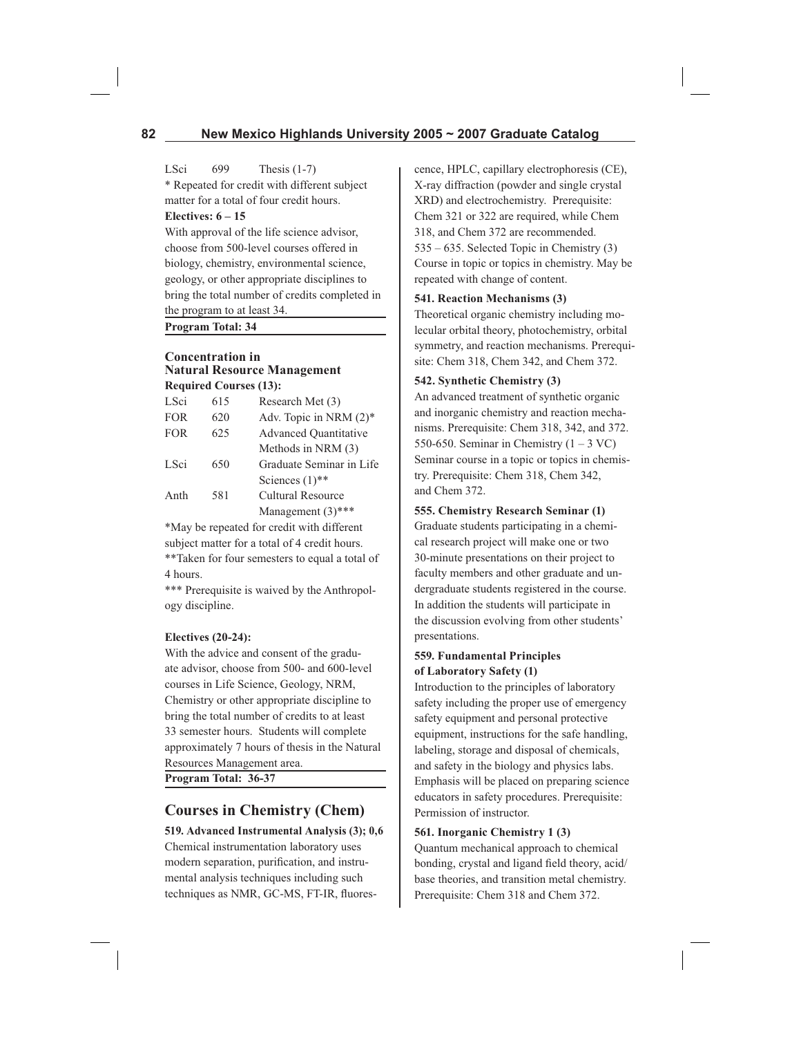| | | |
|---|---|---|
| LSci | 699 | Thesis (1-7) |

* Repeated for credit with different subject matter for a total of four credit hours.

**Electives: 6 – 15**

With approval of the life science advisor, choose from 500-level courses offered in biology, chemistry, environmental science, geology, or other appropriate disciplines to bring the total number of credits completed in the program to at least 34.

**Program Total: 34**

### Concentration in Natural Resource Management

**Required Courses (13):**

| | | |
|---|---|---|
| LSci | 615 | Research Met (3) |
| FOR | 620 | Adv. Topic in NRM (2)* |
| FOR | 625 | Advanced Quantitative Methods in NRM (3) |
| LSci | 650 | Graduate Seminar in Life Sciences (1)** |
| Anth | 581 | Cultural Resource Management (3)*** |

*May be repeated for credit with different subject matter for a total of 4 credit hours.

**Taken for four semesters to equal a total of 4 hours.

*** Prerequisite is waived by the Anthropology discipline.

**Electives (20-24):**

With the advice and consent of the graduate advisor, choose from 500- and 600-level courses in Life Science, Geology, NRM, Chemistry or other appropriate discipline to bring the total number of credits to at least 33 semester hours. Students will complete approximately 7 hours of thesis in the Natural Resources Management area.

**Program Total: 36-37**

## Courses in Chemistry (Chem)

**519. Advanced Instrumental Analysis (3); 0,6**

Chemical instrumentation laboratory uses modern separation, purification, and instrumental analysis techniques including such techniques as NMR, GC-MS, FT-IR, fluorescence, HPLC, capillary electrophoresis (CE), X-ray diffraction (powder and single crystal XRD) and electrochemistry. Prerequisite: Chem 321 or 322 are required, while Chem 318, and Chem 372 are recommended.

535 – 635. Selected Topic in Chemistry (3)
Course in topic or topics in chemistry. May be repeated with change of content.

**541. Reaction Mechanisms (3)**

Theoretical organic chemistry including molecular orbital theory, photochemistry, orbital symmetry, and reaction mechanisms. Prerequisite: Chem 318, Chem 342, and Chem 372.

**542. Synthetic Chemistry (3)**

An advanced treatment of synthetic organic and inorganic chemistry and reaction mechanisms. Prerequisite: Chem 318, 342, and 372.

550-650. Seminar in Chemistry (1 – 3 VC)
Seminar course in a topic or topics in chemistry. Prerequisite: Chem 318, Chem 342, and Chem 372.

**555. Chemistry Research Seminar (1)**

Graduate students participating in a chemical research project will make one or two 30-minute presentations on their project to faculty members and other graduate and undergraduate students registered in the course. In addition the students will participate in the discussion evolving from other students' presentations.

**559. Fundamental Principles of Laboratory Safety (1)**

Introduction to the principles of laboratory safety including the proper use of emergency safety equipment and personal protective equipment, instructions for the safe handling, labeling, storage and disposal of chemicals, and safety in the biology and physics labs. Emphasis will be placed on preparing science educators in safety procedures. Prerequisite: Permission of instructor.

**561. Inorganic Chemistry 1 (3)**

Quantum mechanical approach to chemical bonding, crystal and ligand field theory, acid/base theories, and transition metal chemistry. Prerequisite: Chem 318 and Chem 372.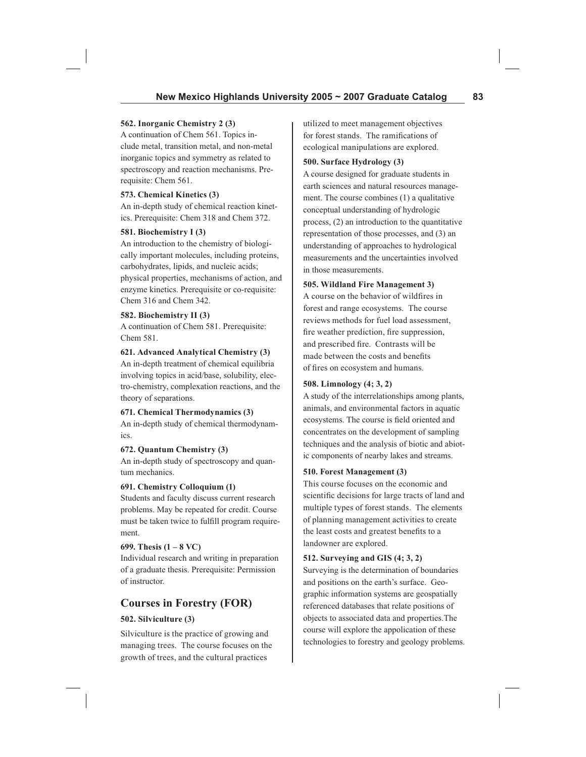#### 562. Inorganic Chemistry 2 (3)

A continuation of Chem 561. Topics include metal, transition metal, and non-metal inorganic topics and symmetry as related to spectroscopy and reaction mechanisms. Prerequisite: Chem 561.

#### 573. Chemical Kinetics (3)

An in-depth study of chemical reaction kinetics. Prerequisite: Chem 318 and Chem 372.

#### 581. Biochemistry I (3)

An introduction to the chemistry of biologically important molecules, including proteins, carbohydrates, lipids, and nucleic acids; physical properties, mechanisms of action, and enzyme kinetics. Prerequisite or co-requisite: Chem 316 and Chem 342.

#### 582. Biochemistry II (3)

A continuation of Chem 581. Prerequisite: Chem 581.

#### 621. Advanced Analytical Chemistry (3)

An in-depth treatment of chemical equilibria involving topics in acid/base, solubility, electro-chemistry, complexation reactions, and the theory of separations.

#### 671. Chemical Thermodynamics (3)

An in-depth study of chemical thermodynamics.

#### 672. Quantum Chemistry (3)

An in-depth study of spectroscopy and quantum mechanics.

#### 691. Chemistry Colloquium (1)

Students and faculty discuss current research problems. May be repeated for credit. Course must be taken twice to fulfill program requirement.

#### 699. Thesis (1 – 8 VC)

Individual research and writing in preparation of a graduate thesis. Prerequisite: Permission of instructor.

## Courses in Forestry (FOR)

#### 502. Silviculture (3)

Silviculture is the practice of growing and managing trees. The course focuses on the growth of trees, and the cultural practices utilized to meet management objectives for forest stands. The ramifications of ecological manipulations are explored.

#### 500. Surface Hydrology (3)

A course designed for graduate students in earth sciences and natural resources management. The course combines (1) a qualitative conceptual understanding of hydrologic process, (2) an introduction to the quantitative representation of those processes, and (3) an understanding of approaches to hydrological measurements and the uncertainties involved in those measurements.

#### 505. Wildland Fire Management 3)

A course on the behavior of wildfires in forest and range ecosystems. The course reviews methods for fuel load assessment, fire weather prediction, fire suppression, and prescribed fire. Contrasts will be made between the costs and benefits of fires on ecosystem and humans.

#### 508. Limnology (4; 3, 2)

A study of the interrelationships among plants, animals, and environmental factors in aquatic ecosystems. The course is field oriented and concentrates on the development of sampling techniques and the analysis of biotic and abiotic components of nearby lakes and streams.

#### 510. Forest Management (3)

This course focuses on the economic and scientific decisions for large tracts of land and multiple types of forest stands. The elements of planning management activities to create the least costs and greatest benefits to a landowner are explored.

#### 512. Surveying and GIS (4; 3, 2)

Surveying is the determination of boundaries and positions on the earth's surface. Geographic information systems are geospatially referenced databases that relate positions of objects to associated data and properties.The course will explore the appolication of these technologies to forestry and geology problems.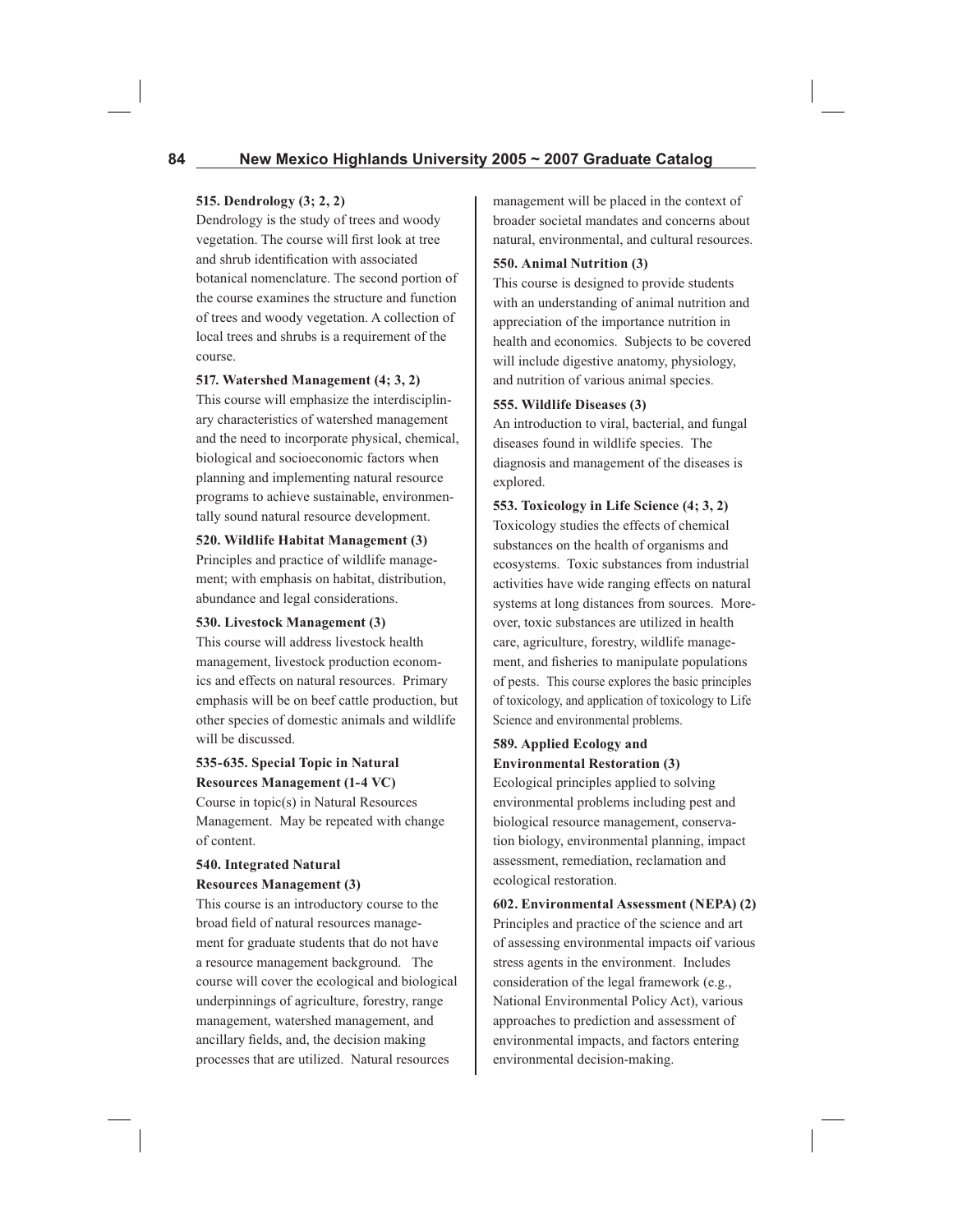**515. Dendrology (3; 2, 2)**
Dendrology is the study of trees and woody vegetation. The course will first look at tree and shrub identification with associated botanical nomenclature. The second portion of the course examines the structure and function of trees and woody vegetation. A collection of local trees and shrubs is a requirement of the course.

**517. Watershed Management (4; 3, 2)**
This course will emphasize the interdisciplinary characteristics of watershed management and the need to incorporate physical, chemical, biological and socioeconomic factors when planning and implementing natural resource programs to achieve sustainable, environmentally sound natural resource development.

**520. Wildlife Habitat Management (3)**
Principles and practice of wildlife management; with emphasis on habitat, distribution, abundance and legal considerations.

**530. Livestock Management (3)**
This course will address livestock health management, livestock production economics and effects on natural resources. Primary emphasis will be on beef cattle production, but other species of domestic animals and wildlife will be discussed.

**535-635. Special Topic in Natural Resources Management (1-4 VC)**
Course in topic(s) in Natural Resources Management. May be repeated with change of content.

**540. Integrated Natural Resources Management (3)**
This course is an introductory course to the broad field of natural resources management for graduate students that do not have a resource management background. The course will cover the ecological and biological underpinnings of agriculture, forestry, range management, watershed management, and ancillary fields, and, the decision making processes that are utilized. Natural resources management will be placed in the context of broader societal mandates and concerns about natural, environmental, and cultural resources.

**550. Animal Nutrition (3)**
This course is designed to provide students with an understanding of animal nutrition and appreciation of the importance nutrition in health and economics. Subjects to be covered will include digestive anatomy, physiology, and nutrition of various animal species.

**555. Wildlife Diseases (3)**
An introduction to viral, bacterial, and fungal diseases found in wildlife species. The diagnosis and management of the diseases is explored.

**553. Toxicology in Life Science (4; 3, 2)**
Toxicology studies the effects of chemical substances on the health of organisms and ecosystems. Toxic substances from industrial activities have wide ranging effects on natural systems at long distances from sources. Moreover, toxic substances are utilized in health care, agriculture, forestry, wildlife management, and fisheries to manipulate populations of pests. This course explores the basic principles of toxicology, and application of toxicology to Life Science and environmental problems.

**589. Applied Ecology and Environmental Restoration (3)**
Ecological principles applied to solving environmental problems including pest and biological resource management, conservation biology, environmental planning, impact assessment, remediation, reclamation and ecological restoration.

**602. Environmental Assessment (NEPA) (2)**
Principles and practice of the science and art of assessing environmental impacts oif various stress agents in the environment. Includes consideration of the legal framework (e.g., National Environmental Policy Act), various approaches to prediction and assessment of environmental impacts, and factors entering environmental decision-making.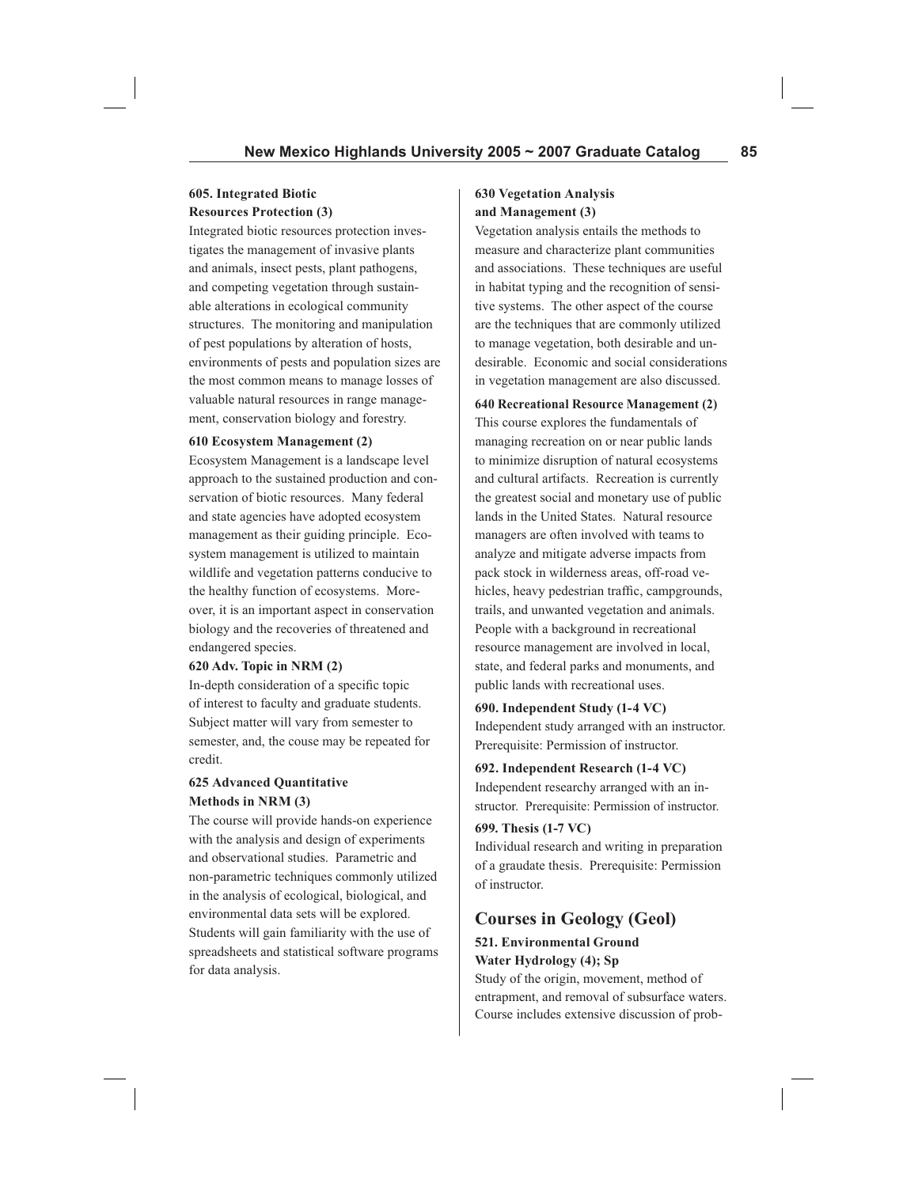**605. Integrated Biotic Resources Protection (3)**
Integrated biotic resources protection investigates the management of invasive plants and animals, insect pests, plant pathogens, and competing vegetation through sustainable alterations in ecological community structures. The monitoring and manipulation of pest populations by alteration of hosts, environments of pests and population sizes are the most common means to manage losses of valuable natural resources in range management, conservation biology and forestry.

**610 Ecosystem Management (2)**
Ecosystem Management is a landscape level approach to the sustained production and conservation of biotic resources. Many federal and state agencies have adopted ecosystem management as their guiding principle. Ecosystem management is utilized to maintain wildlife and vegetation patterns conducive to the healthy function of ecosystems. Moreover, it is an important aspect in conservation biology and the recoveries of threatened and endangered species.

**620 Adv. Topic in NRM (2)**
In-depth consideration of a specific topic of interest to faculty and graduate students. Subject matter will vary from semester to semester, and, the couse may be repeated for credit.

**625 Advanced Quantitative Methods in NRM (3)**
The course will provide hands-on experience with the analysis and design of experiments and observational studies. Parametric and non-parametric techniques commonly utilized in the analysis of ecological, biological, and environmental data sets will be explored. Students will gain familiarity with the use of spreadsheets and statistical software programs for data analysis.

**630 Vegetation Analysis and Management (3)**
Vegetation analysis entails the methods to measure and characterize plant communities and associations. These techniques are useful in habitat typing and the recognition of sensitive systems. The other aspect of the course are the techniques that are commonly utilized to manage vegetation, both desirable and undesirable. Economic and social considerations in vegetation management are also discussed.

**640 Recreational Resource Management (2)**
This course explores the fundamentals of managing recreation on or near public lands to minimize disruption of natural ecosystems and cultural artifacts. Recreation is currently the greatest social and monetary use of public lands in the United States. Natural resource managers are often involved with teams to analyze and mitigate adverse impacts from pack stock in wilderness areas, off-road vehicles, heavy pedestrian traffic, campgrounds, trails, and unwanted vegetation and animals. People with a background in recreational resource management are involved in local, state, and federal parks and monuments, and public lands with recreational uses.

**690. Independent Study (1-4 VC)**
Independent study arranged with an instructor. Prerequisite: Permission of instructor.

**692. Independent Research (1-4 VC)**
Independent researchy arranged with an instructor. Prerequisite: Permission of instructor.

**699. Thesis (1-7 VC)**
Individual research and writing in preparation of a graudate thesis. Prerequisite: Permission of instructor.

## Courses in Geology (Geol)

**521. Environmental Ground Water Hydrology (4); Sp**
Study of the origin, movement, method of entrapment, and removal of subsurface waters. Course includes extensive discussion of prob-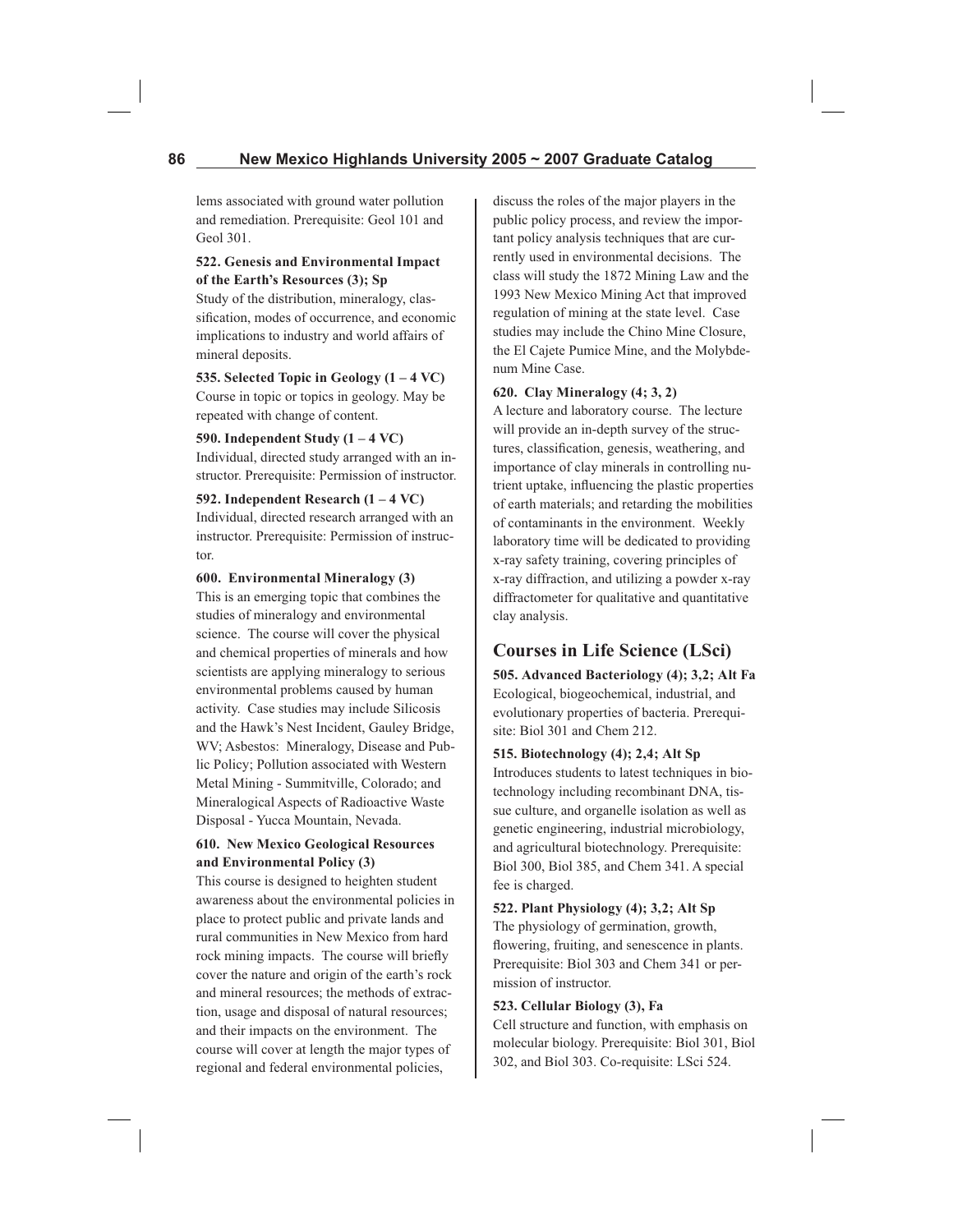lems associated with ground water pollution and remediation. Prerequisite: Geol 101 and Geol 301.

**522. Genesis and Environmental Impact of the Earth's Resources (3); Sp**
Study of the distribution, mineralogy, classification, modes of occurrence, and economic implications to industry and world affairs of mineral deposits.

**535. Selected Topic in Geology (1 – 4 VC)**
Course in topic or topics in geology. May be repeated with change of content.

**590. Independent Study (1 – 4 VC)**
Individual, directed study arranged with an instructor. Prerequisite: Permission of instructor.

**592. Independent Research (1 – 4 VC)**
Individual, directed research arranged with an instructor. Prerequisite: Permission of instructor.

**600. Environmental Mineralogy (3)**
This is an emerging topic that combines the studies of mineralogy and environmental science. The course will cover the physical and chemical properties of minerals and how scientists are applying mineralogy to serious environmental problems caused by human activity. Case studies may include Silicosis and the Hawk's Nest Incident, Gauley Bridge, WV; Asbestos: Mineralogy, Disease and Public Policy; Pollution associated with Western Metal Mining - Summitville, Colorado; and Mineralogical Aspects of Radioactive Waste Disposal - Yucca Mountain, Nevada.

**610. New Mexico Geological Resources and Environmental Policy (3)**
This course is designed to heighten student awareness about the environmental policies in place to protect public and private lands and rural communities in New Mexico from hard rock mining impacts. The course will briefly cover the nature and origin of the earth's rock and mineral resources; the methods of extraction, usage and disposal of natural resources; and their impacts on the environment. The course will cover at length the major types of regional and federal environmental policies, discuss the roles of the major players in the public policy process, and review the important policy analysis techniques that are currently used in environmental decisions. The class will study the 1872 Mining Law and the 1993 New Mexico Mining Act that improved regulation of mining at the state level. Case studies may include the Chino Mine Closure, the El Cajete Pumice Mine, and the Molybdenum Mine Case.

**620. Clay Mineralogy (4; 3, 2)**
A lecture and laboratory course. The lecture will provide an in-depth survey of the structures, classification, genesis, weathering, and importance of clay minerals in controlling nutrient uptake, influencing the plastic properties of earth materials; and retarding the mobilities of contaminants in the environment. Weekly laboratory time will be dedicated to providing x-ray safety training, covering principles of x-ray diffraction, and utilizing a powder x-ray diffractometer for qualitative and quantitative clay analysis.

## Courses in Life Science (LSci)

**505. Advanced Bacteriology (4); 3,2; Alt Fa**
Ecological, biogeochemical, industrial, and evolutionary properties of bacteria. Prerequisite: Biol 301 and Chem 212.

**515. Biotechnology (4); 2,4; Alt Sp**
Introduces students to latest techniques in biotechnology including recombinant DNA, tissue culture, and organelle isolation as well as genetic engineering, industrial microbiology, and agricultural biotechnology. Prerequisite: Biol 300, Biol 385, and Chem 341. A special fee is charged.

**522. Plant Physiology (4); 3,2; Alt Sp**
The physiology of germination, growth, flowering, fruiting, and senescence in plants. Prerequisite: Biol 303 and Chem 341 or permission of instructor.

**523. Cellular Biology (3), Fa**
Cell structure and function, with emphasis on molecular biology. Prerequisite: Biol 301, Biol 302, and Biol 303. Co-requisite: LSci 524.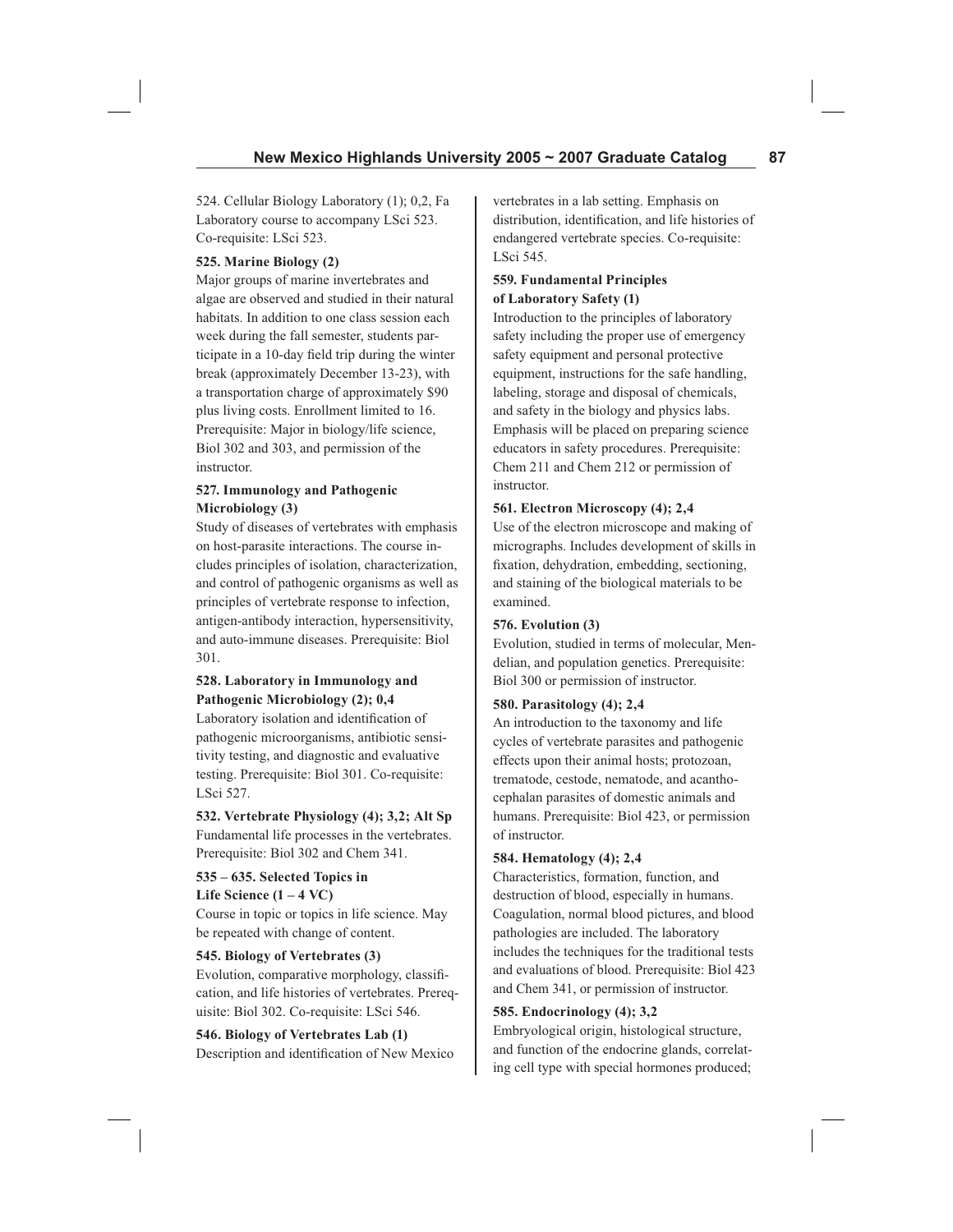524. Cellular Biology Laboratory (1); 0,2, Fa
Laboratory course to accompany LSci 523. Co-requisite: LSci 523.

**525. Marine Biology (2)**
Major groups of marine invertebrates and algae are observed and studied in their natural habitats. In addition to one class session each week during the fall semester, students participate in a 10-day field trip during the winter break (approximately December 13-23), with a transportation charge of approximately $90 plus living costs. Enrollment limited to 16. Prerequisite: Major in biology/life science, Biol 302 and 303, and permission of the instructor.

**527. Immunology and Pathogenic Microbiology (3)**
Study of diseases of vertebrates with emphasis on host-parasite interactions. The course includes principles of isolation, characterization, and control of pathogenic organisms as well as principles of vertebrate response to infection, antigen-antibody interaction, hypersensitivity, and auto-immune diseases. Prerequisite: Biol 301.

**528. Laboratory in Immunology and Pathogenic Microbiology (2); 0,4**
Laboratory isolation and identification of pathogenic microorganisms, antibiotic sensitivity testing, and diagnostic and evaluative testing. Prerequisite: Biol 301. Co-requisite: LSci 527.

**532. Vertebrate Physiology (4); 3,2; Alt Sp**
Fundamental life processes in the vertebrates. Prerequisite: Biol 302 and Chem 341.

**535 – 635. Selected Topics in Life Science (1 – 4 VC)**
Course in topic or topics in life science. May be repeated with change of content.

**545. Biology of Vertebrates (3)**
Evolution, comparative morphology, classification, and life histories of vertebrates. Prerequisite: Biol 302. Co-requisite: LSci 546.

**546. Biology of Vertebrates Lab (1)**
Description and identification of New Mexico vertebrates in a lab setting. Emphasis on distribution, identification, and life histories of endangered vertebrate species. Co-requisite: LSci 545.

**559. Fundamental Principles of Laboratory Safety (1)**
Introduction to the principles of laboratory safety including the proper use of emergency safety equipment and personal protective equipment, instructions for the safe handling, labeling, storage and disposal of chemicals, and safety in the biology and physics labs. Emphasis will be placed on preparing science educators in safety procedures. Prerequisite: Chem 211 and Chem 212 or permission of instructor.

**561. Electron Microscopy (4); 2,4**
Use of the electron microscope and making of micrographs. Includes development of skills in fixation, dehydration, embedding, sectioning, and staining of the biological materials to be examined.

**576. Evolution (3)**
Evolution, studied in terms of molecular, Mendelian, and population genetics. Prerequisite: Biol 300 or permission of instructor.

**580. Parasitology (4); 2,4**
An introduction to the taxonomy and life cycles of vertebrate parasites and pathogenic effects upon their animal hosts; protozoan, trematode, cestode, nematode, and acanthocephalan parasites of domestic animals and humans. Prerequisite: Biol 423, or permission of instructor.

**584. Hematology (4); 2,4**
Characteristics, formation, function, and destruction of blood, especially in humans. Coagulation, normal blood pictures, and blood pathologies are included. The laboratory includes the techniques for the traditional tests and evaluations of blood. Prerequisite: Biol 423 and Chem 341, or permission of instructor.

**585. Endocrinology (4); 3,2**
Embryological origin, histological structure, and function of the endocrine glands, correlating cell type with special hormones produced;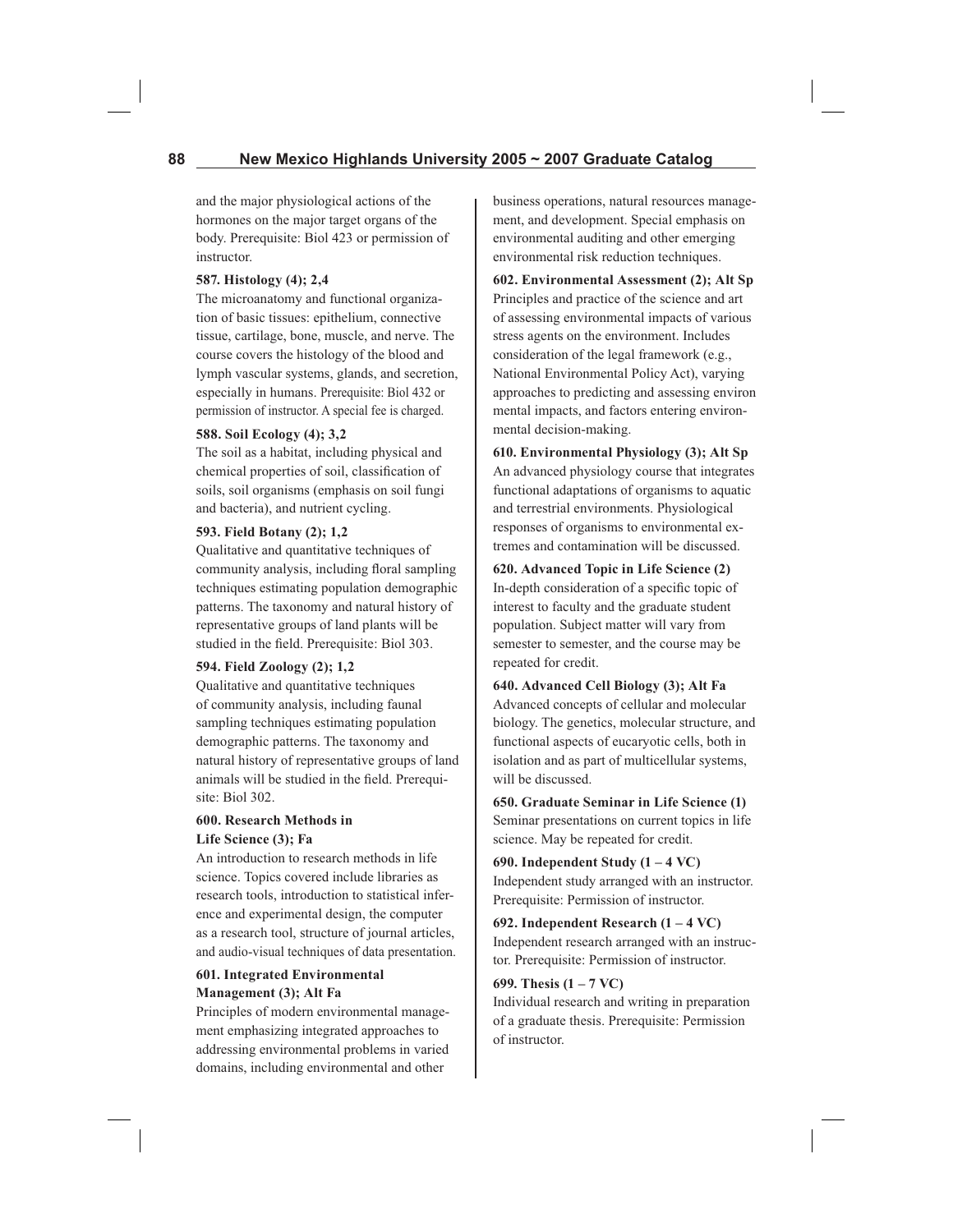and the major physiological actions of the hormones on the major target organs of the body. Prerequisite: Biol 423 or permission of instructor.

**587. Histology (4); 2,4**
The microanatomy and functional organization of basic tissues: epithelium, connective tissue, cartilage, bone, muscle, and nerve. The course covers the histology of the blood and lymph vascular systems, glands, and secretion, especially in humans. Prerequisite: Biol 432 or permission of instructor. A special fee is charged.

**588. Soil Ecology (4); 3,2**
The soil as a habitat, including physical and chemical properties of soil, classification of soils, soil organisms (emphasis on soil fungi and bacteria), and nutrient cycling.

**593. Field Botany (2); 1,2**
Qualitative and quantitative techniques of community analysis, including floral sampling techniques estimating population demographic patterns. The taxonomy and natural history of representative groups of land plants will be studied in the field. Prerequisite: Biol 303.

**594. Field Zoology (2); 1,2**
Qualitative and quantitative techniques of community analysis, including faunal sampling techniques estimating population demographic patterns. The taxonomy and natural history of representative groups of land animals will be studied in the field. Prerequisite: Biol 302.

**600. Research Methods in Life Science (3); Fa**
An introduction to research methods in life science. Topics covered include libraries as research tools, introduction to statistical inference and experimental design, the computer as a research tool, structure of journal articles, and audio-visual techniques of data presentation.

**601. Integrated Environmental Management (3); Alt Fa**
Principles of modern environmental management emphasizing integrated approaches to addressing environmental problems in varied domains, including environmental and other business operations, natural resources management, and development. Special emphasis on environmental auditing and other emerging environmental risk reduction techniques.

**602. Environmental Assessment (2); Alt Sp**
Principles and practice of the science and art of assessing environmental impacts of various stress agents on the environment. Includes consideration of the legal framework (e.g., National Environmental Policy Act), varying approaches to predicting and assessing environ mental impacts, and factors entering environmental decision-making.

**610. Environmental Physiology (3); Alt Sp**
An advanced physiology course that integrates functional adaptations of organisms to aquatic and terrestrial environments. Physiological responses of organisms to environmental extremes and contamination will be discussed.

**620. Advanced Topic in Life Science (2)**
In-depth consideration of a specific topic of interest to faculty and the graduate student population. Subject matter will vary from semester to semester, and the course may be repeated for credit.

**640. Advanced Cell Biology (3); Alt Fa**
Advanced concepts of cellular and molecular biology. The genetics, molecular structure, and functional aspects of eucaryotic cells, both in isolation and as part of multicellular systems, will be discussed.

**650. Graduate Seminar in Life Science (1)**
Seminar presentations on current topics in life science. May be repeated for credit.

**690. Independent Study (1 – 4 VC)**
Independent study arranged with an instructor. Prerequisite: Permission of instructor.

**692. Independent Research (1 – 4 VC)**
Independent research arranged with an instructor. Prerequisite: Permission of instructor.

**699. Thesis (1 – 7 VC)**
Individual research and writing in preparation of a graduate thesis. Prerequisite: Permission of instructor.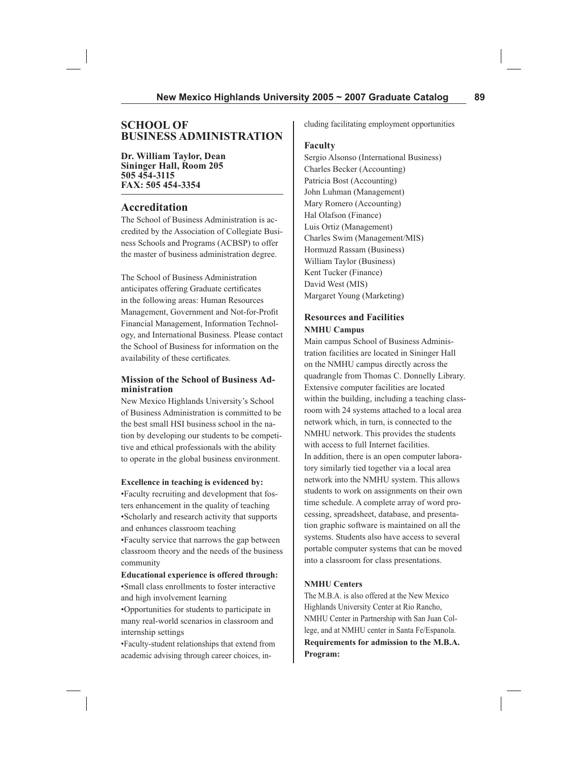# SCHOOL OF BUSINESS ADMINISTRATION

**Dr. William Taylor, Dean**
**Sininger Hall, Room 205**
**505 454-3115**
**FAX: 505 454-3354**

## Accreditation

The School of Business Administration is accredited by the Association of Collegiate Business Schools and Programs (ACBSP) to offer the master of business administration degree.

The School of Business Administration anticipates offering Graduate certificates in the following areas: Human Resources Management, Government and Not-for-Profit Financial Management, Information Technology, and International Business. Please contact the School of Business for information on the availability of these certificates.

### Mission of the School of Business Administration

New Mexico Highlands University's School of Business Administration is committed to be the best small HSI business school in the nation by developing our students to be competitive and ethical professionals with the ability to operate in the global business environment.

**Excellence in teaching is evidenced by:**

- Faculty recruiting and development that fosters enhancement in the quality of teaching
- Scholarly and research activity that supports and enhances classroom teaching
- Faculty service that narrows the gap between classroom theory and the needs of the business community

**Educational experience is offered through:**

- Small class enrollments to foster interactive and high involvement learning
- Opportunities for students to participate in many real-world scenarios in classroom and internship settings
- Faculty-student relationships that extend from academic advising through career choices, including facilitating employment opportunities

### Faculty

Sergio Alsonso (International Business)
Charles Becker (Accounting)
Patricia Bost (Accounting)
John Luhman (Management)
Mary Romero (Accounting)
Hal Olafson (Finance)
Luis Ortiz (Management)
Charles Swim (Management/MIS)
Hormuzd Rassam (Business)
William Taylor (Business)
Kent Tucker (Finance)
David West (MIS)
Margaret Young (Marketing)

### Resources and Facilities

**NMHU Campus**

Main campus School of Business Administration facilities are located in Sininger Hall on the NMHU campus directly across the quadrangle from Thomas C. Donnelly Library. Extensive computer facilities are located within the building, including a teaching classroom with 24 systems attached to a local area network which, in turn, is connected to the NMHU network. This provides the students with access to full Internet facilities.
In addition, there is an open computer laboratory similarly tied together via a local area network into the NMHU system. This allows students to work on assignments on their own time schedule. A complete array of word processing, spreadsheet, database, and presentation graphic software is maintained on all the systems. Students also have access to several portable computer systems that can be moved into a classroom for class presentations.

**NMHU Centers**

The M.B.A. is also offered at the New Mexico Highlands University Center at Rio Rancho, NMHU Center in Partnership with San Juan College, and at NMHU center in Santa Fe/Espanola.

**Requirements for admission to the M.B.A. Program:**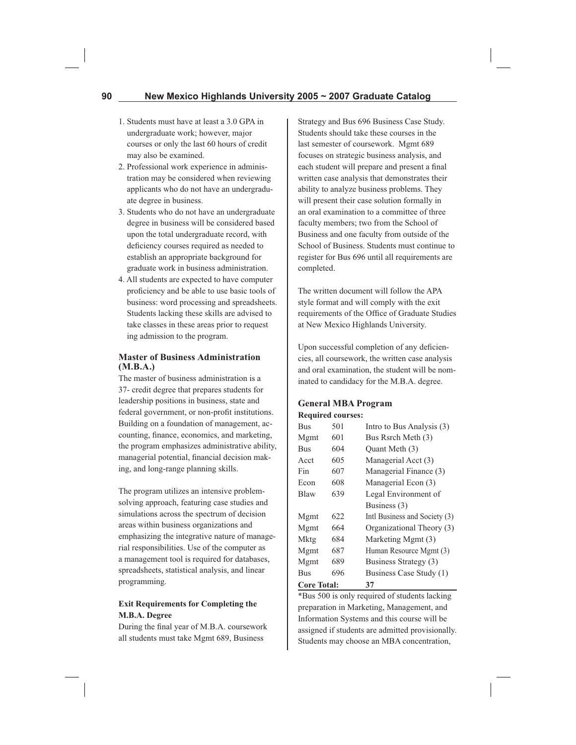1. Students must have at least a 3.0 GPA in undergraduate work; however, major courses or only the last 60 hours of credit may also be examined.
2. Professional work experience in administration may be considered when reviewing applicants who do not have an undergraduate degree in business.
3. Students who do not have an undergraduate degree in business will be considered based upon the total undergraduate record, with deficiency courses required as needed to establish an appropriate background for graduate work in business administration.
4. All students are expected to have computer proficiency and be able to use basic tools of business: word processing and spreadsheets. Students lacking these skills are advised to take classes in these areas prior to requesting admission to the program.

### Master of Business Administration (M.B.A.)

The master of business administration is a 37- credit degree that prepares students for leadership positions in business, state and federal government, or non-profit institutions. Building on a foundation of management, accounting, finance, economics, and marketing, the program emphasizes administrative ability, managerial potential, financial decision making, and long-range planning skills.

The program utilizes an intensive problem-solving approach, featuring case studies and simulations across the spectrum of decision areas within business organizations and emphasizing the integrative nature of managerial responsibilities. Use of the computer as a management tool is required for databases, spreadsheets, statistical analysis, and linear programming.

#### Exit Requirements for Completing the M.B.A. Degree

During the final year of M.B.A. coursework all students must take Mgmt 689, Business Strategy and Bus 696 Business Case Study. Students should take these courses in the last semester of coursework. Mgmt 689 focuses on strategic business analysis, and each student will prepare and present a final written case analysis that demonstrates their ability to analyze business problems. They will present their case solution formally in an oral examination to a committee of three faculty members; two from the School of Business and one faculty from outside of the School of Business. Students must continue to register for Bus 696 until all requirements are completed.

The written document will follow the APA style format and will comply with the exit requirements of the Office of Graduate Studies at New Mexico Highlands University.

Upon successful completion of any deficiencies, all coursework, the written case analysis and oral examination, the student will be nominated to candidacy for the M.B.A. degree.

### General MBA Program

**Required courses:**

| | | |
|---|---|---|
| Bus | 501 | Intro to Bus Analysis (3) |
| Mgmt | 601 | Bus Rsrch Meth (3) |
| Bus | 604 | Quant Meth (3) |
| Acct | 605 | Managerial Acct (3) |
| Fin | 607 | Managerial Finance (3) |
| Econ | 608 | Managerial Econ (3) |
| Blaw | 639 | Legal Environment of Business (3) |
| Mgmt | 622 | Intl Business and Society (3) |
| Mgmt | 664 | Organizational Theory (3) |
| Mktg | 684 | Marketing Mgmt (3) |
| Mgmt | 687 | Human Resource Mgmt (3) |
| Mgmt | 689 | Business Strategy (3) |
| Bus | 696 | Business Case Study (1) |
| **Core Total:** | | **37** |

*Bus 500 is only required of students lacking preparation in Marketing, Management, and Information Systems and this course will be assigned if students are admitted provisionally. Students may choose an MBA concentration,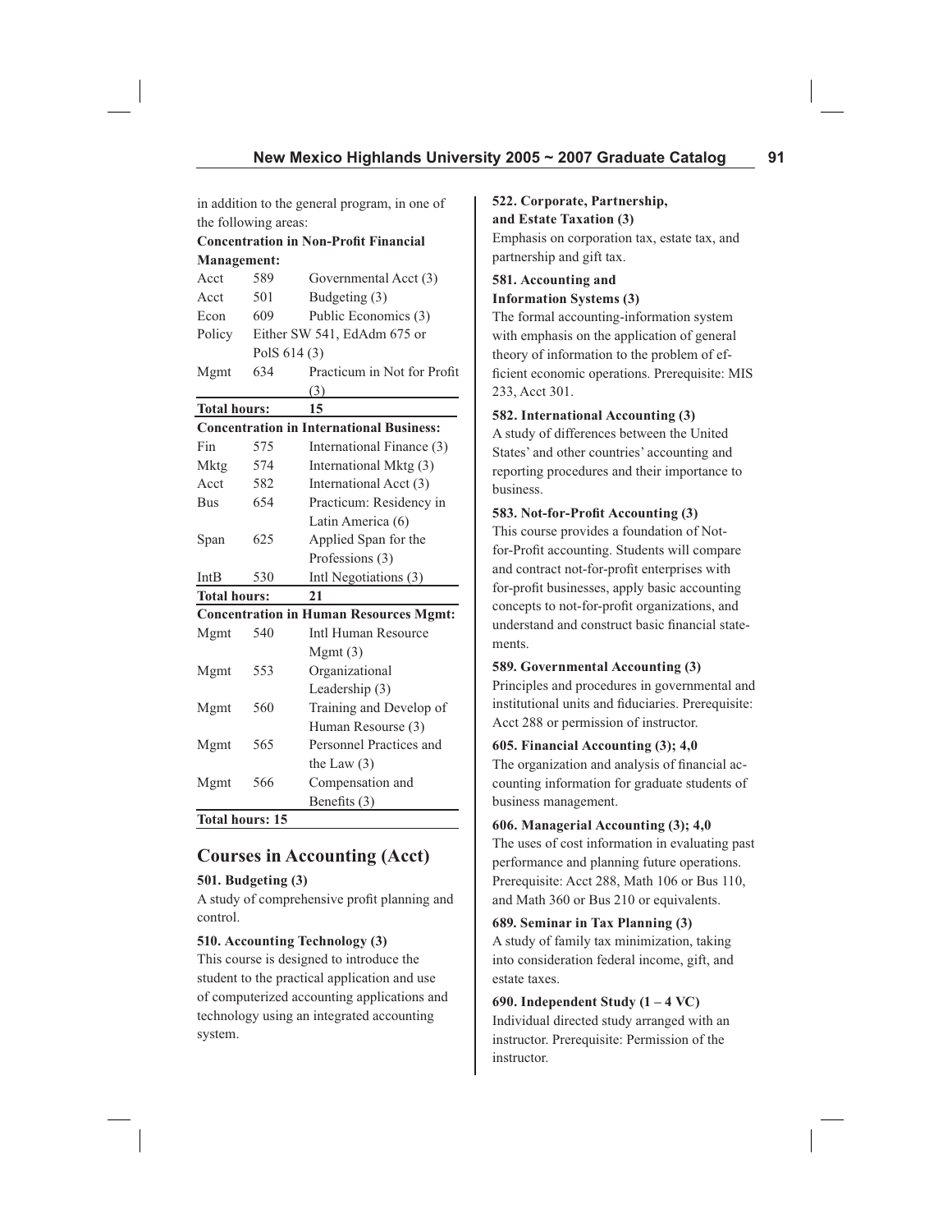in addition to the general program, in one of the following areas:

**Concentration in Non-Profit Financial Management:**

| | | |
|---|---|---|
| Acct | 589 | Governmental Acct (3) |
| Acct | 501 | Budgeting (3) |
| Econ | 609 | Public Economics (3) |
| Policy | Either SW 541, EdAdm 675 or PolS 614 (3) | |
| Mgmt | 634 | Practicum in Not for Profit (3) |
| **Total hours:** | **15** | |

**Concentration in International Business:**

| | | |
|---|---|---|
| Fin | 575 | International Finance (3) |
| Mktg | 574 | International Mktg (3) |
| Acct | 582 | International Acct (3) |
| Bus | 654 | Practicum: Residency in Latin America (6) |
| Span | 625 | Applied Span for the Professions (3) |
| IntB | 530 | Intl Negotiations (3) |
| **Total hours:** | **21** | |

**Concentration in Human Resources Mgmt:**

| | | |
|---|---|---|
| Mgmt | 540 | Intl Human Resource Mgmt (3) |
| Mgmt | 553 | Organizational Leadership (3) |
| Mgmt | 560 | Training and Develop of Human Resourse (3) |
| Mgmt | 565 | Personnel Practices and the Law (3) |
| Mgmt | 566 | Compensation and Benefits (3) |
| **Total hours: 15** | | |

## Courses in Accounting (Acct)

**501. Budgeting (3)**
A study of comprehensive profit planning and control.

**510. Accounting Technology (3)**
This course is designed to introduce the student to the practical application and use of computerized accounting applications and technology using an integrated accounting system.

**522. Corporate, Partnership, and Estate Taxation (3)**
Emphasis on corporation tax, estate tax, and partnership and gift tax.

**581. Accounting and Information Systems (3)**
The formal accounting-information system with emphasis on the application of general theory of information to the problem of efficient economic operations. Prerequisite: MIS 233, Acct 301.

**582. International Accounting (3)**
A study of differences between the United States' and other countries' accounting and reporting procedures and their importance to business.

**583. Not-for-Profit Accounting (3)**
This course provides a foundation of Not-for-Profit accounting. Students will compare and contract not-for-profit enterprises with for-profit businesses, apply basic accounting concepts to not-for-profit organizations, and understand and construct basic financial statements.

**589. Governmental Accounting (3)**
Principles and procedures in governmental and institutional units and fiduciaries. Prerequisite: Acct 288 or permission of instructor.

**605. Financial Accounting (3); 4,0**
The organization and analysis of financial accounting information for graduate students of business management.

**606. Managerial Accounting (3); 4,0**
The uses of cost information in evaluating past performance and planning future operations. Prerequisite: Acct 288, Math 106 or Bus 110, and Math 360 or Bus 210 or equivalents.

**689. Seminar in Tax Planning (3)**
A study of family tax minimization, taking into consideration federal income, gift, and estate taxes.

**690. Independent Study (1 – 4 VC)**
Individual directed study arranged with an instructor. Prerequisite: Permission of the instructor.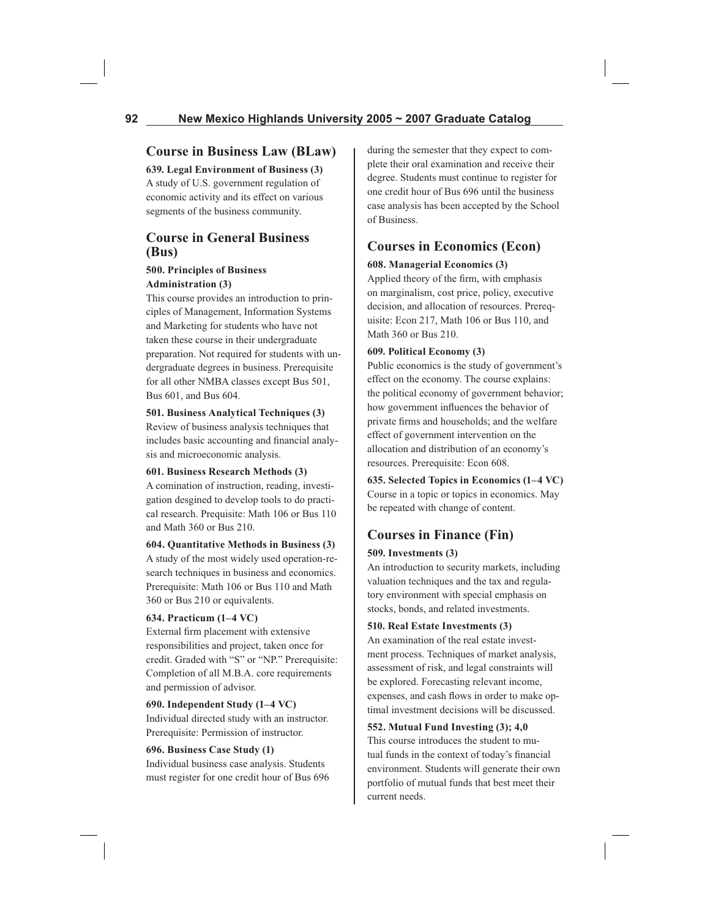## Course in Business Law (BLaw)

**639. Legal Environment of Business (3)**
A study of U.S. government regulation of economic activity and its effect on various segments of the business community.

## Course in General Business (Bus)

**500. Principles of Business Administration (3)**
This course provides an introduction to principles of Management, Information Systems and Marketing for students who have not taken these course in their undergraduate preparation. Not required for students with undergraduate degrees in business. Prerequisite for all other NMBA classes except Bus 501, Bus 601, and Bus 604.

**501. Business Analytical Techniques (3)**
Review of business analysis techniques that includes basic accounting and financial analysis and microeconomic analysis.

**601. Business Research Methods (3)**
A comination of instruction, reading, investigation desgined to develop tools to do practical research. Prequisite: Math 106 or Bus 110 and Math 360 or Bus 210.

**604. Quantitative Methods in Business (3)**
A study of the most widely used operation-research techniques in business and economics. Prerequisite: Math 106 or Bus 110 and Math 360 or Bus 210 or equivalents.

**634. Practicum (1–4 VC)**
External firm placement with extensive responsibilities and project, taken once for credit. Graded with "S" or "NP." Prerequisite: Completion of all M.B.A. core requirements and permission of advisor.

**690. Independent Study (1–4 VC)**
Individual directed study with an instructor. Prerequisite: Permission of instructor.

**696. Business Case Study (1)**
Individual business case analysis. Students must register for one credit hour of Bus 696 during the semester that they expect to complete their oral examination and receive their degree. Students must continue to register for one credit hour of Bus 696 until the business case analysis has been accepted by the School of Business.

## Courses in Economics (Econ)

**608. Managerial Economics (3)**
Applied theory of the firm, with emphasis on marginalism, cost price, policy, executive decision, and allocation of resources. Prerequisite: Econ 217, Math 106 or Bus 110, and Math 360 or Bus 210.

**609. Political Economy (3)**
Public economics is the study of government's effect on the economy. The course explains: the political economy of government behavior; how government influences the behavior of private firms and households; and the welfare effect of government intervention on the allocation and distribution of an economy's resources. Prerequisite: Econ 608.

**635. Selected Topics in Economics (1–4 VC)**
Course in a topic or topics in economics. May be repeated with change of content.

## Courses in Finance (Fin)

**509. Investments (3)**
An introduction to security markets, including valuation techniques and the tax and regulatory environment with special emphasis on stocks, bonds, and related investments.

**510. Real Estate Investments (3)**
An examination of the real estate investment process. Techniques of market analysis, assessment of risk, and legal constraints will be explored. Forecasting relevant income, expenses, and cash flows in order to make optimal investment decisions will be discussed.

**552. Mutual Fund Investing (3); 4,0**
This course introduces the student to mutual funds in the context of today's financial environment. Students will generate their own portfolio of mutual funds that best meet their current needs.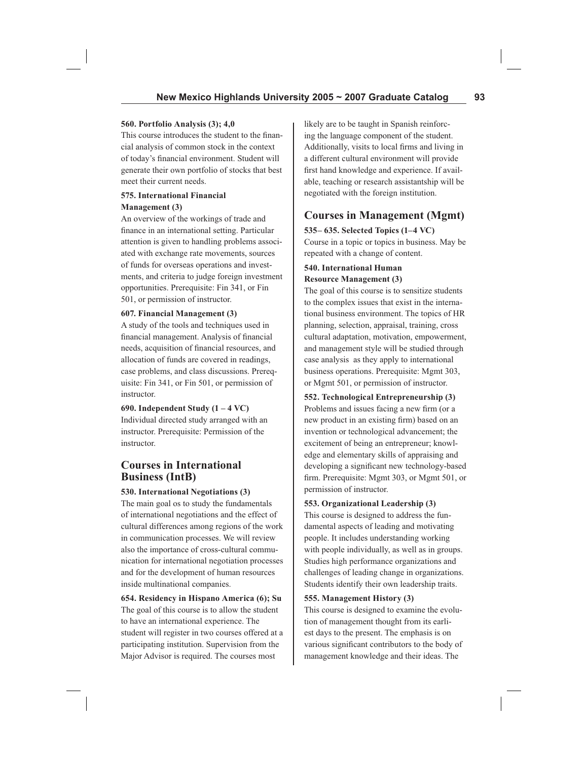**560. Portfolio Analysis (3); 4,0**
This course introduces the student to the financial analysis of common stock in the context of today's financial environment. Student will generate their own portfolio of stocks that best meet their current needs.

**575. International Financial Management (3)**
An overview of the workings of trade and finance in an international setting. Particular attention is given to handling problems associated with exchange rate movements, sources of funds for overseas operations and investments, and criteria to judge foreign investment opportunities. Prerequisite: Fin 341, or Fin 501, or permission of instructor.

**607. Financial Management (3)**
A study of the tools and techniques used in financial management. Analysis of financial needs, acquisition of financial resources, and allocation of funds are covered in readings, case problems, and class discussions. Prerequisite: Fin 341, or Fin 501, or permission of instructor.

**690. Independent Study (1 – 4 VC)**
Individual directed study arranged with an instructor. Prerequisite: Permission of the instructor.

## Courses in International Business (IntB)

**530. International Negotiations (3)**
The main goal os to study the fundamentals of international negotiations and the effect of cultural differences among regions of the work in communication processes. We will review also the importance of cross-cultural communication for international negotiation processes and for the development of human resources inside multinational companies.

**654. Residency in Hispano America (6); Su**
The goal of this course is to allow the student to have an international experience. The student will register in two courses offered at a participating institution. Supervision from the Major Advisor is required. The courses most likely are to be taught in Spanish reinforcing the language component of the student. Additionally, visits to local firms and living in a different cultural environment will provide first hand knowledge and experience. If available, teaching or research assistantship will be negotiated with the foreign institution.

## Courses in Management (Mgmt)

**535– 635. Selected Topics (1–4 VC)**
Course in a topic or topics in business. May be repeated with a change of content.

**540. International Human Resource Management (3)**
The goal of this course is to sensitize students to the complex issues that exist in the international business environment. The topics of HR planning, selection, appraisal, training, cross cultural adaptation, motivation, empowerment, and management style will be studied through case analysis as they apply to international business operations. Prerequisite: Mgmt 303, or Mgmt 501, or permission of instructor.

**552. Technological Entrepreneurship (3)**
Problems and issues facing a new firm (or a new product in an existing firm) based on an invention or technological advancement; the excitement of being an entrepreneur; knowledge and elementary skills of appraising and developing a significant new technology-based firm. Prerequisite: Mgmt 303, or Mgmt 501, or permission of instructor.

**553. Organizational Leadership (3)**
This course is designed to address the fundamental aspects of leading and motivating people. It includes understanding working with people individually, as well as in groups. Studies high performance organizations and challenges of leading change in organizations. Students identify their own leadership traits.

**555. Management History (3)**
This course is designed to examine the evolution of management thought from its earliest days to the present. The emphasis is on various significant contributors to the body of management knowledge and their ideas. The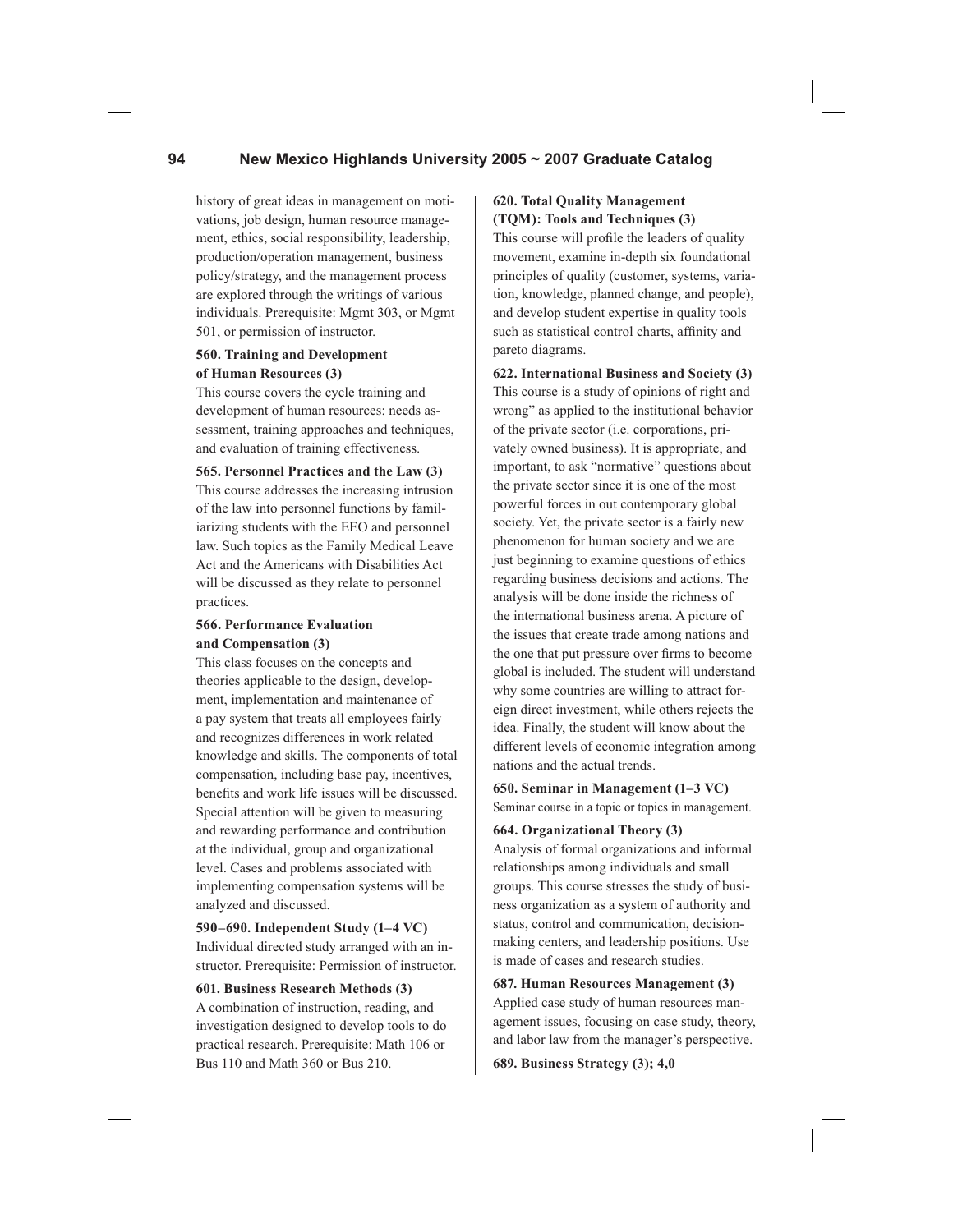history of great ideas in management on motivations, job design, human resource management, ethics, social responsibility, leadership, production/operation management, business policy/strategy, and the management process are explored through the writings of various individuals. Prerequisite: Mgmt 303, or Mgmt 501, or permission of instructor.

**560. Training and Development of Human Resources (3)**
This course covers the cycle training and development of human resources: needs assessment, training approaches and techniques, and evaluation of training effectiveness.

**565. Personnel Practices and the Law (3)**
This course addresses the increasing intrusion of the law into personnel functions by familiarizing students with the EEO and personnel law. Such topics as the Family Medical Leave Act and the Americans with Disabilities Act will be discussed as they relate to personnel practices.

**566. Performance Evaluation and Compensation (3)**
This class focuses on the concepts and theories applicable to the design, development, implementation and maintenance of a pay system that treats all employees fairly and recognizes differences in work related knowledge and skills. The components of total compensation, including base pay, incentives, benefits and work life issues will be discussed. Special attention will be given to measuring and rewarding performance and contribution at the individual, group and organizational level. Cases and problems associated with implementing compensation systems will be analyzed and discussed.

**590–690. Independent Study (1–4 VC)**
Individual directed study arranged with an instructor. Prerequisite: Permission of instructor.

**601. Business Research Methods (3)**
A combination of instruction, reading, and investigation designed to develop tools to do practical research. Prerequisite: Math 106 or Bus 110 and Math 360 or Bus 210.

**620. Total Quality Management (TQM): Tools and Techniques (3)**
This course will profile the leaders of quality movement, examine in-depth six foundational principles of quality (customer, systems, variation, knowledge, planned change, and people), and develop student expertise in quality tools such as statistical control charts, affinity and pareto diagrams.

**622. International Business and Society (3)**
This course is a study of opinions of right and wrong" as applied to the institutional behavior of the private sector (i.e. corporations, privately owned business). It is appropriate, and important, to ask "normative" questions about the private sector since it is one of the most powerful forces in out contemporary global society. Yet, the private sector is a fairly new phenomenon for human society and we are just beginning to examine questions of ethics regarding business decisions and actions. The analysis will be done inside the richness of the international business arena. A picture of the issues that create trade among nations and the one that put pressure over firms to become global is included. The student will understand why some countries are willing to attract foreign direct investment, while others rejects the idea. Finally, the student will know about the different levels of economic integration among nations and the actual trends.

**650. Seminar in Management (1–3 VC)**
Seminar course in a topic or topics in management.

**664. Organizational Theory (3)**
Analysis of formal organizations and informal relationships among individuals and small groups. This course stresses the study of business organization as a system of authority and status, control and communication, decision-making centers, and leadership positions. Use is made of cases and research studies.

**687. Human Resources Management (3)**
Applied case study of human resources management issues, focusing on case study, theory, and labor law from the manager's perspective.

**689. Business Strategy (3); 4,0**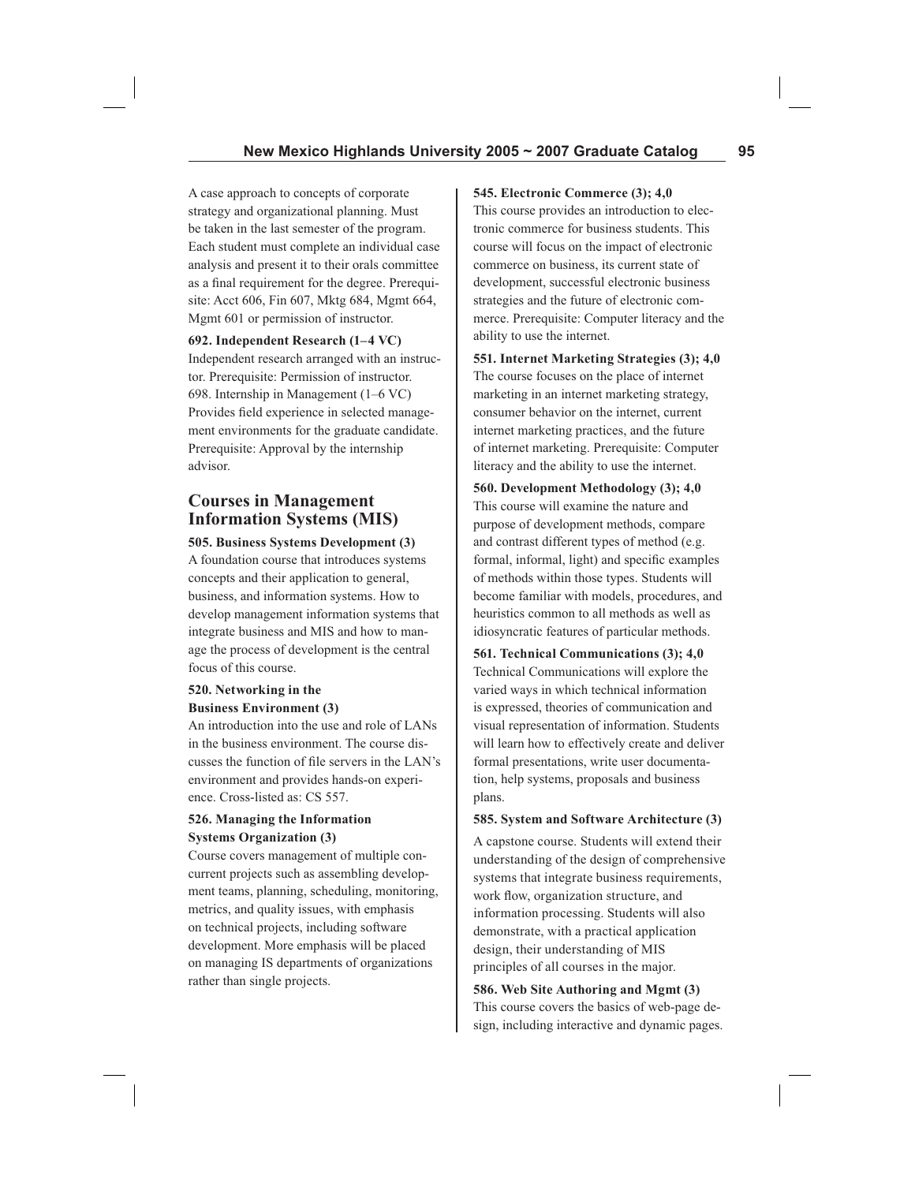A case approach to concepts of corporate strategy and organizational planning. Must be taken in the last semester of the program. Each student must complete an individual case analysis and present it to their orals committee as a final requirement for the degree. Prerequisite: Acct 606, Fin 607, Mktg 684, Mgmt 664, Mgmt 601 or permission of instructor.

**692. Independent Research (1–4 VC)**
Independent research arranged with an instructor. Prerequisite: Permission of instructor.
698. Internship in Management (1–6 VC)
Provides field experience in selected management environments for the graduate candidate. Prerequisite: Approval by the internship advisor.

## Courses in Management Information Systems (MIS)

**505. Business Systems Development (3)**
A foundation course that introduces systems concepts and their application to general, business, and information systems. How to develop management information systems that integrate business and MIS and how to manage the process of development is the central focus of this course.

**520. Networking in the Business Environment (3)**
An introduction into the use and role of LANs in the business environment. The course discusses the function of file servers in the LAN's environment and provides hands-on experience. Cross-listed as: CS 557.

**526. Managing the Information Systems Organization (3)**
Course covers management of multiple concurrent projects such as assembling development teams, planning, scheduling, monitoring, metrics, and quality issues, with emphasis on technical projects, including software development. More emphasis will be placed on managing IS departments of organizations rather than single projects.

**545. Electronic Commerce (3); 4,0**
This course provides an introduction to electronic commerce for business students. This course will focus on the impact of electronic commerce on business, its current state of development, successful electronic business strategies and the future of electronic commerce. Prerequisite: Computer literacy and the ability to use the internet.

**551. Internet Marketing Strategies (3); 4,0**
The course focuses on the place of internet marketing in an internet marketing strategy, consumer behavior on the internet, current internet marketing practices, and the future of internet marketing. Prerequisite: Computer literacy and the ability to use the internet.

**560. Development Methodology (3); 4,0**
This course will examine the nature and purpose of development methods, compare and contrast different types of method (e.g. formal, informal, light) and specific examples of methods within those types. Students will become familiar with models, procedures, and heuristics common to all methods as well as idiosyncratic features of particular methods.

**561. Technical Communications (3); 4,0**
Technical Communications will explore the varied ways in which technical information is expressed, theories of communication and visual representation of information. Students will learn how to effectively create and deliver formal presentations, write user documentation, help systems, proposals and business plans.

**585. System and Software Architecture (3)**

A capstone course. Students will extend their understanding of the design of comprehensive systems that integrate business requirements, work flow, organization structure, and information processing. Students will also demonstrate, with a practical application design, their understanding of MIS principles of all courses in the major.

**586. Web Site Authoring and Mgmt (3)**
This course covers the basics of web-page design, including interactive and dynamic pages.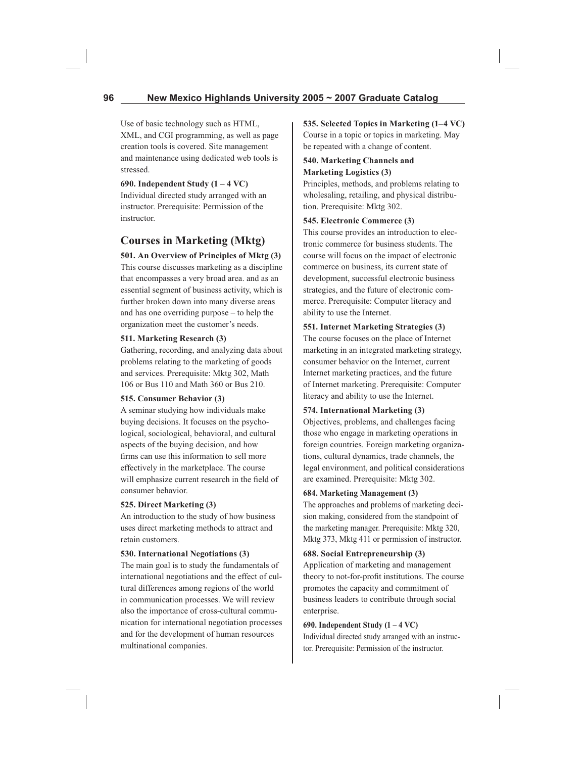Use of basic technology such as HTML, XML, and CGI programming, as well as page creation tools is covered. Site management and maintenance using dedicated web tools is stressed.

**690. Independent Study (1 – 4 VC)**
Individual directed study arranged with an instructor. Prerequisite: Permission of the instructor.

## Courses in Marketing (Mktg)

**501. An Overview of Principles of Mktg (3)**
This course discusses marketing as a discipline that encompasses a very broad area. and as an essential segment of business activity, which is further broken down into many diverse areas and has one overriding purpose – to help the organization meet the customer's needs.

**511. Marketing Research (3)**
Gathering, recording, and analyzing data about problems relating to the marketing of goods and services. Prerequisite: Mktg 302, Math 106 or Bus 110 and Math 360 or Bus 210.

**515. Consumer Behavior (3)**
A seminar studying how individuals make buying decisions. It focuses on the psychological, sociological, behavioral, and cultural aspects of the buying decision, and how firms can use this information to sell more effectively in the marketplace. The course will emphasize current research in the field of consumer behavior.

**525. Direct Marketing (3)**
An introduction to the study of how business uses direct marketing methods to attract and retain customers.

**530. International Negotiations (3)**
The main goal is to study the fundamentals of international negotiations and the effect of cultural differences among regions of the world in communication processes. We will review also the importance of cross-cultural communication for international negotiation processes and for the development of human resources multinational companies.

**535. Selected Topics in Marketing (1–4 VC)**
Course in a topic or topics in marketing. May be repeated with a change of content.

**540. Marketing Channels and Marketing Logistics (3)**
Principles, methods, and problems relating to wholesaling, retailing, and physical distribution. Prerequisite: Mktg 302.

**545. Electronic Commerce (3)**
This course provides an introduction to electronic commerce for business students. The course will focus on the impact of electronic commerce on business, its current state of development, successful electronic business strategies, and the future of electronic commerce. Prerequisite: Computer literacy and ability to use the Internet.

**551. Internet Marketing Strategies (3)**
The course focuses on the place of Internet marketing in an integrated marketing strategy, consumer behavior on the Internet, current Internet marketing practices, and the future of Internet marketing. Prerequisite: Computer literacy and ability to use the Internet.

**574. International Marketing (3)**
Objectives, problems, and challenges facing those who engage in marketing operations in foreign countries. Foreign marketing organizations, cultural dynamics, trade channels, the legal environment, and political considerations are examined. Prerequisite: Mktg 302.

**684. Marketing Management (3)**
The approaches and problems of marketing decision making, considered from the standpoint of the marketing manager. Prerequisite: Mktg 320, Mktg 373, Mktg 411 or permission of instructor.

**688. Social Entrepreneurship (3)**
Application of marketing and management theory to not-for-profit institutions. The course promotes the capacity and commitment of business leaders to contribute through social enterprise.

**690. Independent Study (1 – 4 VC)**
Individual directed study arranged with an instructor. Prerequisite: Permission of the instructor.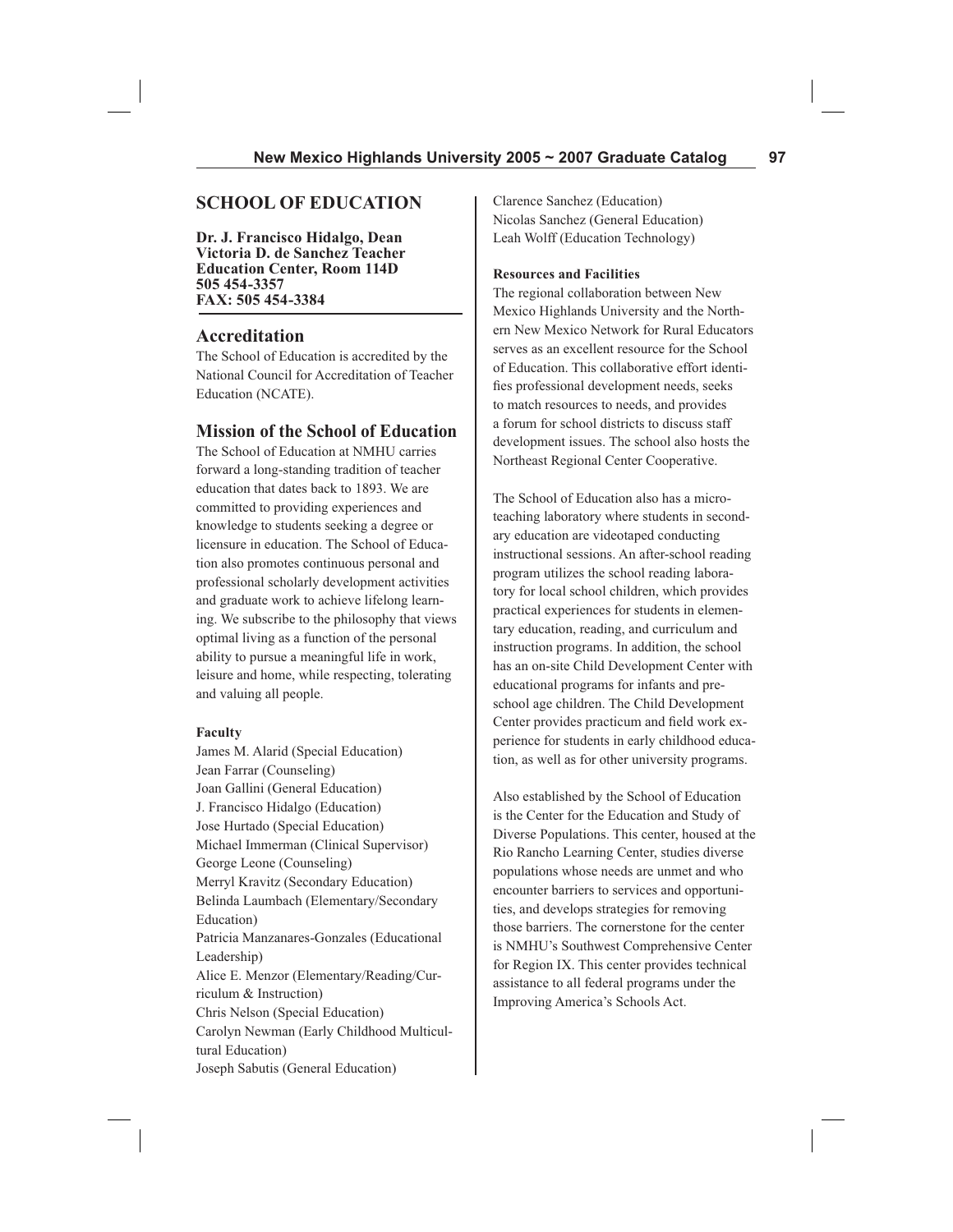## SCHOOL OF EDUCATION

**Dr. J. Francisco Hidalgo, Dean**
**Victoria D. de Sanchez Teacher Education Center, Room 114D**
**505 454-3357**
**FAX: 505 454-3384**

### Accreditation

The School of Education is accredited by the National Council for Accreditation of Teacher Education (NCATE).

### Mission of the School of Education

The School of Education at NMHU carries forward a long-standing tradition of teacher education that dates back to 1893. We are committed to providing experiences and knowledge to students seeking a degree or licensure in education. The School of Education also promotes continuous personal and professional scholarly development activities and graduate work to achieve lifelong learning. We subscribe to the philosophy that views optimal living as a function of the personal ability to pursue a meaningful life in work, leisure and home, while respecting, tolerating and valuing all people.

#### Faculty

James M. Alarid (Special Education)
Jean Farrar (Counseling)
Joan Gallini (General Education)
J. Francisco Hidalgo (Education)
Jose Hurtado (Special Education)
Michael Immerman (Clinical Supervisor)
George Leone (Counseling)
Merryl Kravitz (Secondary Education)
Belinda Laumbach (Elementary/Secondary Education)
Patricia Manzanares-Gonzales (Educational Leadership)
Alice E. Menzor (Elementary/Reading/Curriculum & Instruction)
Chris Nelson (Special Education)
Carolyn Newman (Early Childhood Multicultural Education)
Joseph Sabutis (General Education)
Clarence Sanchez (Education)
Nicolas Sanchez (General Education)
Leah Wolff (Education Technology)

#### Resources and Facilities

The regional collaboration between New Mexico Highlands University and the Northern New Mexico Network for Rural Educators serves as an excellent resource for the School of Education. This collaborative effort identifies professional development needs, seeks to match resources to needs, and provides a forum for school districts to discuss staff development issues. The school also hosts the Northeast Regional Center Cooperative.

The School of Education also has a microteaching laboratory where students in secondary education are videotaped conducting instructional sessions. An after-school reading program utilizes the school reading laboratory for local school children, which provides practical experiences for students in elementary education, reading, and curriculum and instruction programs. In addition, the school has an on-site Child Development Center with educational programs for infants and preschool age children. The Child Development Center provides practicum and field work experience for students in early childhood education, as well as for other university programs.

Also established by the School of Education is the Center for the Education and Study of Diverse Populations. This center, housed at the Rio Rancho Learning Center, studies diverse populations whose needs are unmet and who encounter barriers to services and opportunities, and develops strategies for removing those barriers. The cornerstone for the center is NMHU's Southwest Comprehensive Center for Region IX. This center provides technical assistance to all federal programs under the Improving America's Schools Act.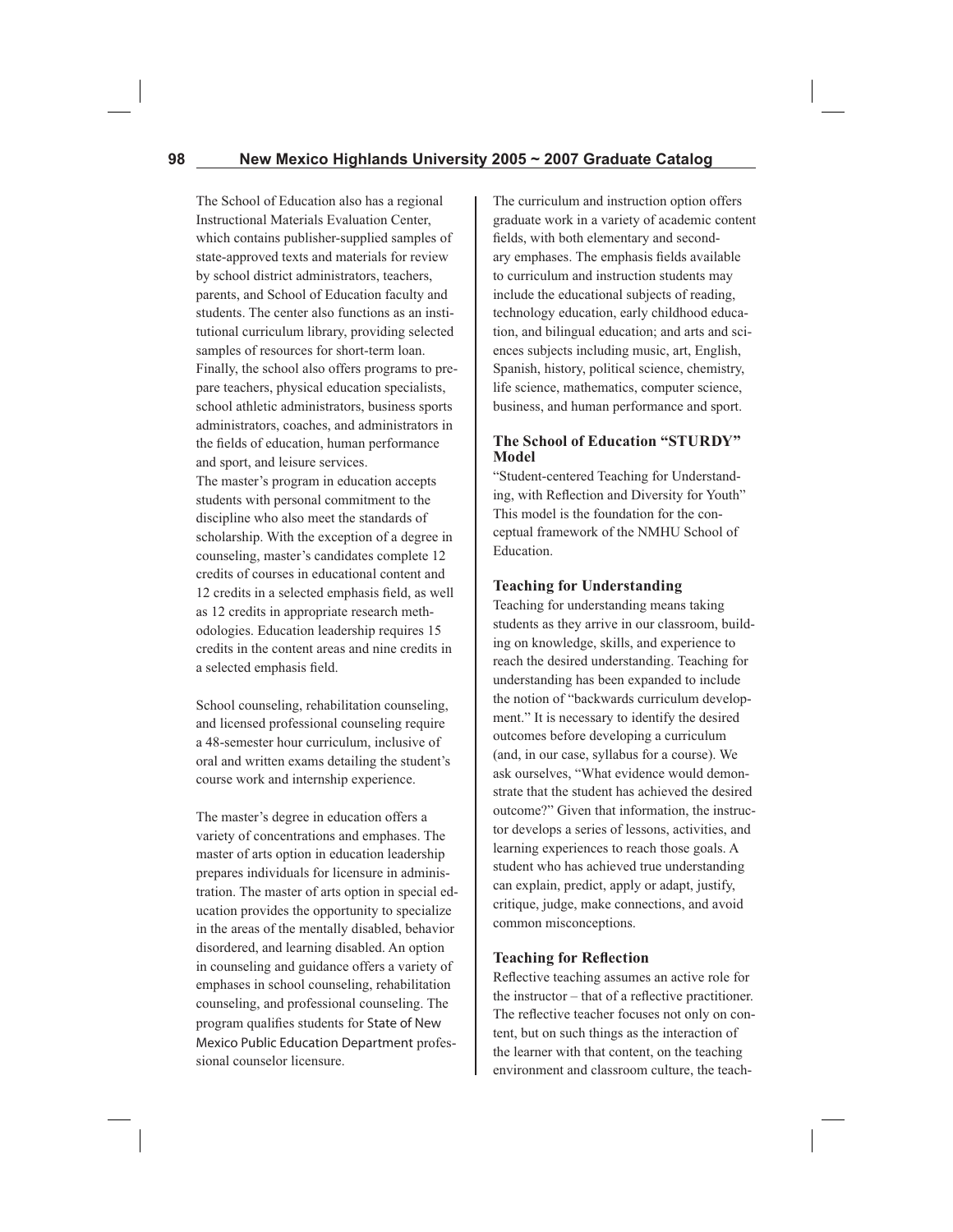The School of Education also has a regional Instructional Materials Evaluation Center, which contains publisher-supplied samples of state-approved texts and materials for review by school district administrators, teachers, parents, and School of Education faculty and students. The center also functions as an institutional curriculum library, providing selected samples of resources for short-term loan. Finally, the school also offers programs to prepare teachers, physical education specialists, school athletic administrators, business sports administrators, coaches, and administrators in the fields of education, human performance and sport, and leisure services.

The master's program in education accepts students with personal commitment to the discipline who also meet the standards of scholarship. With the exception of a degree in counseling, master's candidates complete 12 credits of courses in educational content and 12 credits in a selected emphasis field, as well as 12 credits in appropriate research methodologies. Education leadership requires 15 credits in the content areas and nine credits in a selected emphasis field.

School counseling, rehabilitation counseling, and licensed professional counseling require a 48-semester hour curriculum, inclusive of oral and written exams detailing the student's course work and internship experience.

The master's degree in education offers a variety of concentrations and emphases. The master of arts option in education leadership prepares individuals for licensure in administration. The master of arts option in special education provides the opportunity to specialize in the areas of the mentally disabled, behavior disordered, and learning disabled. An option in counseling and guidance offers a variety of emphases in school counseling, rehabilitation counseling, and professional counseling. The program qualifies students for State of New Mexico Public Education Department professional counselor licensure.

The curriculum and instruction option offers graduate work in a variety of academic content fields, with both elementary and secondary emphases. The emphasis fields available to curriculum and instruction students may include the educational subjects of reading, technology education, early childhood education, and bilingual education; and arts and sciences subjects including music, art, English, Spanish, history, political science, chemistry, life science, mathematics, computer science, business, and human performance and sport.

### The School of Education "STURDY" Model

"Student-centered Teaching for Understanding, with Reflection and Diversity for Youth" This model is the foundation for the conceptual framework of the NMHU School of Education.

### Teaching for Understanding

Teaching for understanding means taking students as they arrive in our classroom, building on knowledge, skills, and experience to reach the desired understanding. Teaching for understanding has been expanded to include the notion of "backwards curriculum development." It is necessary to identify the desired outcomes before developing a curriculum (and, in our case, syllabus for a course). We ask ourselves, "What evidence would demonstrate that the student has achieved the desired outcome?" Given that information, the instructor develops a series of lessons, activities, and learning experiences to reach those goals. A student who has achieved true understanding can explain, predict, apply or adapt, justify, critique, judge, make connections, and avoid common misconceptions.

### Teaching for Reflection

Reflective teaching assumes an active role for the instructor – that of a reflective practitioner. The reflective teacher focuses not only on content, but on such things as the interaction of the learner with that content, on the teaching environment and classroom culture, the teach-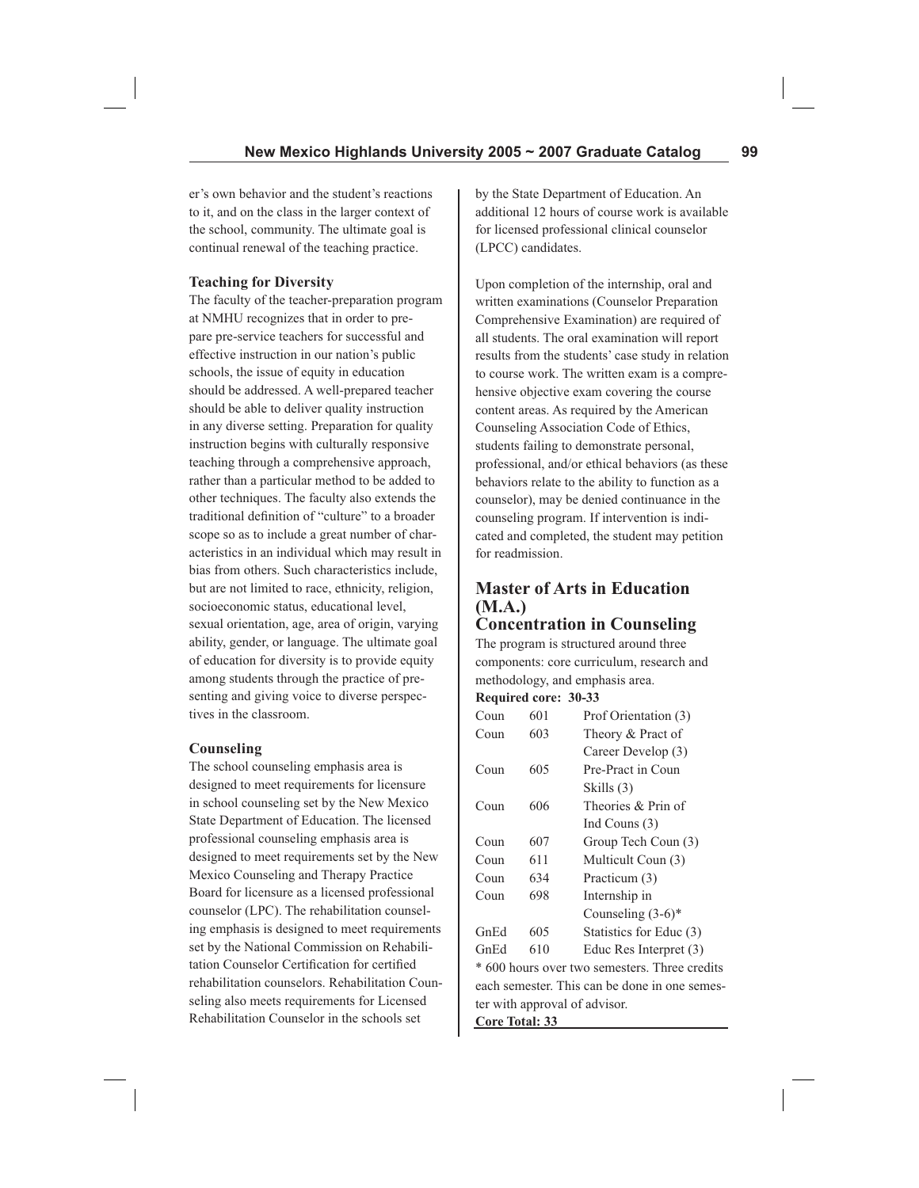er's own behavior and the student's reactions to it, and on the class in the larger context of the school, community. The ultimate goal is continual renewal of the teaching practice.

**Teaching for Diversity**

The faculty of the teacher-preparation program at NMHU recognizes that in order to prepare pre-service teachers for successful and effective instruction in our nation's public schools, the issue of equity in education should be addressed. A well-prepared teacher should be able to deliver quality instruction in any diverse setting. Preparation for quality instruction begins with culturally responsive teaching through a comprehensive approach, rather than a particular method to be added to other techniques. The faculty also extends the traditional definition of "culture" to a broader scope so as to include a great number of characteristics in an individual which may result in bias from others. Such characteristics include, but are not limited to race, ethnicity, religion, socioeconomic status, educational level, sexual orientation, age, area of origin, varying ability, gender, or language. The ultimate goal of education for diversity is to provide equity among students through the practice of presenting and giving voice to diverse perspectives in the classroom.

**Counseling**

The school counseling emphasis area is designed to meet requirements for licensure in school counseling set by the New Mexico State Department of Education. The licensed professional counseling emphasis area is designed to meet requirements set by the New Mexico Counseling and Therapy Practice Board for licensure as a licensed professional counselor (LPC). The rehabilitation counseling emphasis is designed to meet requirements set by the National Commission on Rehabilitation Counselor Certification for certified rehabilitation counselors. Rehabilitation Counseling also meets requirements for Licensed Rehabilitation Counselor in the schools set by the State Department of Education. An additional 12 hours of course work is available for licensed professional clinical counselor (LPCC) candidates.

Upon completion of the internship, oral and written examinations (Counselor Preparation Comprehensive Examination) are required of all students. The oral examination will report results from the students' case study in relation to course work. The written exam is a comprehensive objective exam covering the course content areas. As required by the American Counseling Association Code of Ethics, students failing to demonstrate personal, professional, and/or ethical behaviors (as these behaviors relate to the ability to function as a counselor), may be denied continuance in the counseling program. If intervention is indicated and completed, the student may petition for readmission.

## Master of Arts in Education (M.A.) Concentration in Counseling

The program is structured around three components: core curriculum, research and methodology, and emphasis area.

**Required core: 30-33**

| | | |
|---|---|---|
| Coun | 601 | Prof Orientation (3) |
| Coun | 603 | Theory & Pract of Career Develop (3) |
| Coun | 605 | Pre-Pract in Coun Skills (3) |
| Coun | 606 | Theories & Prin of Ind Couns (3) |
| Coun | 607 | Group Tech Coun (3) |
| Coun | 611 | Multicult Coun (3) |
| Coun | 634 | Practicum (3) |
| Coun | 698 | Internship in Counseling (3-6)* |
| GnEd | 605 | Statistics for Educ (3) |
| GnEd | 610 | Educ Res Interpret (3) |

\* 600 hours over two semesters. Three credits each semester. This can be done in one semester with approval of advisor.

**Core Total: 33**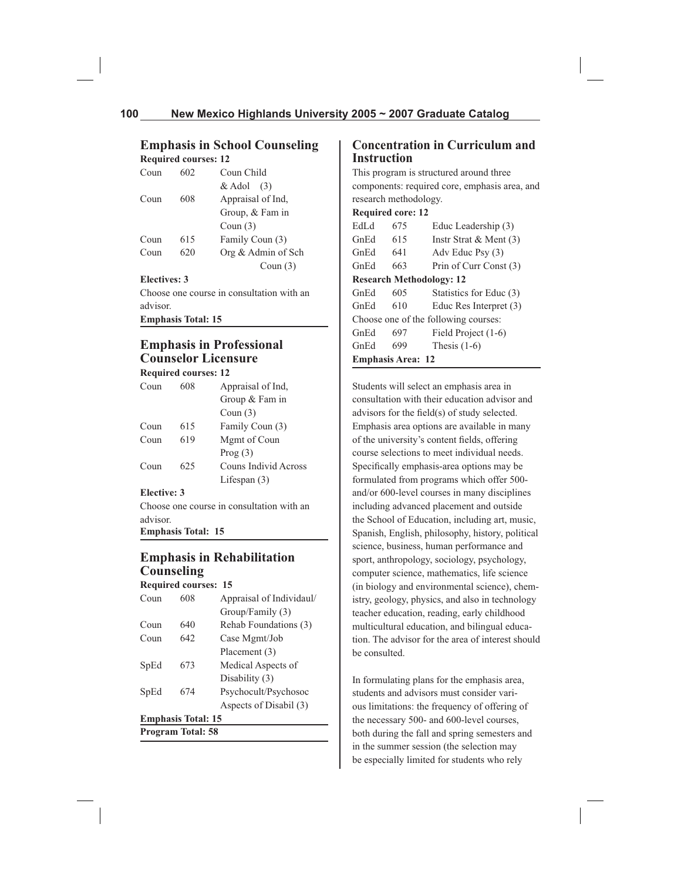## Emphasis in School Counseling

**Required courses: 12**

| | | |
|---|---|---|
| Coun | 602 | Coun Child & Adol (3) |
| Coun | 608 | Appraisal of Ind, Group, & Fam in Coun (3) |
| Coun | 615 | Family Coun (3) |
| Coun | 620 | Org & Admin of Sch Coun (3) |

**Electives: 3**

Choose one course in consultation with an advisor.

**Emphasis Total: 15**

## Emphasis in Professional Counselor Licensure

**Required courses: 12**

| | | |
|---|---|---|
| Coun | 608 | Appraisal of Ind, Group & Fam in Coun (3) |
| Coun | 615 | Family Coun (3) |
| Coun | 619 | Mgmt of Coun Prog (3) |
| Coun | 625 | Couns Individ Across Lifespan (3) |

**Elective: 3**

Choose one course in consultation with an advisor.

**Emphasis Total: 15**

## Emphasis in Rehabilitation Counseling

**Required courses: 15**

| | | |
|---|---|---|
| Coun | 608 | Appraisal of Individaul/ Group/Family (3) |
| Coun | 640 | Rehab Foundations (3) |
| Coun | 642 | Case Mgmt/Job Placement (3) |
| SpEd | 673 | Medical Aspects of Disability (3) |
| SpEd | 674 | Psychocult/Psychosoc Aspects of Disabil (3) |

**Emphasis Total: 15**

**Program Total: 58**

## Concentration in Curriculum and Instruction

This program is structured around three components: required core, emphasis area, and research methodology.

**Required core: 12**

| | | |
|---|---|---|
| EdLd | 675 | Educ Leadership (3) |
| GnEd | 615 | Instr Strat & Ment (3) |
| GnEd | 641 | Adv Educ Psy (3) |
| GnEd | 663 | Prin of Curr Const (3) |

**Research Methodology: 12**

| | | |
|---|---|---|
| GnEd | 605 | Statistics for Educ (3) |
| GnEd | 610 | Educ Res Interpret (3) |

Choose one of the following courses:

| | | |
|---|---|---|
| GnEd | 697 | Field Project (1-6) |
| GnEd | 699 | Thesis (1-6) |

**Emphasis Area: 12**

Students will select an emphasis area in consultation with their education advisor and advisors for the field(s) of study selected. Emphasis area options are available in many of the university's content fields, offering course selections to meet individual needs. Specifically emphasis-area options may be formulated from programs which offer 500- and/or 600-level courses in many disciplines including advanced placement and outside the School of Education, including art, music, Spanish, English, philosophy, history, political science, business, human performance and sport, anthropology, sociology, psychology, computer science, mathematics, life science (in biology and environmental science), chemistry, geology, physics, and also in technology teacher education, reading, early childhood multicultural education, and bilingual education. The advisor for the area of interest should be consulted.

In formulating plans for the emphasis area, students and advisors must consider various limitations: the frequency of offering of the necessary 500- and 600-level courses, both during the fall and spring semesters and in the summer session (the selection may be especially limited for students who rely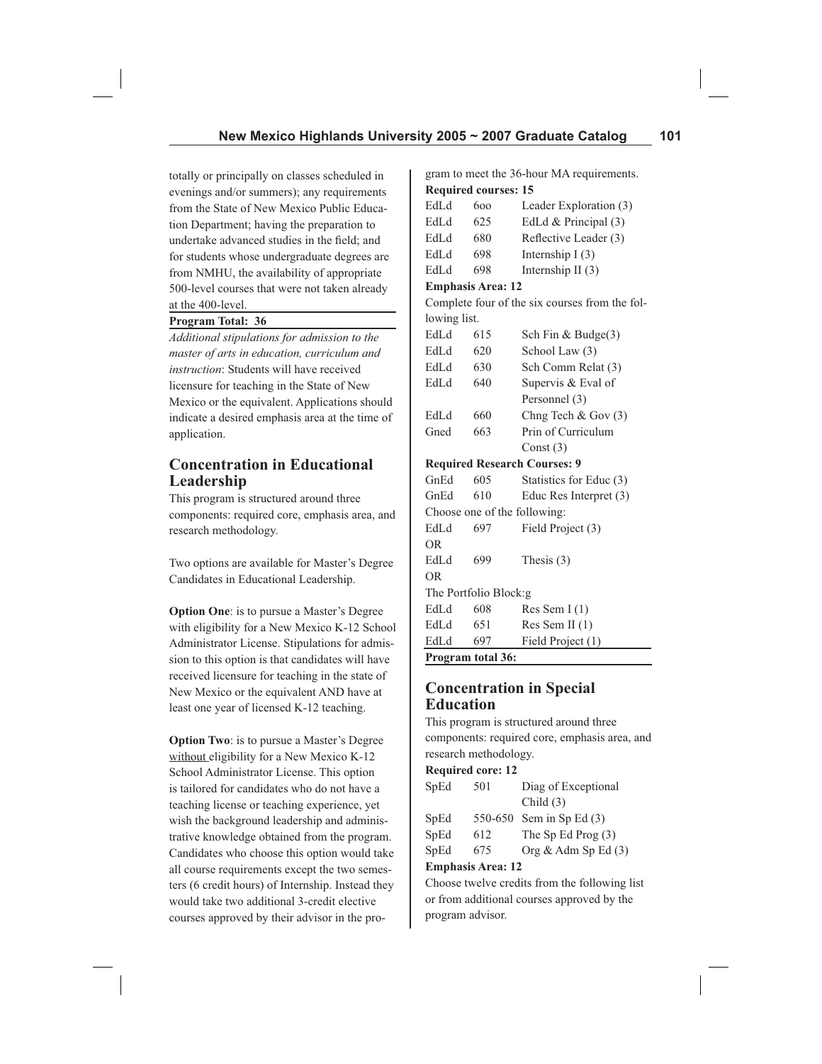totally or principally on classes scheduled in evenings and/or summers); any requirements from the State of New Mexico Public Education Department; having the preparation to undertake advanced studies in the field; and for students whose undergraduate degrees are from NMHU, the availability of appropriate 500-level courses that were not taken already at the 400-level.

**Program Total: 36**

*Additional stipulations for admission to the master of arts in education, curriculum and instruction*: Students will have received licensure for teaching in the State of New Mexico or the equivalent. Applications should indicate a desired emphasis area at the time of application.

## Concentration in Educational Leadership

This program is structured around three components: required core, emphasis area, and research methodology.

Two options are available for Master's Degree Candidates in Educational Leadership.

**Option One**: is to pursue a Master's Degree with eligibility for a New Mexico K-12 School Administrator License. Stipulations for admission to this option is that candidates will have received licensure for teaching in the state of New Mexico or the equivalent AND have at least one year of licensed K-12 teaching.

**Option Two**: is to pursue a Master's Degree without eligibility for a New Mexico K-12 School Administrator License. This option is tailored for candidates who do not have a teaching license or teaching experience, yet wish the background leadership and administrative knowledge obtained from the program. Candidates who choose this option would take all course requirements except the two semesters (6 credit hours) of Internship. Instead they would take two additional 3-credit elective courses approved by their advisor in the program to meet the 36-hour MA requirements.

**Required courses: 15**

| | | |
|---|---|---|
| EdLd | 6oo | Leader Exploration (3) |
| EdLd | 625 | EdLd & Principal (3) |
| EdLd | 680 | Reflective Leader (3) |
| EdLd | 698 | Internship I (3) |
| EdLd | 698 | Internship II (3) |

**Emphasis Area: 12**

Complete four of the six courses from the following list.

| | | |
|---|---|---|
| EdLd | 615 | Sch Fin & Budge(3) |
| EdLd | 620 | School Law (3) |
| EdLd | 630 | Sch Comm Relat (3) |
| EdLd | 640 | Supervis & Eval of Personnel (3) |
| EdLd | 660 | Chng Tech & Gov (3) |
| Gned | 663 | Prin of Curriculum Const (3) |

**Required Research Courses: 9**

| | | |
|---|---|---|
| GnEd | 605 | Statistics for Educ (3) |
| GnEd | 610 | Educ Res Interpret (3) |

Choose one of the following:

| | | |
|---|---|---|
| EdLd | 697 | Field Project (3) |
| OR | | |
| EdLd | 699 | Thesis (3) |
| OR | | |

The Portfolio Block:g

| | | |
|---|---|---|
| EdLd | 608 | Res Sem I (1) |
| EdLd | 651 | Res Sem II (1) |
| EdLd | 697 | Field Project (1) |

**Program total 36:**

## Concentration in Special Education

This program is structured around three components: required core, emphasis area, and research methodology.

**Required core: 12**

| | | |
|---|---|---|
| SpEd | 501 | Diag of Exceptional Child (3) |
| SpEd | 550-650 | Sem in Sp Ed (3) |
| SpEd | 612 | The Sp Ed Prog (3) |
| SpEd | 675 | Org & Adm Sp Ed (3) |

**Emphasis Area: 12**

Choose twelve credits from the following list or from additional courses approved by the program advisor.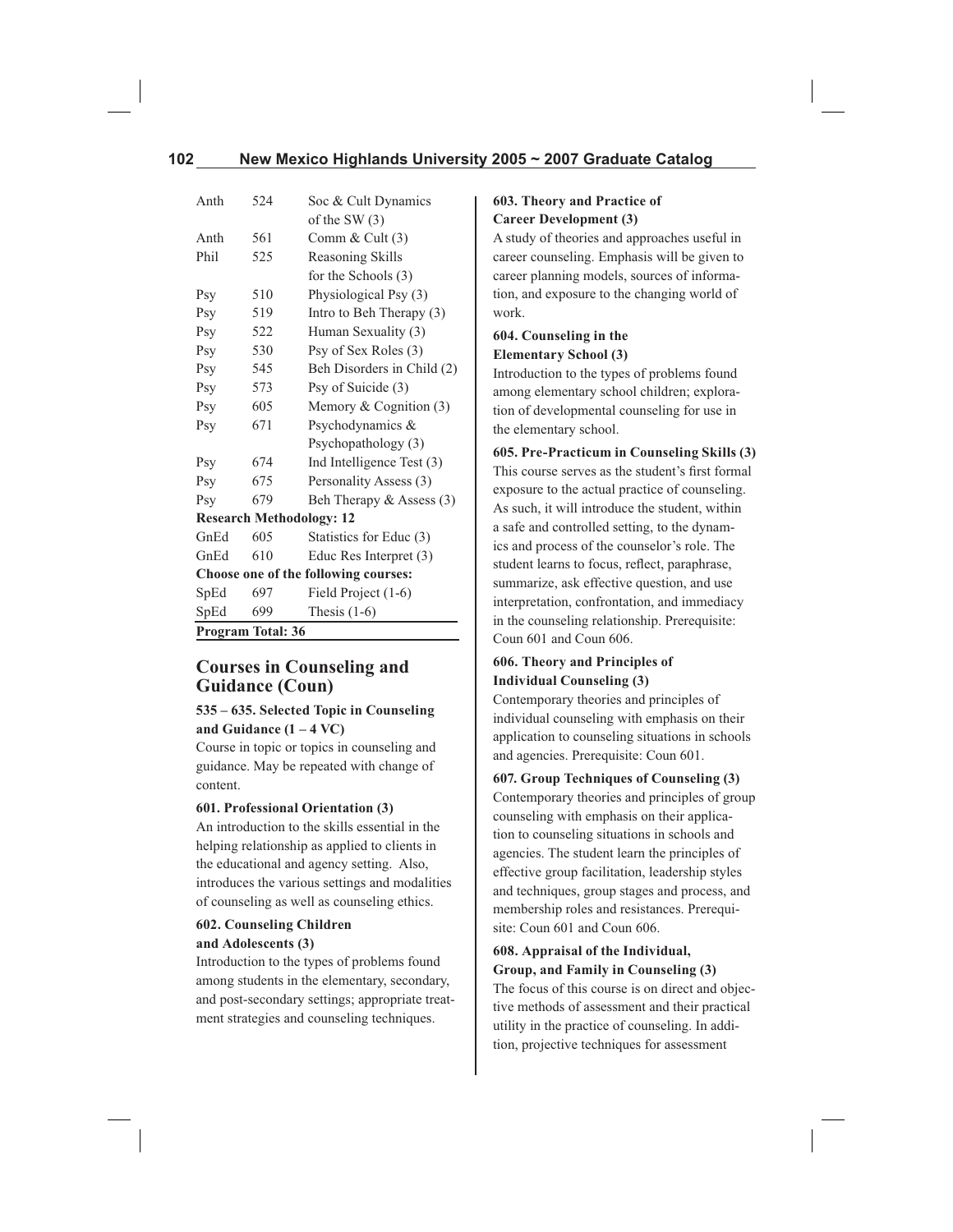| | | |
|---|---|---|
| Anth | 524 | Soc & Cult Dynamics of the SW (3) |
| Anth | 561 | Comm & Cult (3) |
| Phil | 525 | Reasoning Skills for the Schools (3) |
| Psy | 510 | Physiological Psy (3) |
| Psy | 519 | Intro to Beh Therapy (3) |
| Psy | 522 | Human Sexuality (3) |
| Psy | 530 | Psy of Sex Roles (3) |
| Psy | 545 | Beh Disorders in Child (2) |
| Psy | 573 | Psy of Suicide (3) |
| Psy | 605 | Memory & Cognition (3) |
| Psy | 671 | Psychodynamics & Psychopathology (3) |
| Psy | 674 | Ind Intelligence Test (3) |
| Psy | 675 | Personality Assess (3) |
| Psy | 679 | Beh Therapy & Assess (3) |
| **Research Methodology: 12** | | |
| GnEd | 605 | Statistics for Educ (3) |
| GnEd | 610 | Educ Res Interpret (3) |
| **Choose one of the following courses:** | | |
| SpEd | 697 | Field Project (1-6) |
| SpEd | 699 | Thesis (1-6) |
| **Program Total: 36** | | |

## Courses in Counseling and Guidance (Coun)

**535 – 635. Selected Topic in Counseling and Guidance (1 – 4 VC)**
Course in topic or topics in counseling and guidance. May be repeated with change of content.

**601. Professional Orientation (3)**
An introduction to the skills essential in the helping relationship as applied to clients in the educational and agency setting. Also, introduces the various settings and modalities of counseling as well as counseling ethics.

**602. Counseling Children and Adolescents (3)**
Introduction to the types of problems found among students in the elementary, secondary, and post-secondary settings; appropriate treatment strategies and counseling techniques.

**603. Theory and Practice of Career Development (3)**
A study of theories and approaches useful in career counseling. Emphasis will be given to career planning models, sources of information, and exposure to the changing world of work.

**604. Counseling in the Elementary School (3)**
Introduction to the types of problems found among elementary school children; exploration of developmental counseling for use in the elementary school.

**605. Pre-Practicum in Counseling Skills (3)**
This course serves as the student's first formal exposure to the actual practice of counseling. As such, it will introduce the student, within a safe and controlled setting, to the dynamics and process of the counselor's role. The student learns to focus, reflect, paraphrase, summarize, ask effective question, and use interpretation, confrontation, and immediacy in the counseling relationship. Prerequisite: Coun 601 and Coun 606.

**606. Theory and Principles of Individual Counseling (3)**
Contemporary theories and principles of individual counseling with emphasis on their application to counseling situations in schools and agencies. Prerequisite: Coun 601.

**607. Group Techniques of Counseling (3)**
Contemporary theories and principles of group counseling with emphasis on their application to counseling situations in schools and agencies. The student learn the principles of effective group facilitation, leadership styles and techniques, group stages and process, and membership roles and resistances. Prerequisite: Coun 601 and Coun 606.

**608. Appraisal of the Individual, Group, and Family in Counseling (3)**
The focus of this course is on direct and objective methods of assessment and their practical utility in the practice of counseling. In addition, projective techniques for assessment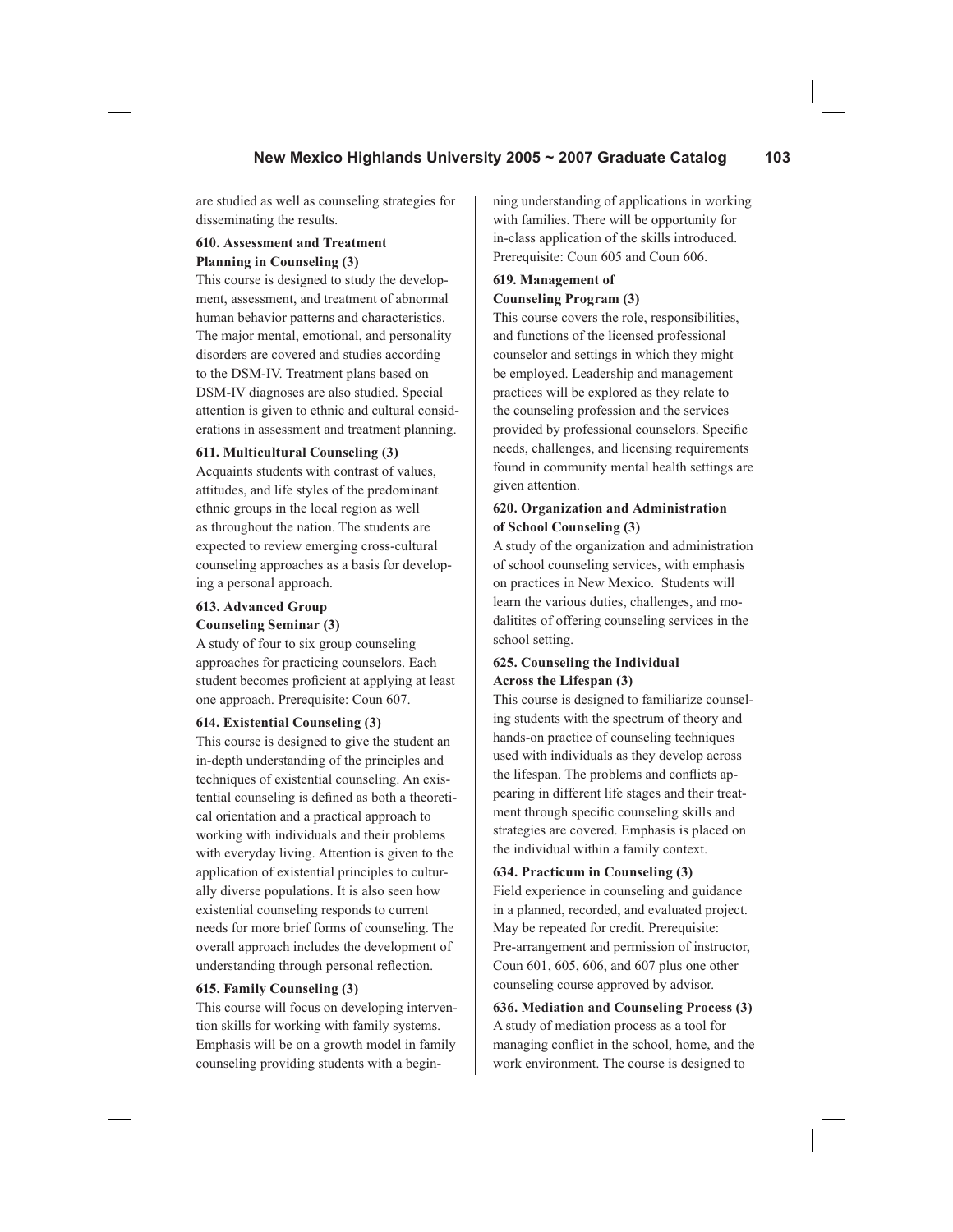are studied as well as counseling strategies for disseminating the results.

**610. Assessment and Treatment Planning in Counseling (3)**

This course is designed to study the development, assessment, and treatment of abnormal human behavior patterns and characteristics. The major mental, emotional, and personality disorders are covered and studies according to the DSM-IV. Treatment plans based on DSM-IV diagnoses are also studied. Special attention is given to ethnic and cultural considerations in assessment and treatment planning.

**611. Multicultural Counseling (3)**

Acquaints students with contrast of values, attitudes, and life styles of the predominant ethnic groups in the local region as well as throughout the nation. The students are expected to review emerging cross-cultural counseling approaches as a basis for developing a personal approach.

**613. Advanced Group Counseling Seminar (3)**

A study of four to six group counseling approaches for practicing counselors. Each student becomes proficient at applying at least one approach. Prerequisite: Coun 607.

**614. Existential Counseling (3)**

This course is designed to give the student an in-depth understanding of the principles and techniques of existential counseling. An existential counseling is defined as both a theoretical orientation and a practical approach to working with individuals and their problems with everyday living. Attention is given to the application of existential principles to culturally diverse populations. It is also seen how existential counseling responds to current needs for more brief forms of counseling. The overall approach includes the development of understanding through personal reflection.

**615. Family Counseling (3)**

This course will focus on developing intervention skills for working with family systems. Emphasis will be on a growth model in family counseling providing students with a beginning understanding of applications in working with families. There will be opportunity for in-class application of the skills introduced. Prerequisite: Coun 605 and Coun 606.

**619. Management of Counseling Program (3)**

This course covers the role, responsibilities, and functions of the licensed professional counselor and settings in which they might be employed. Leadership and management practices will be explored as they relate to the counseling profession and the services provided by professional counselors. Specific needs, challenges, and licensing requirements found in community mental health settings are given attention.

**620. Organization and Administration of School Counseling (3)**

A study of the organization and administration of school counseling services, with emphasis on practices in New Mexico. Students will learn the various duties, challenges, and modalitites of offering counseling services in the school setting.

**625. Counseling the Individual Across the Lifespan (3)**

This course is designed to familiarize counseling students with the spectrum of theory and hands-on practice of counseling techniques used with individuals as they develop across the lifespan. The problems and conflicts appearing in different life stages and their treatment through specific counseling skills and strategies are covered. Emphasis is placed on the individual within a family context.

**634. Practicum in Counseling (3)**

Field experience in counseling and guidance in a planned, recorded, and evaluated project. May be repeated for credit. Prerequisite: Pre-arrangement and permission of instructor, Coun 601, 605, 606, and 607 plus one other counseling course approved by advisor.

**636. Mediation and Counseling Process (3)**

A study of mediation process as a tool for managing conflict in the school, home, and the work environment. The course is designed to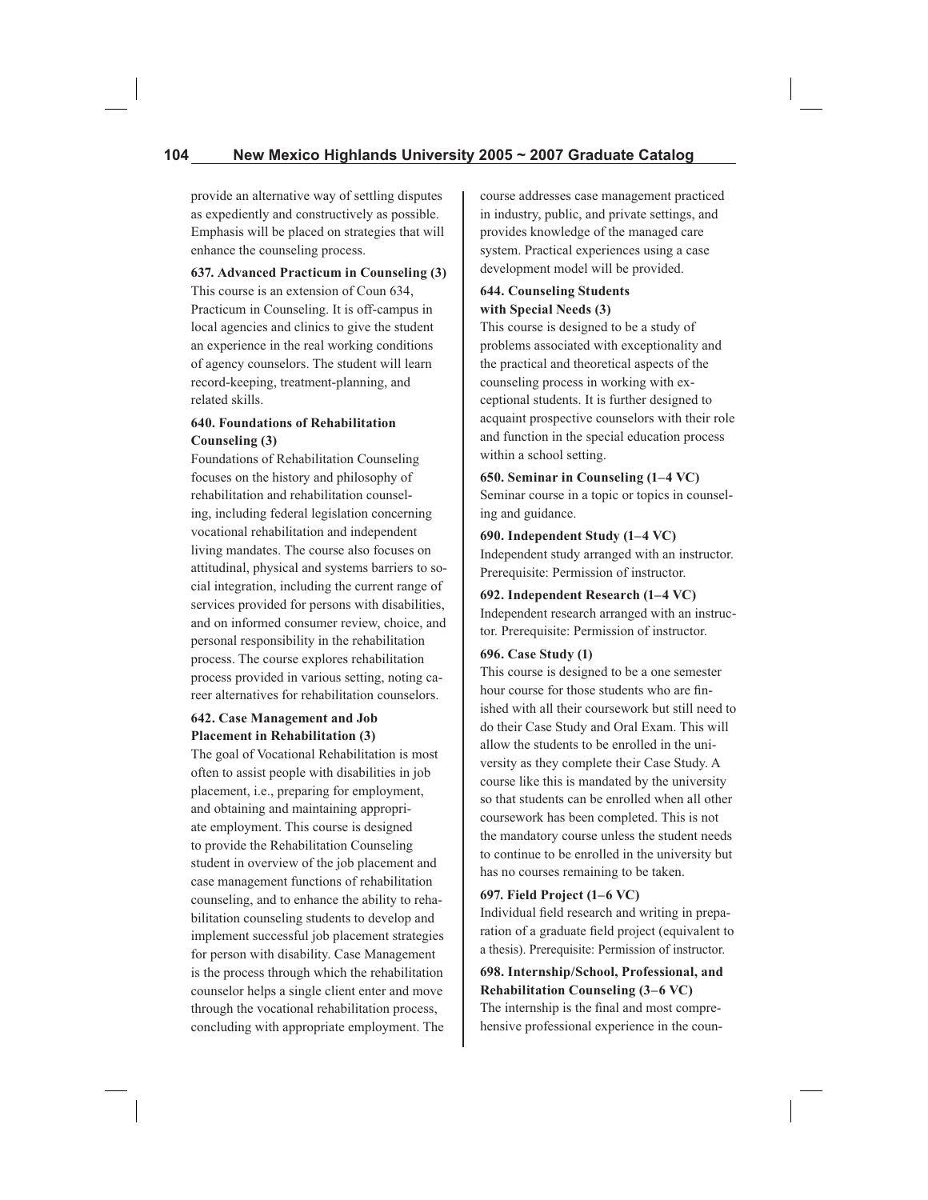provide an alternative way of settling disputes as expediently and constructively as possible. Emphasis will be placed on strategies that will enhance the counseling process.

**637. Advanced Practicum in Counseling (3)**
This course is an extension of Coun 634, Practicum in Counseling. It is off-campus in local agencies and clinics to give the student an experience in the real working conditions of agency counselors. The student will learn record-keeping, treatment-planning, and related skills.

**640. Foundations of Rehabilitation Counseling (3)**
Foundations of Rehabilitation Counseling focuses on the history and philosophy of rehabilitation and rehabilitation counseling, including federal legislation concerning vocational rehabilitation and independent living mandates. The course also focuses on attitudinal, physical and systems barriers to social integration, including the current range of services provided for persons with disabilities, and on informed consumer review, choice, and personal responsibility in the rehabilitation process. The course explores rehabilitation process provided in various setting, noting career alternatives for rehabilitation counselors.

**642. Case Management and Job Placement in Rehabilitation (3)**
The goal of Vocational Rehabilitation is most often to assist people with disabilities in job placement, i.e., preparing for employment, and obtaining and maintaining appropriate employment. This course is designed to provide the Rehabilitation Counseling student in overview of the job placement and case management functions of rehabilitation counseling, and to enhance the ability to rehabilitation counseling students to develop and implement successful job placement strategies for person with disability. Case Management is the process through which the rehabilitation counselor helps a single client enter and move through the vocational rehabilitation process, concluding with appropriate employment. The course addresses case management practiced in industry, public, and private settings, and provides knowledge of the managed care system. Practical experiences using a case development model will be provided.

**644. Counseling Students with Special Needs (3)**
This course is designed to be a study of problems associated with exceptionality and the practical and theoretical aspects of the counseling process in working with exceptional students. It is further designed to acquaint prospective counselors with their role and function in the special education process within a school setting.

**650. Seminar in Counseling (1–4 VC)**
Seminar course in a topic or topics in counseling and guidance.

**690. Independent Study (1–4 VC)**
Independent study arranged with an instructor. Prerequisite: Permission of instructor.

**692. Independent Research (1–4 VC)**
Independent research arranged with an instructor. Prerequisite: Permission of instructor.

**696. Case Study (1)**
This course is designed to be a one semester hour course for those students who are finished with all their coursework but still need to do their Case Study and Oral Exam. This will allow the students to be enrolled in the university as they complete their Case Study. A course like this is mandated by the university so that students can be enrolled when all other coursework has been completed. This is not the mandatory course unless the student needs to continue to be enrolled in the university but has no courses remaining to be taken.

**697. Field Project (1–6 VC)**
Individual field research and writing in preparation of a graduate field project (equivalent to a thesis). Prerequisite: Permission of instructor.

**698. Internship/School, Professional, and Rehabilitation Counseling (3–6 VC)**
The internship is the final and most comprehensive professional experience in the coun-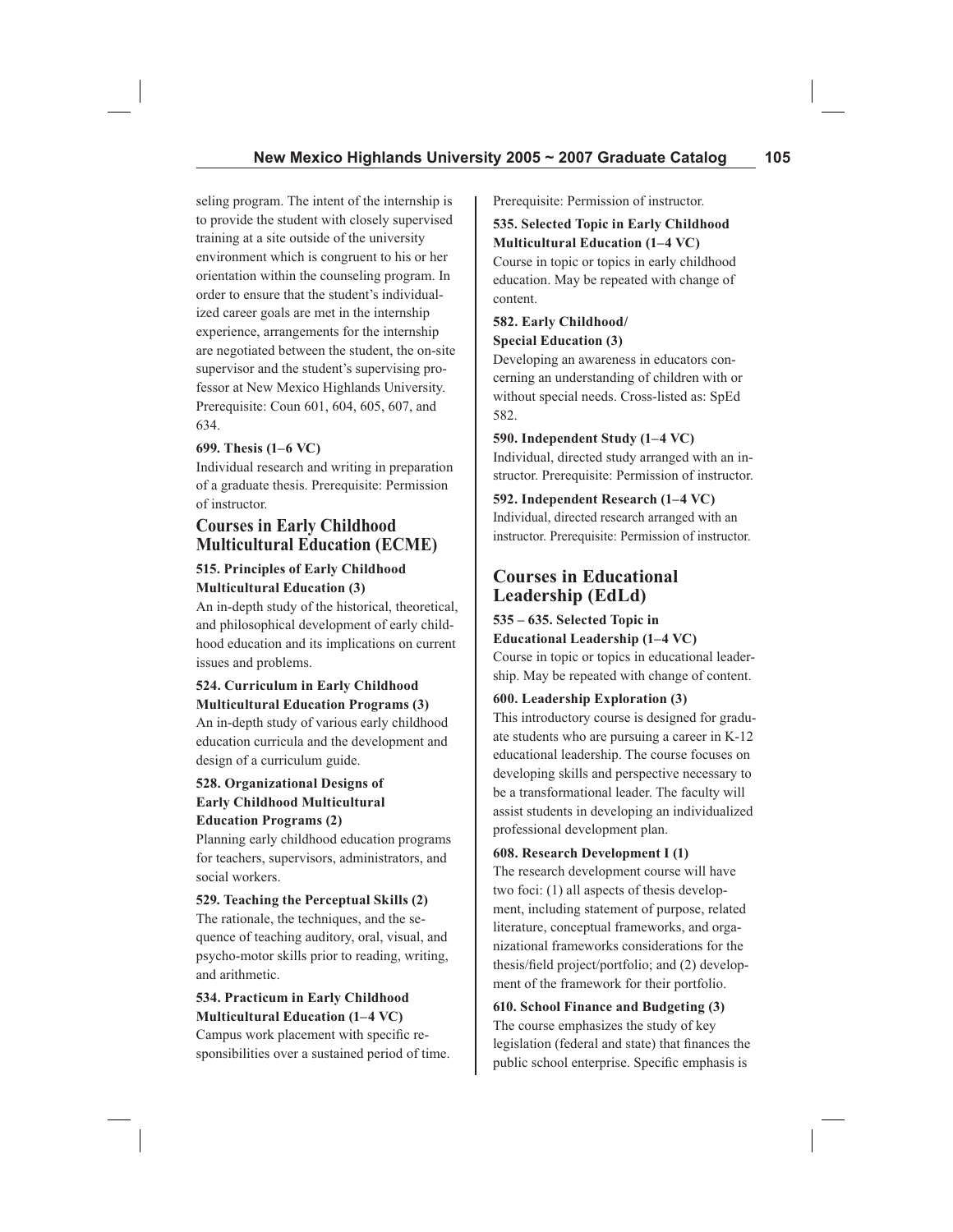seling program. The intent of the internship is to provide the student with closely supervised training at a site outside of the university environment which is congruent to his or her orientation within the counseling program. In order to ensure that the student's individualized career goals are met in the internship experience, arrangements for the internship are negotiated between the student, the on-site supervisor and the student's supervising professor at New Mexico Highlands University. Prerequisite: Coun 601, 604, 605, 607, and 634.

**699. Thesis (1–6 VC)**
Individual research and writing in preparation of a graduate thesis. Prerequisite: Permission of instructor.

## Courses in Early Childhood Multicultural Education (ECME)

**515. Principles of Early Childhood Multicultural Education (3)**
An in-depth study of the historical, theoretical, and philosophical development of early childhood education and its implications on current issues and problems.

**524. Curriculum in Early Childhood Multicultural Education Programs (3)**
An in-depth study of various early childhood education curricula and the development and design of a curriculum guide.

**528. Organizational Designs of Early Childhood Multicultural Education Programs (2)**
Planning early childhood education programs for teachers, supervisors, administrators, and social workers.

**529. Teaching the Perceptual Skills (2)**
The rationale, the techniques, and the sequence of teaching auditory, oral, visual, and psycho-motor skills prior to reading, writing, and arithmetic.

**534. Practicum in Early Childhood Multicultural Education (1–4 VC)**
Campus work placement with specific responsibilities over a sustained period of time. Prerequisite: Permission of instructor.

**535. Selected Topic in Early Childhood Multicultural Education (1–4 VC)**
Course in topic or topics in early childhood education. May be repeated with change of content.

**582. Early Childhood/ Special Education (3)**
Developing an awareness in educators concerning an understanding of children with or without special needs. Cross-listed as: SpEd 582.

**590. Independent Study (1–4 VC)**
Individual, directed study arranged with an instructor. Prerequisite: Permission of instructor.

**592. Independent Research (1–4 VC)**
Individual, directed research arranged with an instructor. Prerequisite: Permission of instructor.

## Courses in Educational Leadership (EdLd)

**535 – 635. Selected Topic in Educational Leadership (1–4 VC)**
Course in topic or topics in educational leadership. May be repeated with change of content.

**600. Leadership Exploration (3)**
This introductory course is designed for graduate students who are pursuing a career in K-12 educational leadership. The course focuses on developing skills and perspective necessary to be a transformational leader. The faculty will assist students in developing an individualized professional development plan.

**608. Research Development I (1)**
The research development course will have two foci: (1) all aspects of thesis development, including statement of purpose, related literature, conceptual frameworks, and organizational frameworks considerations for the thesis/field project/portfolio; and (2) development of the framework for their portfolio.

**610. School Finance and Budgeting (3)**
The course emphasizes the study of key legislation (federal and state) that finances the public school enterprise. Specific emphasis is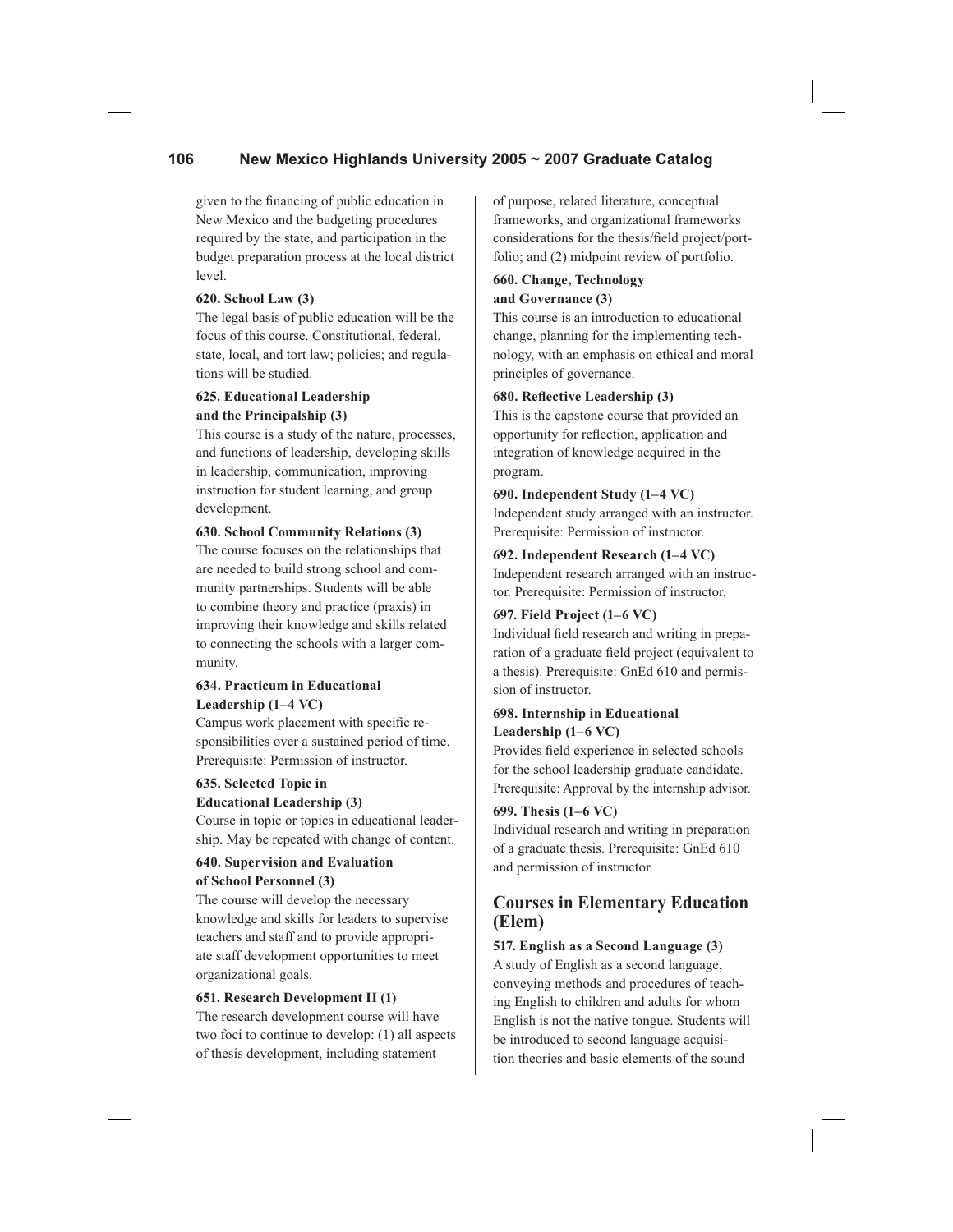given to the financing of public education in New Mexico and the budgeting procedures required by the state, and participation in the budget preparation process at the local district level.

**620. School Law (3)**
The legal basis of public education will be the focus of this course. Constitutional, federal, state, local, and tort law; policies; and regulations will be studied.

**625. Educational Leadership and the Principalship (3)**
This course is a study of the nature, processes, and functions of leadership, developing skills in leadership, communication, improving instruction for student learning, and group development.

**630. School Community Relations (3)**
The course focuses on the relationships that are needed to build strong school and community partnerships. Students will be able to combine theory and practice (praxis) in improving their knowledge and skills related to connecting the schools with a larger community.

**634. Practicum in Educational Leadership (1–4 VC)**
Campus work placement with specific responsibilities over a sustained period of time. Prerequisite: Permission of instructor.

**635. Selected Topic in Educational Leadership (3)**
Course in topic or topics in educational leadership. May be repeated with change of content.

**640. Supervision and Evaluation of School Personnel (3)**
The course will develop the necessary knowledge and skills for leaders to supervise teachers and staff and to provide appropriate staff development opportunities to meet organizational goals.

**651. Research Development II (1)**
The research development course will have two foci to continue to develop: (1) all aspects of thesis development, including statement of purpose, related literature, conceptual frameworks, and organizational frameworks considerations for the thesis/field project/portfolio; and (2) midpoint review of portfolio.

**660. Change, Technology and Governance (3)**
This course is an introduction to educational change, planning for the implementing technology, with an emphasis on ethical and moral principles of governance.

**680. Reflective Leadership (3)**
This is the capstone course that provided an opportunity for reflection, application and integration of knowledge acquired in the program.

**690. Independent Study (1–4 VC)**
Independent study arranged with an instructor. Prerequisite: Permission of instructor.

**692. Independent Research (1–4 VC)**
Independent research arranged with an instructor. Prerequisite: Permission of instructor.

**697. Field Project (1–6 VC)**
Individual field research and writing in preparation of a graduate field project (equivalent to a thesis). Prerequisite: GnEd 610 and permission of instructor.

**698. Internship in Educational Leadership (1–6 VC)**
Provides field experience in selected schools for the school leadership graduate candidate. Prerequisite: Approval by the internship advisor.

**699. Thesis (1–6 VC)**
Individual research and writing in preparation of a graduate thesis. Prerequisite: GnEd 610 and permission of instructor.

## Courses in Elementary Education (Elem)

**517. English as a Second Language (3)**
A study of English as a second language, conveying methods and procedures of teaching English to children and adults for whom English is not the native tongue. Students will be introduced to second language acquisition theories and basic elements of the sound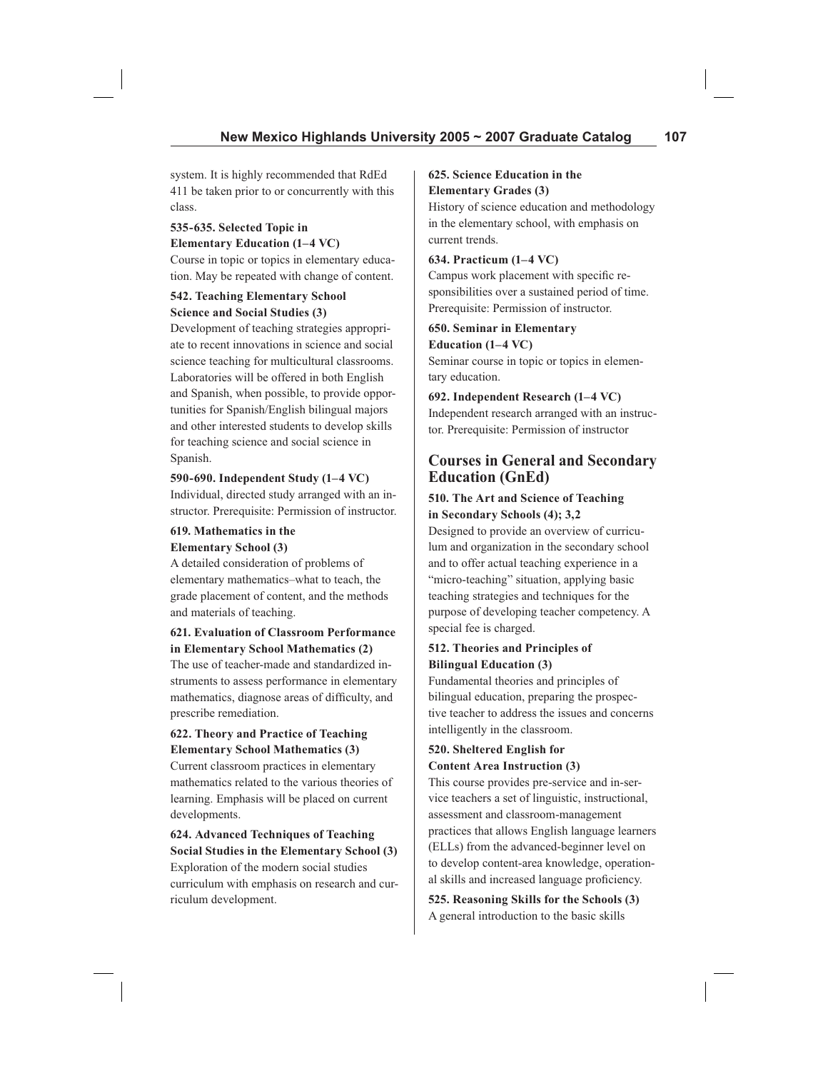system. It is highly recommended that RdEd 411 be taken prior to or concurrently with this class.

**535-635. Selected Topic in Elementary Education (1–4 VC)**
Course in topic or topics in elementary education. May be repeated with change of content.

**542. Teaching Elementary School Science and Social Studies (3)**
Development of teaching strategies appropriate to recent innovations in science and social science teaching for multicultural classrooms. Laboratories will be offered in both English and Spanish, when possible, to provide opportunities for Spanish/English bilingual majors and other interested students to develop skills for teaching science and social science in Spanish.

**590-690. Independent Study (1–4 VC)**
Individual, directed study arranged with an instructor. Prerequisite: Permission of instructor.

**619. Mathematics in the Elementary School (3)**
A detailed consideration of problems of elementary mathematics–what to teach, the grade placement of content, and the methods and materials of teaching.

**621. Evaluation of Classroom Performance in Elementary School Mathematics (2)**
The use of teacher-made and standardized instruments to assess performance in elementary mathematics, diagnose areas of difficulty, and prescribe remediation.

**622. Theory and Practice of Teaching Elementary School Mathematics (3)**
Current classroom practices in elementary mathematics related to the various theories of learning. Emphasis will be placed on current developments.

**624. Advanced Techniques of Teaching Social Studies in the Elementary School (3)**
Exploration of the modern social studies curriculum with emphasis on research and curriculum development.

**625. Science Education in the Elementary Grades (3)**
History of science education and methodology in the elementary school, with emphasis on current trends.

**634. Practicum (1–4 VC)**
Campus work placement with specific responsibilities over a sustained period of time. Prerequisite: Permission of instructor.

**650. Seminar in Elementary Education (1–4 VC)**
Seminar course in topic or topics in elementary education.

**692. Independent Research (1–4 VC)**
Independent research arranged with an instructor. Prerequisite: Permission of instructor

## Courses in General and Secondary Education (GnEd)

**510. The Art and Science of Teaching in Secondary Schools (4); 3,2**
Designed to provide an overview of curriculum and organization in the secondary school and to offer actual teaching experience in a "micro-teaching" situation, applying basic teaching strategies and techniques for the purpose of developing teacher competency. A special fee is charged.

**512. Theories and Principles of Bilingual Education (3)**
Fundamental theories and principles of bilingual education, preparing the prospective teacher to address the issues and concerns intelligently in the classroom.

**520. Sheltered English for Content Area Instruction (3)**
This course provides pre-service and in-service teachers a set of linguistic, instructional, assessment and classroom-management practices that allows English language learners (ELLs) from the advanced-beginner level on to develop content-area knowledge, operational skills and increased language proficiency.

**525. Reasoning Skills for the Schools (3)**
A general introduction to the basic skills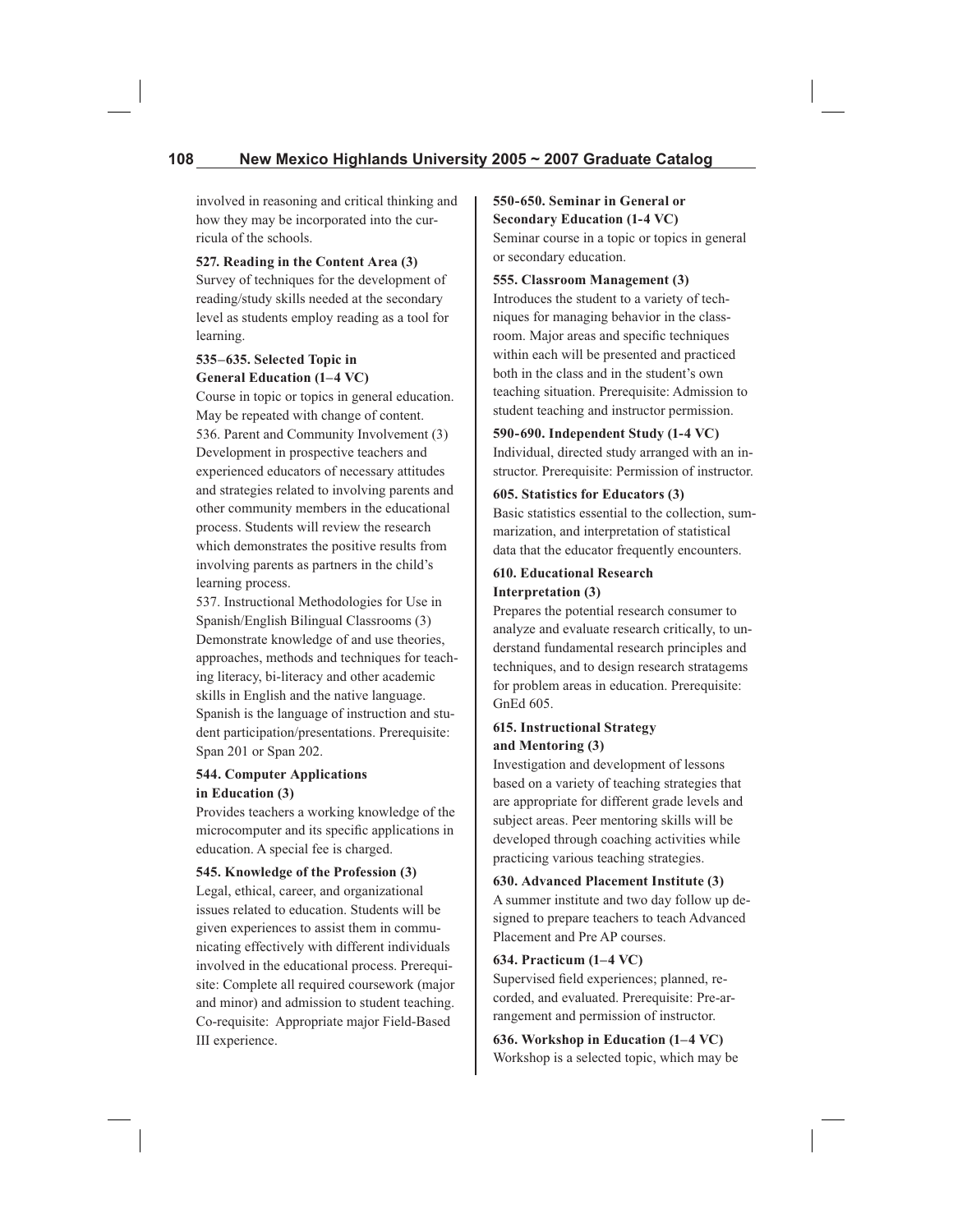involved in reasoning and critical thinking and how they may be incorporated into the curricula of the schools.

**527. Reading in the Content Area (3)**
Survey of techniques for the development of reading/study skills needed at the secondary level as students employ reading as a tool for learning.

**535–635. Selected Topic in General Education (1–4 VC)**
Course in topic or topics in general education. May be repeated with change of content.

536. Parent and Community Involvement (3)
Development in prospective teachers and experienced educators of necessary attitudes and strategies related to involving parents and other community members in the educational process. Students will review the research which demonstrates the positive results from involving parents as partners in the child's learning process.

537. Instructional Methodologies for Use in Spanish/English Bilingual Classrooms (3)
Demonstrate knowledge of and use theories, approaches, methods and techniques for teaching literacy, bi-literacy and other academic skills in English and the native language. Spanish is the language of instruction and student participation/presentations. Prerequisite: Span 201 or Span 202.

**544. Computer Applications in Education (3)**
Provides teachers a working knowledge of the microcomputer and its specific applications in education. A special fee is charged.

**545. Knowledge of the Profession (3)**
Legal, ethical, career, and organizational issues related to education. Students will be given experiences to assist them in communicating effectively with different individuals involved in the educational process. Prerequisite: Complete all required coursework (major and minor) and admission to student teaching. Co-requisite: Appropriate major Field-Based III experience.

**550-650. Seminar in General or Secondary Education (1-4 VC)**
Seminar course in a topic or topics in general or secondary education.

**555. Classroom Management (3)**
Introduces the student to a variety of techniques for managing behavior in the classroom. Major areas and specific techniques within each will be presented and practiced both in the class and in the student's own teaching situation. Prerequisite: Admission to student teaching and instructor permission.

**590-690. Independent Study (1-4 VC)**
Individual, directed study arranged with an instructor. Prerequisite: Permission of instructor.

**605. Statistics for Educators (3)**
Basic statistics essential to the collection, summarization, and interpretation of statistical data that the educator frequently encounters.

**610. Educational Research Interpretation (3)**
Prepares the potential research consumer to analyze and evaluate research critically, to understand fundamental research principles and techniques, and to design research stratagems for problem areas in education. Prerequisite: GnEd 605.

**615. Instructional Strategy and Mentoring (3)**
Investigation and development of lessons based on a variety of teaching strategies that are appropriate for different grade levels and subject areas. Peer mentoring skills will be developed through coaching activities while practicing various teaching strategies.

**630. Advanced Placement Institute (3)**
A summer institute and two day follow up designed to prepare teachers to teach Advanced Placement and Pre AP courses.

**634. Practicum (1–4 VC)**
Supervised field experiences; planned, recorded, and evaluated. Prerequisite: Pre-arrangement and permission of instructor.

**636. Workshop in Education (1–4 VC)**
Workshop is a selected topic, which may be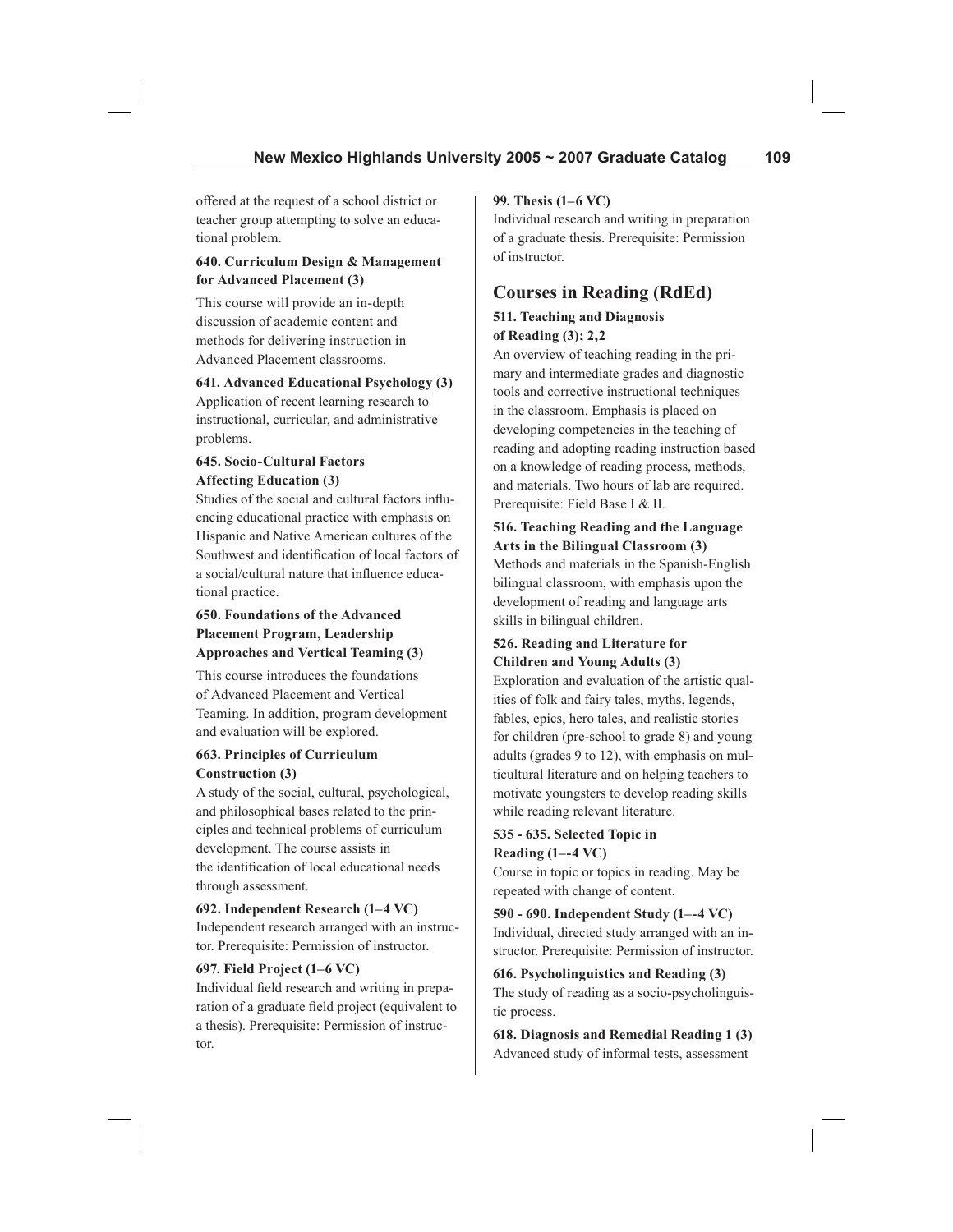offered at the request of a school district or teacher group attempting to solve an educational problem.

**640. Curriculum Design & Management for Advanced Placement (3)**

This course will provide an in-depth discussion of academic content and methods for delivering instruction in Advanced Placement classrooms.

**641. Advanced Educational Psychology (3)**
Application of recent learning research to instructional, curricular, and administrative problems.

**645. Socio-Cultural Factors Affecting Education (3)**
Studies of the social and cultural factors influencing educational practice with emphasis on Hispanic and Native American cultures of the Southwest and identification of local factors of a social/cultural nature that influence educational practice.

**650. Foundations of the Advanced Placement Program, Leadership Approaches and Vertical Teaming (3)**

This course introduces the foundations of Advanced Placement and Vertical Teaming. In addition, program development and evaluation will be explored.

**663. Principles of Curriculum Construction (3)**
A study of the social, cultural, psychological, and philosophical bases related to the principles and technical problems of curriculum development. The course assists in the identification of local educational needs through assessment.

**692. Independent Research (1–4 VC)**
Independent research arranged with an instructor. Prerequisite: Permission of instructor.

**697. Field Project (1–6 VC)**
Individual field research and writing in preparation of a graduate field project (equivalent to a thesis). Prerequisite: Permission of instructor.

**99. Thesis (1–6 VC)**
Individual research and writing in preparation of a graduate thesis. Prerequisite: Permission of instructor.

## Courses in Reading (RdEd)

**511. Teaching and Diagnosis of Reading (3); 2,2**
An overview of teaching reading in the primary and intermediate grades and diagnostic tools and corrective instructional techniques in the classroom. Emphasis is placed on developing competencies in the teaching of reading and adopting reading instruction based on a knowledge of reading process, methods, and materials. Two hours of lab are required. Prerequisite: Field Base I & II.

**516. Teaching Reading and the Language Arts in the Bilingual Classroom (3)**
Methods and materials in the Spanish-English bilingual classroom, with emphasis upon the development of reading and language arts skills in bilingual children.

**526. Reading and Literature for Children and Young Adults (3)**
Exploration and evaluation of the artistic qualities of folk and fairy tales, myths, legends, fables, epics, hero tales, and realistic stories for children (pre-school to grade 8) and young adults (grades 9 to 12), with emphasis on multicultural literature and on helping teachers to motivate youngsters to develop reading skills while reading relevant literature.

**535 - 635. Selected Topic in Reading (1-–4 VC)**
Course in topic or topics in reading. May be repeated with change of content.

**590 - 690. Independent Study (1-–4 VC)**
Individual, directed study arranged with an instructor. Prerequisite: Permission of instructor.

**616. Psycholinguistics and Reading (3)**
The study of reading as a socio-psycholinguistic process.

**618. Diagnosis and Remedial Reading 1 (3)**
Advanced study of informal tests, assessment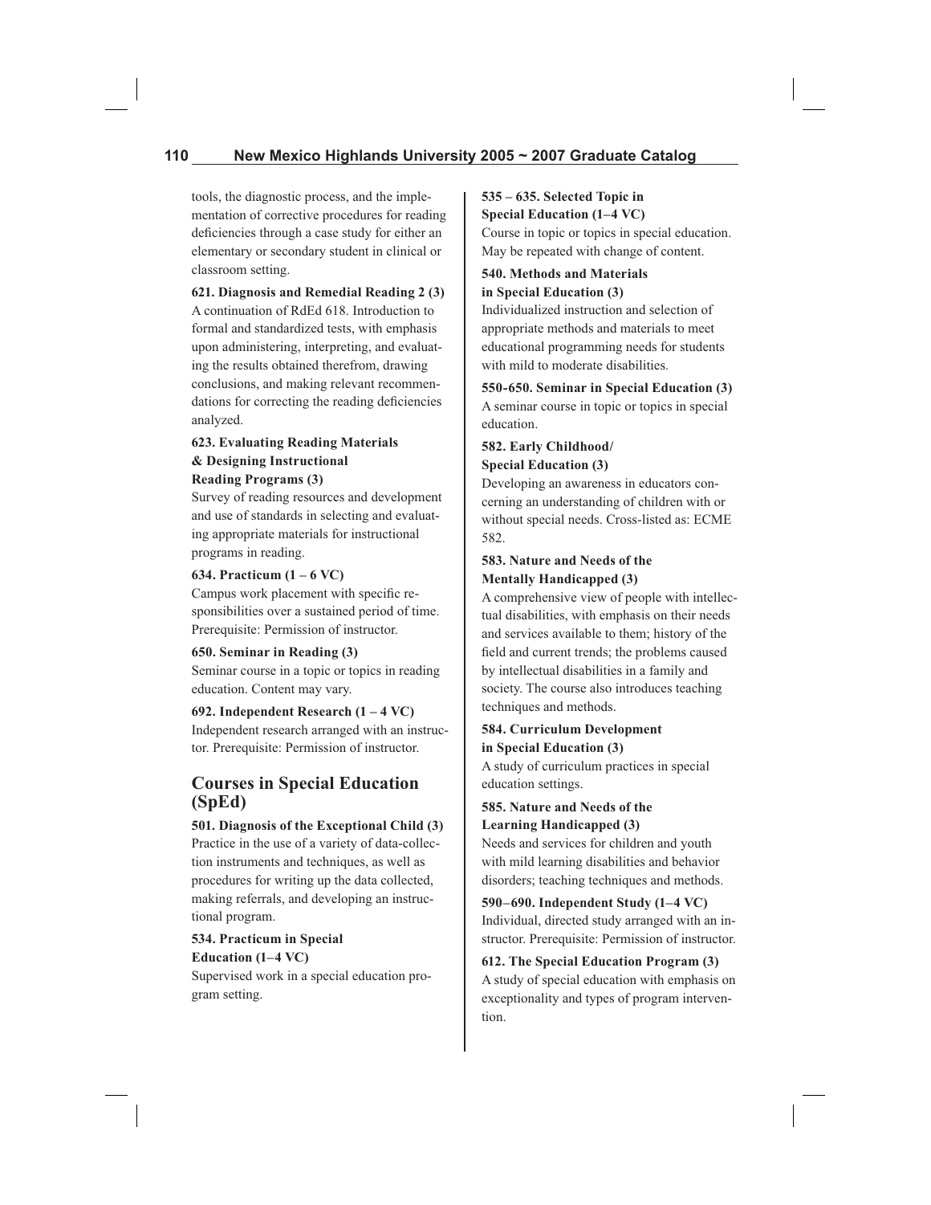tools, the diagnostic process, and the implementation of corrective procedures for reading deficiencies through a case study for either an elementary or secondary student in clinical or classroom setting.

**621. Diagnosis and Remedial Reading 2 (3)**
A continuation of RdEd 618. Introduction to formal and standardized tests, with emphasis upon administering, interpreting, and evaluating the results obtained therefrom, drawing conclusions, and making relevant recommendations for correcting the reading deficiencies analyzed.

**623. Evaluating Reading Materials & Designing Instructional Reading Programs (3)**
Survey of reading resources and development and use of standards in selecting and evaluating appropriate materials for instructional programs in reading.

**634. Practicum (1 – 6 VC)**
Campus work placement with specific responsibilities over a sustained period of time. Prerequisite: Permission of instructor.

**650. Seminar in Reading (3)**
Seminar course in a topic or topics in reading education. Content may vary.

**692. Independent Research (1 – 4 VC)**
Independent research arranged with an instructor. Prerequisite: Permission of instructor.

## Courses in Special Education (SpEd)

**501. Diagnosis of the Exceptional Child (3)**
Practice in the use of a variety of data-collection instruments and techniques, as well as procedures for writing up the data collected, making referrals, and developing an instructional program.

**534. Practicum in Special Education (1–4 VC)**
Supervised work in a special education program setting.

**535 – 635. Selected Topic in Special Education (1–4 VC)**
Course in topic or topics in special education. May be repeated with change of content.

**540. Methods and Materials in Special Education (3)**
Individualized instruction and selection of appropriate methods and materials to meet educational programming needs for students with mild to moderate disabilities.

**550-650. Seminar in Special Education (3)**
A seminar course in topic or topics in special education.

**582. Early Childhood/ Special Education (3)**
Developing an awareness in educators concerning an understanding of children with or without special needs. Cross-listed as: ECME 582.

**583. Nature and Needs of the Mentally Handicapped (3)**
A comprehensive view of people with intellectual disabilities, with emphasis on their needs and services available to them; history of the field and current trends; the problems caused by intellectual disabilities in a family and society. The course also introduces teaching techniques and methods.

**584. Curriculum Development in Special Education (3)**
A study of curriculum practices in special education settings.

**585. Nature and Needs of the Learning Handicapped (3)**
Needs and services for children and youth with mild learning disabilities and behavior disorders; teaching techniques and methods.

**590–690. Independent Study (1–4 VC)**
Individual, directed study arranged with an instructor. Prerequisite: Permission of instructor.

**612. The Special Education Program (3)**
A study of special education with emphasis on exceptionality and types of program intervention.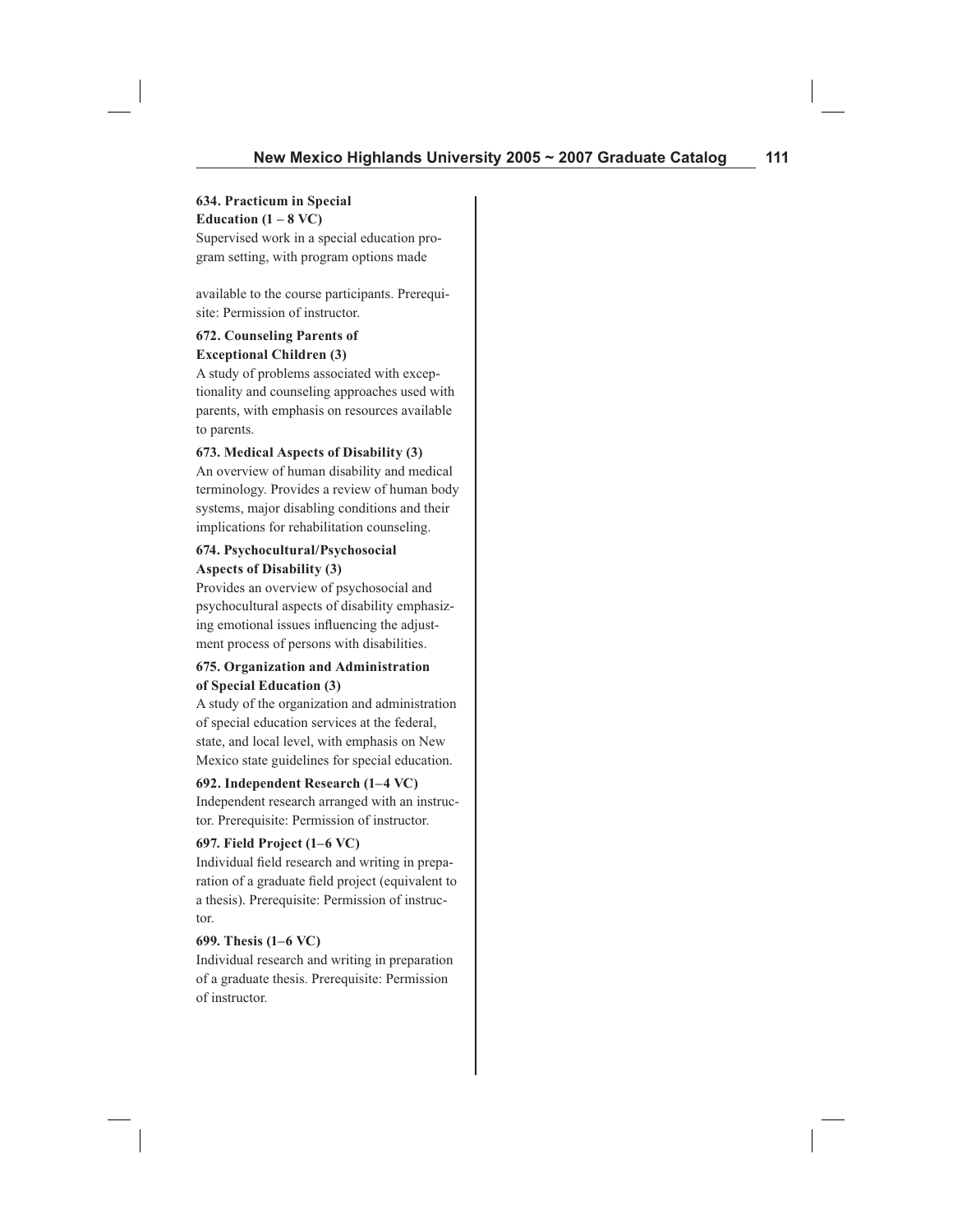**634. Practicum in Special Education (1 – 8 VC)**
Supervised work in a special education program setting, with program options made available to the course participants. Prerequisite: Permission of instructor.

**672. Counseling Parents of Exceptional Children (3)**
A study of problems associated with exceptionality and counseling approaches used with parents, with emphasis on resources available to parents.

**673. Medical Aspects of Disability (3)**
An overview of human disability and medical terminology. Provides a review of human body systems, major disabling conditions and their implications for rehabilitation counseling.

**674. Psychocultural/Psychosocial Aspects of Disability (3)**
Provides an overview of psychosocial and psychocultural aspects of disability emphasizing emotional issues influencing the adjustment process of persons with disabilities.

**675. Organization and Administration of Special Education (3)**
A study of the organization and administration of special education services at the federal, state, and local level, with emphasis on New Mexico state guidelines for special education.

**692. Independent Research (1–4 VC)**
Independent research arranged with an instructor. Prerequisite: Permission of instructor.

**697. Field Project (1–6 VC)**
Individual field research and writing in preparation of a graduate field project (equivalent to a thesis). Prerequisite: Permission of instructor.

**699. Thesis (1–6 VC)**
Individual research and writing in preparation of a graduate thesis. Prerequisite: Permission of instructor.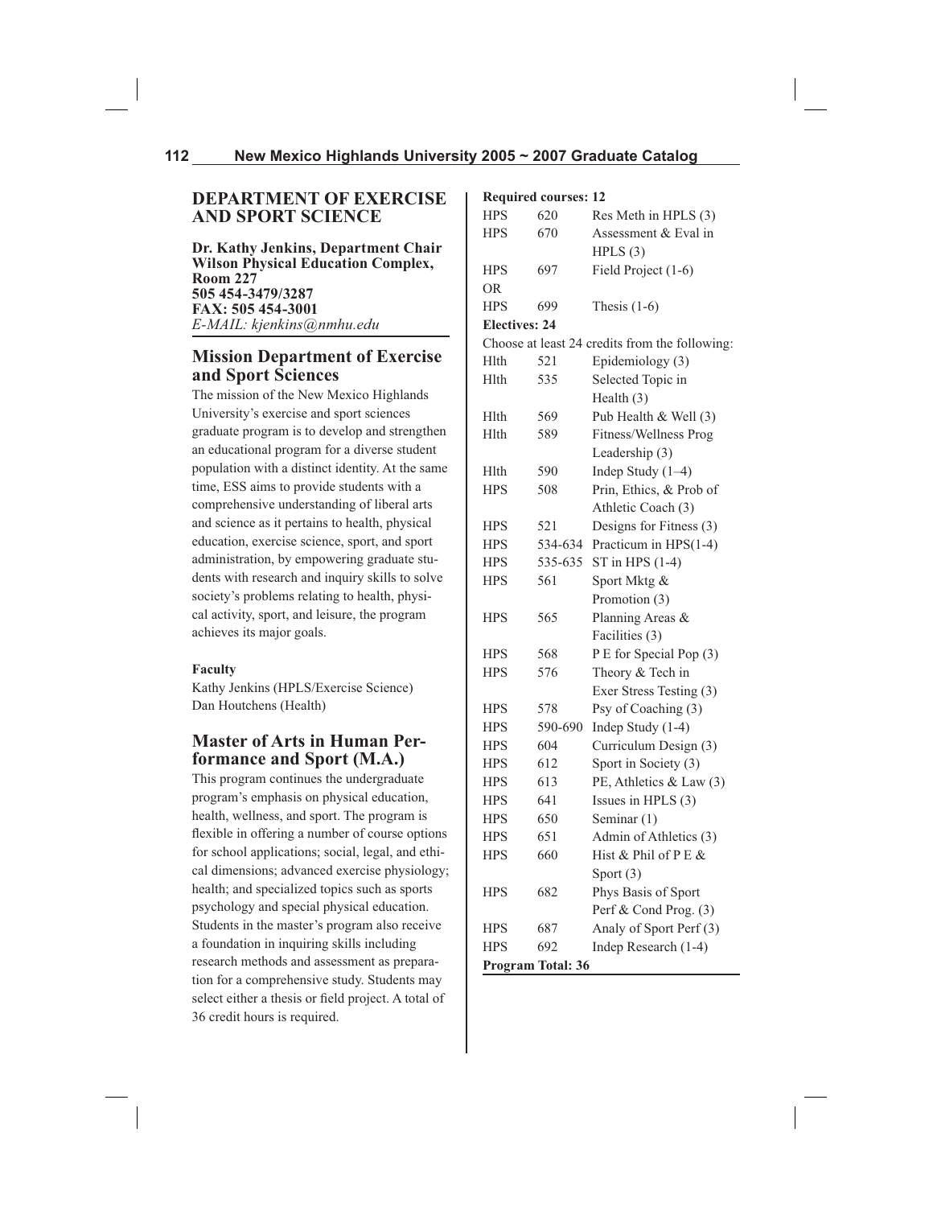## DEPARTMENT OF EXERCISE AND SPORT SCIENCE

**Dr. Kathy Jenkins, Department Chair**
**Wilson Physical Education Complex, Room 227**
**505 454-3479/3287**
**FAX: 505 454-3001**
*E-MAIL: kjenkins@nmhu.edu*

### Mission Department of Exercise and Sport Sciences

The mission of the New Mexico Highlands University's exercise and sport sciences graduate program is to develop and strengthen an educational program for a diverse student population with a distinct identity. At the same time, ESS aims to provide students with a comprehensive understanding of liberal arts and science as it pertains to health, physical education, exercise science, sport, and sport administration, by empowering graduate students with research and inquiry skills to solve society's problems relating to health, physical activity, sport, and leisure, the program achieves its major goals.

**Faculty**

Kathy Jenkins (HPLS/Exercise Science)
Dan Houtchens (Health)

### Master of Arts in Human Performance and Sport (M.A.)

This program continues the undergraduate program's emphasis on physical education, health, wellness, and sport. The program is flexible in offering a number of course options for school applications; social, legal, and ethical dimensions; advanced exercise physiology; health; and specialized topics such as sports psychology and special physical education. Students in the master's program also receive a foundation in inquiring skills including research methods and assessment as preparation for a comprehensive study. Students may select either a thesis or field project. A total of 36 credit hours is required.

**Required courses: 12**

| | | |
|---|---|---|
| HPS | 620 | Res Meth in HPLS (3) |
| HPS | 670 | Assessment & Eval in HPLS (3) |
| HPS | 697 | Field Project (1-6) |
| OR | | |
| HPS | 699 | Thesis (1-6) |

**Electives: 24**

Choose at least 24 credits from the following:

| | | |
|---|---|---|
| Hlth | 521 | Epidemiology (3) |
| Hlth | 535 | Selected Topic in Health (3) |
| Hlth | 569 | Pub Health & Well (3) |
| Hlth | 589 | Fitness/Wellness Prog Leadership (3) |
| Hlth | 590 | Indep Study (1–4) |
| HPS | 508 | Prin, Ethics, & Prob of Athletic Coach (3) |
| HPS | 521 | Designs for Fitness (3) |
| HPS | 534-634 | Practicum in HPS(1-4) |
| HPS | 535-635 | ST in HPS (1-4) |
| HPS | 561 | Sport Mktg & Promotion (3) |
| HPS | 565 | Planning Areas & Facilities (3) |
| HPS | 568 | P E for Special Pop (3) |
| HPS | 576 | Theory & Tech in Exer Stress Testing (3) |
| HPS | 578 | Psy of Coaching (3) |
| HPS | 590-690 | Indep Study (1-4) |
| HPS | 604 | Curriculum Design (3) |
| HPS | 612 | Sport in Society (3) |
| HPS | 613 | PE, Athletics & Law (3) |
| HPS | 641 | Issues in HPLS (3) |
| HPS | 650 | Seminar (1) |
| HPS | 651 | Admin of Athletics (3) |
| HPS | 660 | Hist & Phil of P E & Sport (3) |
| HPS | 682 | Phys Basis of Sport Perf & Cond Prog. (3) |
| HPS | 687 | Analy of Sport Perf (3) |
| HPS | 692 | Indep Research (1-4) |

**Program Total: 36**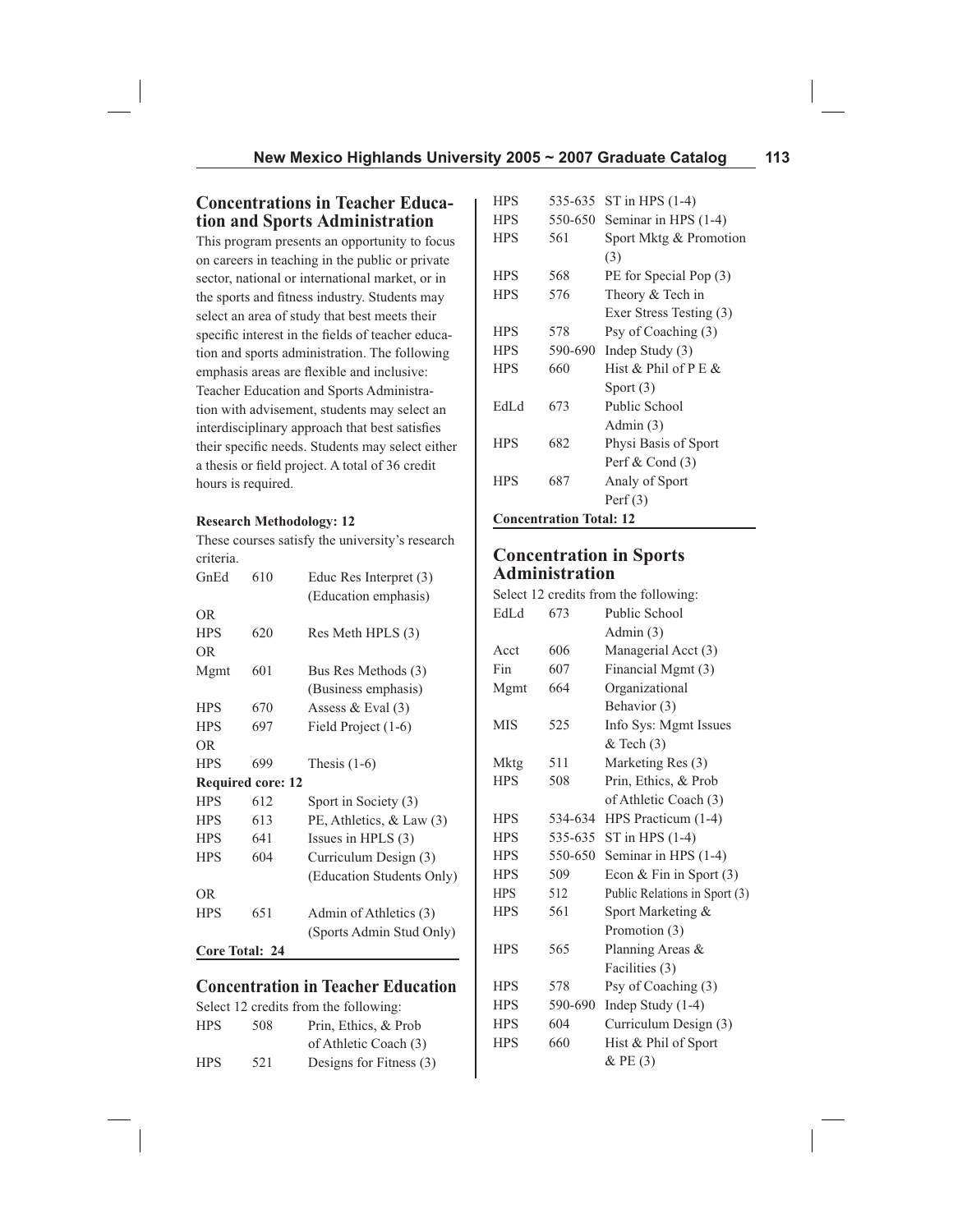## Concentrations in Teacher Education and Sports Administration

This program presents an opportunity to focus on careers in teaching in the public or private sector, national or international market, or in the sports and fitness industry. Students may select an area of study that best meets their specific interest in the fields of teacher education and sports administration. The following emphasis areas are flexible and inclusive: Teacher Education and Sports Administration with advisement, students may select an interdisciplinary approach that best satisfies their specific needs. Students may select either a thesis or field project. A total of 36 credit hours is required.

**Research Methodology: 12**

These courses satisfy the university's research criteria.

| | | |
|---|---|---|
| GnEd | 610 | Educ Res Interpret (3) (Education emphasis) |
| OR | | |
| HPS | 620 | Res Meth HPLS (3) |
| OR | | |
| Mgmt | 601 | Bus Res Methods (3) (Business emphasis) |
| HPS | 670 | Assess & Eval (3) |
| HPS | 697 | Field Project (1-6) |
| OR | | |
| HPS | 699 | Thesis (1-6) |

**Required core: 12**

| | | |
|---|---|---|
| HPS | 612 | Sport in Society (3) |
| HPS | 613 | PE, Athletics, & Law (3) |
| HPS | 641 | Issues in HPLS (3) |
| HPS | 604 | Curriculum Design (3) (Education Students Only) |
| OR | | |
| HPS | 651 | Admin of Athletics (3) (Sports Admin Stud Only) |

**Core Total: 24**

## Concentration in Teacher Education

Select 12 credits from the following:

| | | |
|---|---|---|
| HPS | 508 | Prin, Ethics, & Prob of Athletic Coach (3) |
| HPS | 521 | Designs for Fitness (3) |
| HPS | 535-635 | ST in HPS (1-4) |
| HPS | 550-650 | Seminar in HPS (1-4) |
| HPS | 561 | Sport Mktg & Promotion (3) |
| HPS | 568 | PE for Special Pop (3) |
| HPS | 576 | Theory & Tech in Exer Stress Testing (3) |
| HPS | 578 | Psy of Coaching (3) |
| HPS | 590-690 | Indep Study (3) |
| HPS | 660 | Hist & Phil of P E & Sport (3) |
| EdLd | 673 | Public School Admin (3) |
| HPS | 682 | Physi Basis of Sport Perf & Cond (3) |
| HPS | 687 | Analy of Sport Perf (3) |

**Concentration Total: 12**

## Concentration in Sports Administration

Select 12 credits from the following:

| | | |
|---|---|---|
| EdLd | 673 | Public School Admin (3) |
| Acct | 606 | Managerial Acct (3) |
| Fin | 607 | Financial Mgmt (3) |
| Mgmt | 664 | Organizational Behavior (3) |
| MIS | 525 | Info Sys: Mgmt Issues & Tech (3) |
| Mktg | 511 | Marketing Res (3) |
| HPS | 508 | Prin, Ethics, & Prob of Athletic Coach (3) |
| HPS | 534-634 | HPS Practicum (1-4) |
| HPS | 535-635 | ST in HPS (1-4) |
| HPS | 550-650 | Seminar in HPS (1-4) |
| HPS | 509 | Econ & Fin in Sport (3) |
| HPS | 512 | Public Relations in Sport (3) |
| HPS | 561 | Sport Marketing & Promotion (3) |
| HPS | 565 | Planning Areas & Facilities (3) |
| HPS | 578 | Psy of Coaching (3) |
| HPS | 590-690 | Indep Study (1-4) |
| HPS | 604 | Curriculum Design (3) |
| HPS | 660 | Hist & Phil of Sport & PE (3) |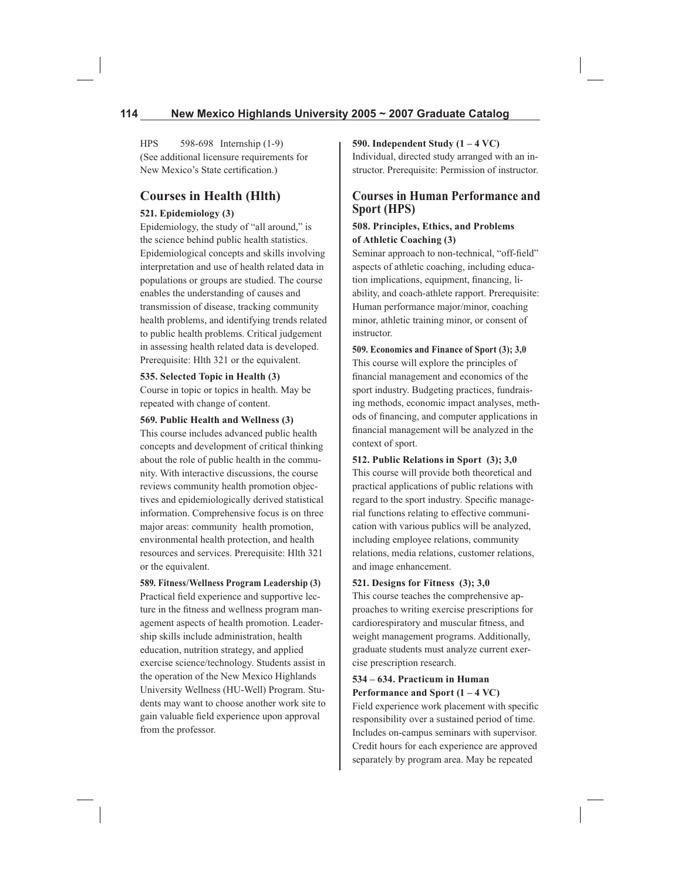HPS 598-698 Internship (1-9)
(See additional licensure requirements for New Mexico's State certification.)

## Courses in Health (Hlth)

**521. Epidemiology (3)**
Epidemiology, the study of "all around," is the science behind public health statistics. Epidemiological concepts and skills involving interpretation and use of health related data in populations or groups are studied. The course enables the understanding of causes and transmission of disease, tracking community health problems, and identifying trends related to public health problems. Critical judgement in assessing health related data is developed. Prerequisite: Hlth 321 or the equivalent.

**535. Selected Topic in Health (3)**
Course in topic or topics in health. May be repeated with change of content.

**569. Public Health and Wellness (3)**
This course includes advanced public health concepts and development of critical thinking about the role of public health in the community. With interactive discussions, the course reviews community health promotion objectives and epidemiologically derived statistical information. Comprehensive focus is on three major areas: community health promotion, environmental health protection, and health resources and services. Prerequisite: Hlth 321 or the equivalent.

**589. Fitness/Wellness Program Leadership (3)**
Practical field experience and supportive lecture in the fitness and wellness program management aspects of health promotion. Leadership skills include administration, health education, nutrition strategy, and applied exercise science/technology. Students assist in the operation of the New Mexico Highlands University Wellness (HU-Well) Program. Students may want to choose another work site to gain valuable field experience upon approval from the professor.

**590. Independent Study (1 – 4 VC)**
Individual, directed study arranged with an instructor. Prerequisite: Permission of instructor.

## Courses in Human Performance and Sport (HPS)

**508. Principles, Ethics, and Problems of Athletic Coaching (3)**
Seminar approach to non-technical, "off-field" aspects of athletic coaching, including education implications, equipment, financing, liability, and coach-athlete rapport. Prerequisite: Human performance major/minor, coaching minor, athletic training minor, or consent of instructor.

**509. Economics and Finance of Sport (3); 3,0**
This course will explore the principles of financial management and economics of the sport industry. Budgeting practices, fundraising methods, economic impact analyses, methods of financing, and computer applications in financial management will be analyzed in the context of sport.

**512. Public Relations in Sport (3); 3,0**
This course will provide both theoretical and practical applications of public relations with regard to the sport industry. Specific managerial functions relating to effective communication with various publics will be analyzed, including employee relations, community relations, media relations, customer relations, and image enhancement.

**521. Designs for Fitness (3); 3,0**
This course teaches the comprehensive approaches to writing exercise prescriptions for cardiorespiratory and muscular fitness, and weight management programs. Additionally, graduate students must analyze current exercise prescription research.

**534 – 634. Practicum in Human Performance and Sport (1 – 4 VC)**
Field experience work placement with specific responsibility over a sustained period of time. Includes on-campus seminars with supervisor. Credit hours for each experience are approved separately by program area. May be repeated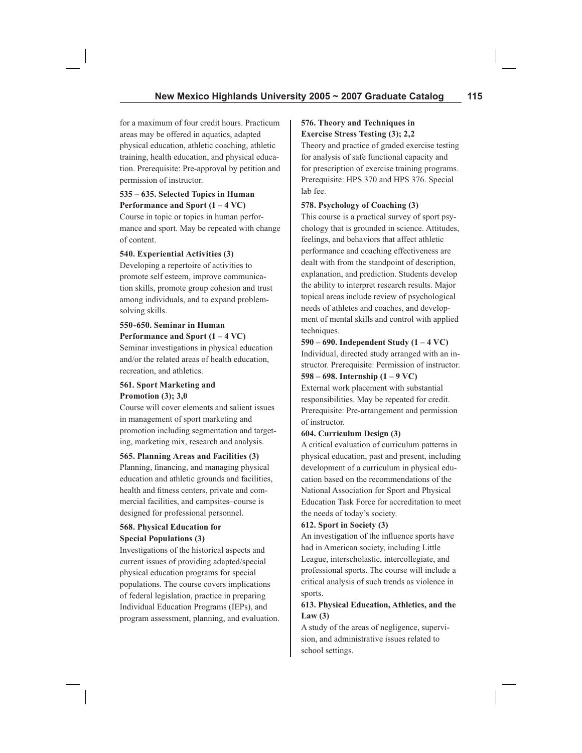for a maximum of four credit hours. Practicum areas may be offered in aquatics, adapted physical education, athletic coaching, athletic training, health education, and physical education. Prerequisite: Pre-approval by petition and permission of instructor.

**535 – 635. Selected Topics in Human Performance and Sport (1 – 4 VC)**
Course in topic or topics in human performance and sport. May be repeated with change of content.

**540. Experiential Activities (3)**
Developing a repertoire of activities to promote self esteem, improve communication skills, promote group cohesion and trust among individuals, and to expand problem-solving skills.

**550-650. Seminar in Human Performance and Sport (1 – 4 VC)**
Seminar investigations in physical education and/or the related areas of health education, recreation, and athletics.

**561. Sport Marketing and Promotion (3); 3,0**
Course will cover elements and salient issues in management of sport marketing and promotion including segmentation and targeting, marketing mix, research and analysis.

**565. Planning Areas and Facilities (3)**
Planning, financing, and managing physical education and athletic grounds and facilities, health and fitness centers, private and commercial facilities, and campsites–course is designed for professional personnel.

**568. Physical Education for Special Populations (3)**
Investigations of the historical aspects and current issues of providing adapted/special physical education programs for special populations. The course covers implications of federal legislation, practice in preparing Individual Education Programs (IEPs), and program assessment, planning, and evaluation.

**576. Theory and Techniques in Exercise Stress Testing (3); 2,2**
Theory and practice of graded exercise testing for analysis of safe functional capacity and for prescription of exercise training programs. Prerequisite: HPS 370 and HPS 376. Special lab fee.

**578. Psychology of Coaching (3)**
This course is a practical survey of sport psychology that is grounded in science. Attitudes, feelings, and behaviors that affect athletic performance and coaching effectiveness are dealt with from the standpoint of description, explanation, and prediction. Students develop the ability to interpret research results. Major topical areas include review of psychological needs of athletes and coaches, and development of mental skills and control with applied techniques.

**590 – 690. Independent Study (1 – 4 VC)**
Individual, directed study arranged with an instructor. Prerequisite: Permission of instructor.

**598 – 698. Internship (1 – 9 VC)**
External work placement with substantial responsibilities. May be repeated for credit. Prerequisite: Pre-arrangement and permission of instructor.

**604. Curriculum Design (3)**
A critical evaluation of curriculum patterns in physical education, past and present, including development of a curriculum in physical education based on the recommendations of the National Association for Sport and Physical Education Task Force for accreditation to meet the needs of today's society.

**612. Sport in Society (3)**
An investigation of the influence sports have had in American society, including Little League, interscholastic, intercollegiate, and professional sports. The course will include a critical analysis of such trends as violence in sports.

**613. Physical Education, Athletics, and the Law (3)**
A study of the areas of negligence, supervision, and administrative issues related to school settings.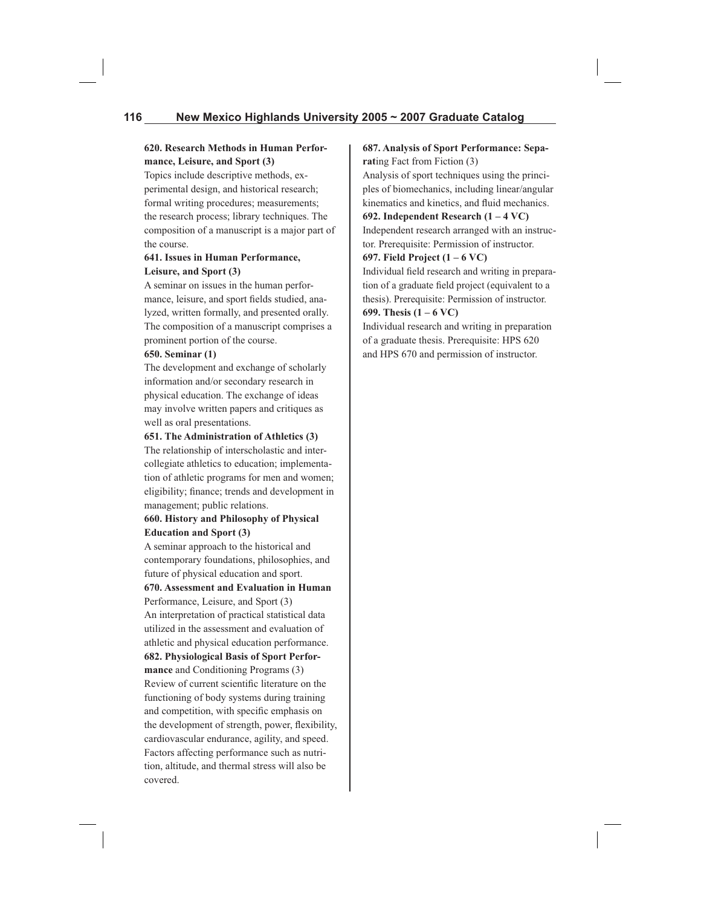**620. Research Methods in Human Performance, Leisure, and Sport (3)**
Topics include descriptive methods, experimental design, and historical research; formal writing procedures; measurements; the research process; library techniques. The composition of a manuscript is a major part of the course.

**641. Issues in Human Performance, Leisure, and Sport (3)**
A seminar on issues in the human performance, leisure, and sport fields studied, analyzed, written formally, and presented orally. The composition of a manuscript comprises a prominent portion of the course.

**650. Seminar (1)**
The development and exchange of scholarly information and/or secondary research in physical education. The exchange of ideas may involve written papers and critiques as well as oral presentations.

**651. The Administration of Athletics (3)**
The relationship of interscholastic and intercollegiate athletics to education; implementation of athletic programs for men and women; eligibility; finance; trends and development in management; public relations.

**660. History and Philosophy of Physical Education and Sport (3)**
A seminar approach to the historical and contemporary foundations, philosophies, and future of physical education and sport.

**670. Assessment and Evaluation in Human** Performance, Leisure, and Sport (3)
An interpretation of practical statistical data utilized in the assessment and evaluation of athletic and physical education performance.

**682. Physiological Basis of Sport Performance** and Conditioning Programs (3)
Review of current scientific literature on the functioning of body systems during training and competition, with specific emphasis on the development of strength, power, flexibility, cardiovascular endurance, agility, and speed. Factors affecting performance such as nutrition, altitude, and thermal stress will also be covered.

**687. Analysis of Sport Performance: Separat**ing Fact from Fiction (3)
Analysis of sport techniques using the principles of biomechanics, including linear/angular kinematics and kinetics, and fluid mechanics.

**692. Independent Research (1 – 4 VC)**
Independent research arranged with an instructor. Prerequisite: Permission of instructor.

**697. Field Project (1 – 6 VC)**
Individual field research and writing in preparation of a graduate field project (equivalent to a thesis). Prerequisite: Permission of instructor.

**699. Thesis (1 – 6 VC)**
Individual research and writing in preparation of a graduate thesis. Prerequisite: HPS 620 and HPS 670 and permission of instructor.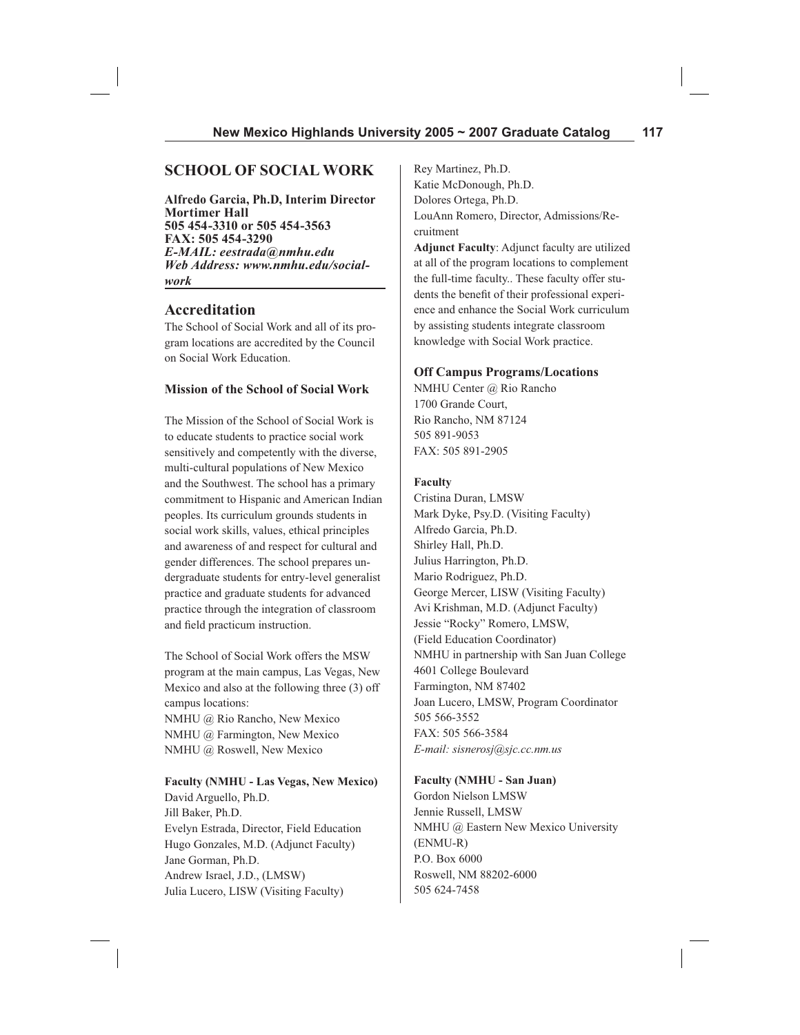## SCHOOL OF SOCIAL WORK

**Alfredo Garcia, Ph.D, Interim Director**
**Mortimer Hall**
**505 454-3310 or 505 454-3563**
**FAX: 505 454-3290**
***E-MAIL: eestrada@nmhu.edu***
***Web Address: www.nmhu.edu/social-work***

### Accreditation

The School of Social Work and all of its program locations are accredited by the Council on Social Work Education.

#### Mission of the School of Social Work

The Mission of the School of Social Work is to educate students to practice social work sensitively and competently with the diverse, multi-cultural populations of New Mexico and the Southwest. The school has a primary commitment to Hispanic and American Indian peoples. Its curriculum grounds students in social work skills, values, ethical principles and awareness of and respect for cultural and gender differences. The school prepares undergraduate students for entry-level generalist practice and graduate students for advanced practice through the integration of classroom and field practicum instruction.

The School of Social Work offers the MSW program at the main campus, Las Vegas, New Mexico and also at the following three (3) off campus locations:
NMHU @ Rio Rancho, New Mexico
NMHU @ Farmington, New Mexico
NMHU @ Roswell, New Mexico

**Faculty (NMHU - Las Vegas, New Mexico)**
David Arguello, Ph.D.
Jill Baker, Ph.D.
Evelyn Estrada, Director, Field Education
Hugo Gonzales, M.D. (Adjunct Faculty)
Jane Gorman, Ph.D.
Andrew Israel, J.D., (LMSW)
Julia Lucero, LISW (Visiting Faculty)
Rey Martinez, Ph.D.
Katie McDonough, Ph.D.
Dolores Ortega, Ph.D.
LouAnn Romero, Director, Admissions/Recruitment

**Adjunct Faculty**: Adjunct faculty are utilized at all of the program locations to complement the full-time faculty.. These faculty offer students the benefit of their professional experience and enhance the Social Work curriculum by assisting students integrate classroom knowledge with Social Work practice.

#### Off Campus Programs/Locations

NMHU Center @ Rio Rancho
1700 Grande Court,
Rio Rancho, NM 87124
505 891-9053
FAX: 505 891-2905

**Faculty**
Cristina Duran, LMSW
Mark Dyke, Psy.D. (Visiting Faculty)
Alfredo Garcia, Ph.D.
Shirley Hall, Ph.D.
Julius Harrington, Ph.D.
Mario Rodriguez, Ph.D.
George Mercer, LISW (Visiting Faculty)
Avi Krishman, M.D. (Adjunct Faculty)
Jessie "Rocky" Romero, LMSW,
(Field Education Coordinator)
NMHU in partnership with San Juan College
4601 College Boulevard
Farmington, NM 87402
Joan Lucero, LMSW, Program Coordinator
505 566-3552
FAX: 505 566-3584
*E-mail: sisnerosj@sjc.cc.nm.us*

**Faculty (NMHU - San Juan)**
Gordon Nielson LMSW
Jennie Russell, LMSW
NMHU @ Eastern New Mexico University (ENMU-R)
P.O. Box 6000
Roswell, NM 88202-6000
505 624-7458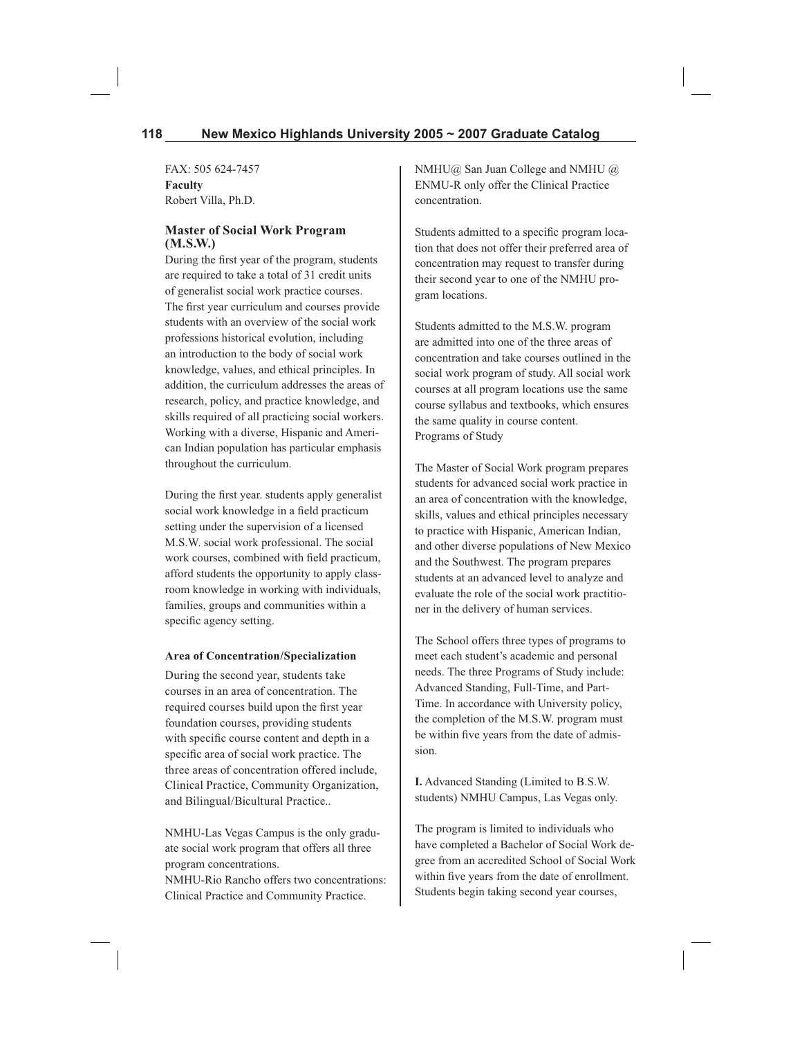FAX: 505 624-7457
**Faculty**
Robert Villa, Ph.D.

### Master of Social Work Program (M.S.W.)

During the first year of the program, students are required to take a total of 31 credit units of generalist social work practice courses. The first year curriculum and courses provide students with an overview of the social work professions historical evolution, including an introduction to the body of social work knowledge, values, and ethical principles. In addition, the curriculum addresses the areas of research, policy, and practice knowledge, and skills required of all practicing social workers. Working with a diverse, Hispanic and American Indian population has particular emphasis throughout the curriculum.

During the first year. students apply generalist social work knowledge in a field practicum setting under the supervision of a licensed M.S.W. social work professional. The social work courses, combined with field practicum, afford students the opportunity to apply classroom knowledge in working with individuals, families, groups and communities within a specific agency setting.

#### Area of Concentration/Specialization

During the second year, students take courses in an area of concentration. The required courses build upon the first year foundation courses, providing students with specific course content and depth in a specific area of social work practice. The three areas of concentration offered include, Clinical Practice, Community Organization, and Bilingual/Bicultural Practice..

NMHU-Las Vegas Campus is the only graduate social work program that offers all three program concentrations.
NMHU-Rio Rancho offers two concentrations: Clinical Practice and Community Practice.
NMHU@ San Juan College and NMHU @ ENMU-R only offer the Clinical Practice concentration.

Students admitted to a specific program location that does not offer their preferred area of concentration may request to transfer during their second year to one of the NMHU program locations.

Students admitted to the M.S.W. program are admitted into one of the three areas of concentration and take courses outlined in the social work program of study. All social work courses at all program locations use the same course syllabus and textbooks, which ensures the same quality in course content.
Programs of Study

The Master of Social Work program prepares students for advanced social work practice in an area of concentration with the knowledge, skills, values and ethical principles necessary to practice with Hispanic, American Indian, and other diverse populations of New Mexico and the Southwest. The program prepares students at an advanced level to analyze and evaluate the role of the social work practitioner in the delivery of human services.

The School offers three types of programs to meet each student's academic and personal needs. The three Programs of Study include: Advanced Standing, Full-Time, and Part-Time. In accordance with University policy, the completion of the M.S.W. program must be within five years from the date of admission.

**I.** Advanced Standing (Limited to B.S.W. students) NMHU Campus, Las Vegas only.

The program is limited to individuals who have completed a Bachelor of Social Work degree from an accredited School of Social Work within five years from the date of enrollment. Students begin taking second year courses,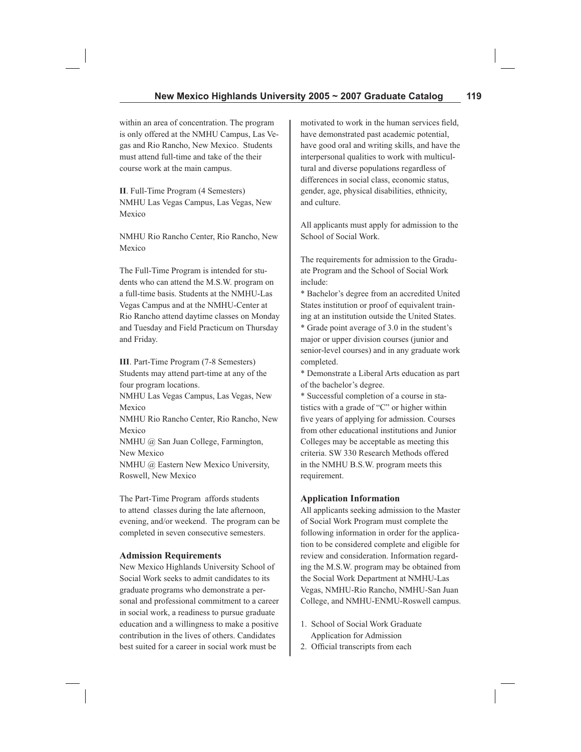within an area of concentration. The program is only offered at the NMHU Campus, Las Vegas and Rio Rancho, New Mexico. Students must attend full-time and take of the their course work at the main campus.

**II**. Full-Time Program (4 Semesters)
NMHU Las Vegas Campus, Las Vegas, New Mexico

NMHU Rio Rancho Center, Rio Rancho, New Mexico

The Full-Time Program is intended for students who can attend the M.S.W. program on a full-time basis. Students at the NMHU-Las Vegas Campus and at the NMHU-Center at Rio Rancho attend daytime classes on Monday and Tuesday and Field Practicum on Thursday and Friday.

**III**. Part-Time Program (7-8 Semesters)
Students may attend part-time at any of the four program locations.
NMHU Las Vegas Campus, Las Vegas, New Mexico
NMHU Rio Rancho Center, Rio Rancho, New Mexico
NMHU @ San Juan College, Farmington, New Mexico
NMHU @ Eastern New Mexico University, Roswell, New Mexico

The Part-Time Program affords students to attend classes during the late afternoon, evening, and/or weekend. The program can be completed in seven consecutive semesters.

### Admission Requirements

New Mexico Highlands University School of Social Work seeks to admit candidates to its graduate programs who demonstrate a personal and professional commitment to a career in social work, a readiness to pursue graduate education and a willingness to make a positive contribution in the lives of others. Candidates best suited for a career in social work must be motivated to work in the human services field, have demonstrated past academic potential, have good oral and writing skills, and have the interpersonal qualities to work with multicultural and diverse populations regardless of differences in social class, economic status, gender, age, physical disabilities, ethnicity, and culture.

All applicants must apply for admission to the School of Social Work.

The requirements for admission to the Graduate Program and the School of Social Work include:

* Bachelor's degree from an accredited United States institution or proof of equivalent training at an institution outside the United States.
* Grade point average of 3.0 in the student's major or upper division courses (junior and senior-level courses) and in any graduate work completed.
* Demonstrate a Liberal Arts education as part of the bachelor's degree.
* Successful completion of a course in statistics with a grade of "C" or higher within five years of applying for admission. Courses from other educational institutions and Junior Colleges may be acceptable as meeting this criteria. SW 330 Research Methods offered in the NMHU B.S.W. program meets this requirement.

### Application Information

All applicants seeking admission to the Master of Social Work Program must complete the following information in order for the application to be considered complete and eligible for review and consideration. Information regarding the M.S.W. program may be obtained from the Social Work Department at NMHU-Las Vegas, NMHU-Rio Rancho, NMHU-San Juan College, and NMHU-ENMU-Roswell campus.

1. School of Social Work Graduate Application for Admission
2. Official transcripts from each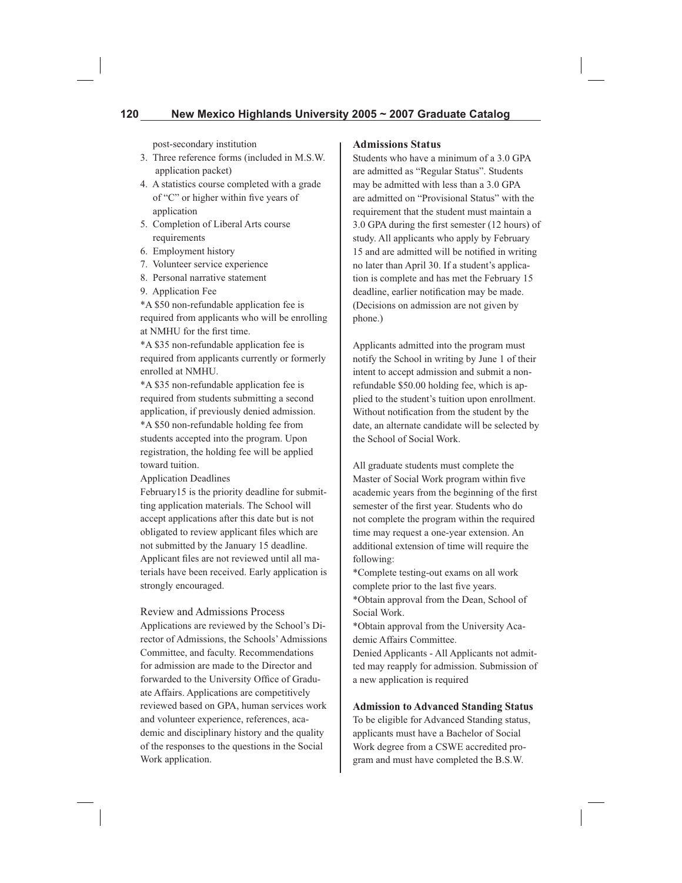post-secondary institution

3. Three reference forms (included in M.S.W. application packet)
4. A statistics course completed with a grade of "C" or higher within five years of application
5. Completion of Liberal Arts course requirements
6. Employment history
7. Volunteer service experience
8. Personal narrative statement
9. Application Fee

*A $50 non-refundable application fee is required from applicants who will be enrolling at NMHU for the first time.

*A $35 non-refundable application fee is required from applicants currently or formerly enrolled at NMHU.

*A $35 non-refundable application fee is required from students submitting a second application, if previously denied admission.

*A $50 non-refundable holding fee from students accepted into the program. Upon registration, the holding fee will be applied toward tuition.

Application Deadlines

February15 is the priority deadline for submitting application materials. The School will accept applications after this date but is not obligated to review applicant files which are not submitted by the January 15 deadline. Applicant files are not reviewed until all materials have been received. Early application is strongly encouraged.

Review and Admissions Process

Applications are reviewed by the School's Director of Admissions, the Schools' Admissions Committee, and faculty. Recommendations for admission are made to the Director and forwarded to the University Office of Graduate Affairs. Applications are competitively reviewed based on GPA, human services work and volunteer experience, references, academic and disciplinary history and the quality of the responses to the questions in the Social Work application.

**Admissions Status**

Students who have a minimum of a 3.0 GPA are admitted as "Regular Status". Students may be admitted with less than a 3.0 GPA are admitted on "Provisional Status" with the requirement that the student must maintain a 3.0 GPA during the first semester (12 hours) of study. All applicants who apply by February 15 and are admitted will be notified in writing no later than April 30. If a student's application is complete and has met the February 15 deadline, earlier notification may be made. (Decisions on admission are not given by phone.)

Applicants admitted into the program must notify the School in writing by June 1 of their intent to accept admission and submit a non-refundable $50.00 holding fee, which is applied to the student's tuition upon enrollment. Without notification from the student by the date, an alternate candidate will be selected by the School of Social Work.

All graduate students must complete the Master of Social Work program within five academic years from the beginning of the first semester of the first year. Students who do not complete the program within the required time may request a one-year extension. An additional extension of time will require the following:

*Complete testing-out exams on all work complete prior to the last five years.

*Obtain approval from the Dean, School of Social Work.

*Obtain approval from the University Academic Affairs Committee.

Denied Applicants - All Applicants not admitted may reapply for admission. Submission of a new application is required

**Admission to Advanced Standing Status**

To be eligible for Advanced Standing status, applicants must have a Bachelor of Social Work degree from a CSWE accredited program and must have completed the B.S.W.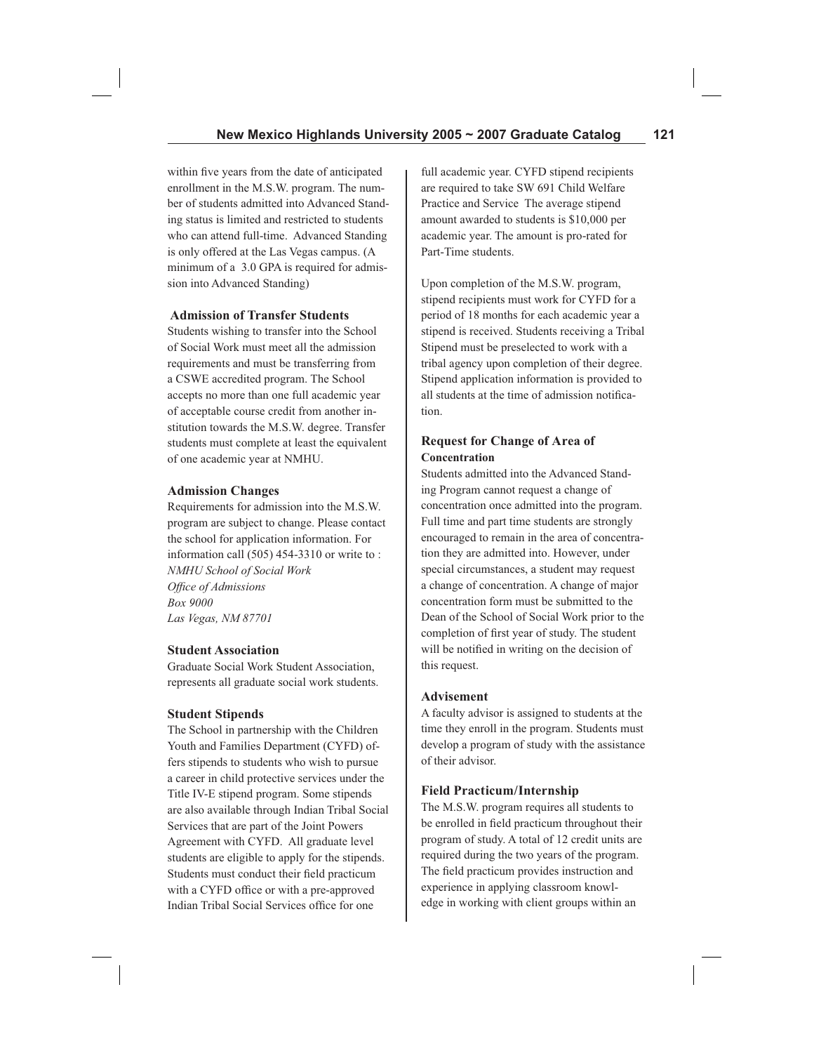within five years from the date of anticipated enrollment in the M.S.W. program. The number of students admitted into Advanced Standing status is limited and restricted to students who can attend full-time. Advanced Standing is only offered at the Las Vegas campus. (A minimum of a 3.0 GPA is required for admission into Advanced Standing)

### Admission of Transfer Students

Students wishing to transfer into the School of Social Work must meet all the admission requirements and must be transferring from a CSWE accredited program. The School accepts no more than one full academic year of acceptable course credit from another institution towards the M.S.W. degree. Transfer students must complete at least the equivalent of one academic year at NMHU.

### Admission Changes

Requirements for admission into the M.S.W. program are subject to change. Please contact the school for application information. For information call (505) 454-3310 or write to :
*NMHU School of Social Work*
*Office of Admissions*
*Box 9000*
*Las Vegas, NM 87701*

### Student Association

Graduate Social Work Student Association, represents all graduate social work students.

### Student Stipends

The School in partnership with the Children Youth and Families Department (CYFD) offers stipends to students who wish to pursue a career in child protective services under the Title IV-E stipend program. Some stipends are also available through Indian Tribal Social Services that are part of the Joint Powers Agreement with CYFD. All graduate level students are eligible to apply for the stipends. Students must conduct their field practicum with a CYFD office or with a pre-approved Indian Tribal Social Services office for one full academic year. CYFD stipend recipients are required to take SW 691 Child Welfare Practice and Service The average stipend amount awarded to students is $10,000 per academic year. The amount is pro-rated for Part-Time students.

Upon completion of the M.S.W. program, stipend recipients must work for CYFD for a period of 18 months for each academic year a stipend is received. Students receiving a Tribal Stipend must be preselected to work with a tribal agency upon completion of their degree. Stipend application information is provided to all students at the time of admission notification.

### Request for Change of Area of Concentration

Students admitted into the Advanced Standing Program cannot request a change of concentration once admitted into the program. Full time and part time students are strongly encouraged to remain in the area of concentration they are admitted into. However, under special circumstances, a student may request a change of concentration. A change of major concentration form must be submitted to the Dean of the School of Social Work prior to the completion of first year of study. The student will be notified in writing on the decision of this request.

### Advisement

A faculty advisor is assigned to students at the time they enroll in the program. Students must develop a program of study with the assistance of their advisor.

### Field Practicum/Internship

The M.S.W. program requires all students to be enrolled in field practicum throughout their program of study. A total of 12 credit units are required during the two years of the program. The field practicum provides instruction and experience in applying classroom knowledge in working with client groups within an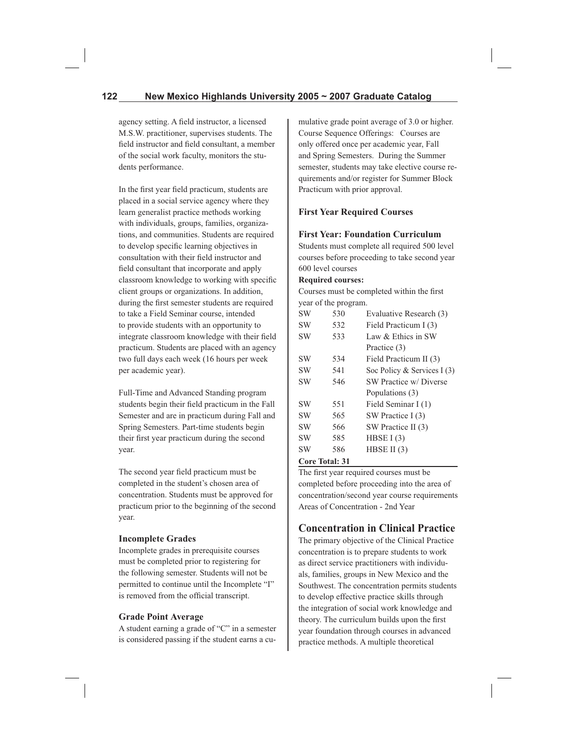agency setting. A field instructor, a licensed M.S.W. practitioner, supervises students. The field instructor and field consultant, a member of the social work faculty, monitors the students performance.

In the first year field practicum, students are placed in a social service agency where they learn generalist practice methods working with individuals, groups, families, organizations, and communities. Students are required to develop specific learning objectives in consultation with their field instructor and field consultant that incorporate and apply classroom knowledge to working with specific client groups or organizations. In addition, during the first semester students are required to take a Field Seminar course, intended to provide students with an opportunity to integrate classroom knowledge with their field practicum. Students are placed with an agency two full days each week (16 hours per week per academic year).

Full-Time and Advanced Standing program students begin their field practicum in the Fall Semester and are in practicum during Fall and Spring Semesters. Part-time students begin their first year practicum during the second year.

The second year field practicum must be completed in the student's chosen area of concentration. Students must be approved for practicum prior to the beginning of the second year.

### Incomplete Grades

Incomplete grades in prerequisite courses must be completed prior to registering for the following semester. Students will not be permitted to continue until the Incomplete "I" is removed from the official transcript.

### Grade Point Average

A student earning a grade of "C" in a semester is considered passing if the student earns a cumulative grade point average of 3.0 or higher. Course Sequence Offerings: Courses are only offered once per academic year, Fall and Spring Semesters. During the Summer semester, students may take elective course requirements and/or register for Summer Block Practicum with prior approval.

### First Year Required Courses

### First Year: Foundation Curriculum

Students must complete all required 500 level courses before proceeding to take second year 600 level courses

**Required courses:**

Courses must be completed within the first year of the program.

| | | |
|---|---|---|
| SW | 530 | Evaluative Research (3) |
| SW | 532 | Field Practicum I (3) |
| SW | 533 | Law & Ethics in SW Practice (3) |
| SW | 534 | Field Practicum II (3) |
| SW | 541 | Soc Policy & Services I (3) |
| SW | 546 | SW Practice w/ Diverse Populations (3) |
| SW | 551 | Field Seminar I (1) |
| SW | 565 | SW Practice I (3) |
| SW | 566 | SW Practice II (3) |
| SW | 585 | HBSE I (3) |
| SW | 586 | HBSE II (3) |

**Core Total: 31**

The first year required courses must be completed before proceeding into the area of concentration/second year course requirements Areas of Concentration - 2nd Year

## Concentration in Clinical Practice

The primary objective of the Clinical Practice concentration is to prepare students to work as direct service practitioners with individuals, families, groups in New Mexico and the Southwest. The concentration permits students to develop effective practice skills through the integration of social work knowledge and theory. The curriculum builds upon the first year foundation through courses in advanced practice methods. A multiple theoretical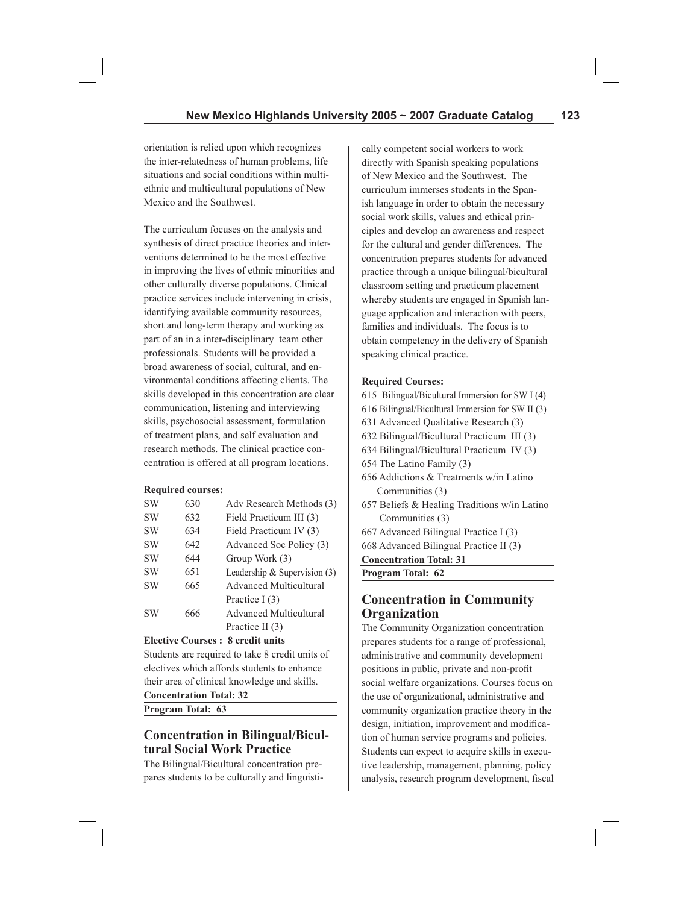orientation is relied upon which recognizes the inter-relatedness of human problems, life situations and social conditions within multi-ethnic and multicultural populations of New Mexico and the Southwest.

The curriculum focuses on the analysis and synthesis of direct practice theories and interventions determined to be the most effective in improving the lives of ethnic minorities and other culturally diverse populations. Clinical practice services include intervening in crisis, identifying available community resources, short and long-term therapy and working as part of an in a inter-disciplinary team other professionals. Students will be provided a broad awareness of social, cultural, and environmental conditions affecting clients. The skills developed in this concentration are clear communication, listening and interviewing skills, psychosocial assessment, formulation of treatment plans, and self evaluation and research methods. The clinical practice concentration is offered at all program locations.

**Required courses:**

| | | |
|---|---|---|
| SW | 630 | Adv Research Methods (3) |
| SW | 632 | Field Practicum III (3) |
| SW | 634 | Field Practicum IV (3) |
| SW | 642 | Advanced Soc Policy (3) |
| SW | 644 | Group Work (3) |
| SW | 651 | Leadership & Supervision (3) |
| SW | 665 | Advanced Multicultural Practice I (3) |
| SW | 666 | Advanced Multicultural Practice II (3) |

**Elective Courses : 8 credit units**

Students are required to take 8 credit units of electives which affords students to enhance their area of clinical knowledge and skills.

**Concentration Total: 32**

**Program Total: 63**

## Concentration in Bilingual/Bicultural Social Work Practice

The Bilingual/Bicultural concentration prepares students to be culturally and linguistically competent social workers to work directly with Spanish speaking populations of New Mexico and the Southwest. The curriculum immerses students in the Spanish language in order to obtain the necessary social work skills, values and ethical principles and develop an awareness and respect for the cultural and gender differences. The concentration prepares students for advanced practice through a unique bilingual/bicultural classroom setting and practicum placement whereby students are engaged in Spanish language application and interaction with peers, families and individuals. The focus is to obtain competency in the delivery of Spanish speaking clinical practice.

**Required Courses:**

615 Bilingual/Bicultural Immersion for SW I (4)
616 Bilingual/Bicultural Immersion for SW II (3)
631 Advanced Qualitative Research (3)
632 Bilingual/Bicultural Practicum III (3)
634 Bilingual/Bicultural Practicum IV (3)
654 The Latino Family (3)
656 Addictions & Treatments w/in Latino Communities (3)
657 Beliefs & Healing Traditions w/in Latino Communities (3)
667 Advanced Bilingual Practice I (3)
668 Advanced Bilingual Practice II (3)

**Concentration Total: 31**

**Program Total: 62**

## Concentration in Community Organization

The Community Organization concentration prepares students for a range of professional, administrative and community development positions in public, private and non-profit social welfare organizations. Courses focus on the use of organizational, administrative and community organization practice theory in the design, initiation, improvement and modification of human service programs and policies. Students can expect to acquire skills in executive leadership, management, planning, policy analysis, research program development, fiscal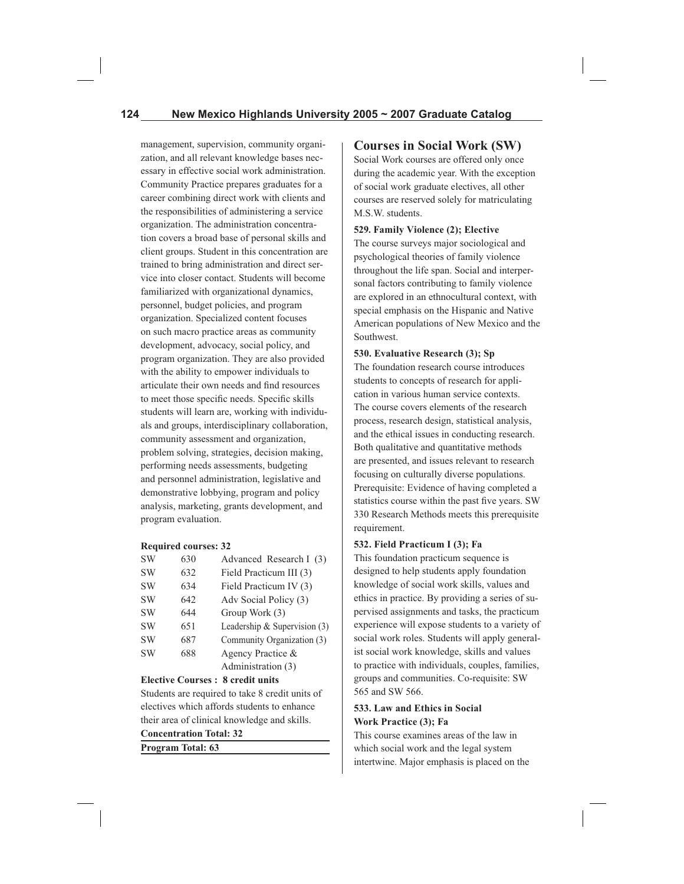management, supervision, community organization, and all relevant knowledge bases necessary in effective social work administration. Community Practice prepares graduates for a career combining direct work with clients and the responsibilities of administering a service organization. The administration concentration covers a broad base of personal skills and client groups. Student in this concentration are trained to bring administration and direct service into closer contact. Students will become familiarized with organizational dynamics, personnel, budget policies, and program organization. Specialized content focuses on such macro practice areas as community development, advocacy, social policy, and program organization. They are also provided with the ability to empower individuals to articulate their own needs and find resources to meet those specific needs. Specific skills students will learn are, working with individuals and groups, interdisciplinary collaboration, community assessment and organization, problem solving, strategies, decision making, performing needs assessments, budgeting and personnel administration, legislative and demonstrative lobbying, program and policy analysis, marketing, grants development, and program evaluation.

**Required courses: 32**

| | | |
|---|---|---|
| SW | 630 | Advanced Research I (3) |
| SW | 632 | Field Practicum III (3) |
| SW | 634 | Field Practicum IV (3) |
| SW | 642 | Adv Social Policy (3) |
| SW | 644 | Group Work (3) |
| SW | 651 | Leadership & Supervision (3) |
| SW | 687 | Community Organization (3) |
| SW | 688 | Agency Practice & Administration (3) |

**Elective Courses : 8 credit units**

Students are required to take 8 credit units of electives which affords students to enhance their area of clinical knowledge and skills.

**Concentration Total: 32**

**Program Total: 63**

## Courses in Social Work (SW)

Social Work courses are offered only once during the academic year. With the exception of social work graduate electives, all other courses are reserved solely for matriculating M.S.W. students.

**529. Family Violence (2); Elective**

The course surveys major sociological and psychological theories of family violence throughout the life span. Social and interpersonal factors contributing to family violence are explored in an ethnocultural context, with special emphasis on the Hispanic and Native American populations of New Mexico and the Southwest.

**530. Evaluative Research (3); Sp**

The foundation research course introduces students to concepts of research for application in various human service contexts. The course covers elements of the research process, research design, statistical analysis, and the ethical issues in conducting research. Both qualitative and quantitative methods are presented, and issues relevant to research focusing on culturally diverse populations. Prerequisite: Evidence of having completed a statistics course within the past five years. SW 330 Research Methods meets this prerequisite requirement.

**532. Field Practicum I (3); Fa**

This foundation practicum sequence is designed to help students apply foundation knowledge of social work skills, values and ethics in practice. By providing a series of supervised assignments and tasks, the practicum experience will expose students to a variety of social work roles. Students will apply generalist social work knowledge, skills and values to practice with individuals, couples, families, groups and communities. Co-requisite: SW 565 and SW 566.

**533. Law and Ethics in Social Work Practice (3); Fa**

This course examines areas of the law in which social work and the legal system intertwine. Major emphasis is placed on the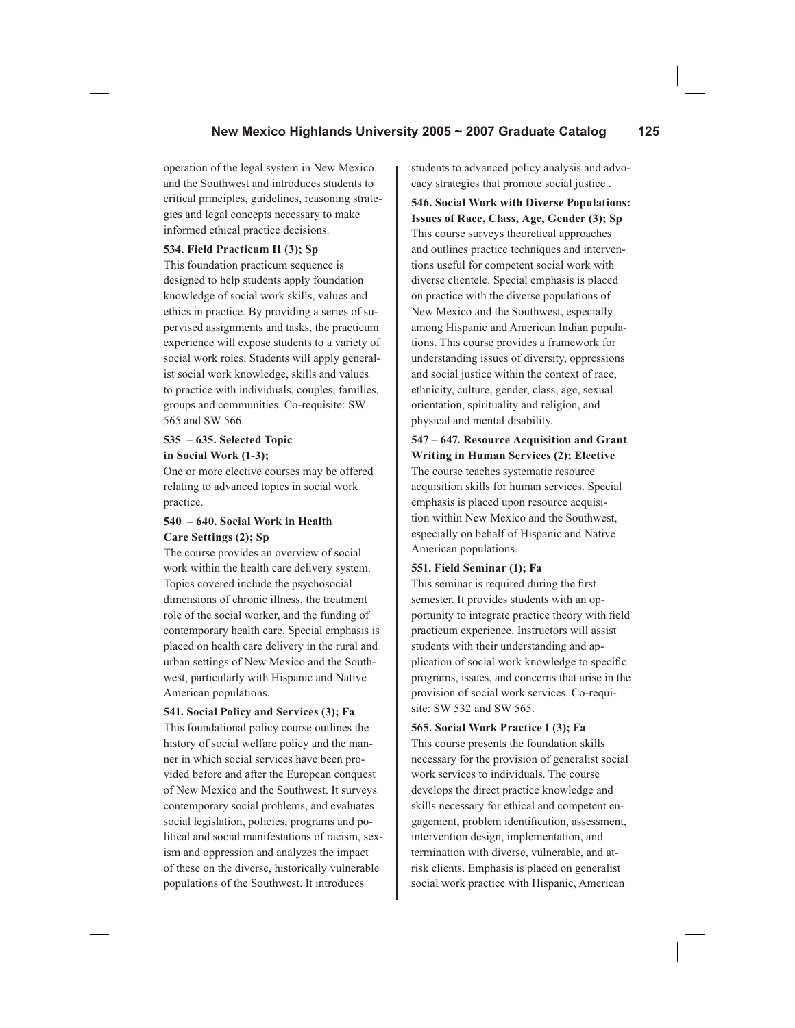operation of the legal system in New Mexico and the Southwest and introduces students to critical principles, guidelines, reasoning strategies and legal concepts necessary to make informed ethical practice decisions.

**534. Field Practicum II (3); Sp**

This foundation practicum sequence is designed to help students apply foundation knowledge of social work skills, values and ethics in practice. By providing a series of supervised assignments and tasks, the practicum experience will expose students to a variety of social work roles. Students will apply generalist social work knowledge, skills and values to practice with individuals, couples, families, groups and communities. Co-requisite: SW 565 and SW 566.

**535 – 635. Selected Topic in Social Work (1-3);**

One or more elective courses may be offered relating to advanced topics in social work practice.

**540 – 640. Social Work in Health Care Settings (2); Sp**

The course provides an overview of social work within the health care delivery system. Topics covered include the psychosocial dimensions of chronic illness, the treatment role of the social worker, and the funding of contemporary health care. Special emphasis is placed on health care delivery in the rural and urban settings of New Mexico and the Southwest, particularly with Hispanic and Native American populations.

**541. Social Policy and Services (3); Fa**

This foundational policy course outlines the history of social welfare policy and the manner in which social services have been provided before and after the European conquest of New Mexico and the Southwest. It surveys contemporary social problems, and evaluates social legislation, policies, programs and political and social manifestations of racism, sexism and oppression and analyzes the impact of these on the diverse, historically vulnerable populations of the Southwest. It introduces students to advanced policy analysis and advocacy strategies that promote social justice..

**546. Social Work with Diverse Populations: Issues of Race, Class, Age, Gender (3); Sp**

This course surveys theoretical approaches and outlines practice techniques and interventions useful for competent social work with diverse clientele. Special emphasis is placed on practice with the diverse populations of New Mexico and the Southwest, especially among Hispanic and American Indian populations. This course provides a framework for understanding issues of diversity, oppressions and social justice within the context of race, ethnicity, culture, gender, class, age, sexual orientation, spirituality and religion, and physical and mental disability.

**547 – 647. Resource Acquisition and Grant Writing in Human Services (2); Elective**

The course teaches systematic resource acquisition skills for human services. Special emphasis is placed upon resource acquisition within New Mexico and the Southwest, especially on behalf of Hispanic and Native American populations.

**551. Field Seminar (1); Fa**

This seminar is required during the first semester. It provides students with an opportunity to integrate practice theory with field practicum experience. Instructors will assist students with their understanding and application of social work knowledge to specific programs, issues, and concerns that arise in the provision of social work services. Co-requisite: SW 532 and SW 565.

**565. Social Work Practice I (3); Fa**

This course presents the foundation skills necessary for the provision of generalist social work services to individuals. The course develops the direct practice knowledge and skills necessary for ethical and competent engagement, problem identification, assessment, intervention design, implementation, and termination with diverse, vulnerable, and at-risk clients. Emphasis is placed on generalist social work practice with Hispanic, American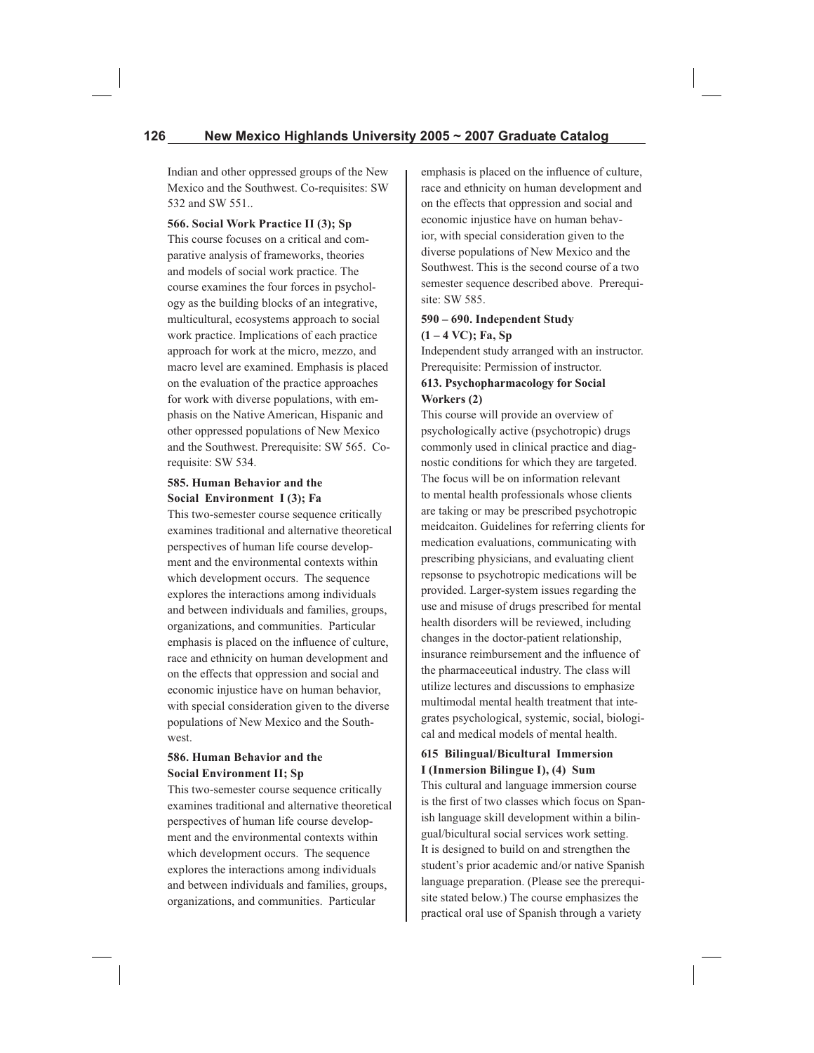Indian and other oppressed groups of the New Mexico and the Southwest. Co-requisites: SW 532 and SW 551..

**566. Social Work Practice II (3); Sp**

This course focuses on a critical and comparative analysis of frameworks, theories and models of social work practice. The course examines the four forces in psychology as the building blocks of an integrative, multicultural, ecosystems approach to social work practice. Implications of each practice approach for work at the micro, mezzo, and macro level are examined. Emphasis is placed on the evaluation of the practice approaches for work with diverse populations, with emphasis on the Native American, Hispanic and other oppressed populations of New Mexico and the Southwest. Prerequisite: SW 565. Co-requisite: SW 534.

**585. Human Behavior and the Social Environment I (3); Fa**

This two-semester course sequence critically examines traditional and alternative theoretical perspectives of human life course development and the environmental contexts within which development occurs. The sequence explores the interactions among individuals and between individuals and families, groups, organizations, and communities. Particular emphasis is placed on the influence of culture, race and ethnicity on human development and on the effects that oppression and social and economic injustice have on human behavior, with special consideration given to the diverse populations of New Mexico and the Southwest.

**586. Human Behavior and the Social Environment II; Sp**

This two-semester course sequence critically examines traditional and alternative theoretical perspectives of human life course development and the environmental contexts within which development occurs. The sequence explores the interactions among individuals and between individuals and families, groups, organizations, and communities. Particular emphasis is placed on the influence of culture, race and ethnicity on human development and on the effects that oppression and social and economic injustice have on human behavior, with special consideration given to the diverse populations of New Mexico and the Southwest. This is the second course of a two semester sequence described above. Prerequisite: SW 585.

**590 – 690. Independent Study (1 – 4 VC); Fa, Sp**

Independent study arranged with an instructor. Prerequisite: Permission of instructor.

**613. Psychopharmacology for Social Workers (2)**

This course will provide an overview of psychologically active (psychotropic) drugs commonly used in clinical practice and diagnostic conditions for which they are targeted. The focus will be on information relevant to mental health professionals whose clients are taking or may be prescribed psychotropic meidcaiton. Guidelines for referring clients for medication evaluations, communicating with prescribing physicians, and evaluating client repsonse to psychotropic medications will be provided. Larger-system issues regarding the use and misuse of drugs prescribed for mental health disorders will be reviewed, including changes in the doctor-patient relationship, insurance reimbursement and the influence of the pharmaceeutical industry. The class will utilize lectures and discussions to emphasize multimodal mental health treatment that integrates psychological, systemic, social, biological and medical models of mental health.

**615 Bilingual/Bicultural Immersion I (Inmersion Bilingue I), (4) Sum**

This cultural and language immersion course is the first of two classes which focus on Spanish language skill development within a bilingual/bicultural social services work setting. It is designed to build on and strengthen the student's prior academic and/or native Spanish language preparation. (Please see the prerequisite stated below.) The course emphasizes the practical oral use of Spanish through a variety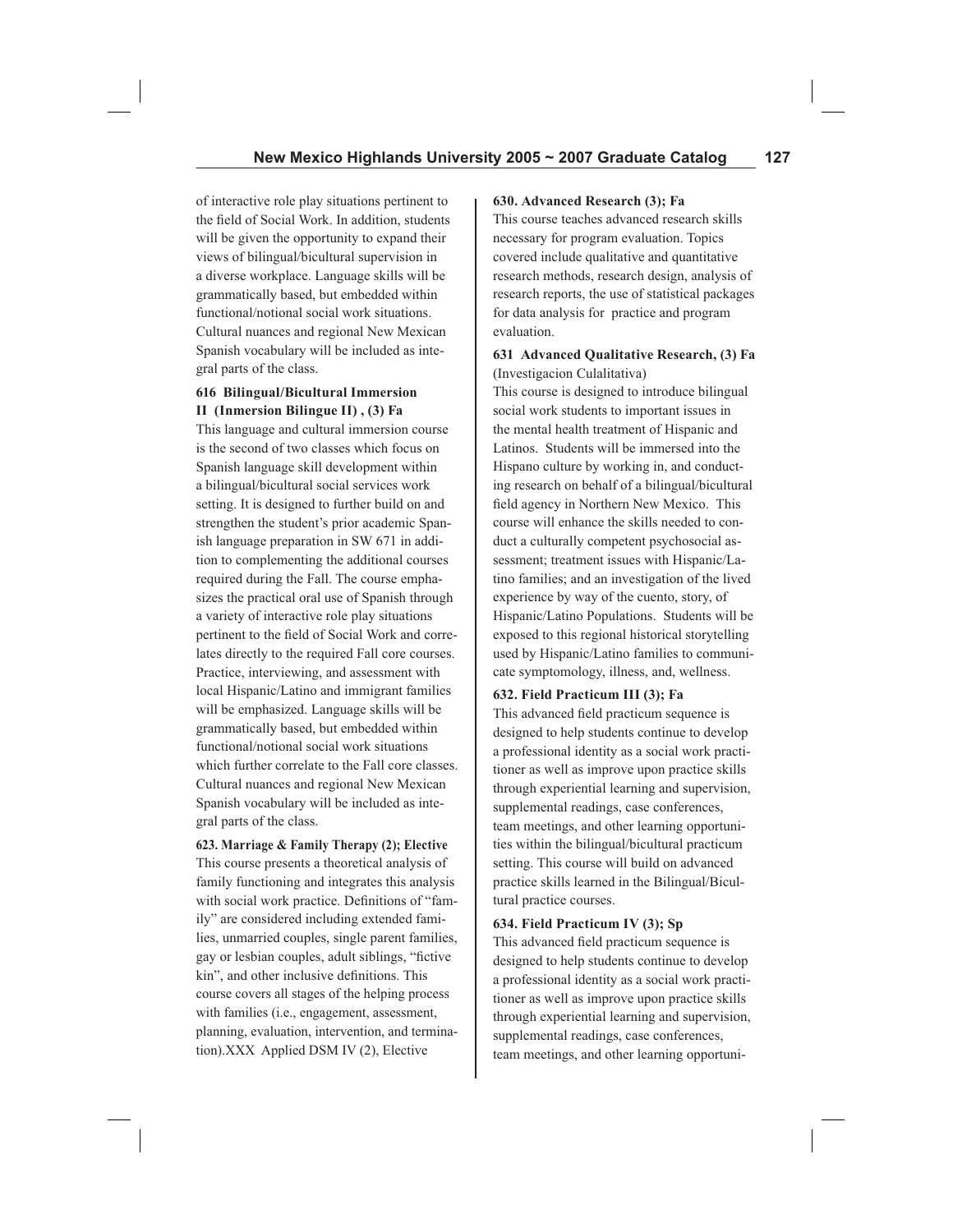of interactive role play situations pertinent to the field of Social Work. In addition, students will be given the opportunity to expand their views of bilingual/bicultural supervision in a diverse workplace. Language skills will be grammatically based, but embedded within functional/notional social work situations. Cultural nuances and regional New Mexican Spanish vocabulary will be included as integral parts of the class.

**616 Bilingual/Bicultural Immersion II (Inmersion Bilingue II) , (3) Fa**

This language and cultural immersion course is the second of two classes which focus on Spanish language skill development within a bilingual/bicultural social services work setting. It is designed to further build on and strengthen the student's prior academic Spanish language preparation in SW 671 in addition to complementing the additional courses required during the Fall. The course emphasizes the practical oral use of Spanish through a variety of interactive role play situations pertinent to the field of Social Work and correlates directly to the required Fall core courses. Practice, interviewing, and assessment with local Hispanic/Latino and immigrant families will be emphasized. Language skills will be grammatically based, but embedded within functional/notional social work situations which further correlate to the Fall core classes. Cultural nuances and regional New Mexican Spanish vocabulary will be included as integral parts of the class.

**623. Marriage & Family Therapy (2); Elective**

This course presents a theoretical analysis of family functioning and integrates this analysis with social work practice. Definitions of "family" are considered including extended families, unmarried couples, single parent families, gay or lesbian couples, adult siblings, "fictive kin", and other inclusive definitions. This course covers all stages of the helping process with families (i.e., engagement, assessment, planning, evaluation, intervention, and termination).XXX Applied DSM IV (2), Elective

**630. Advanced Research (3); Fa**

This course teaches advanced research skills necessary for program evaluation. Topics covered include qualitative and quantitative research methods, research design, analysis of research reports, the use of statistical packages for data analysis for practice and program evaluation.

**631 Advanced Qualitative Research, (3) Fa**
(Investigacion Culalitativa)

This course is designed to introduce bilingual social work students to important issues in the mental health treatment of Hispanic and Latinos. Students will be immersed into the Hispano culture by working in, and conducting research on behalf of a bilingual/bicultural field agency in Northern New Mexico. This course will enhance the skills needed to conduct a culturally competent psychosocial assessment; treatment issues with Hispanic/Latino families; and an investigation of the lived experience by way of the cuento, story, of Hispanic/Latino Populations. Students will be exposed to this regional historical storytelling used by Hispanic/Latino families to communicate symptomology, illness, and, wellness.

**632. Field Practicum III (3); Fa**

This advanced field practicum sequence is designed to help students continue to develop a professional identity as a social work practitioner as well as improve upon practice skills through experiential learning and supervision, supplemental readings, case conferences, team meetings, and other learning opportunities within the bilingual/bicultural practicum setting. This course will build on advanced practice skills learned in the Bilingual/Bicultural practice courses.

**634. Field Practicum IV (3); Sp**

This advanced field practicum sequence is designed to help students continue to develop a professional identity as a social work practitioner as well as improve upon practice skills through experiential learning and supervision, supplemental readings, case conferences, team meetings, and other learning opportuni-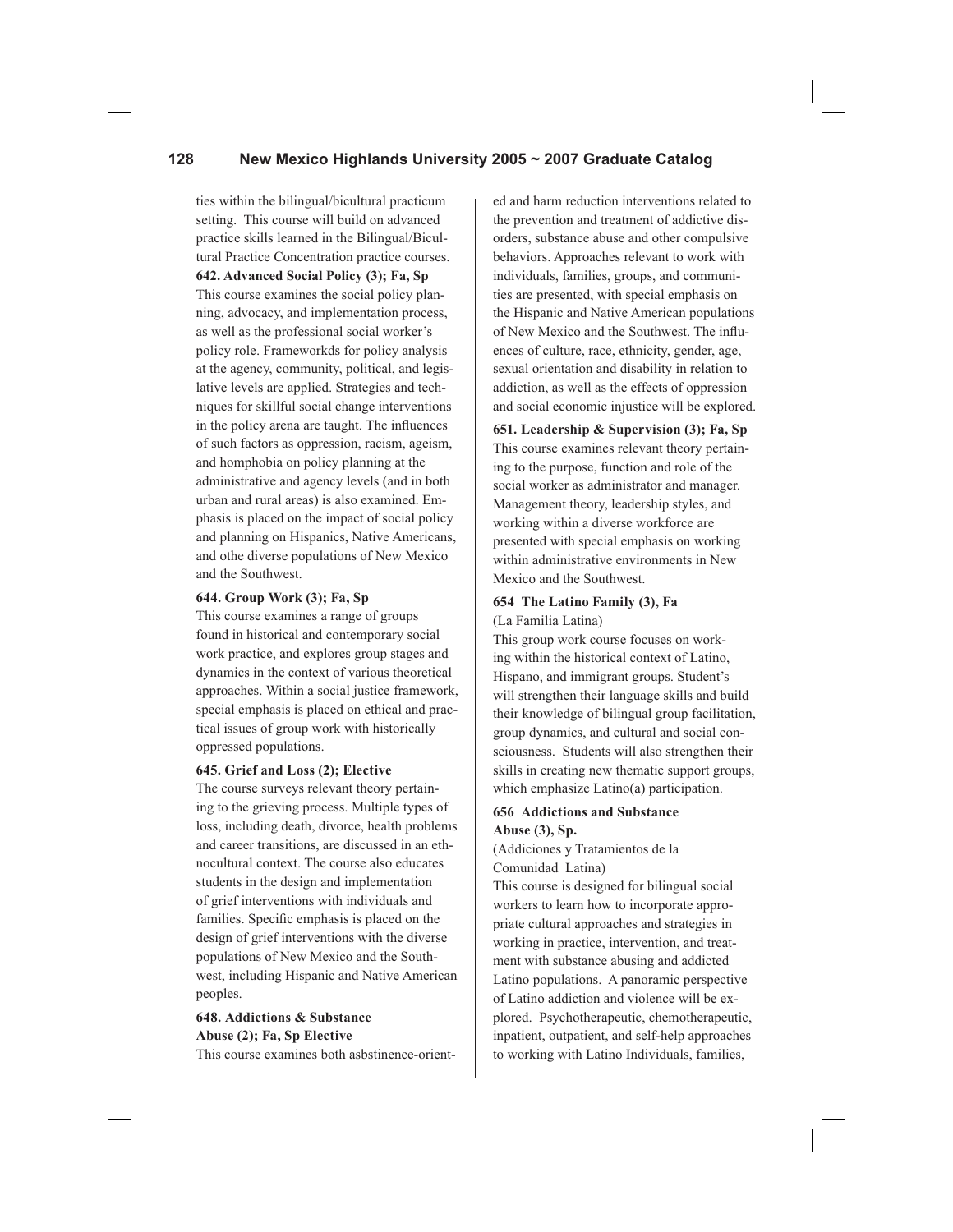ties within the bilingual/bicultural practicum setting. This course will build on advanced practice skills learned in the Bilingual/Bicultural Practice Concentration practice courses.

**642. Advanced Social Policy (3); Fa, Sp**

This course examines the social policy planning, advocacy, and implementation process, as well as the professional social worker's policy role. Frameworkds for policy analysis at the agency, community, political, and legislative levels are applied. Strategies and techniques for skillful social change interventions in the policy arena are taught. The influences of such factors as oppression, racism, ageism, and homphobia on policy planning at the administrative and agency levels (and in both urban and rural areas) is also examined. Emphasis is placed on the impact of social policy and planning on Hispanics, Native Americans, and othe diverse populations of New Mexico and the Southwest.

**644. Group Work (3); Fa, Sp**

This course examines a range of groups found in historical and contemporary social work practice, and explores group stages and dynamics in the context of various theoretical approaches. Within a social justice framework, special emphasis is placed on ethical and practical issues of group work with historically oppressed populations.

**645. Grief and Loss (2); Elective**

The course surveys relevant theory pertaining to the grieving process. Multiple types of loss, including death, divorce, health problems and career transitions, are discussed in an ethnocultural context. The course also educates students in the design and implementation of grief interventions with individuals and families. Specific emphasis is placed on the design of grief interventions with the diverse populations of New Mexico and the Southwest, including Hispanic and Native American peoples.

**648. Addictions & Substance Abuse (2); Fa, Sp Elective**

This course examines both asbstinence-oriented and harm reduction interventions related to the prevention and treatment of addictive disorders, substance abuse and other compulsive behaviors. Approaches relevant to work with individuals, families, groups, and communities are presented, with special emphasis on the Hispanic and Native American populations of New Mexico and the Southwest. The influences of culture, race, ethnicity, gender, age, sexual orientation and disability in relation to addiction, as well as the effects of oppression and social economic injustice will be explored.

**651. Leadership & Supervision (3); Fa, Sp**

This course examines relevant theory pertaining to the purpose, function and role of the social worker as administrator and manager. Management theory, leadership styles, and working within a diverse workforce are presented with special emphasis on working within administrative environments in New Mexico and the Southwest.

**654 The Latino Family (3), Fa**

(La Familia Latina)

This group work course focuses on working within the historical context of Latino, Hispano, and immigrant groups. Student's will strengthen their language skills and build their knowledge of bilingual group facilitation, group dynamics, and cultural and social consciousness. Students will also strengthen their skills in creating new thematic support groups, which emphasize Latino(a) participation.

**656 Addictions and Substance Abuse (3), Sp.**

(Addiciones y Tratamientos de la Comunidad Latina)

This course is designed for bilingual social workers to learn how to incorporate appropriate cultural approaches and strategies in working in practice, intervention, and treatment with substance abusing and addicted Latino populations. A panoramic perspective of Latino addiction and violence will be explored. Psychotherapeutic, chemotherapeutic, inpatient, outpatient, and self-help approaches to working with Latino Individuals, families,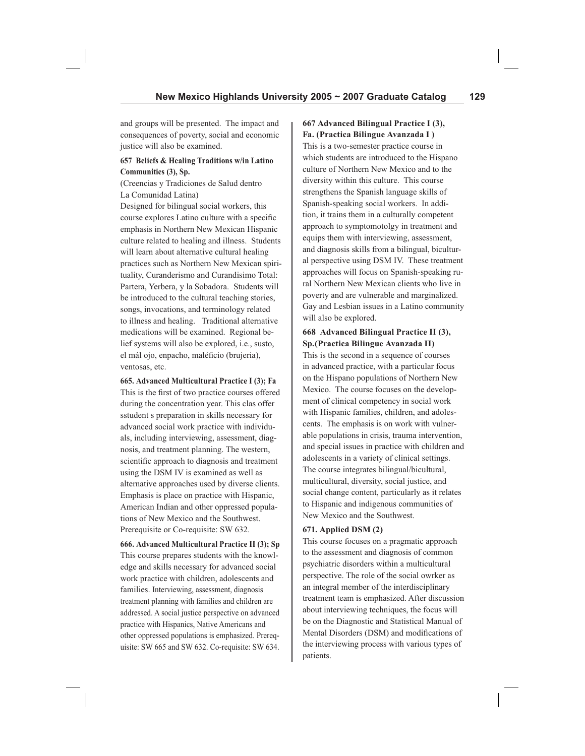and groups will be presented. The impact and consequences of poverty, social and economic justice will also be examined.

**657 Beliefs & Healing Traditions w/in Latino Communities (3), Sp.**

(Creencias y Tradiciones de Salud dentro La Comunidad Latina)

Designed for bilingual social workers, this course explores Latino culture with a specific emphasis in Northern New Mexican Hispanic culture related to healing and illness. Students will learn about alternative cultural healing practices such as Northern New Mexican spirituality, Curanderismo and Curandisimo Total: Partera, Yerbera, y la Sobadora. Students will be introduced to the cultural teaching stories, songs, invocations, and terminology related to illness and healing. Traditional alternative medications will be examined. Regional belief systems will also be explored, i.e., susto, el mál ojo, enpacho, maléficio (brujeria), ventosas, etc.

**665. Advanced Multicultural Practice I (3); Fa**

This is the first of two practice courses offered during the concentration year. This clas offer sstudent s preparation in skills necessary for advanced social work practice with individuals, including interviewing, assessment, diagnosis, and treatment planning. The western, scientific approach to diagnosis and treatment using the DSM IV is examined as well as alternative approaches used by diverse clients. Emphasis is place on practice with Hispanic, American Indian and other oppressed populations of New Mexico and the Southwest. Prerequisite or Co-requisite: SW 632.

**666. Advanced Multicultural Practice II (3); Sp**

This course prepares students with the knowledge and skills necessary for advanced social work practice with children, adolescents and families. Interviewing, assessment, diagnosis treatment planning with families and children are addressed. A social justice perspective on advanced practice with Hispanics, Native Americans and other oppressed populations is emphasized. Prerequisite: SW 665 and SW 632. Co-requisite: SW 634.

**667 Advanced Bilingual Practice I (3), Fa. (Practica Bilingue Avanzada I )**

This is a two-semester practice course in which students are introduced to the Hispano culture of Northern New Mexico and to the diversity within this culture. This course strengthens the Spanish language skills of Spanish-speaking social workers. In addition, it trains them in a culturally competent approach to symptomotolgy in treatment and equips them with interviewing, assessment, and diagnosis skills from a bilingual, bicultural perspective using DSM IV. These treatment approaches will focus on Spanish-speaking rural Northern New Mexican clients who live in poverty and are vulnerable and marginalized. Gay and Lesbian issues in a Latino community will also be explored.

**668 Advanced Bilingual Practice II (3), Sp.(Practica Bilingue Avanzada II)**

This is the second in a sequence of courses in advanced practice, with a particular focus on the Hispano populations of Northern New Mexico. The course focuses on the development of clinical competency in social work with Hispanic families, children, and adolescents. The emphasis is on work with vulnerable populations in crisis, trauma intervention, and special issues in practice with children and adolescents in a variety of clinical settings. The course integrates bilingual/bicultural, multicultural, diversity, social justice, and social change content, particularly as it relates to Hispanic and indigenous communities of New Mexico and the Southwest.

**671. Applied DSM (2)**

This course focuses on a pragmatic approach to the assessment and diagnosis of common psychiatric disorders within a multicultural perspective. The role of the social owrker as an integral member of the interdisciplinary treatment team is emphasized. After discussion about interviewing techniques, the focus will be on the Diagnostic and Statistical Manual of Mental Disorders (DSM) and modifications of the interviewing process with various types of patients.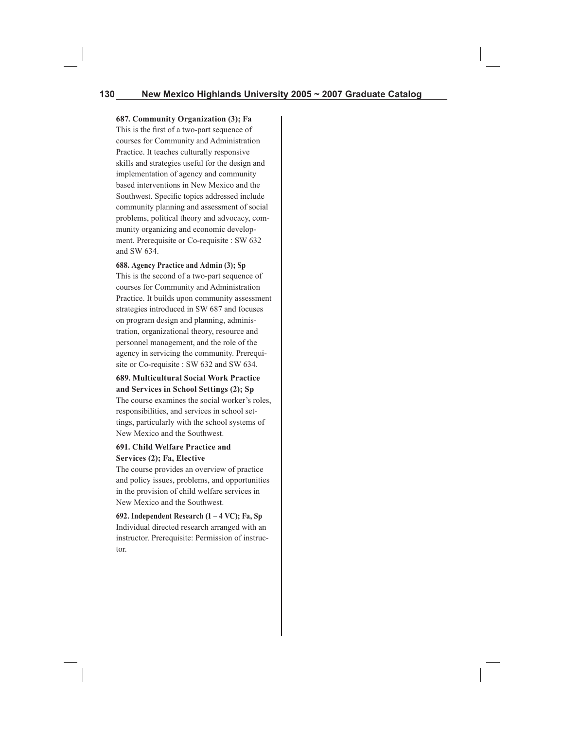**687. Community Organization (3); Fa**
This is the first of a two-part sequence of courses for Community and Administration Practice. It teaches culturally responsive skills and strategies useful for the design and implementation of agency and community based interventions in New Mexico and the Southwest. Specific topics addressed include community planning and assessment of social problems, political theory and advocacy, community organizing and economic development. Prerequisite or Co-requisite : SW 632 and SW 634.

**688. Agency Practice and Admin (3); Sp**
This is the second of a two-part sequence of courses for Community and Administration Practice. It builds upon community assessment strategies introduced in SW 687 and focuses on program design and planning, administration, organizational theory, resource and personnel management, and the role of the agency in servicing the community. Prerequisite or Co-requisite : SW 632 and SW 634.

**689. Multicultural Social Work Practice and Services in School Settings (2); Sp**
The course examines the social worker's roles, responsibilities, and services in school settings, particularly with the school systems of New Mexico and the Southwest.

**691. Child Welfare Practice and Services (2); Fa, Elective**
The course provides an overview of practice and policy issues, problems, and opportunities in the provision of child welfare services in New Mexico and the Southwest.

**692. Independent Research (1 – 4 VC); Fa, Sp**
Individual directed research arranged with an instructor. Prerequisite: Permission of instructor.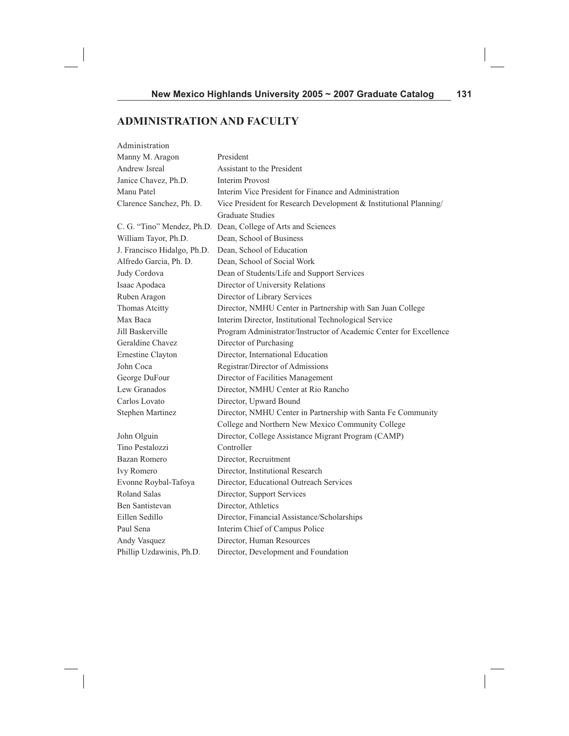## ADMINISTRATION AND FACULTY

| Administration | |
|---|---|
| Manny M. Aragon | President |
| Andrew Isreal | Assistant to the President |
| Janice Chavez, Ph.D. | Interim Provost |
| Manu Patel | Interim Vice President for Finance and Administration |
| Clarence Sanchez, Ph. D. | Vice President for Research Development & Institutional Planning/ Graduate Studies |
| C. G. "Tino" Mendez, Ph.D. | Dean, College of Arts and Sciences |
| William Tayor, Ph.D. | Dean, School of Business |
| J. Francisco Hidalgo, Ph.D. | Dean, School of Education |
| Alfredo Garcia, Ph. D. | Dean, School of Social Work |
| Judy Cordova | Dean of Students/Life and Support Services |
| Isaac Apodaca | Director of University Relations |
| Ruben Aragon | Director of Library Services |
| Thomas Atcitty | Director, NMHU Center in Partnership with San Juan College |
| Max Baca | Interim Director, Institutional Technological Service |
| Jill Baskerville | Program Administrator/Instructor of Academic Center for Excellence |
| Geraldine Chavez | Director of Purchasing |
| Ernestine Clayton | Director, International Education |
| John Coca | Registrar/Director of Admissions |
| George DuFour | Director of Facilities Management |
| Lew Granados | Director, NMHU Center at Rio Rancho |
| Carlos Lovato | Director, Upward Bound |
| Stephen Martinez | Director, NMHU Center in Partnership with Santa Fe Community College and Northern New Mexico Community College |
| John Olguin | Director, College Assistance Migrant Program (CAMP) |
| Tino Pestalozzi | Controller |
| Bazan Romero | Director, Recruitment |
| Ivy Romero | Director, Institutional Research |
| Evonne Roybal-Tafoya | Director, Educational Outreach Services |
| Roland Salas | Director, Support Services |
| Ben Santistevan | Director, Athletics |
| Eillen Sedillo | Director, Financial Assistance/Scholarships |
| Paul Sena | Interim Chief of Campus Police |
| Andy Vasquez | Director, Human Resources |
| Phillip Uzdawinis, Ph.D. | Director, Development and Foundation |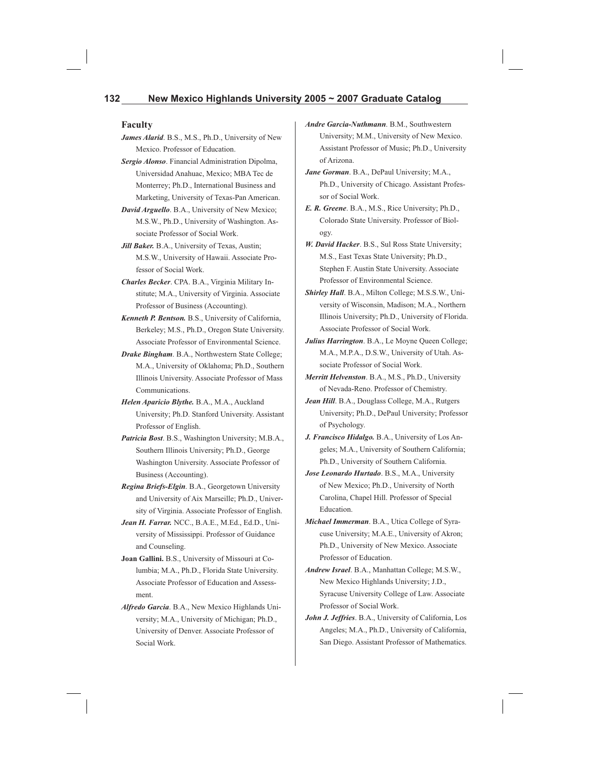## Faculty

***James Alarid***. B.S., M.S., Ph.D., University of New Mexico. Professor of Education.

***Sergio Alonso***. Financial Administration Dipolma, Universidad Anahuac, Mexico; MBA Tec de Monterrey; Ph.D., International Business and Marketing, University of Texas-Pan American.

***David Arguello***. B.A., University of New Mexico; M.S.W., Ph.D., University of Washington. Associate Professor of Social Work.

***Jill Baker.*** B.A., University of Texas, Austin; M.S.W., University of Hawaii. Associate Professor of Social Work.

***Charles Becker***. CPA. B.A., Virginia Military Institute; M.A., University of Virginia. Associate Professor of Business (Accounting).

***Kenneth P. Bentson.*** B.S., University of California, Berkeley; M.S., Ph.D., Oregon State University. Associate Professor of Environmental Science.

***Drake Bingham***. B.A., Northwestern State College; M.A., University of Oklahoma; Ph.D., Southern Illinois University. Associate Professor of Mass Communications.

***Helen Aparicio Blythe.*** B.A., M.A., Auckland University; Ph.D. Stanford University. Assistant Professor of English.

***Patricia Bost***. B.S., Washington University; M.B.A., Southern Illinois University; Ph.D., George Washington University. Associate Professor of Business (Accounting).

***Regina Briefs-Elgin***. B.A., Georgetown University and University of Aix Marseille; Ph.D., University of Virginia. Associate Professor of English.

***Jean H. Farrar.*** NCC., B.A.E., M.Ed., Ed.D., University of Mississippi. Professor of Guidance and Counseling.

**Joan Gallini.** B.S., University of Missouri at Columbia; M.A., Ph.D., Florida State University. Associate Professor of Education and Assessment.

***Alfredo Garcia***. B.A., New Mexico Highlands University; M.A., University of Michigan; Ph.D., University of Denver. Associate Professor of Social Work.

***Andre Garcia-Nuthmann***. B.M., Southwestern University; M.M., University of New Mexico. Assistant Professor of Music; Ph.D., University of Arizona.

***Jane Gorman***. B.A., DePaul University; M.A., Ph.D., University of Chicago. Assistant Professor of Social Work.

***E. R. Greene***. B.A., M.S., Rice University; Ph.D., Colorado State University. Professor of Biology.

***W. David Hacker***. B.S., Sul Ross State University; M.S., East Texas State University; Ph.D., Stephen F. Austin State University. Associate Professor of Environmental Science.

***Shirley Hall***. B.A., Milton College; M.S.S.W., University of Wisconsin, Madison; M.A., Northern Illinois University; Ph.D., University of Florida. Associate Professor of Social Work.

***Julius Harrington***. B.A., Le Moyne Queen College; M.A., M.P.A., D.S.W., University of Utah. Associate Professor of Social Work.

***Merritt Helvenston***. B.A., M.S., Ph.D., University of Nevada-Reno. Professor of Chemistry.

***Jean Hill***. B.A., Douglass College, M.A., Rutgers University; Ph.D., DePaul University; Professor of Psychology.

***J. Francisco Hidalgo.*** B.A., University of Los Angeles; M.A., University of Southern California; Ph.D., University of Southern California.

***Jose Leonardo Hurtado***. B.S., M.A., University of New Mexico; Ph.D., University of North Carolina, Chapel Hill. Professor of Special Education.

***Michael Immerman***. B.A., Utica College of Syracuse University; M.A.E., University of Akron; Ph.D., University of New Mexico. Associate Professor of Education.

***Andrew Israel***. B.A., Manhattan College; M.S.W., New Mexico Highlands University; J.D., Syracuse University College of Law. Associate Professor of Social Work.

***John J. Jeffries***. B.A., University of California, Los Angeles; M.A., Ph.D., University of California, San Diego. Assistant Professor of Mathematics.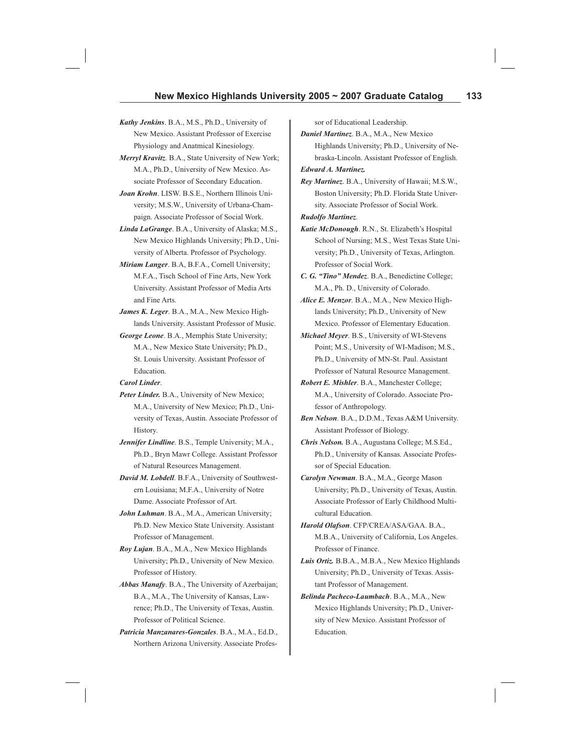***Kathy Jenkins***. B.A., M.S., Ph.D., University of New Mexico. Assistant Professor of Exercise Physiology and Anatmical Kinesiology.

***Merryl Kravitz***. B.A., State University of New York; M.A., Ph.D., University of New Mexico. Associate Professor of Secondary Education.

***Joan Krohn***. LISW. B.S.E., Northern Illinois University; M.S.W., University of Urbana-Champaign. Associate Professor of Social Work.

***Linda LaGrange***. B.A., University of Alaska; M.S., New Mexico Highlands University; Ph.D., University of Alberta. Professor of Psychology.

***Miriam Langer***. B.A, B.F.A., Cornell University; M.F.A., Tisch School of Fine Arts, New York University. Assistant Professor of Media Arts and Fine Arts.

***James K. Leger***. B.A., M.A., New Mexico Highlands University. Assistant Professor of Music.

***George Leone***. B.A., Memphis State University; M.A., New Mexico State University; Ph.D., St. Louis University. Assistant Professor of Education.

***Carol Linder***.

***Peter Linder.*** B.A., University of New Mexico; M.A., University of New Mexico; Ph.D., University of Texas, Austin. Associate Professor of History.

***Jennifer Lindline***. B.S., Temple University; M.A., Ph.D., Bryn Mawr College. Assistant Professor of Natural Resources Management.

***David M. Lobdell***. B.F.A., University of Southwestern Louisiana; M.F.A., University of Notre Dame. Associate Professor of Art.

***John Luhman***. B.A., M.A., American University; Ph.D. New Mexico State University. Assistant Professor of Management.

***Roy Lujan***. B.A., M.A., New Mexico Highlands University; Ph.D., University of New Mexico. Professor of History.

***Abbas Manafy***. B.A., The University of Azerbaijan; B.A., M.A., The University of Kansas, Lawrence; Ph.D., The University of Texas, Austin. Professor of Political Science.

***Patricia Manzanares-Gonzales***. B.A., M.A., Ed.D., Northern Arizona University. Associate Professor of Educational Leadership.

***Daniel Martinez***. B.A., M.A., New Mexico Highlands University; Ph.D., University of Nebraska-Lincoln. Assistant Professor of English.

***Edward A. Martinez.***

***Rey Martinez***. B.A., University of Hawaii; M.S.W., Boston University; Ph.D. Florida State University. Associate Professor of Social Work.

***Rudolfo Martinez***.

***Katie McDonough***. R.N., St. Elizabeth's Hospital School of Nursing; M.S., West Texas State University; Ph.D., University of Texas, Arlington. Professor of Social Work.

***C. G. "Tino" Mendez***. B.A., Benedictine College; M.A., Ph. D., University of Colorado.

***Alice E. Menzor***. B.A., M.A., New Mexico Highlands University; Ph.D., University of New Mexico. Professor of Elementary Education.

***Michael Meyer***. B.S., University of WI-Stevens Point; M.S., University of WI-Madison; M.S., Ph.D., University of MN-St. Paul. Assistant Professor of Natural Resource Management.

***Robert E. Mishler***. B.A., Manchester College; M.A., University of Colorado. Associate Professor of Anthropology.

***Ben Nelson***. B.A., D.D.M., Texas A&M University. Assistant Professor of Biology.

***Chris Nelson.*** B.A., Augustana College; M.S.Ed., Ph.D., University of Kansas. Associate Professor of Special Education.

***Carolyn Newman***. B.A., M.A., George Mason University; Ph.D., University of Texas, Austin. Associate Professor of Early Childhood Multicultural Education.

***Harold Olafson***. CFP/CREA/ASA/GAA. B.A., M.B.A., University of California, Los Angeles. Professor of Finance.

***Luis Ortiz.*** B.B.A., M.B.A., New Mexico Highlands University; Ph.D., University of Texas. Assistant Professor of Management.

***Belinda Pacheco-Laumbach***. B.A., M.A., New Mexico Highlands University; Ph.D., University of New Mexico. Assistant Professor of Education.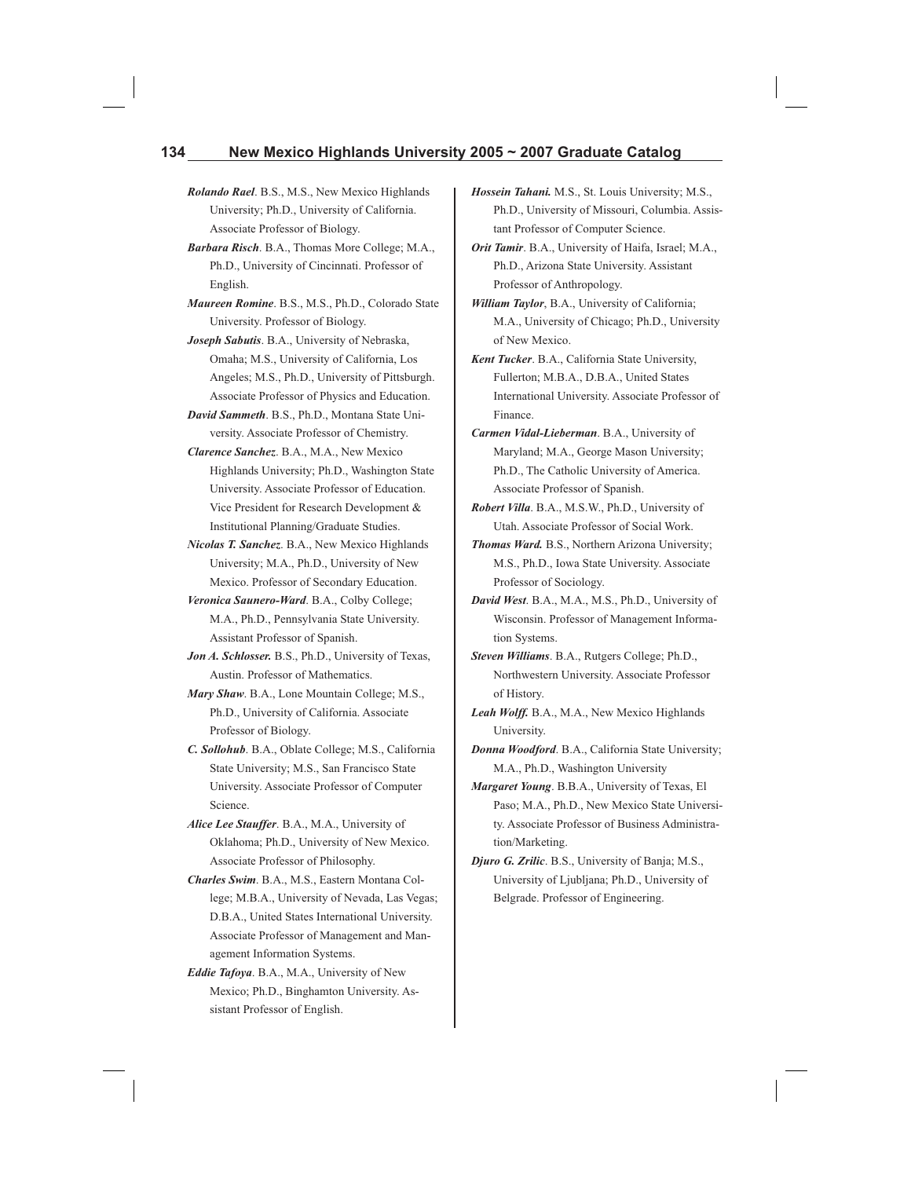***Rolando Rael***. B.S., M.S., New Mexico Highlands University; Ph.D., University of California. Associate Professor of Biology.

***Barbara Risch***. B.A., Thomas More College; M.A., Ph.D., University of Cincinnati. Professor of English.

***Maureen Romine***. B.S., M.S., Ph.D., Colorado State University. Professor of Biology.

***Joseph Sabutis***. B.A., University of Nebraska, Omaha; M.S., University of California, Los Angeles; M.S., Ph.D., University of Pittsburgh. Associate Professor of Physics and Education.

***David Sammeth***. B.S., Ph.D., Montana State University. Associate Professor of Chemistry.

***Clarence Sanchez***. B.A., M.A., New Mexico Highlands University; Ph.D., Washington State University. Associate Professor of Education. Vice President for Research Development & Institutional Planning/Graduate Studies.

***Nicolas T. Sanchez***. B.A., New Mexico Highlands University; M.A., Ph.D., University of New Mexico. Professor of Secondary Education.

***Veronica Saunero-Ward***. B.A., Colby College; M.A., Ph.D., Pennsylvania State University. Assistant Professor of Spanish.

***Jon A. Schlosser.*** B.S., Ph.D., University of Texas, Austin. Professor of Mathematics.

***Mary Shaw***. B.A., Lone Mountain College; M.S., Ph.D., University of California. Associate Professor of Biology.

***C. Sollohub***. B.A., Oblate College; M.S., California State University; M.S., San Francisco State University. Associate Professor of Computer Science.

***Alice Lee Stauffer***. B.A., M.A., University of Oklahoma; Ph.D., University of New Mexico. Associate Professor of Philosophy.

***Charles Swim***. B.A., M.S., Eastern Montana College; M.B.A., University of Nevada, Las Vegas; D.B.A., United States International University. Associate Professor of Management and Management Information Systems.

***Eddie Tafoya***. B.A., M.A., University of New Mexico; Ph.D., Binghamton University. Assistant Professor of English.

***Hossein Tahani.*** M.S., St. Louis University; M.S., Ph.D., University of Missouri, Columbia. Assistant Professor of Computer Science.

***Orit Tamir***. B.A., University of Haifa, Israel; M.A., Ph.D., Arizona State University. Assistant Professor of Anthropology.

***William Taylor***, B.A., University of California; M.A., University of Chicago; Ph.D., University of New Mexico.

***Kent Tucker***. B.A., California State University, Fullerton; M.B.A., D.B.A., United States International University. Associate Professor of Finance.

***Carmen Vidal-Lieberman***. B.A., University of Maryland; M.A., George Mason University; Ph.D., The Catholic University of America. Associate Professor of Spanish.

***Robert Villa***. B.A., M.S.W., Ph.D., University of Utah. Associate Professor of Social Work.

***Thomas Ward.*** B.S., Northern Arizona University; M.S., Ph.D., Iowa State University. Associate Professor of Sociology.

***David West***. B.A., M.A., M.S., Ph.D., University of Wisconsin. Professor of Management Information Systems.

***Steven Williams***. B.A., Rutgers College; Ph.D., Northwestern University. Associate Professor of History.

***Leah Wolff.*** B.A., M.A., New Mexico Highlands University.

***Donna Woodford***. B.A., California State University; M.A., Ph.D., Washington University

***Margaret Young***. B.B.A., University of Texas, El Paso; M.A., Ph.D., New Mexico State University. Associate Professor of Business Administration/Marketing.

***Djuro G. Zrilic***. B.S., University of Banja; M.S., University of Ljubljana; Ph.D., University of Belgrade. Professor of Engineering.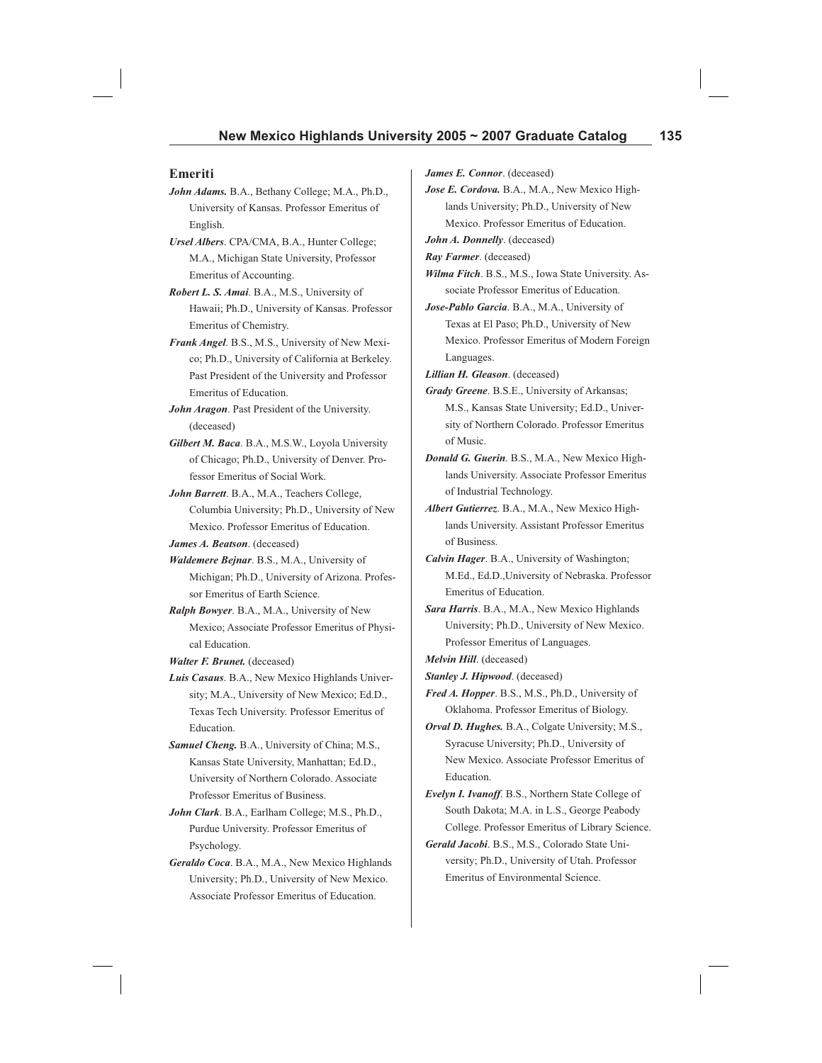## Emeriti

***John Adams.*** B.A., Bethany College; M.A., Ph.D., University of Kansas. Professor Emeritus of English.

***Ursel Albers***. CPA/CMA, B.A., Hunter College; M.A., Michigan State University, Professor Emeritus of Accounting.

***Robert L. S. Amai***. B.A., M.S., University of Hawaii; Ph.D., University of Kansas. Professor Emeritus of Chemistry.

***Frank Angel***. B.S., M.S., University of New Mexico; Ph.D., University of California at Berkeley. Past President of the University and Professor Emeritus of Education.

***John Aragon***. Past President of the University. (deceased)

***Gilbert M. Baca***. B.A., M.S.W., Loyola University of Chicago; Ph.D., University of Denver. Professor Emeritus of Social Work.

***John Barrett***. B.A., M.A., Teachers College, Columbia University; Ph.D., University of New Mexico. Professor Emeritus of Education.

***James A. Beatson***. (deceased)

***Waldemere Bejnar***. B.S., M.A., University of Michigan; Ph.D., University of Arizona. Professor Emeritus of Earth Science.

***Ralph Bowyer***. B.A., M.A., University of New Mexico; Associate Professor Emeritus of Physical Education.

***Walter F. Brunet.*** (deceased)

***Luis Casaus***. B.A., New Mexico Highlands University; M.A., University of New Mexico; Ed.D., Texas Tech University. Professor Emeritus of Education.

***Samuel Cheng.*** B.A., University of China; M.S., Kansas State University, Manhattan; Ed.D., University of Northern Colorado. Associate Professor Emeritus of Business.

***John Clark***. B.A., Earlham College; M.S., Ph.D., Purdue University. Professor Emeritus of Psychology.

***Geraldo Coca***. B.A., M.A., New Mexico Highlands University; Ph.D., University of New Mexico. Associate Professor Emeritus of Education.

***James E. Connor***. (deceased)

***Jose E. Cordova.*** B.A., M.A., New Mexico Highlands University; Ph.D., University of New Mexico. Professor Emeritus of Education.

***John A. Donnelly***. (deceased)

***Ray Farmer***. (deceased)

***Wilma Fitch***. B.S., M.S., Iowa State University. Associate Professor Emeritus of Education.

***Jose-Pablo Garcia***. B.A., M.A., University of Texas at El Paso; Ph.D., University of New Mexico. Professor Emeritus of Modern Foreign Languages.

***Lillian H. Gleason***. (deceased)

***Grady Greene***. B.S.E., University of Arkansas; M.S., Kansas State University; Ed.D., University of Northern Colorado. Professor Emeritus of Music.

***Donald G. Guerin***. B.S., M.A., New Mexico Highlands University. Associate Professor Emeritus of Industrial Technology.

***Albert Gutierrez***. B.A., M.A., New Mexico Highlands University. Assistant Professor Emeritus of Business.

***Calvin Hager***. B.A., University of Washington; M.Ed., Ed.D.,University of Nebraska. Professor Emeritus of Education.

***Sara Harris***. B.A., M.A., New Mexico Highlands University; Ph.D., University of New Mexico. Professor Emeritus of Languages.

***Melvin Hill***. (deceased)

***Stanley J. Hipwood***. (deceased)

***Fred A. Hopper***. B.S., M.S., Ph.D., University of Oklahoma. Professor Emeritus of Biology.

***Orval D. Hughes.*** B.A., Colgate University; M.S., Syracuse University; Ph.D., University of New Mexico. Associate Professor Emeritus of Education.

***Evelyn I. Ivanoff***. B.S., Northern State College of South Dakota; M.A. in L.S., George Peabody College. Professor Emeritus of Library Science.

***Gerald Jacobi***. B.S., M.S., Colorado State University; Ph.D., University of Utah. Professor Emeritus of Environmental Science.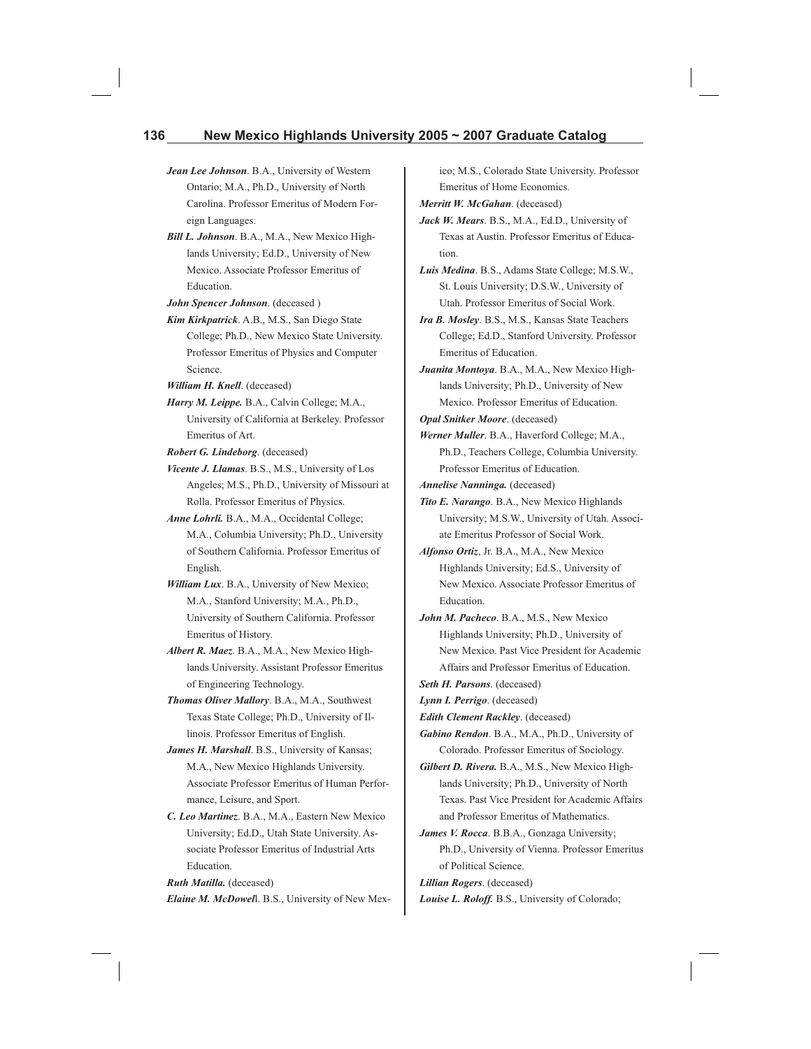***Jean Lee Johnson***. B.A., University of Western Ontario; M.A., Ph.D., University of North Carolina. Professor Emeritus of Modern Foreign Languages.

***Bill L. Johnson***. B.A., M.A., New Mexico Highlands University; Ed.D., University of New Mexico. Associate Professor Emeritus of Education.

***John Spencer Johnson***. (deceased )

***Kim Kirkpatrick***. A.B., M.S., San Diego State College; Ph.D., New Mexico State University. Professor Emeritus of Physics and Computer Science.

***William H. Knell***. (deceased)

***Harry M. Leippe.*** B.A., Calvin College; M.A., University of California at Berkeley. Professor Emeritus of Art.

***Robert G. Lindeborg***. (deceased)

***Vicente J. Llamas***. B.S., M.S., University of Los Angeles; M.S., Ph.D., University of Missouri at Rolla. Professor Emeritus of Physics.

***Anne Lohrli.*** B.A., M.A., Occidental College; M.A., Columbia University; Ph.D., University of Southern California. Professor Emeritus of English.

***William Lux***. B.A., University of New Mexico; M.A., Stanford University; M.A., Ph.D., University of Southern California. Professor Emeritus of History.

***Albert R. Maez***. B.A., M.A., New Mexico Highlands University. Assistant Professor Emeritus of Engineering Technology.

***Thomas Oliver Mallory***. B.A., M.A., Southwest Texas State College; Ph.D., University of Illinois. Professor Emeritus of English.

***James H. Marshall***. B.S., University of Kansas; M.A., New Mexico Highlands University. Associate Professor Emeritus of Human Performance, Leisure, and Sport.

***C. Leo Martinez***. B.A., M.A., Eastern New Mexico University; Ed.D., Utah State University. Associate Professor Emeritus of Industrial Arts Education.

***Ruth Matilla.*** (deceased)

***Elaine M. McDowell***. B.S., University of New Mexico; M.S., Colorado State University. Professor Emeritus of Home Economics.

***Merritt W. McGahan***. (deceased)

***Jack W. Mears***. B.S., M.A., Ed.D., University of Texas at Austin. Professor Emeritus of Education.

***Luis Medina***. B.S., Adams State College; M.S.W., St. Louis University; D.S.W., University of Utah. Professor Emeritus of Social Work.

***Ira B. Mosley***. B.S., M.S., Kansas State Teachers College; Ed.D., Stanford University. Professor Emeritus of Education.

***Juanita Montoya***. B.A., M.A., New Mexico Highlands University; Ph.D., University of New Mexico. Professor Emeritus of Education.

***Opal Snitker Moore***. (deceased)

***Werner Muller***. B.A., Haverford College; M.A., Ph.D., Teachers College, Columbia University. Professor Emeritus of Education.

***Annelise Nanninga.*** (deceased)

***Tito E. Narango***. B.A., New Mexico Highlands University; M.S.W., University of Utah. Associate Emeritus Professor of Social Work.

***Alfonso Ortiz***, Jr. B.A., M.A., New Mexico Highlands University; Ed.S., University of New Mexico. Associate Professor Emeritus of Education.

***John M. Pacheco***. B.A., M.S., New Mexico Highlands University; Ph.D., University of New Mexico. Past Vice President for Academic Affairs and Professor Emeritus of Education.

***Seth H. Parsons***. (deceased)

***Lynn I. Perrigo***. (deceased)

***Edith Clement Rackley***. (deceased)

***Gabino Rendon***. B.A., M.A., Ph.D., University of Colorado. Professor Emeritus of Sociology.

***Gilbert D. Rivera.*** B.A., M.S., New Mexico Highlands University; Ph.D., University of North Texas. Past Vice President for Academic Affairs and Professor Emeritus of Mathematics.

***James V. Rocca***. B.B.A., Gonzaga University; Ph.D., University of Vienna. Professor Emeritus of Political Science.

***Lillian Rogers***. (deceased)

***Louise L. Roloff.*** B.S., University of Colorado;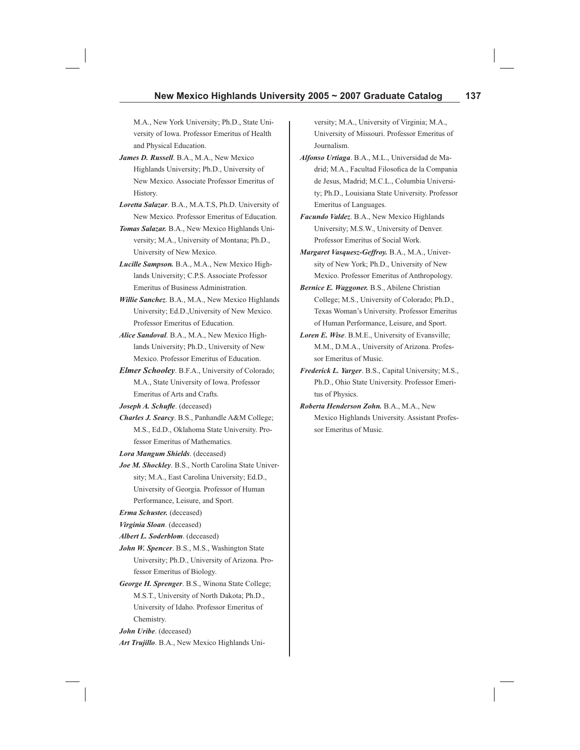M.A., New York University; Ph.D., State University of Iowa. Professor Emeritus of Health and Physical Education.

***James D. Russell***. B.A., M.A., New Mexico Highlands University; Ph.D., University of New Mexico. Associate Professor Emeritus of History.

***Loretta Salazar***. B.A., M.A.T.S, Ph.D. University of New Mexico. Professor Emeritus of Education.

***Tomas Salazar.*** B.A., New Mexico Highlands University; M.A., University of Montana; Ph.D., University of New Mexico.

***Lucille Sampson.*** B.A., M.A., New Mexico Highlands University; C.P.S. Associate Professor Emeritus of Business Administration.

***Willie Sanchez***. B.A., M.A., New Mexico Highlands University; Ed.D.,University of New Mexico. Professor Emeritus of Education.

***Alice Sandoval***. B.A., M.A., New Mexico Highlands University; Ph.D., University of New Mexico. Professor Emeritus of Education.

***Elmer Schooley***. B.F.A., University of Colorado; M.A., State University of Iowa. Professor Emeritus of Arts and Crafts.

***Joseph A. Schufle***. (deceased)

***Charles J. Searcy***. B.S., Panhandle A&M College; M.S., Ed.D., Oklahoma State University. Professor Emeritus of Mathematics.

***Lora Mangum Shields***. (deceased)

***Joe M. Shockley***. B.S., North Carolina State University; M.A., East Carolina University; Ed.D., University of Georgia. Professor of Human Performance, Leisure, and Sport.

***Erma Schuster.*** (deceased)

***Virginia Sloan***. (deceased)

***Albert L. Soderblom***. (deceased)

***John W. Spencer***. B.S., M.S., Washington State University; Ph.D., University of Arizona. Professor Emeritus of Biology.

***George H. Sprenger***. B.S., Winona State College; M.S.T., University of North Dakota; Ph.D., University of Idaho. Professor Emeritus of Chemistry.

***John Uribe***. (deceased)

***Art Trujillo***. B.A., New Mexico Highlands University; M.A., University of Virginia; M.A., University of Missouri. Professor Emeritus of Journalism.

***Alfonso Urtiaga***. B.A., M.L., Universidad de Madrid; M.A., Facultad Filosofica de la Compania de Jesus, Madrid; M.C.L., Columbia University; Ph.D., Louisiana State University. Professor Emeritus of Languages.

***Facundo Valdez***. B.A., New Mexico Highlands University; M.S.W., University of Denver. Professor Emeritus of Social Work.

***Margaret Vasquesz-Geffroy.*** B.A., M.A., University of New York; Ph.D., University of New Mexico. Professor Emeritus of Anthropology.

***Bernice E. Waggoner.*** B.S., Abilene Christian College; M.S., University of Colorado; Ph.D., Texas Woman's University. Professor Emeritus of Human Performance, Leisure, and Sport.

***Loren E. Wise***. B.M.E., University of Evansville; M.M., D.M.A., University of Arizona. Professor Emeritus of Music.

***Frederick L. Yarger***. B.S., Capital University; M.S., Ph.D., Ohio State University. Professor Emeritus of Physics.

***Roberta Henderson Zohn.*** B.A., M.A., New Mexico Highlands University. Assistant Professor Emeritus of Music.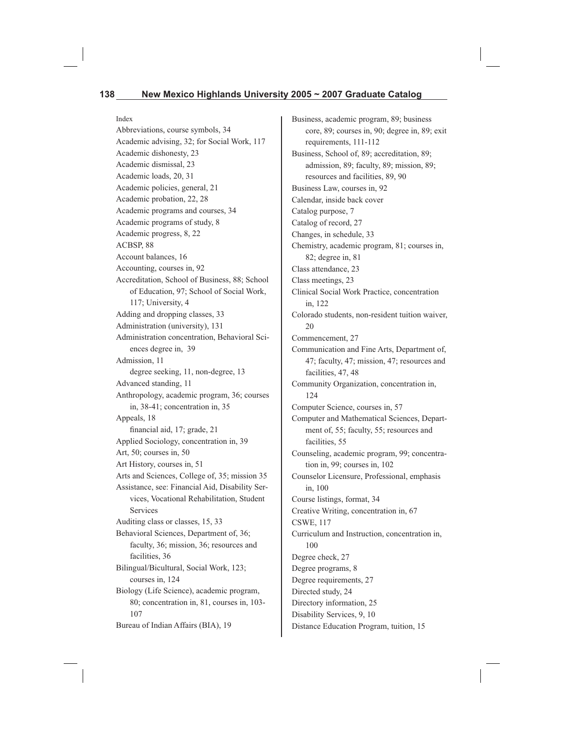# Index

Abbreviations, course symbols, 34
Academic advising, 32; for Social Work, 117
Academic dishonesty, 23
Academic dismissal, 23
Academic loads, 20, 31
Academic policies, general, 21
Academic probation, 22, 28
Academic programs and courses, 34
Academic programs of study, 8
Academic progress, 8, 22
ACBSP, 88
Account balances, 16
Accounting, courses in, 92
Accreditation, School of Business, 88; School of Education, 97; School of Social Work, 117; University, 4
Adding and dropping classes, 33
Administration (university), 131
Administration concentration, Behavioral Sciences degree in, 39
Admission, 11
    degree seeking, 11, non-degree, 13
Advanced standing, 11
Anthropology, academic program, 36; courses in, 38-41; concentration in, 35
Appeals, 18
    financial aid, 17; grade, 21
Applied Sociology, concentration in, 39
Art, 50; courses in, 50
Art History, courses in, 51
Arts and Sciences, College of, 35; mission 35
Assistance, see: Financial Aid, Disability Services, Vocational Rehabilitation, Student Services
Auditing class or classes, 15, 33
Behavioral Sciences, Department of, 36; faculty, 36; mission, 36; resources and facilities, 36
Bilingual/Bicultural, Social Work, 123; courses in, 124
Biology (Life Science), academic program, 80; concentration in, 81, courses in, 103-107
Bureau of Indian Affairs (BIA), 19
Business, academic program, 89; business core, 89; courses in, 90; degree in, 89; exit requirements, 111-112
Business, School of, 89; accreditation, 89; admission, 89; faculty, 89; mission, 89; resources and facilities, 89, 90
Business Law, courses in, 92
Calendar, inside back cover
Catalog purpose, 7
Catalog of record, 27
Changes, in schedule, 33
Chemistry, academic program, 81; courses in, 82; degree in, 81
Class attendance, 23
Class meetings, 23
Clinical Social Work Practice, concentration in, 122
Colorado students, non-resident tuition waiver, 20
Commencement, 27
Communication and Fine Arts, Department of, 47; faculty, 47; mission, 47; resources and facilities, 47, 48
Community Organization, concentration in, 124
Computer Science, courses in, 57
Computer and Mathematical Sciences, Department of, 55; faculty, 55; resources and facilities, 55
Counseling, academic program, 99; concentration in, 99; courses in, 102
Counselor Licensure, Professional, emphasis in, 100
Course listings, format, 34
Creative Writing, concentration in, 67
CSWE, 117
Curriculum and Instruction, concentration in, 100
Degree check, 27
Degree programs, 8
Degree requirements, 27
Directed study, 24
Directory information, 25
Disability Services, 9, 10
Distance Education Program, tuition, 15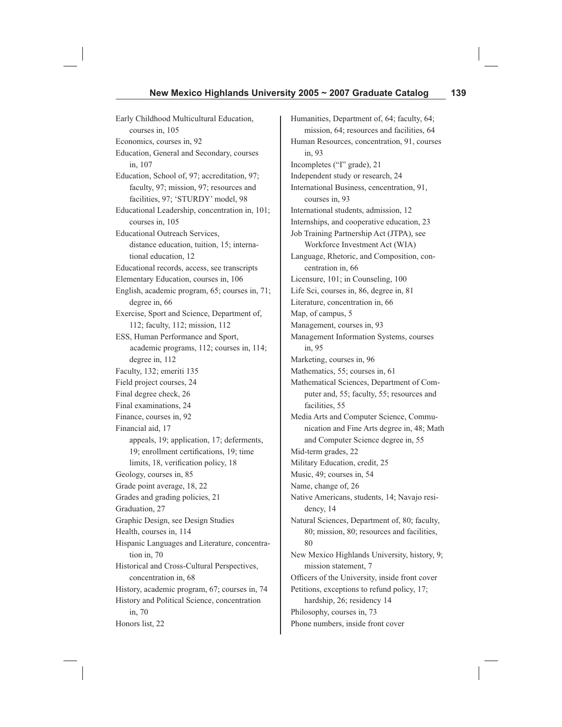Early Childhood Multicultural Education, courses in, 105
Economics, courses in, 92
Education, General and Secondary, courses in, 107
Education, School of, 97; accreditation, 97; faculty, 97; mission, 97; resources and facilities, 97; 'STURDY' model, 98
Educational Leadership, concentration in, 101; courses in, 105
Educational Outreach Services,
 distance education, tuition, 15; international education, 12
Educational records, access, see transcripts
Elementary Education, courses in, 106
English, academic program, 65; courses in, 71; degree in, 66
Exercise, Sport and Science, Department of, 112; faculty, 112; mission, 112
ESS, Human Performance and Sport,
 academic programs, 112; courses in, 114; degree in, 112
Faculty, 132; emeriti 135
Field project courses, 24
Final degree check, 26
Final examinations, 24
Finance, courses in, 92
Financial aid, 17
 appeals, 19; application, 17; deferments, 19; enrollment certifications, 19; time limits, 18, verification policy, 18
Geology, courses in, 85
Grade point average, 18, 22
Grades and grading policies, 21
Graduation, 27
Graphic Design, see Design Studies
Health, courses in, 114
Hispanic Languages and Literature, concentration in, 70
Historical and Cross-Cultural Perspectives, concentration in, 68
History, academic program, 67; courses in, 74
History and Political Science, concentration in, 70
Honors list, 22
Humanities, Department of, 64; faculty, 64; mission, 64; resources and facilities, 64
Human Resources, concentration, 91, courses in, 93
Incompletes ("I" grade), 21
Independent study or research, 24
International Business, concentration, 91, courses in, 93
International students, admission, 12
Internships, and cooperative education, 23
Job Training Partnership Act (JTPA), see Workforce Investment Act (WIA)
Language, Rhetoric, and Composition, concentration in, 66
Licensure, 101; in Counseling, 100
Life Sci, courses in, 86, degree in, 81
Literature, concentration in, 66
Map, of campus, 5
Management, courses in, 93
Management Information Systems, courses in, 95
Marketing, courses in, 96
Mathematics, 55; courses in, 61
Mathematical Sciences, Department of Computer and, 55; faculty, 55; resources and facilities, 55
Media Arts and Computer Science, Communication and Fine Arts degree in, 48; Math and Computer Science degree in, 55
Mid-term grades, 22
Military Education, credit, 25
Music, 49; courses in, 54
Name, change of, 26
Native Americans, students, 14; Navajo residency, 14
Natural Sciences, Department of, 80; faculty, 80; mission, 80; resources and facilities, 80
New Mexico Highlands University, history, 9; mission statement, 7
Officers of the University, inside front cover
Petitions, exceptions to refund policy, 17; hardship, 26; residency 14
Philosophy, courses in, 73
Phone numbers, inside front cover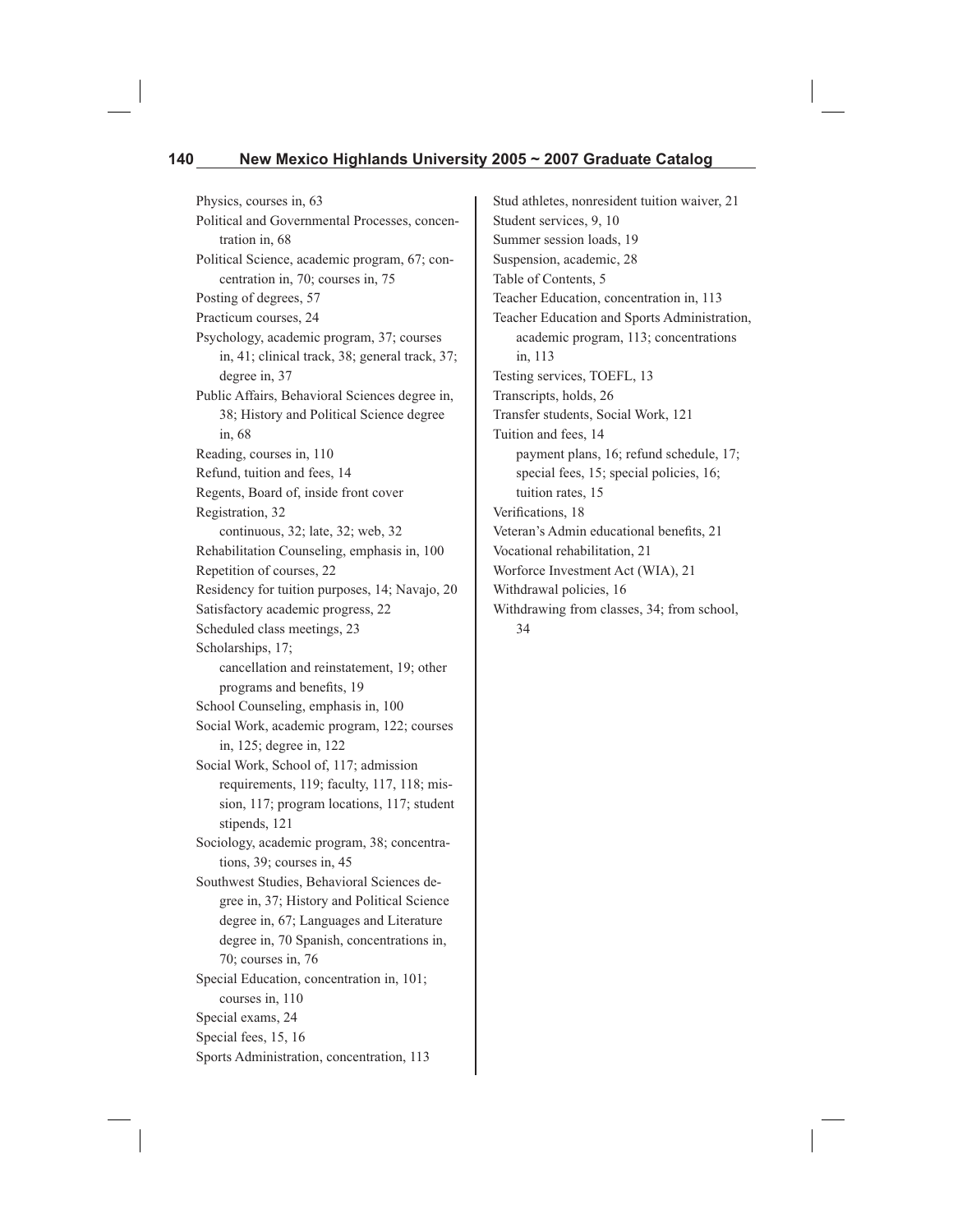Physics, courses in, 63

Political and Governmental Processes, concentration in, 68

Political Science, academic program, 67; concentration in, 70; courses in, 75

Posting of degrees, 57

Practicum courses, 24

Psychology, academic program, 37; courses in, 41; clinical track, 38; general track, 37; degree in, 37

Public Affairs, Behavioral Sciences degree in, 38; History and Political Science degree in, 68

Reading, courses in, 110

Refund, tuition and fees, 14

Regents, Board of, inside front cover

Registration, 32
- continuous, 32; late, 32; web, 32

Rehabilitation Counseling, emphasis in, 100

Repetition of courses, 22

Residency for tuition purposes, 14; Navajo, 20

Satisfactory academic progress, 22

Scheduled class meetings, 23

Scholarships, 17;
- cancellation and reinstatement, 19; other programs and benefits, 19

School Counseling, emphasis in, 100

Social Work, academic program, 122; courses in, 125; degree in, 122

Social Work, School of, 117; admission requirements, 119; faculty, 117, 118; mission, 117; program locations, 117; student stipends, 121

Sociology, academic program, 38; concentrations, 39; courses in, 45

Southwest Studies, Behavioral Sciences degree in, 37; History and Political Science degree in, 67; Languages and Literature degree in, 70 Spanish, concentrations in, 70; courses in, 76

Special Education, concentration in, 101; courses in, 110

Special exams, 24

Special fees, 15, 16

Sports Administration, concentration, 113

Stud athletes, nonresident tuition waiver, 21

Student services, 9, 10

Summer session loads, 19

Suspension, academic, 28

Table of Contents, 5

Teacher Education, concentration in, 113

Teacher Education and Sports Administration, academic program, 113; concentrations in, 113

Testing services, TOEFL, 13

Transcripts, holds, 26

Transfer students, Social Work, 121

Tuition and fees, 14
- payment plans, 16; refund schedule, 17; special fees, 15; special policies, 16; tuition rates, 15

Verifications, 18

Veteran's Admin educational benefits, 21

Vocational rehabilitation, 21

Worforce Investment Act (WIA), 21

Withdrawal policies, 16

Withdrawing from classes, 34; from school, 34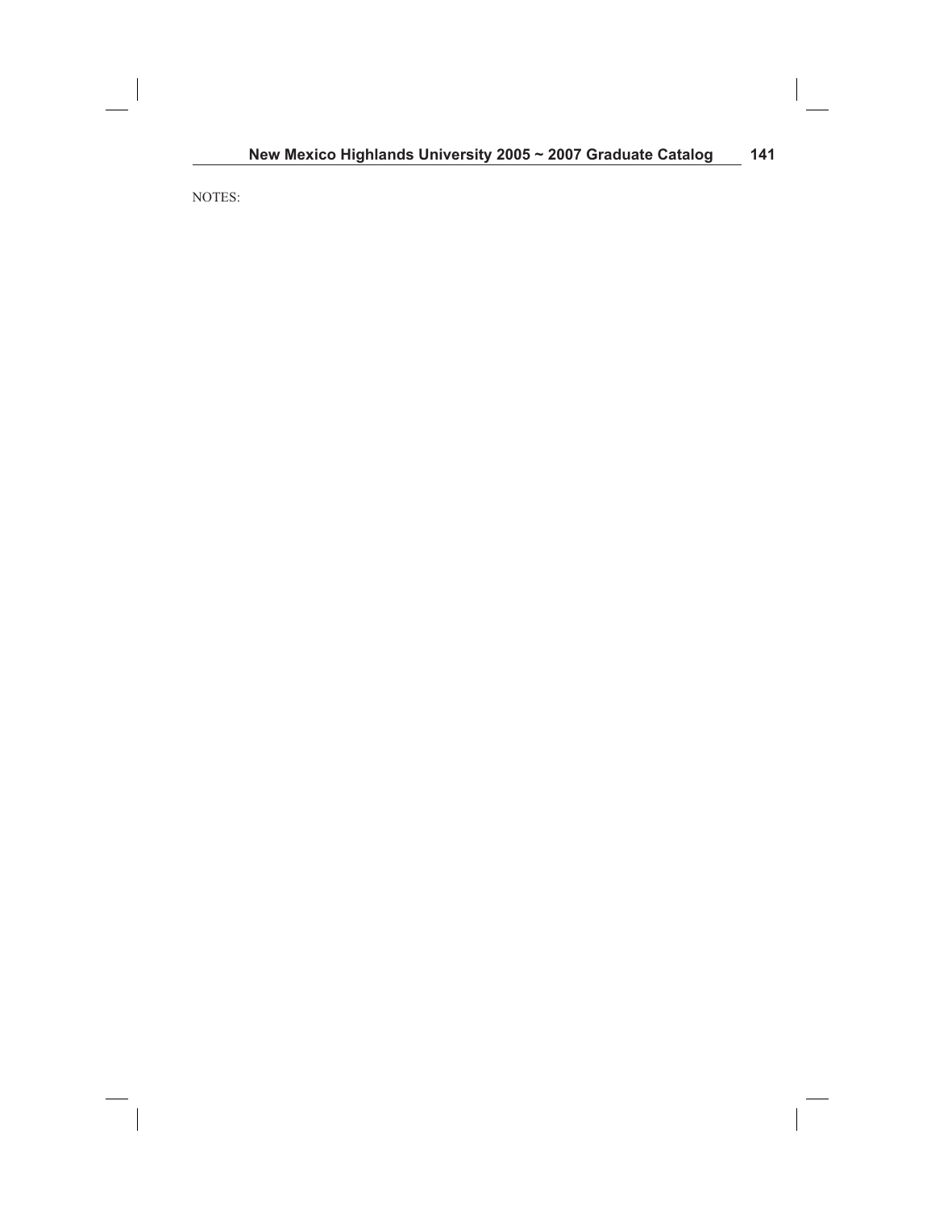NOTES: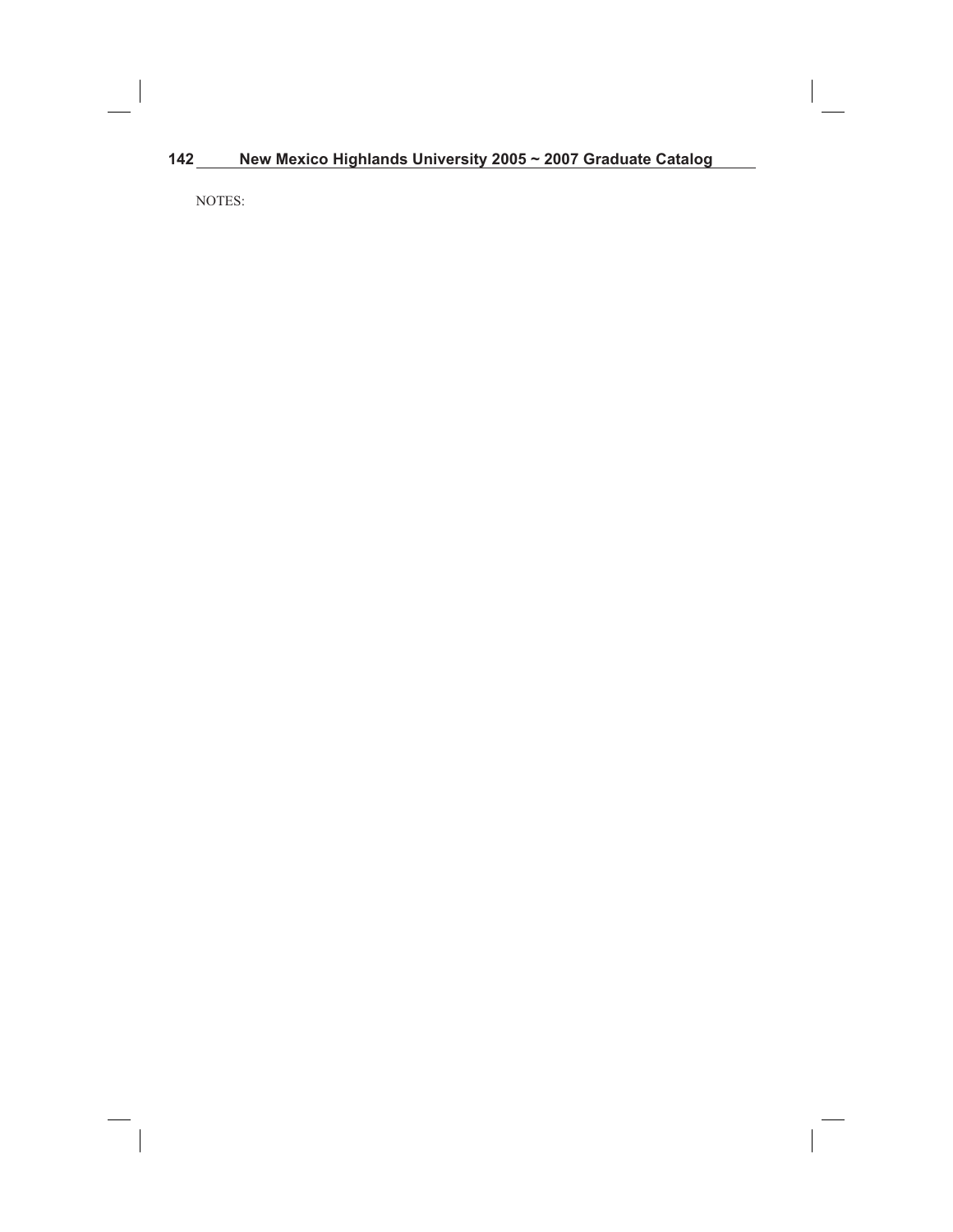NOTES: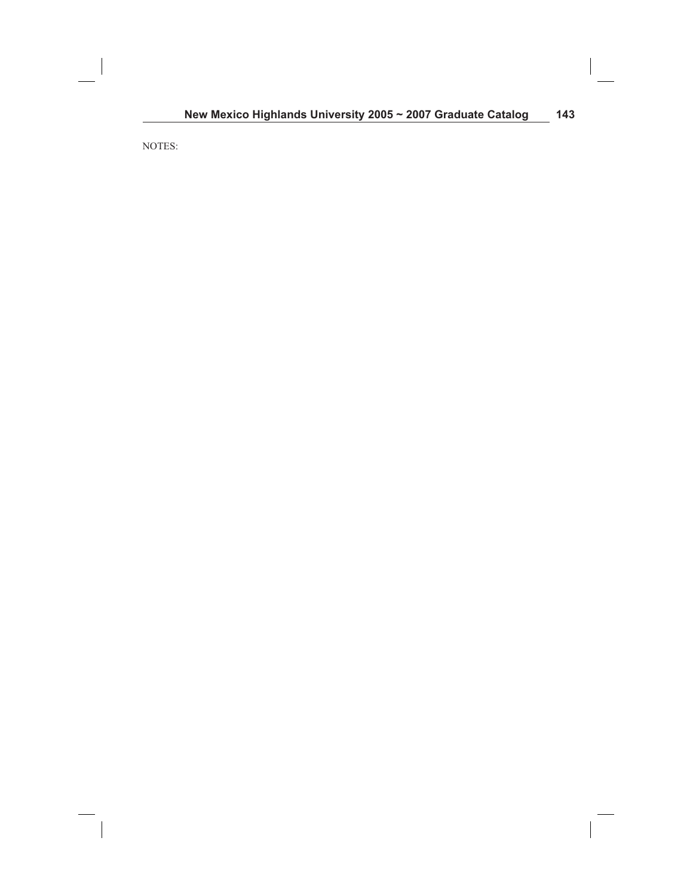NOTES: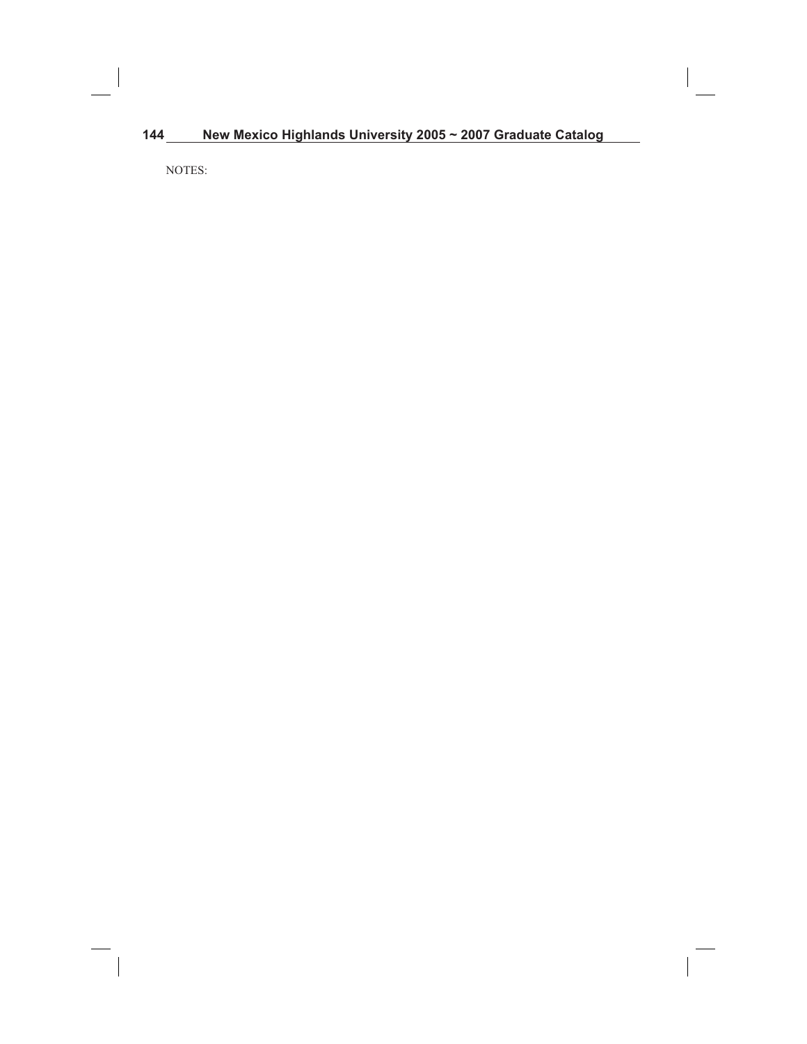NOTES: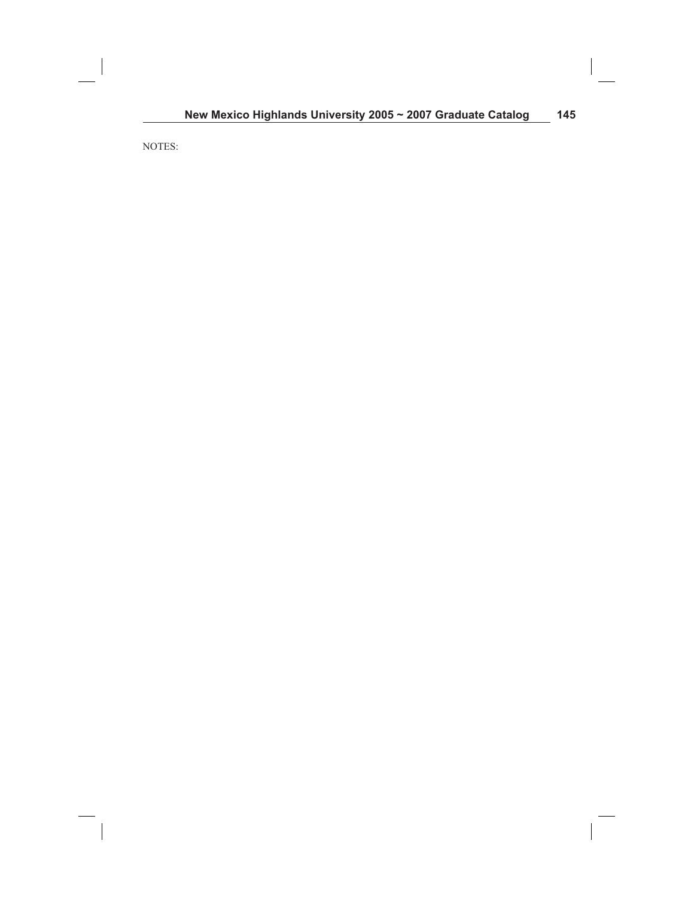NOTES: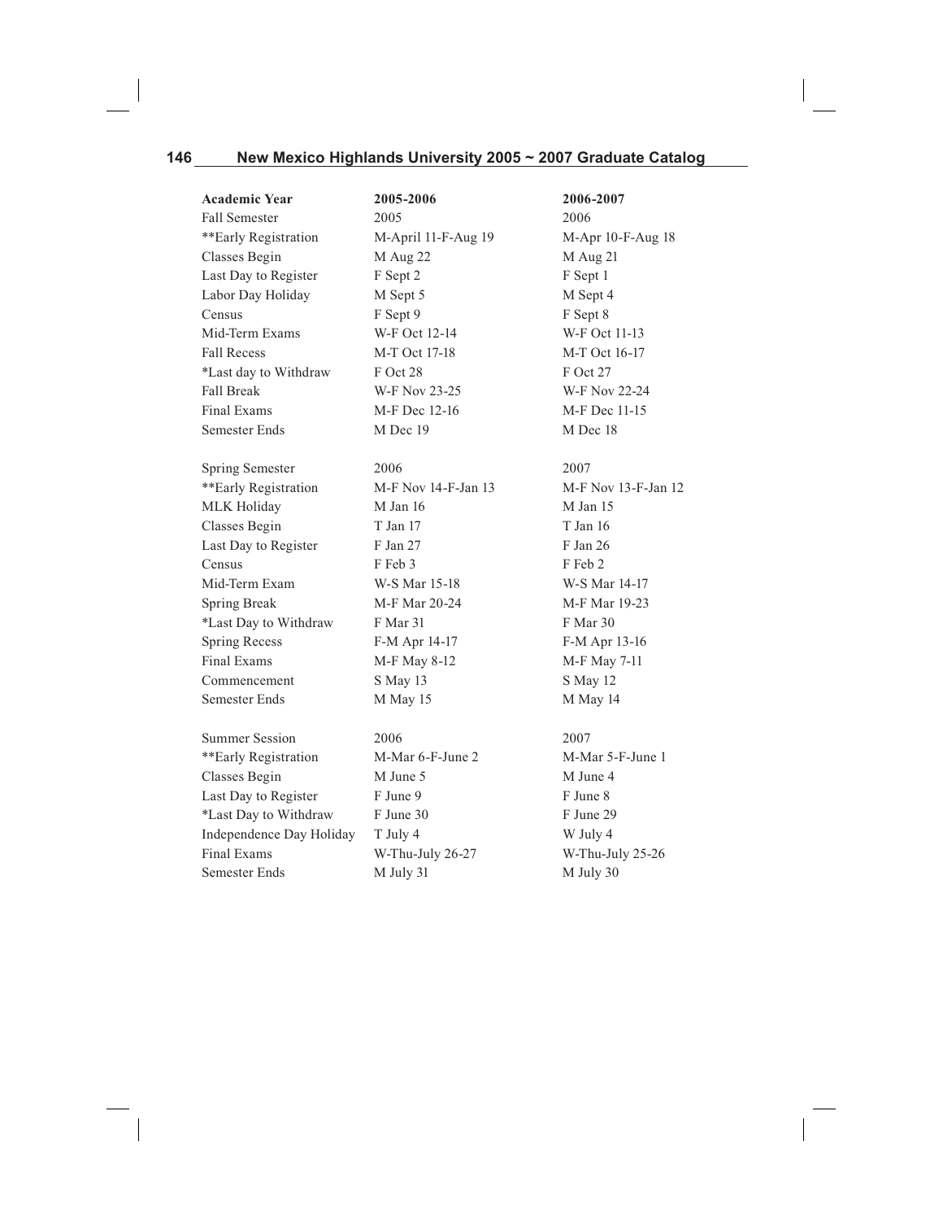| Academic Year | 2005-2006 | 2006-2007 |
|---|---|---|
| Fall Semester | 2005 | 2006 |
| **Early Registration | M-April 11-F-Aug 19 | M-Apr 10-F-Aug 18 |
| Classes Begin | M Aug 22 | M Aug 21 |
| Last Day to Register | F Sept 2 | F Sept 1 |
| Labor Day Holiday | M Sept 5 | M Sept 4 |
| Census | F Sept 9 | F Sept 8 |
| Mid-Term Exams | W-F Oct 12-14 | W-F Oct 11-13 |
| Fall Recess | M-T Oct 17-18 | M-T Oct 16-17 |
| *Last day to Withdraw | F Oct 28 | F Oct 27 |
| Fall Break | W-F Nov 23-25 | W-F Nov 22-24 |
| Final Exams | M-F Dec 12-16 | M-F Dec 11-15 |
| Semester Ends | M Dec 19 | M Dec 18 |
| | | |
| Spring Semester | 2006 | 2007 |
| **Early Registration | M-F Nov 14-F-Jan 13 | M-F Nov 13-F-Jan 12 |
| MLK Holiday | M Jan 16 | M Jan 15 |
| Classes Begin | T Jan 17 | T Jan 16 |
| Last Day to Register | F Jan 27 | F Jan 26 |
| Census | F Feb 3 | F Feb 2 |
| Mid-Term Exam | W-S Mar 15-18 | W-S Mar 14-17 |
| Spring Break | M-F Mar 20-24 | M-F Mar 19-23 |
| *Last Day to Withdraw | F Mar 31 | F Mar 30 |
| Spring Recess | F-M Apr 14-17 | F-M Apr 13-16 |
| Final Exams | M-F May 8-12 | M-F May 7-11 |
| Commencement | S May 13 | S May 12 |
| Semester Ends | M May 15 | M May 14 |
| | | |
| Summer Session | 2006 | 2007 |
| **Early Registration | M-Mar 6-F-June 2 | M-Mar 5-F-June 1 |
| Classes Begin | M June 5 | M June 4 |
| Last Day to Register | F June 9 | F June 8 |
| *Last Day to Withdraw | F June 30 | F June 29 |
| Independence Day Holiday | T July 4 | W July 4 |
| Final Exams | W-Thu-July 26-27 | W-Thu-July 25-26 |
| Semester Ends | M July 31 | M July 30 |